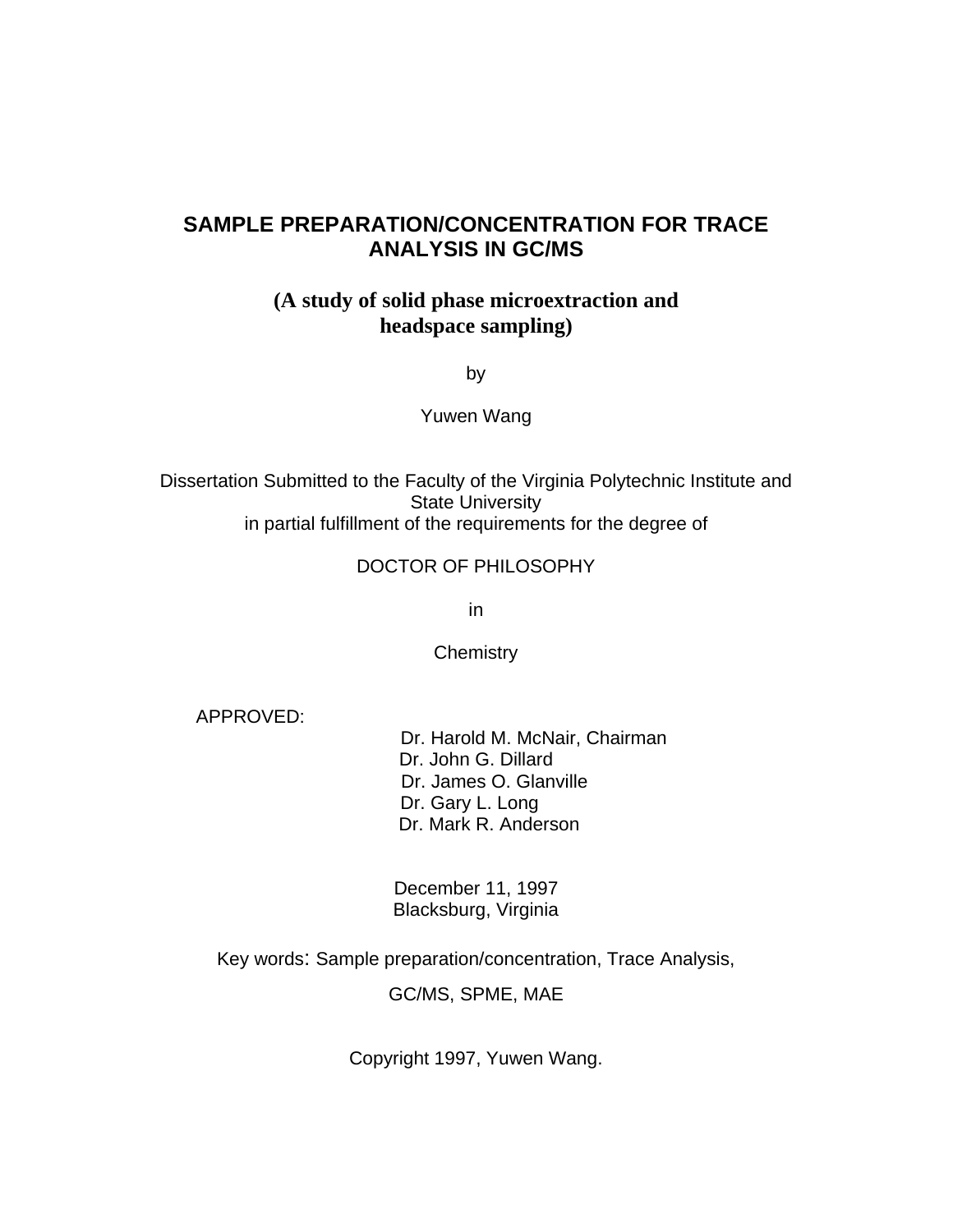# SAMPLE PREPARATION/CONCENTRATION FOR TRACE ANALYSIS IN GC/MS

## (A study of solid phase microextraction and headspace sampling)

by

Yuwen Wang

Dissertation Submitted to the Faculty of the Virginia Polytechnic Institute and State University
in partial fulfillment of the requirements for the degree of

DOCTOR OF PHILOSOPHY

in

Chemistry

APPROVED:

Dr. Harold M. McNair, Chairman
Dr. John G. Dillard
Dr. James O. Glanville
Dr. Gary L. Long
Dr. Mark R. Anderson

December 11, 1997
Blacksburg, Virginia

Key words: Sample preparation/concentration, Trace Analysis,
GC/MS, SPME, MAE

Copyright 1997, Yuwen Wang.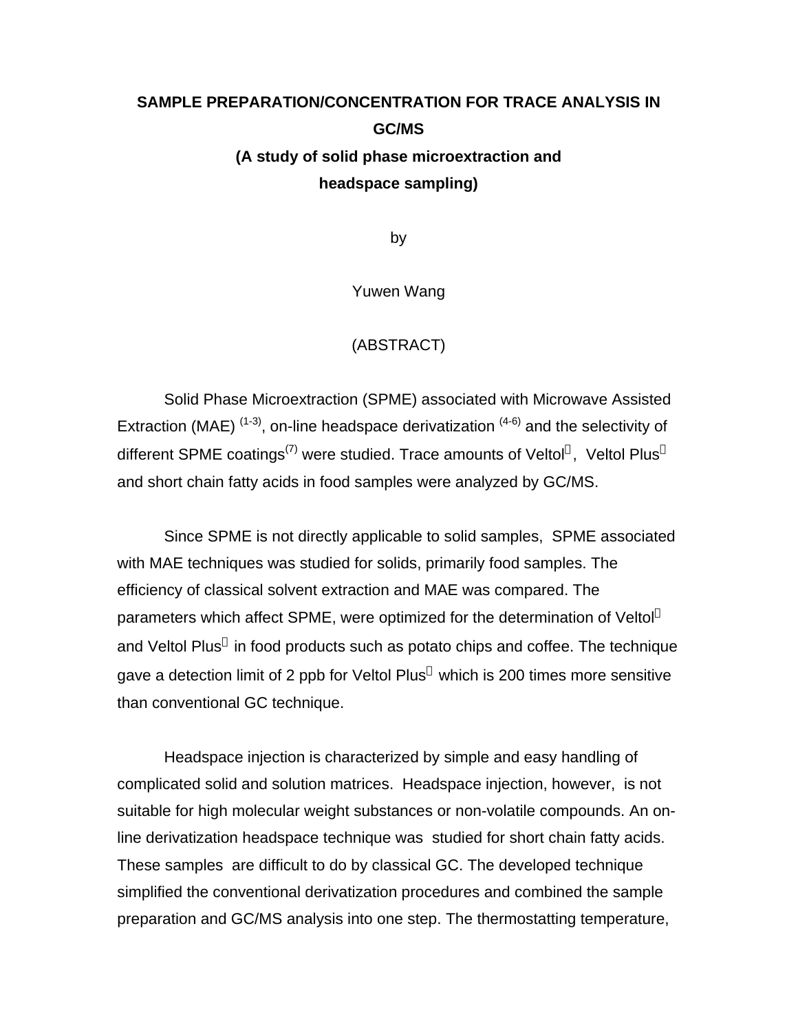# SAMPLE PREPARATION/CONCENTRATION FOR TRACE ANALYSIS IN GC/MS

## (A study of solid phase microextraction and headspace sampling)

by

Yuwen Wang

(ABSTRACT)

Solid Phase Microextraction (SPME) associated with Microwave Assisted Extraction (MAE) [1-3], on-line headspace derivatization [4-6] and the selectivity of different SPME coatings[7] were studied. Trace amounts of Veltol, Veltol Plus and short chain fatty acids in food samples were analyzed by GC/MS.

Since SPME is not directly applicable to solid samples, SPME associated with MAE techniques was studied for solids, primarily food samples. The efficiency of classical solvent extraction and MAE was compared. The parameters which affect SPME, were optimized for the determination of Veltol and Veltol Plus in food products such as potato chips and coffee. The technique gave a detection limit of 2 ppb for Veltol Plus which is 200 times more sensitive than conventional GC technique.

Headspace injection is characterized by simple and easy handling of complicated solid and solution matrices. Headspace injection, however, is not suitable for high molecular weight substances or non-volatile compounds. An on-line derivatization headspace technique was studied for short chain fatty acids. These samples are difficult to do by classical GC. The developed technique simplified the conventional derivatization procedures and combined the sample preparation and GC/MS analysis into one step. The thermostatting temperature,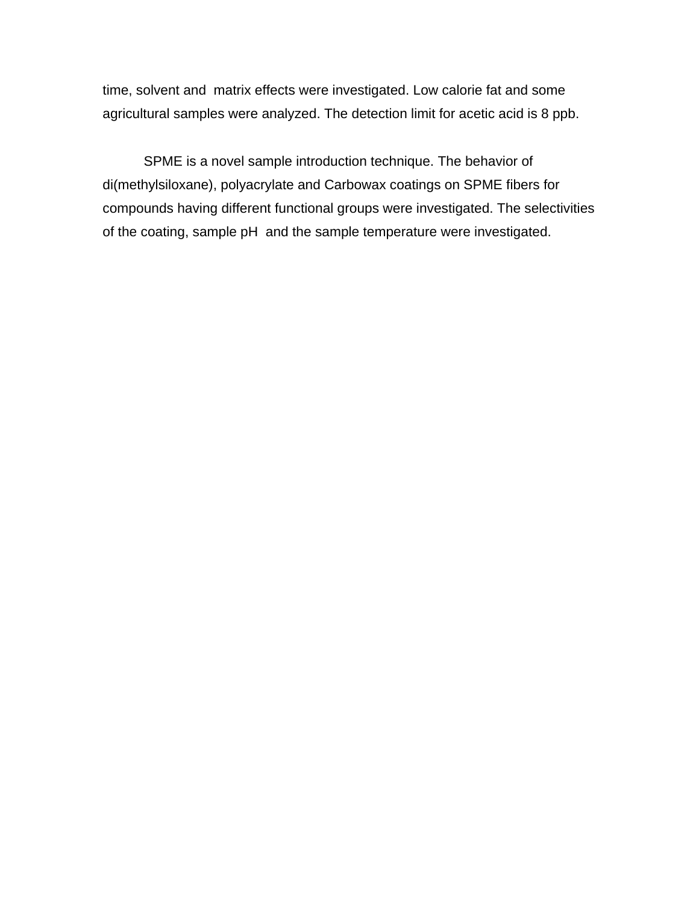time, solvent and matrix effects were investigated. Low calorie fat and some agricultural samples were analyzed. The detection limit for acetic acid is 8 ppb.

SPME is a novel sample introduction technique. The behavior of di(methylsiloxane), polyacrylate and Carbowax coatings on SPME fibers for compounds having different functional groups were investigated. The selectivities of the coating, sample pH and the sample temperature were investigated.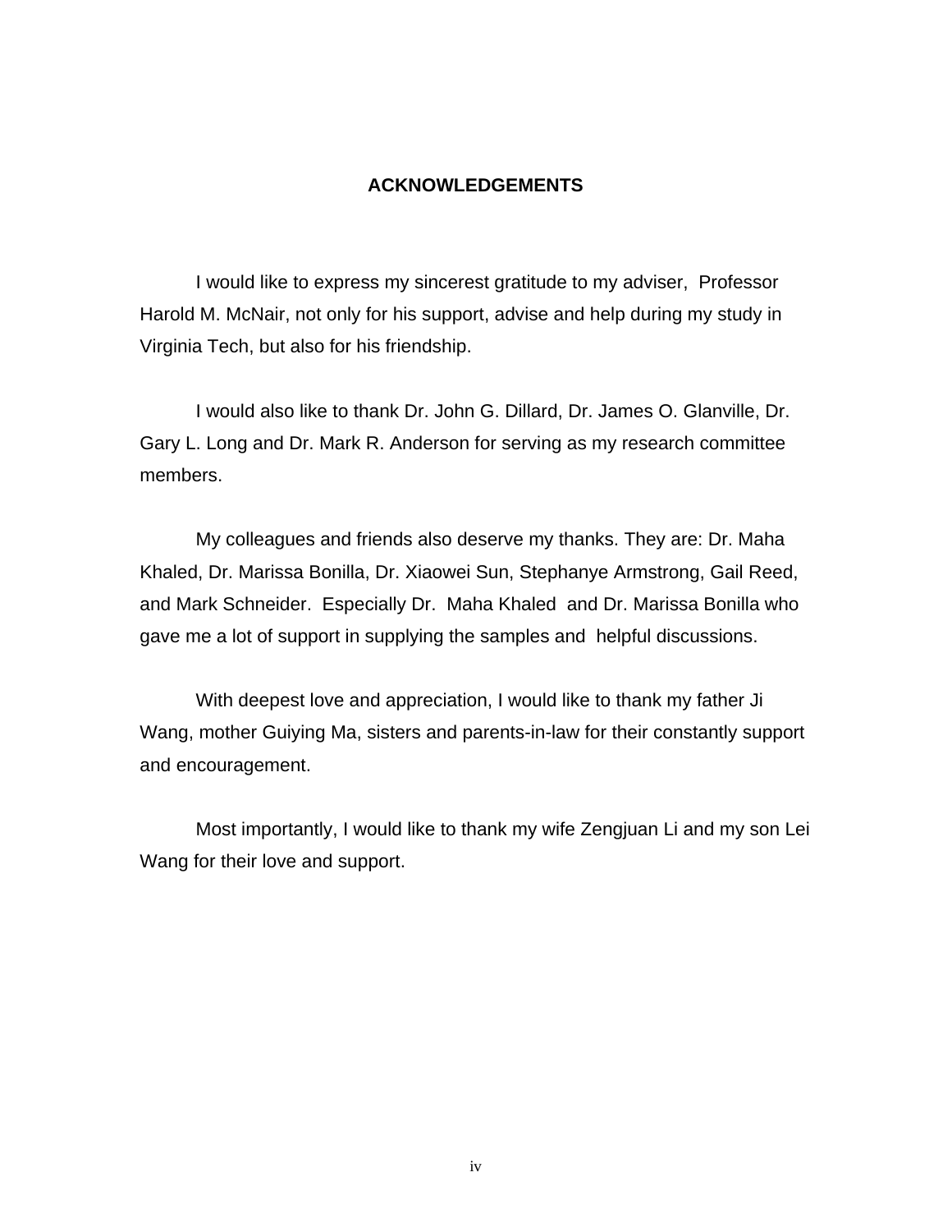# ACKNOWLEDGEMENTS

I would like to express my sincerest gratitude to my adviser, Professor Harold M. McNair, not only for his support, advise and help during my study in Virginia Tech, but also for his friendship.

I would also like to thank Dr. John G. Dillard, Dr. James O. Glanville, Dr. Gary L. Long and Dr. Mark R. Anderson for serving as my research committee members.

My colleagues and friends also deserve my thanks. They are: Dr. Maha Khaled, Dr. Marissa Bonilla, Dr. Xiaowei Sun, Stephanye Armstrong, Gail Reed, and Mark Schneider. Especially Dr. Maha Khaled and Dr. Marissa Bonilla who gave me a lot of support in supplying the samples and helpful discussions.

With deepest love and appreciation, I would like to thank my father Ji Wang, mother Guiying Ma, sisters and parents-in-law for their constantly support and encouragement.

Most importantly, I would like to thank my wife Zengjuan Li and my son Lei Wang for their love and support.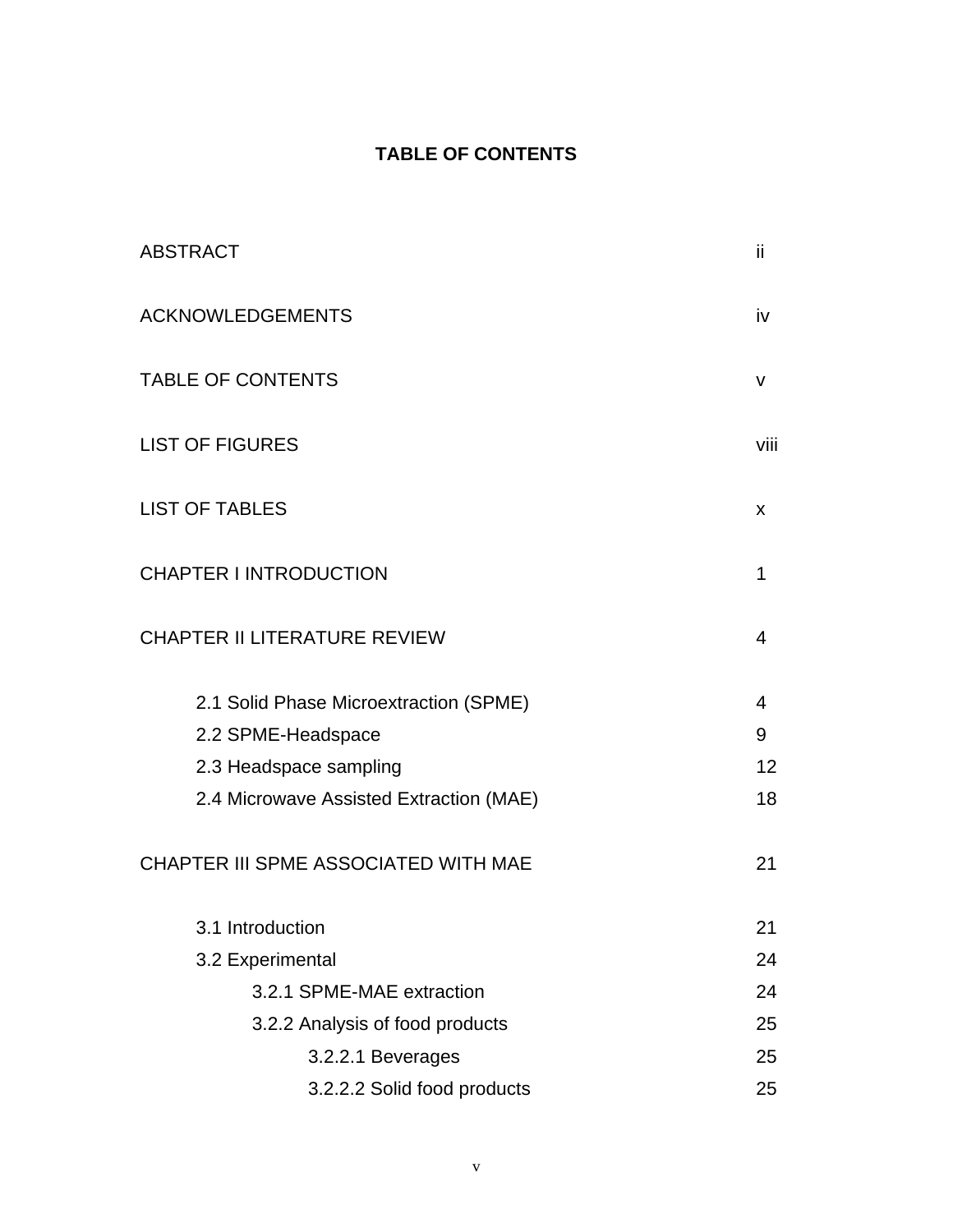# TABLE OF CONTENTS

| | |
|---|---|
| ABSTRACT | ii |
| ACKNOWLEDGEMENTS | iv |
| TABLE OF CONTENTS | v |
| LIST OF FIGURES | viii |
| LIST OF TABLES | x |
| CHAPTER I INTRODUCTION | 1 |
| CHAPTER II LITERATURE REVIEW | 4 |
| 2.1 Solid Phase Microextraction (SPME) | 4 |
| 2.2 SPME-Headspace | 9 |
| 2.3 Headspace sampling | 12 |
| 2.4 Microwave Assisted Extraction (MAE) | 18 |
| CHAPTER III SPME ASSOCIATED WITH MAE | 21 |
| 3.1 Introduction | 21 |
| 3.2 Experimental | 24 |
| 3.2.1 SPME-MAE extraction | 24 |
| 3.2.2 Analysis of food products | 25 |
| 3.2.2.1 Beverages | 25 |
| 3.2.2.2 Solid food products | 25 |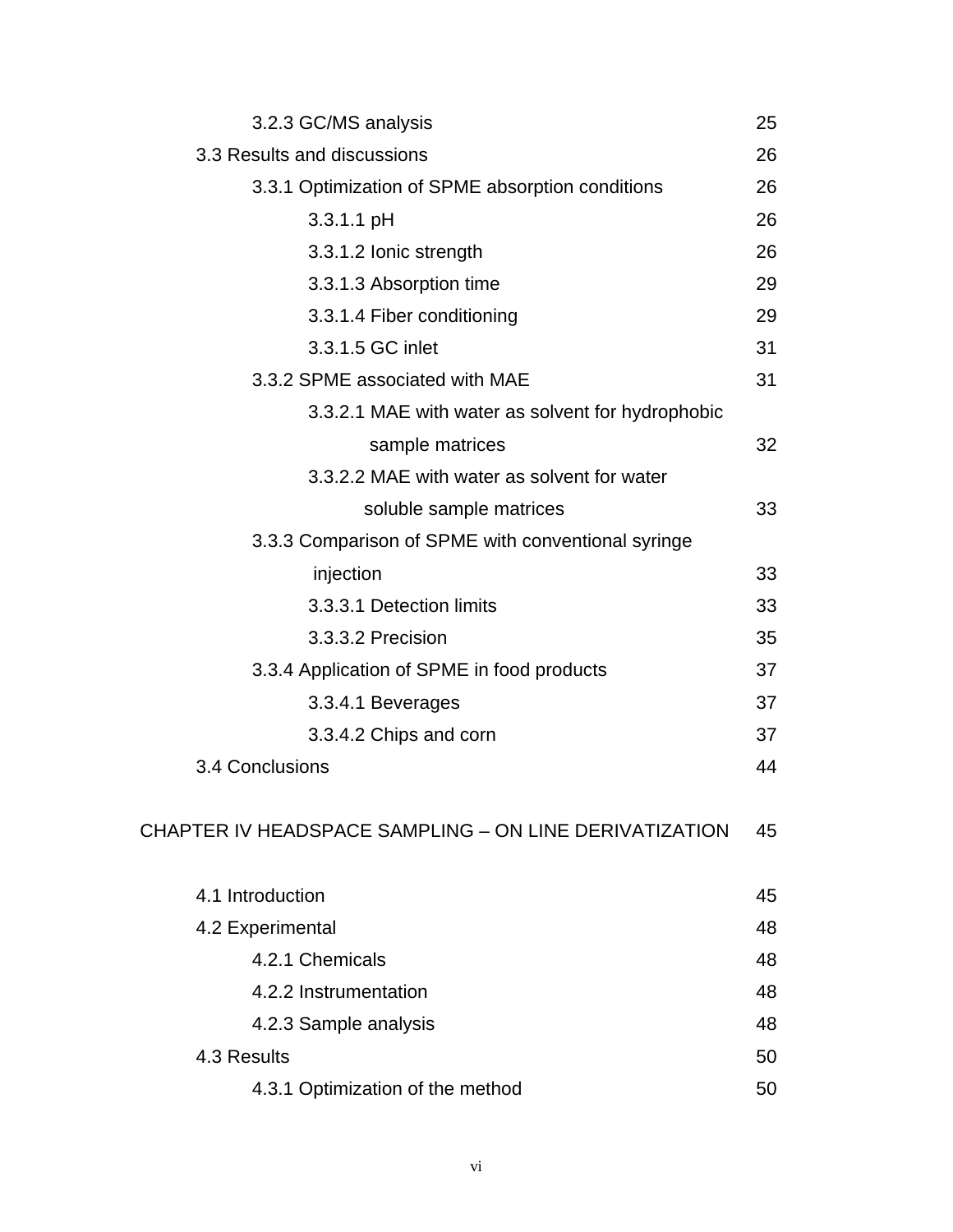3.2.3 GC/MS analysis 25

3.3 Results and discussions 26

3.3.1 Optimization of SPME absorption conditions 26

3.3.1.1 pH 26

3.3.1.2 Ionic strength 26

3.3.1.3 Absorption time 29

3.3.1.4 Fiber conditioning 29

3.3.1.5 GC inlet 31

3.3.2 SPME associated with MAE 31

3.3.2.1 MAE with water as solvent for hydrophobic sample matrices 32

3.3.2.2 MAE with water as solvent for water soluble sample matrices 33

3.3.3 Comparison of SPME with conventional syringe injection 33

3.3.3.1 Detection limits 33

3.3.3.2 Precision 35

3.3.4 Application of SPME in food products 37

3.3.4.1 Beverages 37

3.3.4.2 Chips and corn 37

3.4 Conclusions 44

CHAPTER IV HEADSPACE SAMPLING – ON LINE DERIVATIZATION 45

4.1 Introduction 45

4.2 Experimental 48

4.2.1 Chemicals 48

4.2.2 Instrumentation 48

4.2.3 Sample analysis 48

4.3 Results 50

4.3.1 Optimization of the method 50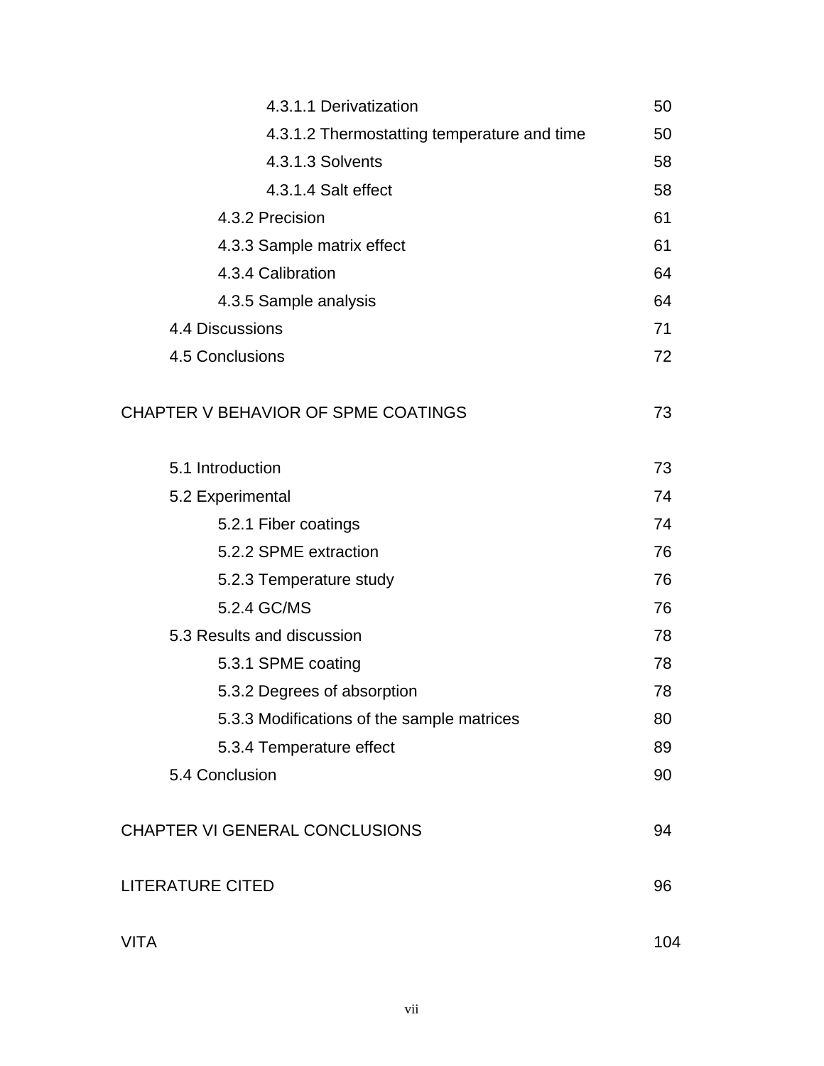| | |
|---|---|
| 4.3.1.1 Derivatization | 50 |
| 4.3.1.2 Thermostatting temperature and time | 50 |
| 4.3.1.3 Solvents | 58 |
| 4.3.1.4 Salt effect | 58 |
| 4.3.2 Precision | 61 |
| 4.3.3 Sample matrix effect | 61 |
| 4.3.4 Calibration | 64 |
| 4.3.5 Sample analysis | 64 |
| 4.4 Discussions | 71 |
| 4.5 Conclusions | 72 |
| CHAPTER V BEHAVIOR OF SPME COATINGS | 73 |
| 5.1 Introduction | 73 |
| 5.2 Experimental | 74 |
| 5.2.1 Fiber coatings | 74 |
| 5.2.2 SPME extraction | 76 |
| 5.2.3 Temperature study | 76 |
| 5.2.4 GC/MS | 76 |
| 5.3 Results and discussion | 78 |
| 5.3.1 SPME coating | 78 |
| 5.3.2 Degrees of absorption | 78 |
| 5.3.3 Modifications of the sample matrices | 80 |
| 5.3.4 Temperature effect | 89 |
| 5.4 Conclusion | 90 |
| CHAPTER VI GENERAL CONCLUSIONS | 94 |
| LITERATURE CITED | 96 |
| VITA | 104 |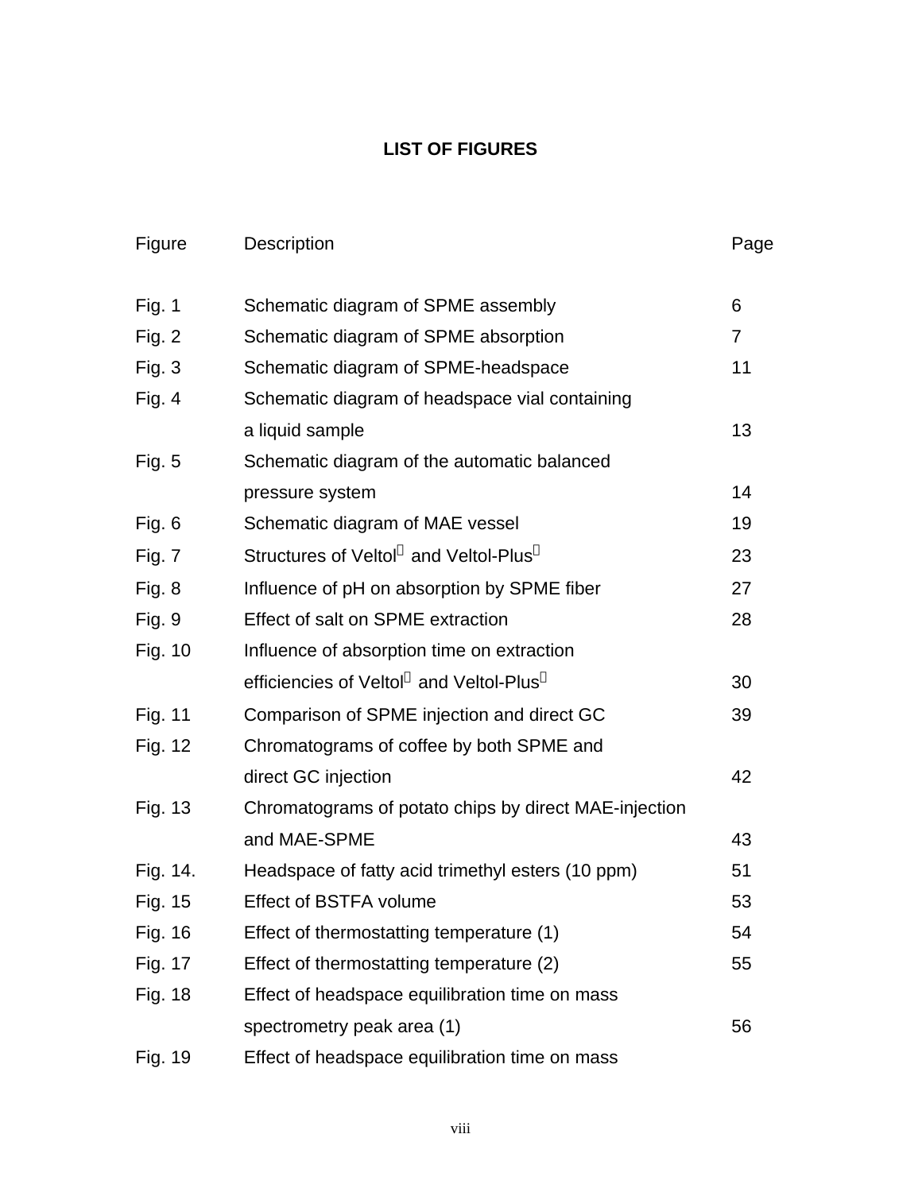## LIST OF FIGURES

| Figure | Description | Page |
| --- | --- | --- |
| Fig. 1 | Schematic diagram of SPME assembly | 6 |
| Fig. 2 | Schematic diagram of SPME absorption | 7 |
| Fig. 3 | Schematic diagram of SPME-headspace | 11 |
| Fig. 4 | Schematic diagram of headspace vial containing a liquid sample | 13 |
| Fig. 5 | Schematic diagram of the automatic balanced pressure system | 14 |
| Fig. 6 | Schematic diagram of MAE vessel | 19 |
| Fig. 7 | Structures of Veltol and Veltol-Plus | 23 |
| Fig. 8 | Influence of pH on absorption by SPME fiber | 27 |
| Fig. 9 | Effect of salt on SPME extraction | 28 |
| Fig. 10 | Influence of absorption time on extraction efficiencies of Veltol and Veltol-Plus | 30 |
| Fig. 11 | Comparison of SPME injection and direct GC | 39 |
| Fig. 12 | Chromatograms of coffee by both SPME and direct GC injection | 42 |
| Fig. 13 | Chromatograms of potato chips by direct MAE-injection and MAE-SPME | 43 |
| Fig. 14. | Headspace of fatty acid trimethyl esters (10 ppm) | 51 |
| Fig. 15 | Effect of BSTFA volume | 53 |
| Fig. 16 | Effect of thermostatting temperature (1) | 54 |
| Fig. 17 | Effect of thermostatting temperature (2) | 55 |
| Fig. 18 | Effect of headspace equilibration time on mass spectrometry peak area (1) | 56 |
| Fig. 19 | Effect of headspace equilibration time on mass | |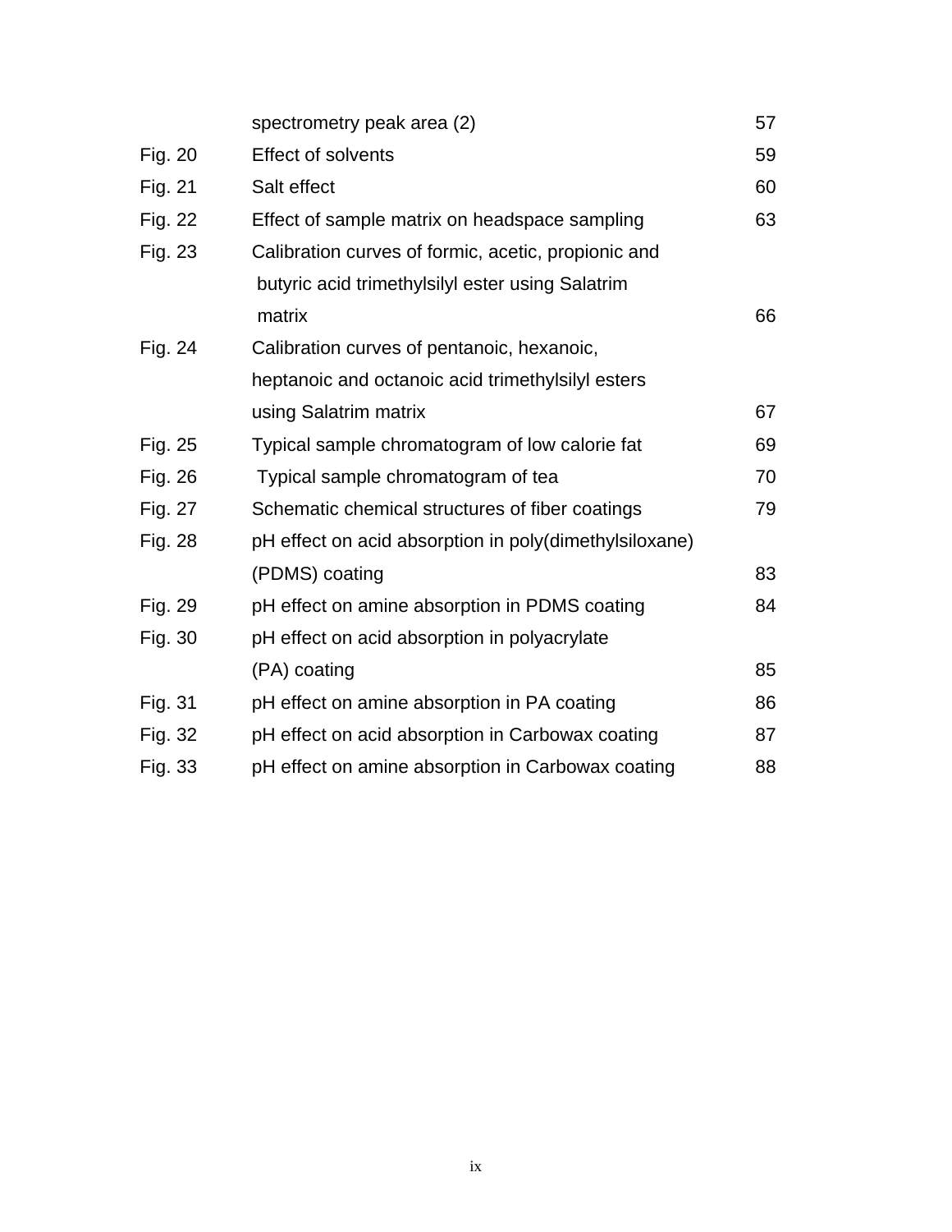| | | |
|---|---|---|
| | spectrometry peak area (2) | 57 |
| Fig. 20 | Effect of solvents | 59 |
| Fig. 21 | Salt effect | 60 |
| Fig. 22 | Effect of sample matrix on headspace sampling | 63 |
| Fig. 23 | Calibration curves of formic, acetic, propionic and butyric acid trimethylsilyl ester using Salatrim matrix | 66 |
| Fig. 24 | Calibration curves of pentanoic, hexanoic, heptanoic and octanoic acid trimethylsilyl esters using Salatrim matrix | 67 |
| Fig. 25 | Typical sample chromatogram of low calorie fat | 69 |
| Fig. 26 | Typical sample chromatogram of tea | 70 |
| Fig. 27 | Schematic chemical structures of fiber coatings | 79 |
| Fig. 28 | pH effect on acid absorption in poly(dimethylsiloxane) (PDMS) coating | 83 |
| Fig. 29 | pH effect on amine absorption in PDMS coating | 84 |
| Fig. 30 | pH effect on acid absorption in polyacrylate (PA) coating | 85 |
| Fig. 31 | pH effect on amine absorption in PA coating | 86 |
| Fig. 32 | pH effect on acid absorption in Carbowax coating | 87 |
| Fig. 33 | pH effect on amine absorption in Carbowax coating | 88 |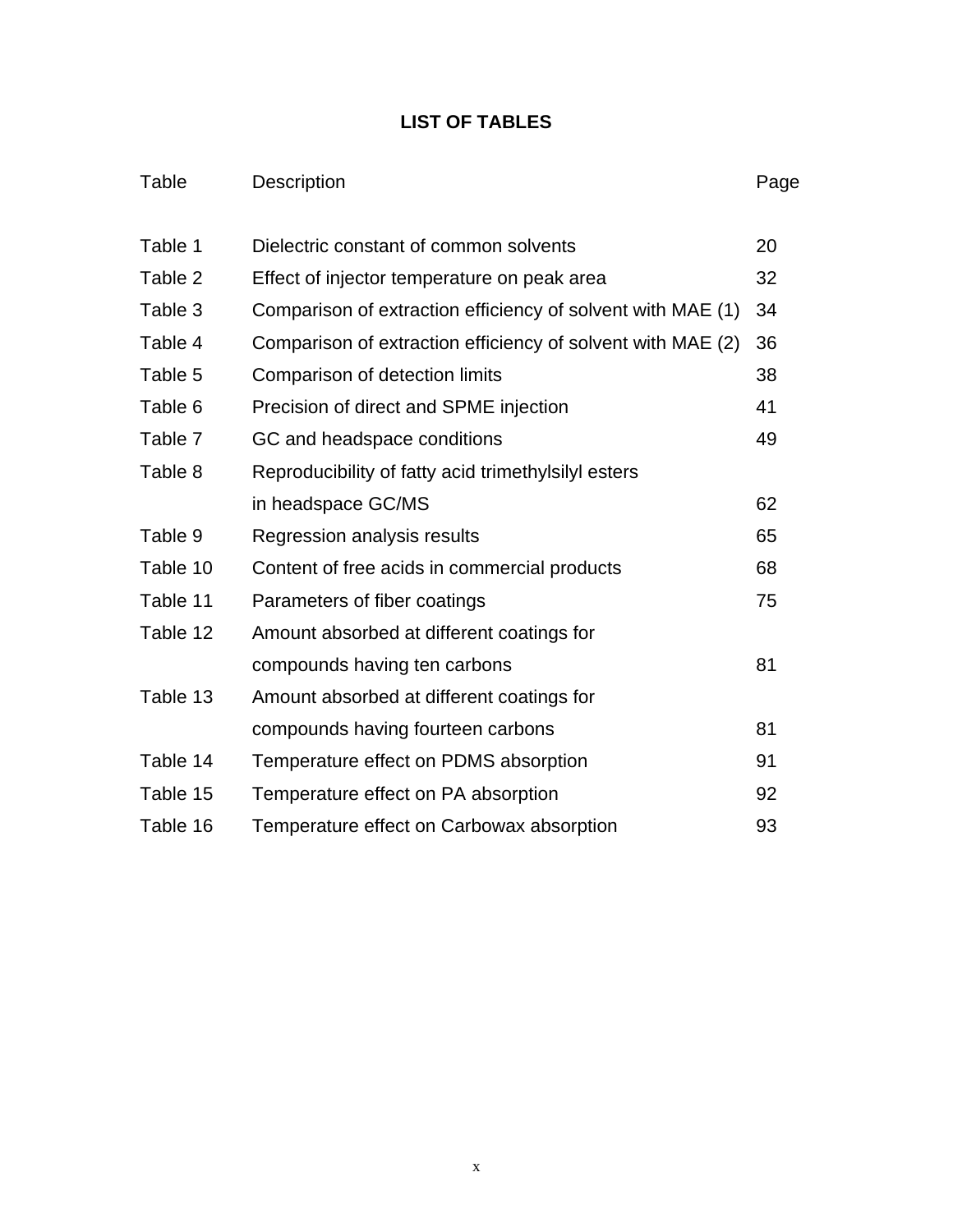# LIST OF TABLES

| Table | Description | Page |
|---|---|---|
| Table 1 | Dielectric constant of common solvents | 20 |
| Table 2 | Effect of injector temperature on peak area | 32 |
| Table 3 | Comparison of extraction efficiency of solvent with MAE (1) | 34 |
| Table 4 | Comparison of extraction efficiency of solvent with MAE (2) | 36 |
| Table 5 | Comparison of detection limits | 38 |
| Table 6 | Precision of direct and SPME injection | 41 |
| Table 7 | GC and headspace conditions | 49 |
| Table 8 | Reproducibility of fatty acid trimethylsilyl esters in headspace GC/MS | 62 |
| Table 9 | Regression analysis results | 65 |
| Table 10 | Content of free acids in commercial products | 68 |
| Table 11 | Parameters of fiber coatings | 75 |
| Table 12 | Amount absorbed at different coatings for compounds having ten carbons | 81 |
| Table 13 | Amount absorbed at different coatings for compounds having fourteen carbons | 81 |
| Table 14 | Temperature effect on PDMS absorption | 91 |
| Table 15 | Temperature effect on PA absorption | 92 |
| Table 16 | Temperature effect on Carbowax absorption | 93 |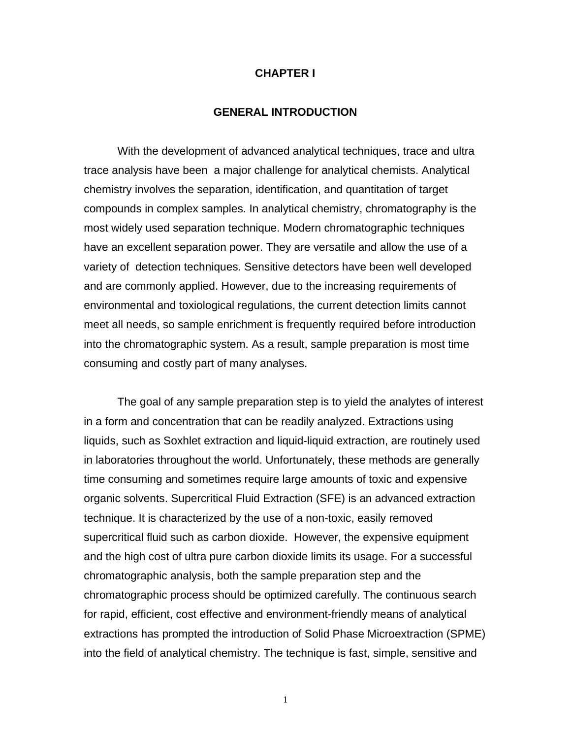# CHAPTER I

## GENERAL INTRODUCTION

With the development of advanced analytical techniques, trace and ultra trace analysis have been a major challenge for analytical chemists. Analytical chemistry involves the separation, identification, and quantitation of target compounds in complex samples. In analytical chemistry, chromatography is the most widely used separation technique. Modern chromatographic techniques have an excellent separation power. They are versatile and allow the use of a variety of detection techniques. Sensitive detectors have been well developed and are commonly applied. However, due to the increasing requirements of environmental and toxiological regulations, the current detection limits cannot meet all needs, so sample enrichment is frequently required before introduction into the chromatographic system. As a result, sample preparation is most time consuming and costly part of many analyses.

The goal of any sample preparation step is to yield the analytes of interest in a form and concentration that can be readily analyzed. Extractions using liquids, such as Soxhlet extraction and liquid-liquid extraction, are routinely used in laboratories throughout the world. Unfortunately, these methods are generally time consuming and sometimes require large amounts of toxic and expensive organic solvents. Supercritical Fluid Extraction (SFE) is an advanced extraction technique. It is characterized by the use of a non-toxic, easily removed supercritical fluid such as carbon dioxide. However, the expensive equipment and the high cost of ultra pure carbon dioxide limits its usage. For a successful chromatographic analysis, both the sample preparation step and the chromatographic process should be optimized carefully. The continuous search for rapid, efficient, cost effective and environment-friendly means of analytical extractions has prompted the introduction of Solid Phase Microextraction (SPME) into the field of analytical chemistry. The technique is fast, simple, sensitive and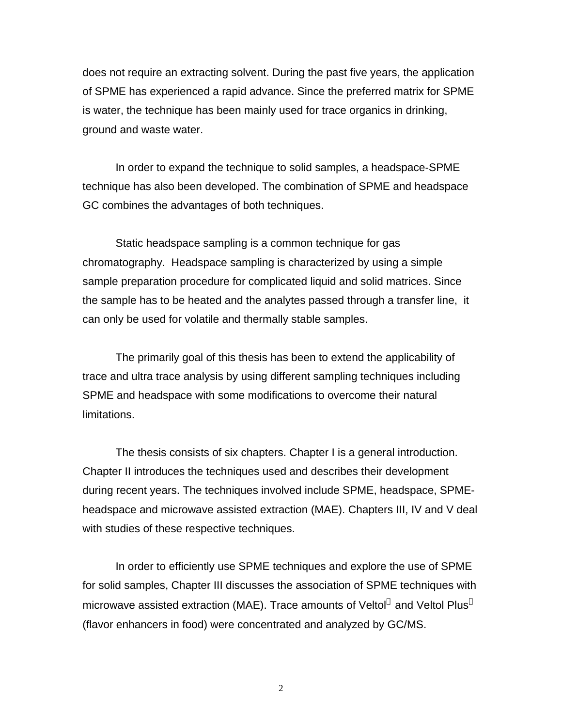does not require an extracting solvent. During the past five years, the application of SPME has experienced a rapid advance. Since the preferred matrix for SPME is water, the technique has been mainly used for trace organics in drinking, ground and waste water.

In order to expand the technique to solid samples, a headspace-SPME technique has also been developed. The combination of SPME and headspace GC combines the advantages of both techniques.

Static headspace sampling is a common technique for gas chromatography. Headspace sampling is characterized by using a simple sample preparation procedure for complicated liquid and solid matrices. Since the sample has to be heated and the analytes passed through a transfer line, it can only be used for volatile and thermally stable samples.

The primarily goal of this thesis has been to extend the applicability of trace and ultra trace analysis by using different sampling techniques including SPME and headspace with some modifications to overcome their natural limitations.

The thesis consists of six chapters. Chapter I is a general introduction. Chapter II introduces the techniques used and describes their development during recent years. The techniques involved include SPME, headspace, SPME-headspace and microwave assisted extraction (MAE). Chapters III, IV and V deal with studies of these respective techniques.

In order to efficiently use SPME techniques and explore the use of SPME for solid samples, Chapter III discusses the association of SPME techniques with microwave assisted extraction (MAE). Trace amounts of Veltol® and Veltol Plus® (flavor enhancers in food) were concentrated and analyzed by GC/MS.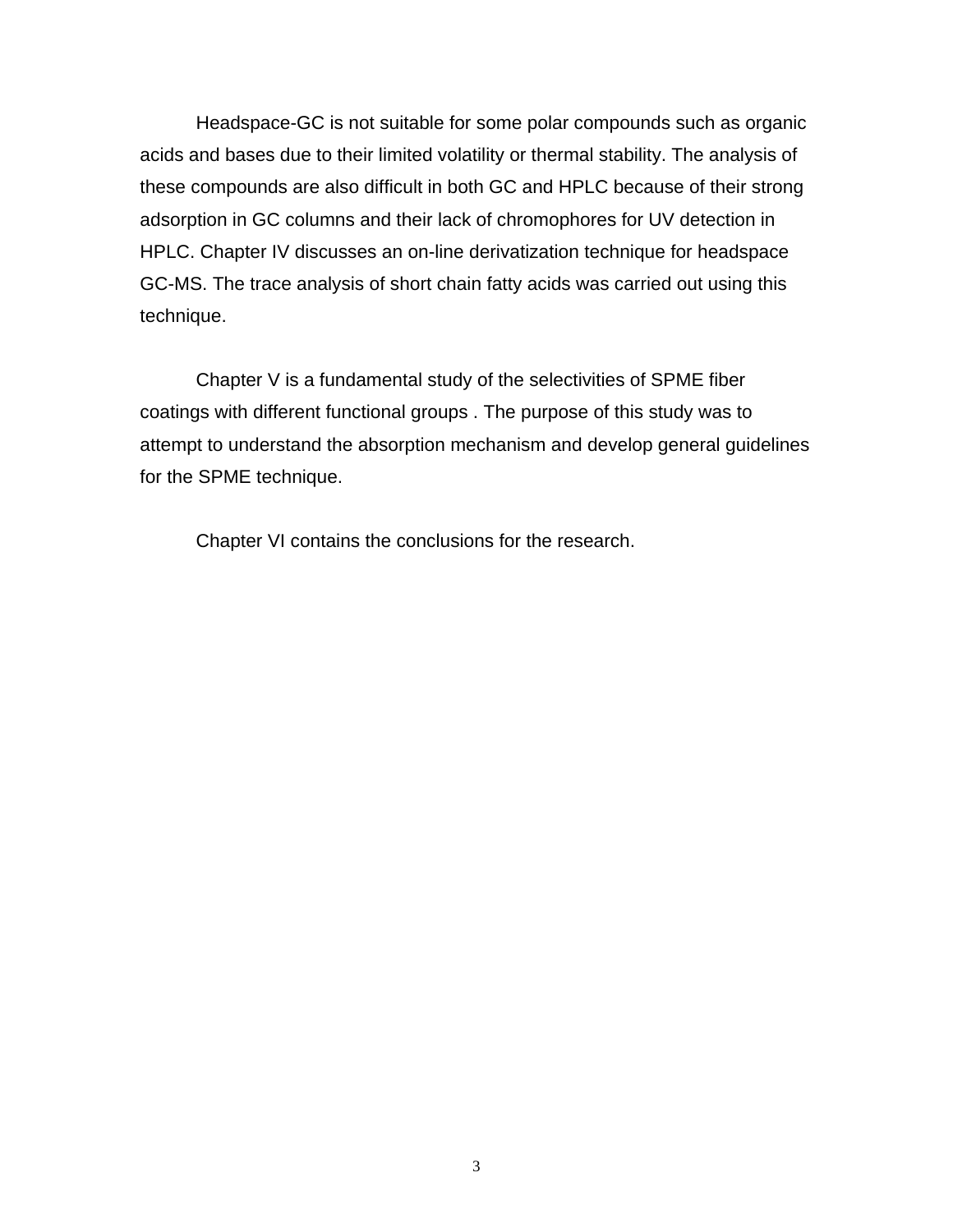Headspace-GC is not suitable for some polar compounds such as organic acids and bases due to their limited volatility or thermal stability. The analysis of these compounds are also difficult in both GC and HPLC because of their strong adsorption in GC columns and their lack of chromophores for UV detection in HPLC. Chapter IV discusses an on-line derivatization technique for headspace GC-MS. The trace analysis of short chain fatty acids was carried out using this technique.

Chapter V is a fundamental study of the selectivities of SPME fiber coatings with different functional groups . The purpose of this study was to attempt to understand the absorption mechanism and develop general guidelines for the SPME technique.

Chapter VI contains the conclusions for the research.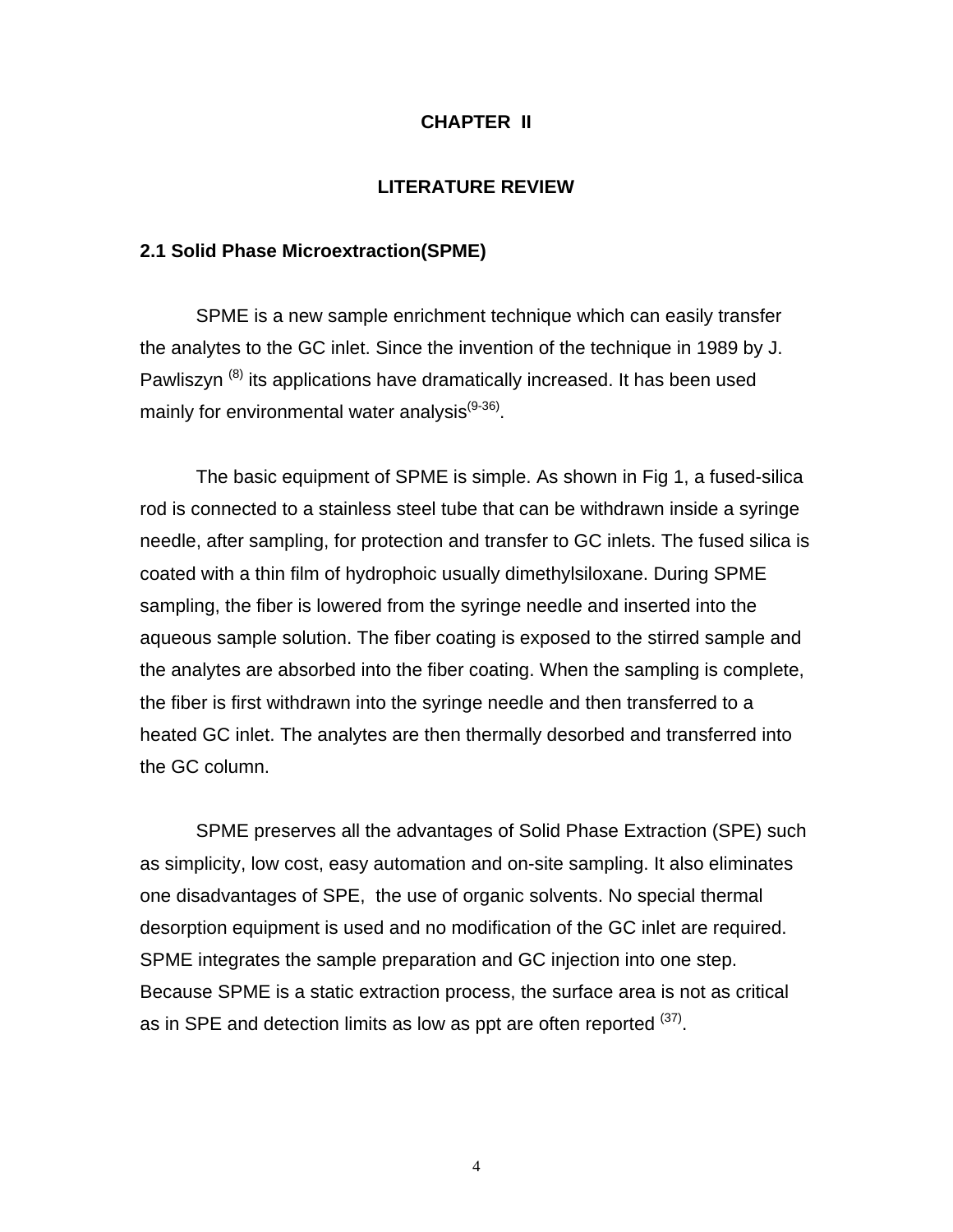# CHAPTER II

# LITERATURE REVIEW

## 2.1 Solid Phase Microextraction(SPME)

SPME is a new sample enrichment technique which can easily transfer the analytes to the GC inlet. Since the invention of the technique in 1989 by J. Pawliszyn [8] its applications have dramatically increased. It has been used mainly for environmental water analysis[9-36].

The basic equipment of SPME is simple. As shown in Fig 1, a fused-silica rod is connected to a stainless steel tube that can be withdrawn inside a syringe needle, after sampling, for protection and transfer to GC inlets. The fused silica is coated with a thin film of hydrophoic usually dimethylsiloxane. During SPME sampling, the fiber is lowered from the syringe needle and inserted into the aqueous sample solution. The fiber coating is exposed to the stirred sample and the analytes are absorbed into the fiber coating. When the sampling is complete, the fiber is first withdrawn into the syringe needle and then transferred to a heated GC inlet. The analytes are then thermally desorbed and transferred into the GC column.

SPME preserves all the advantages of Solid Phase Extraction (SPE) such as simplicity, low cost, easy automation and on-site sampling. It also eliminates one disadvantages of SPE, the use of organic solvents. No special thermal desorption equipment is used and no modification of the GC inlet are required. SPME integrates the sample preparation and GC injection into one step. Because SPME is a static extraction process, the surface area is not as critical as in SPE and detection limits as low as ppt are often reported [37].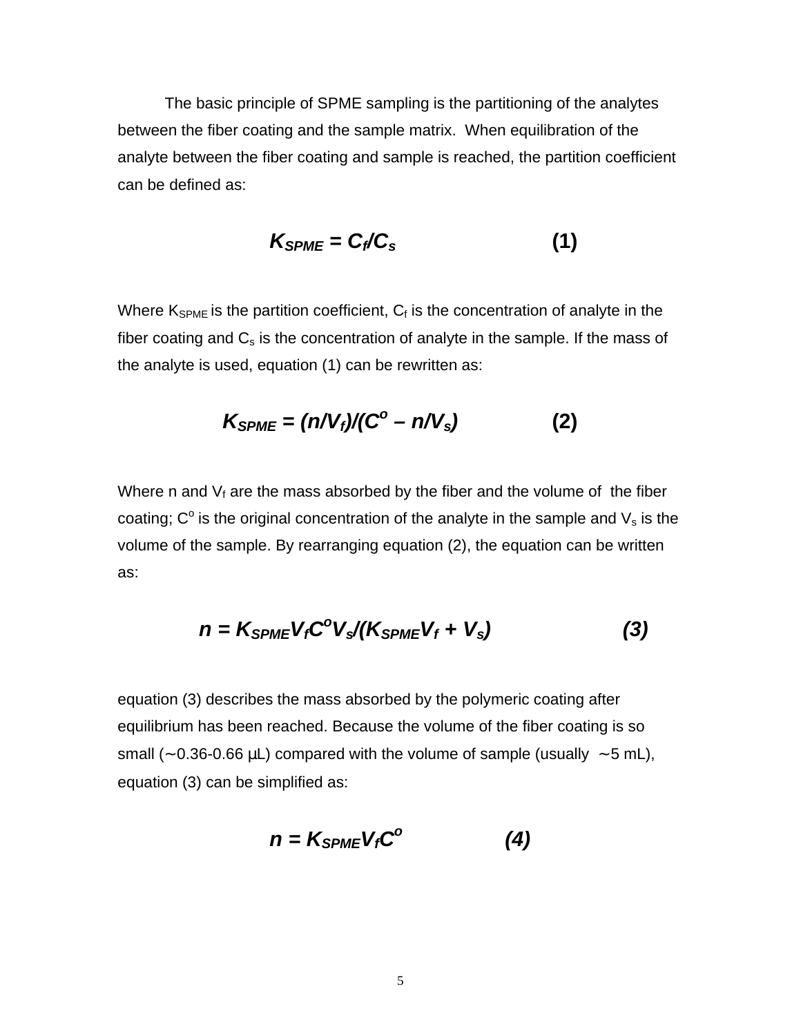The basic principle of SPME sampling is the partitioning of the analytes between the fiber coating and the sample matrix. When equilibration of the analyte between the fiber coating and sample is reached, the partition coefficient can be defined as:

$$K_{SPME} = C_f/C_s \qquad (1)$$

Where $K_{SPME}$ is the partition coefficient, $C_f$ is the concentration of analyte in the fiber coating and $C_s$ is the concentration of analyte in the sample. If the mass of the analyte is used, equation (1) can be rewritten as:

$$K_{SPME} = (n/V_f)/(C^o - n/V_s) \qquad (2)$$

Where n and $V_f$ are the mass absorbed by the fiber and the volume of the fiber coating; $C^o$ is the original concentration of the analyte in the sample and $V_s$ is the volume of the sample. By rearranging equation (2), the equation can be written as:

$$n = K_{SPME}V_fC^oV_s/(K_{SPME}V_f + V_s) \qquad (3)$$

equation (3) describes the mass absorbed by the polymeric coating after equilibrium has been reached. Because the volume of the fiber coating is so small (∼0.36-0.66 µL) compared with the volume of sample (usually ∼5 mL), equation (3) can be simplified as:

$$n = K_{SPME}V_fC^o \qquad (4)$$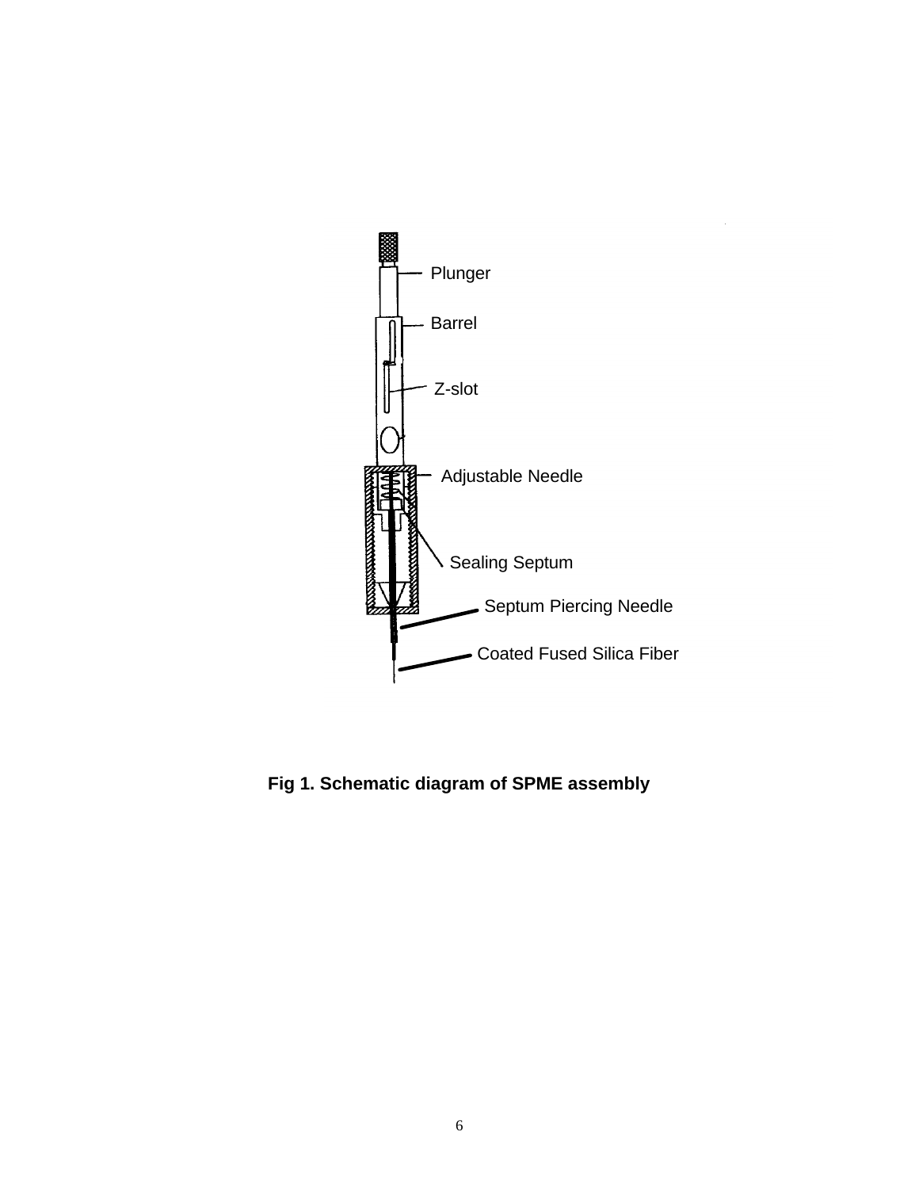Plunger

Barrel

Z-slot

Adjustable Needle

Sealing Septum

Septum Piercing Needle

Coated Fused Silica Fiber

**Fig 1. Schematic diagram of SPME assembly**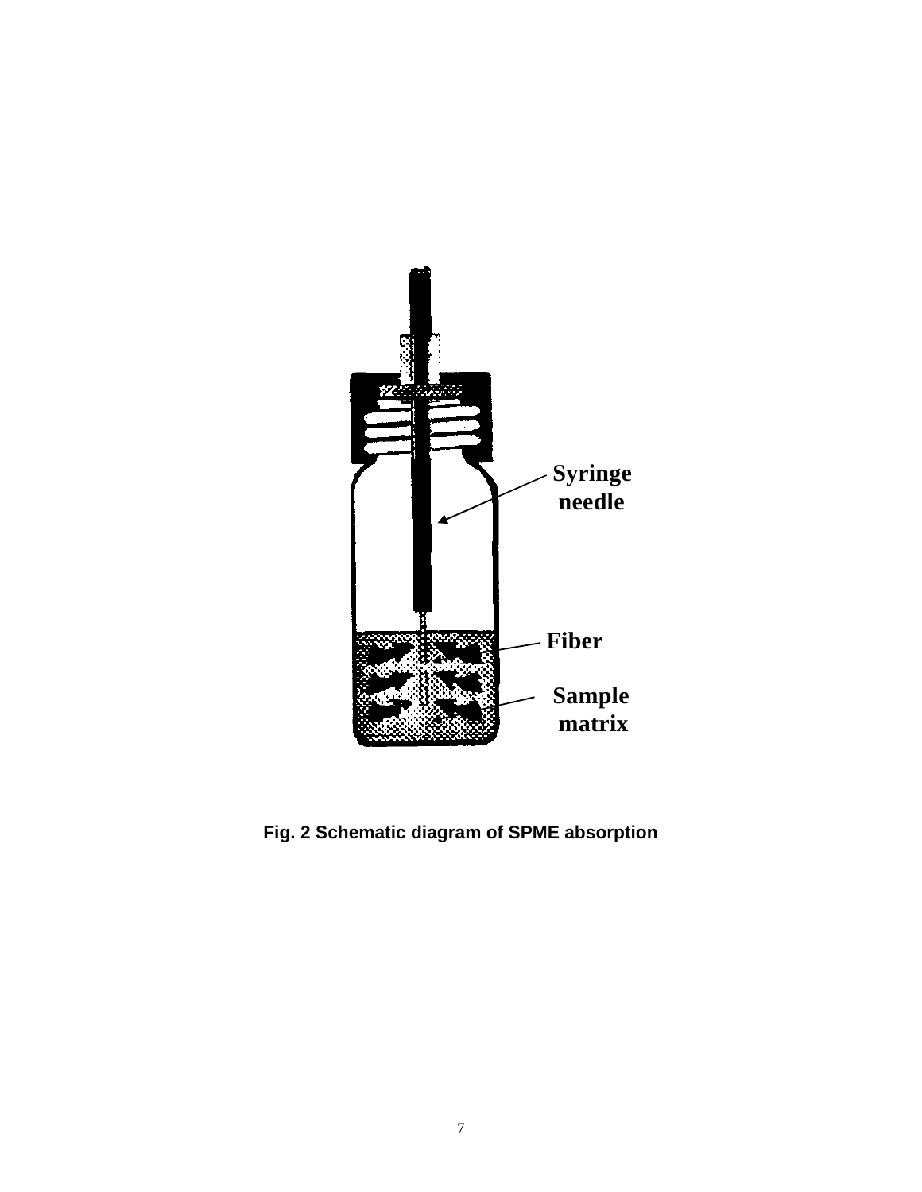Syringe needle

Fiber

Sample matrix

**Fig. 2 Schematic diagram of SPME absorption**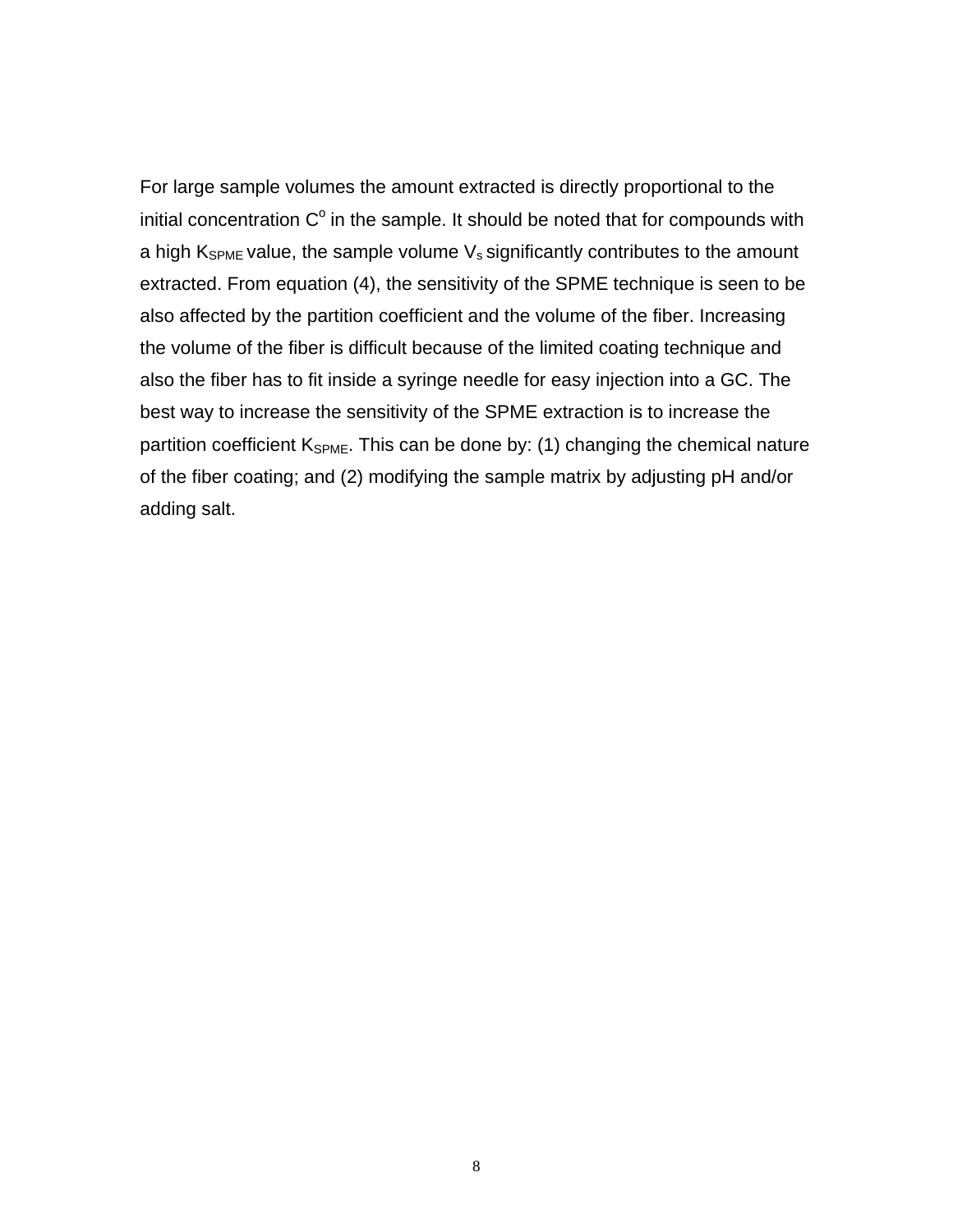For large sample volumes the amount extracted is directly proportional to the initial concentration $C^o$ in the sample. It should be noted that for compounds with a high $K_{SPME}$ value, the sample volume $V_s$ significantly contributes to the amount extracted. From equation (4), the sensitivity of the SPME technique is seen to be also affected by the partition coefficient and the volume of the fiber. Increasing the volume of the fiber is difficult because of the limited coating technique and also the fiber has to fit inside a syringe needle for easy injection into a GC. The best way to increase the sensitivity of the SPME extraction is to increase the partition coefficient $K_{SPME}$. This can be done by: (1) changing the chemical nature of the fiber coating; and (2) modifying the sample matrix by adjusting pH and/or adding salt.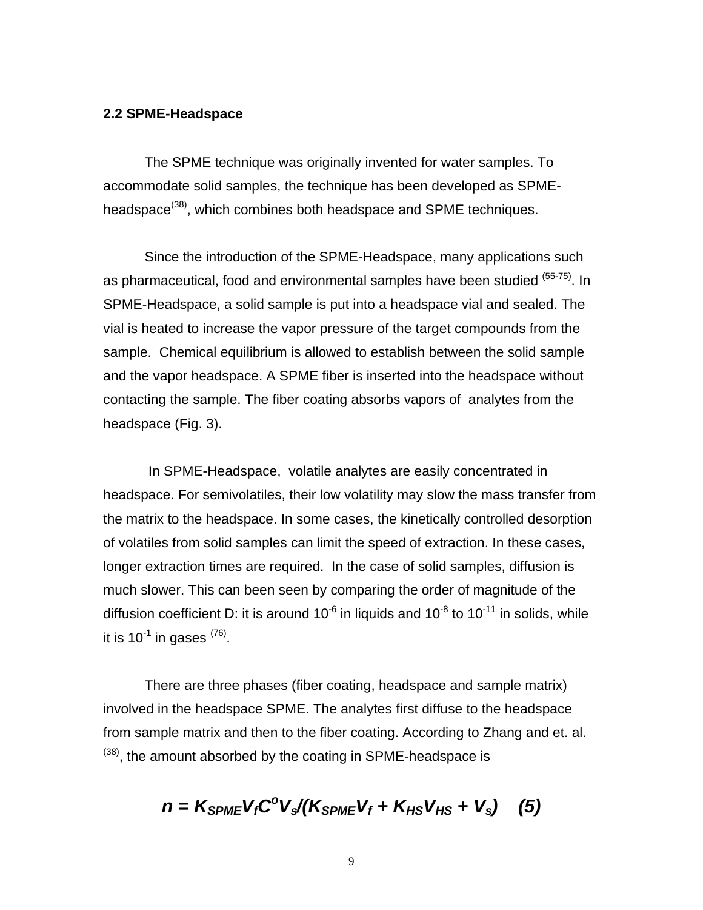### 2.2 SPME-Headspace

The SPME technique was originally invented for water samples. To accommodate solid samples, the technique has been developed as SPME-headspace[38], which combines both headspace and SPME techniques.

Since the introduction of the SPME-Headspace, many applications such as pharmaceutical, food and environmental samples have been studied [55-75]. In SPME-Headspace, a solid sample is put into a headspace vial and sealed. The vial is heated to increase the vapor pressure of the target compounds from the sample. Chemical equilibrium is allowed to establish between the solid sample and the vapor headspace. A SPME fiber is inserted into the headspace without contacting the sample. The fiber coating absorbs vapors of analytes from the headspace (Fig. 3).

In SPME-Headspace, volatile analytes are easily concentrated in headspace. For semivolatiles, their low volatility may slow the mass transfer from the matrix to the headspace. In some cases, the kinetically controlled desorption of volatiles from solid samples can limit the speed of extraction. In these cases, longer extraction times are required. In the case of solid samples, diffusion is much slower. This can been seen by comparing the order of magnitude of the diffusion coefficient D: it is around $10^{-6}$ in liquids and $10^{-8}$ to $10^{-11}$ in solids, while it is $10^{-1}$ in gases [76].

There are three phases (fiber coating, headspace and sample matrix) involved in the headspace SPME. The analytes first diffuse to the headspace from sample matrix and then to the fiber coating. According to Zhang and et. al. [38], the amount absorbed by the coating in SPME-headspace is

$$n = K_{SPME}V_fC^oV_s/(K_{SPME}V_f + K_{HS}V_{HS} + V_s) \quad (5)$$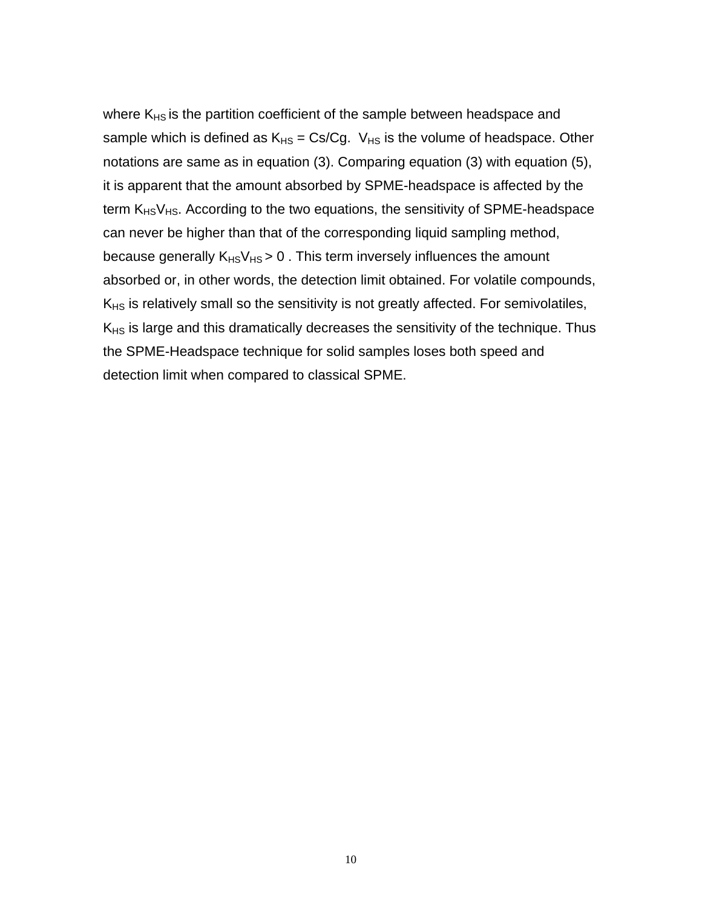where $K_{HS}$ is the partition coefficient of the sample between headspace and sample which is defined as $K_{HS} = Cs/Cg$. $V_{HS}$ is the volume of headspace. Other notations are same as in equation (3). Comparing equation (3) with equation (5), it is apparent that the amount absorbed by SPME-headspace is affected by the term $K_{HS}V_{HS}$. According to the two equations, the sensitivity of SPME-headspace can never be higher than that of the corresponding liquid sampling method, because generally $K_{HS}V_{HS} > 0$ . This term inversely influences the amount absorbed or, in other words, the detection limit obtained. For volatile compounds, $K_{HS}$ is relatively small so the sensitivity is not greatly affected. For semivolatiles, $K_{HS}$ is large and this dramatically decreases the sensitivity of the technique. Thus the SPME-Headspace technique for solid samples loses both speed and detection limit when compared to classical SPME.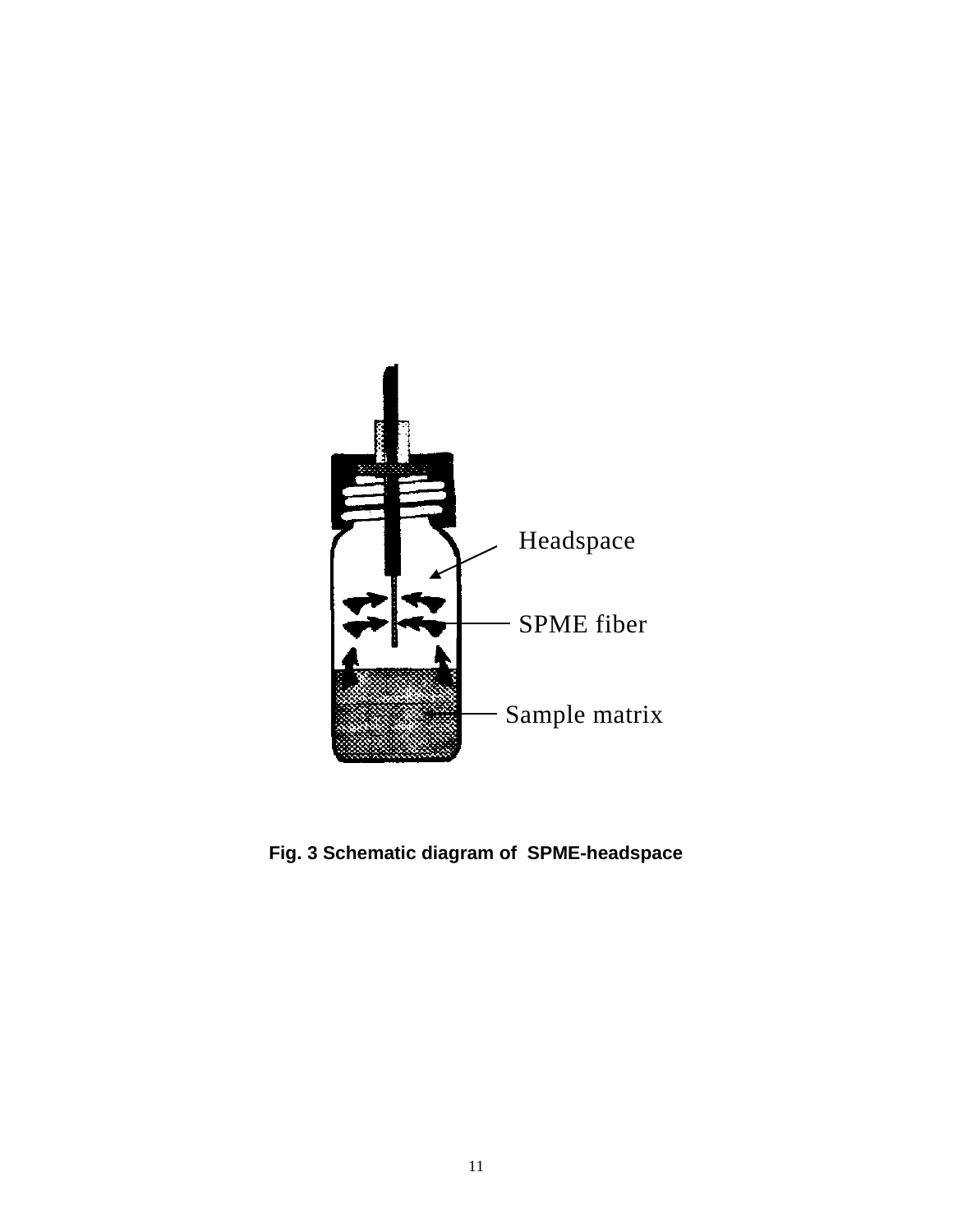Headspace

SPME fiber

Sample matrix

**Fig. 3 Schematic diagram of SPME-headspace**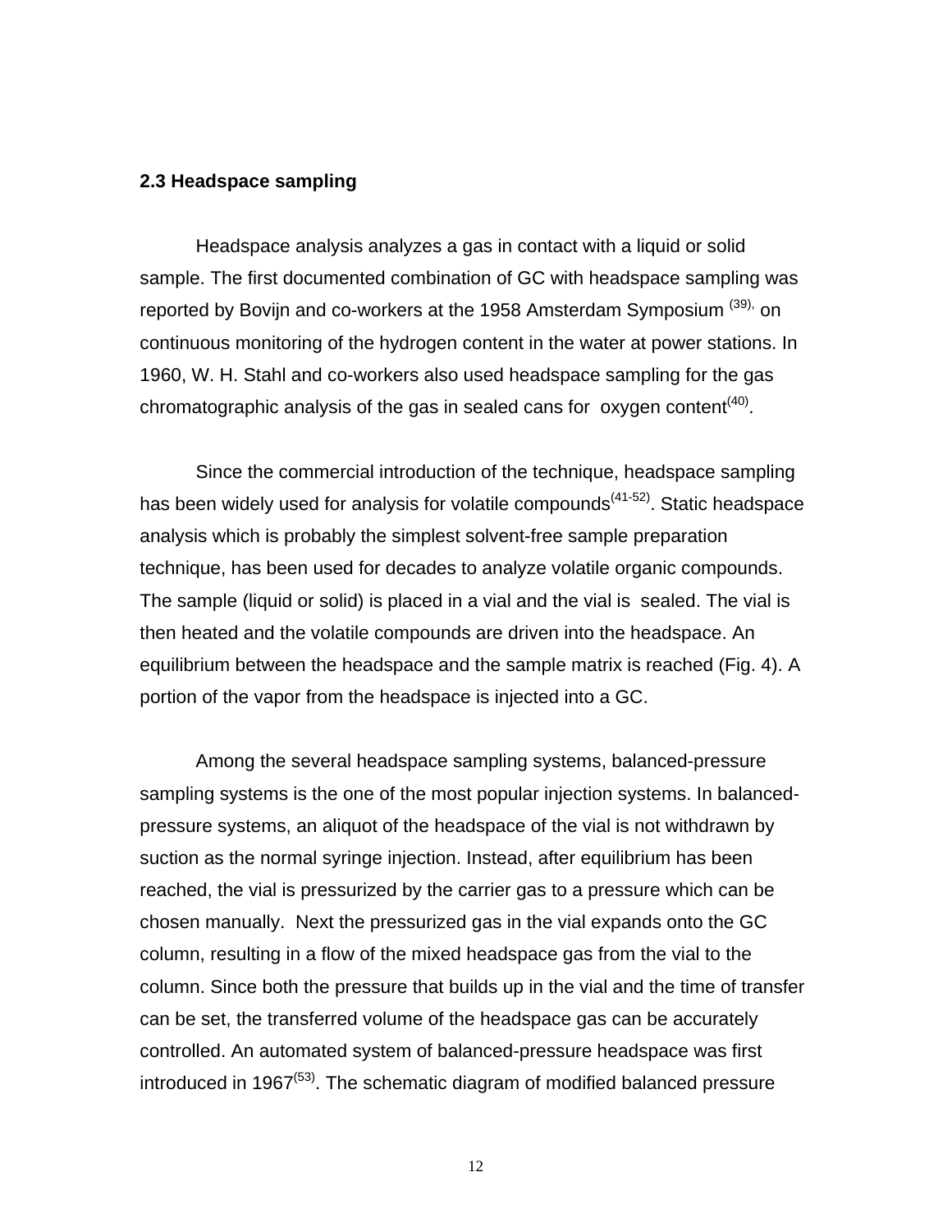## 2.3 Headspace sampling

Headspace analysis analyzes a gas in contact with a liquid or solid sample. The first documented combination of GC with headspace sampling was reported by Bovijn and co-workers at the 1958 Amsterdam Symposium [39], on continuous monitoring of the hydrogen content in the water at power stations. In 1960, W. H. Stahl and co-workers also used headspace sampling for the gas chromatographic analysis of the gas in sealed cans for oxygen content[40].

Since the commercial introduction of the technique, headspace sampling has been widely used for analysis for volatile compounds[41-52]. Static headspace analysis which is probably the simplest solvent-free sample preparation technique, has been used for decades to analyze volatile organic compounds. The sample (liquid or solid) is placed in a vial and the vial is sealed. The vial is then heated and the volatile compounds are driven into the headspace. An equilibrium between the headspace and the sample matrix is reached (Fig. 4). A portion of the vapor from the headspace is injected into a GC.

Among the several headspace sampling systems, balanced-pressure sampling systems is the one of the most popular injection systems. In balanced-pressure systems, an aliquot of the headspace of the vial is not withdrawn by suction as the normal syringe injection. Instead, after equilibrium has been reached, the vial is pressurized by the carrier gas to a pressure which can be chosen manually. Next the pressurized gas in the vial expands onto the GC column, resulting in a flow of the mixed headspace gas from the vial to the column. Since both the pressure that builds up in the vial and the time of transfer can be set, the transferred volume of the headspace gas can be accurately controlled. An automated system of balanced-pressure headspace was first introduced in 1967[53]. The schematic diagram of modified balanced pressure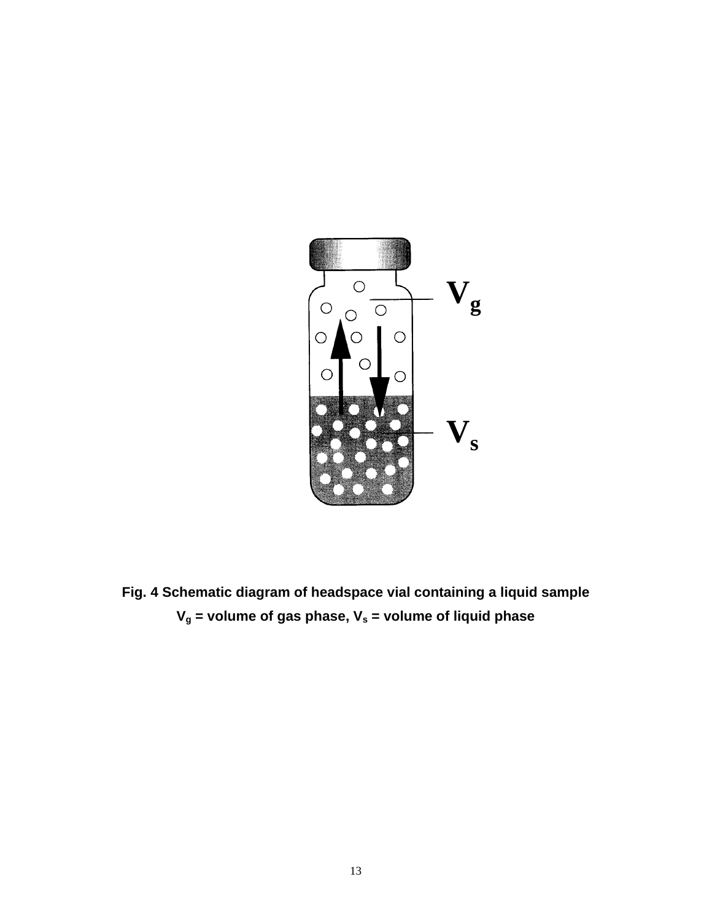**Fig. 4 Schematic diagram of headspace vial containing a liquid sample**

**$V_g$ = volume of gas phase, $V_s$ = volume of liquid phase**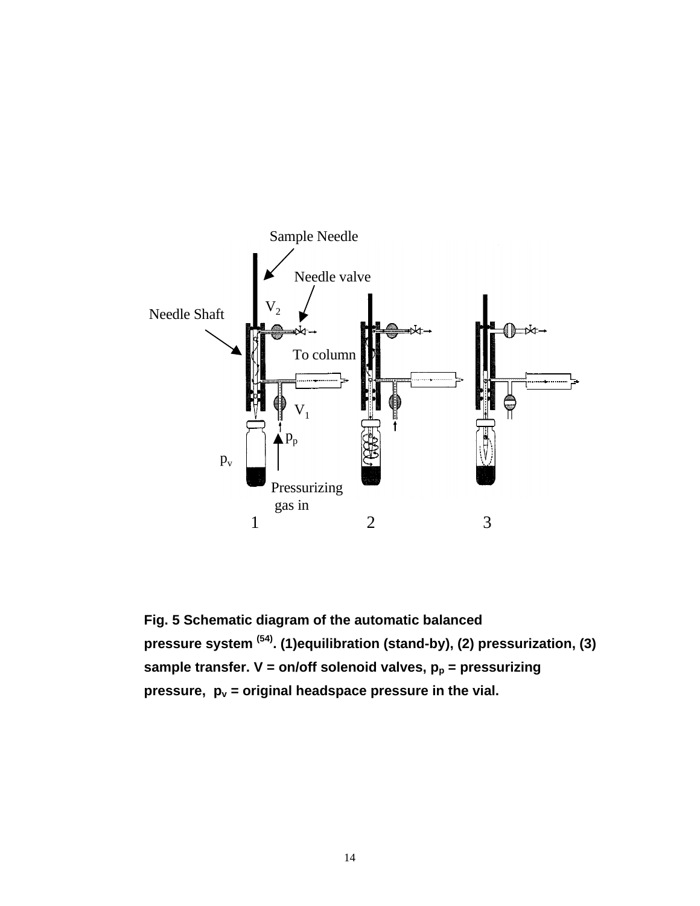**Fig. 5 Schematic diagram of the automatic balanced pressure system [54]. (1)equilibration (stand-by), (2) pressurization, (3) sample transfer. V = on/off solenoid valves, $p_p$ = pressurizing pressure, $p_v$ = original headspace pressure in the vial.**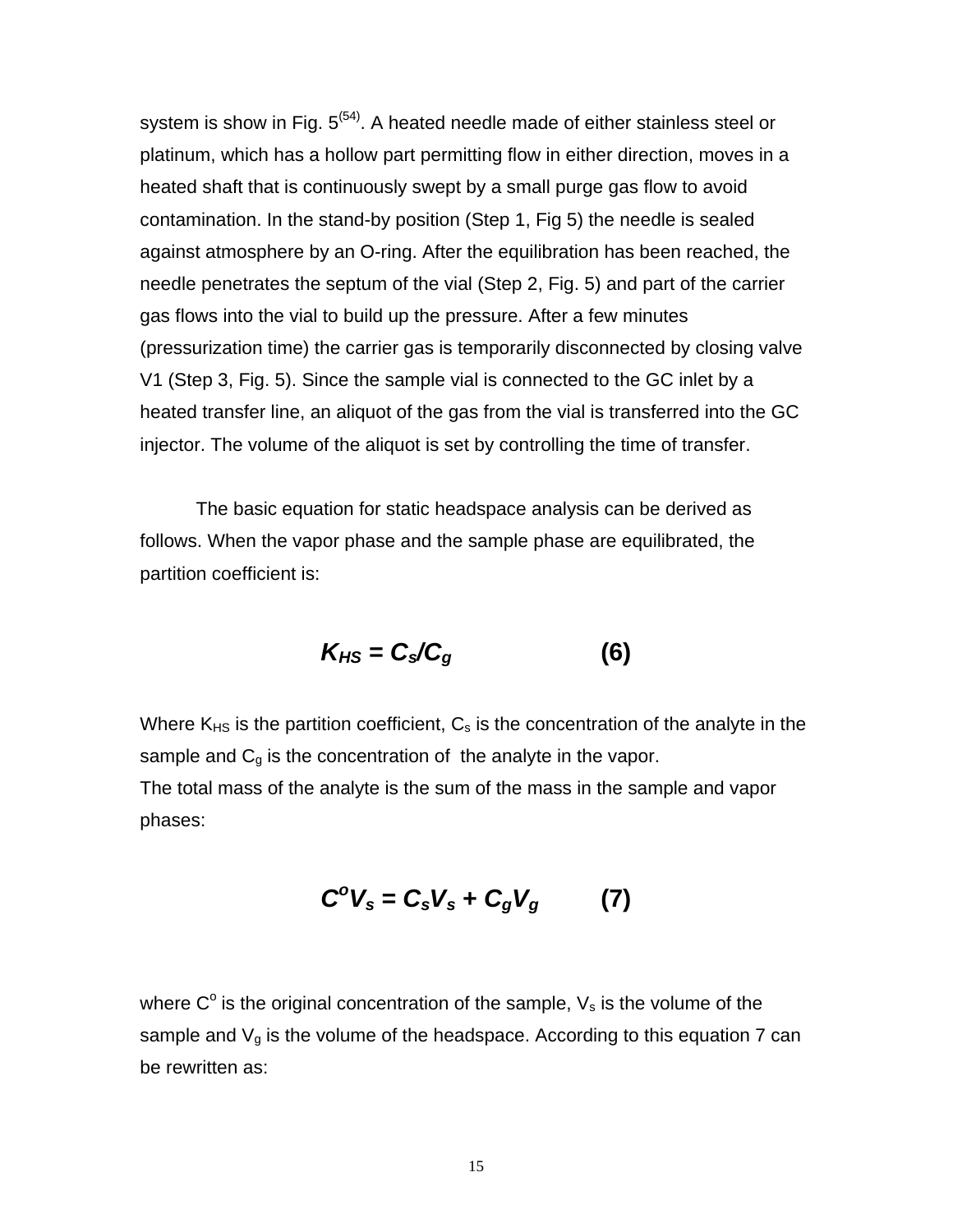system is show in Fig. 5[54]. A heated needle made of either stainless steel or platinum, which has a hollow part permitting flow in either direction, moves in a heated shaft that is continuously swept by a small purge gas flow to avoid contamination. In the stand-by position (Step 1, Fig 5) the needle is sealed against atmosphere by an O-ring. After the equilibration has been reached, the needle penetrates the septum of the vial (Step 2, Fig. 5) and part of the carrier gas flows into the vial to build up the pressure. After a few minutes (pressurization time) the carrier gas is temporarily disconnected by closing valve V1 (Step 3, Fig. 5). Since the sample vial is connected to the GC inlet by a heated transfer line, an aliquot of the gas from the vial is transferred into the GC injector. The volume of the aliquot is set by controlling the time of transfer.

The basic equation for static headspace analysis can be derived as follows. When the vapor phase and the sample phase are equilibrated, the partition coefficient is:

$$K_{HS} = C_s/C_g \qquad (6)$$

Where $K_{HS}$ is the partition coefficient, $C_s$ is the concentration of the analyte in the sample and $C_g$ is the concentration of the analyte in the vapor.
The total mass of the analyte is the sum of the mass in the sample and vapor phases:

$$C^oV_s = C_sV_s + C_gV_g \qquad (7)$$

where $C^o$ is the original concentration of the sample, $V_s$ is the volume of the sample and $V_g$ is the volume of the headspace. According to this equation 7 can be rewritten as: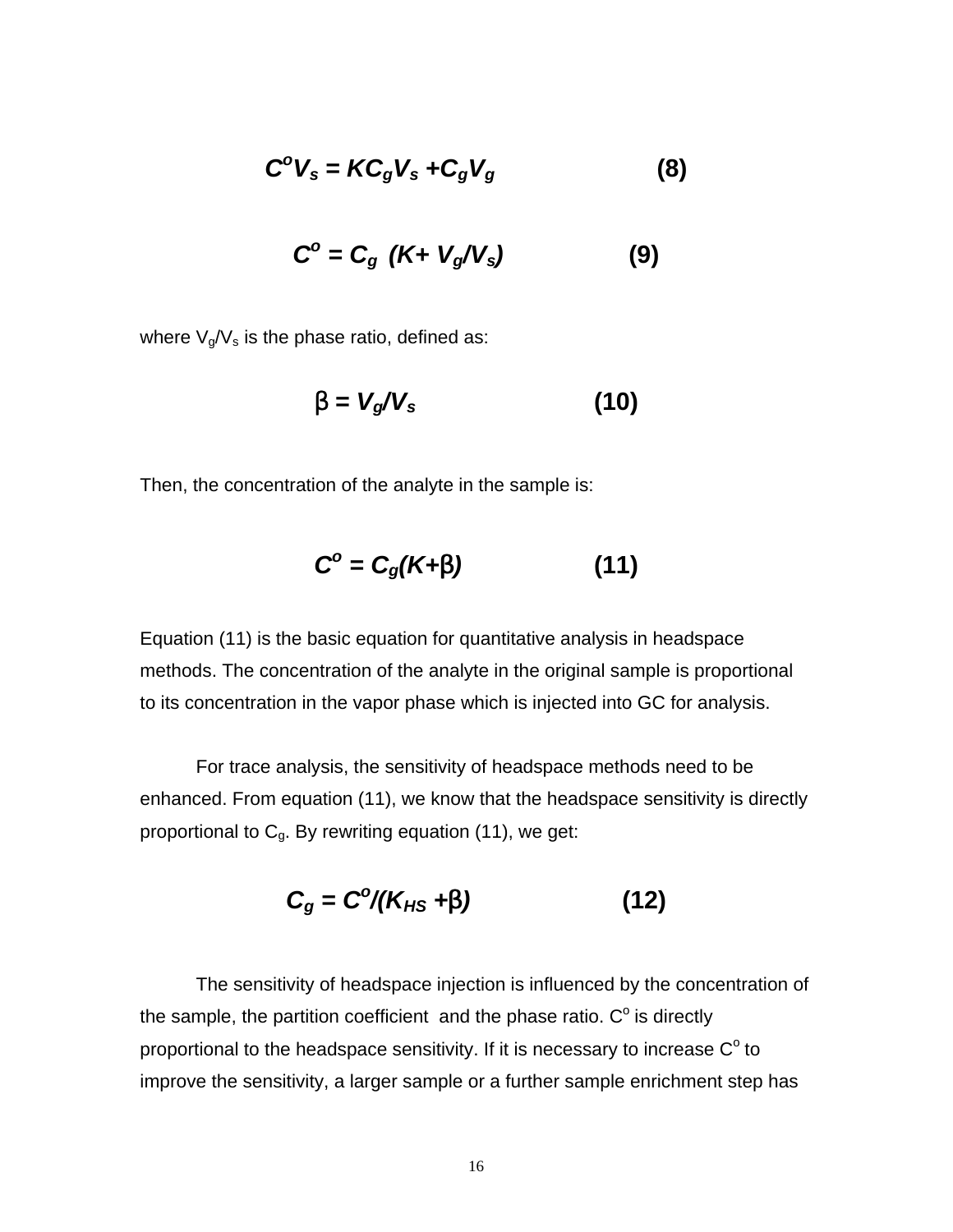$$C^{o}V_{s} = KC_{g}V_{s} + C_{g}V_{g} \qquad (8)$$

$$C^{o} = C_{g}\ (K + V_{g}/V_{s}) \qquad (9)$$

where $V_g/V_s$ is the phase ratio, defined as:

$$\beta = V_{g}/V_{s} \qquad (10)$$

Then, the concentration of the analyte in the sample is:

$$C^{o} = C_{g}(K+\beta) \qquad (11)$$

Equation (11) is the basic equation for quantitative analysis in headspace methods. The concentration of the analyte in the original sample is proportional to its concentration in the vapor phase which is injected into GC for analysis.

For trace analysis, the sensitivity of headspace methods need to be enhanced. From equation (11), we know that the headspace sensitivity is directly proportional to $C_g$. By rewriting equation (11), we get:

$$C_{g} = C^{o}/(K_{HS} + \beta) \qquad (12)$$

The sensitivity of headspace injection is influenced by the concentration of the sample, the partition coefficient and the phase ratio. $C^o$ is directly proportional to the headspace sensitivity. If it is necessary to increase $C^o$ to improve the sensitivity, a larger sample or a further sample enrichment step has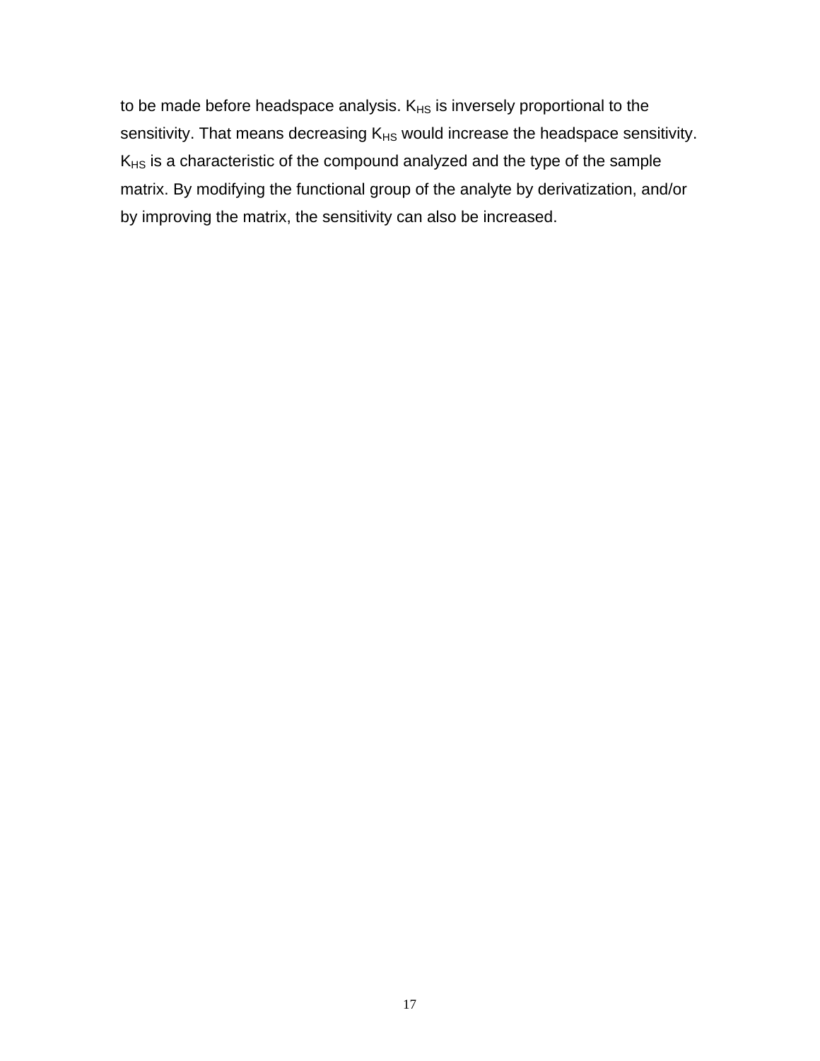to be made before headspace analysis. $K_{HS}$ is inversely proportional to the sensitivity. That means decreasing $K_{HS}$ would increase the headspace sensitivity. $K_{HS}$ is a characteristic of the compound analyzed and the type of the sample matrix. By modifying the functional group of the analyte by derivatization, and/or by improving the matrix, the sensitivity can also be increased.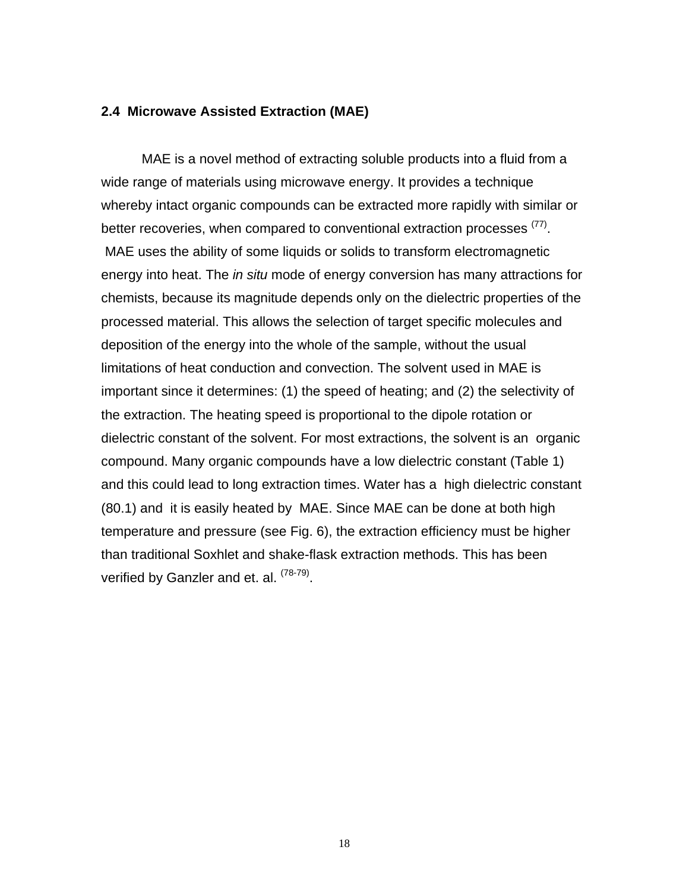## 2.4 Microwave Assisted Extraction (MAE)

MAE is a novel method of extracting soluble products into a fluid from a wide range of materials using microwave energy. It provides a technique whereby intact organic compounds can be extracted more rapidly with similar or better recoveries, when compared to conventional extraction processes [(77)]. MAE uses the ability of some liquids or solids to transform electromagnetic energy into heat. The *in situ* mode of energy conversion has many attractions for chemists, because its magnitude depends only on the dielectric properties of the processed material. This allows the selection of target specific molecules and deposition of the energy into the whole of the sample, without the usual limitations of heat conduction and convection. The solvent used in MAE is important since it determines: (1) the speed of heating; and (2) the selectivity of the extraction. The heating speed is proportional to the dipole rotation or dielectric constant of the solvent. For most extractions, the solvent is an organic compound. Many organic compounds have a low dielectric constant (Table 1) and this could lead to long extraction times. Water has a high dielectric constant (80.1) and it is easily heated by MAE. Since MAE can be done at both high temperature and pressure (see Fig. 6), the extraction efficiency must be higher than traditional Soxhlet and shake-flask extraction methods. This has been verified by Ganzler and et. al. [(78-79)].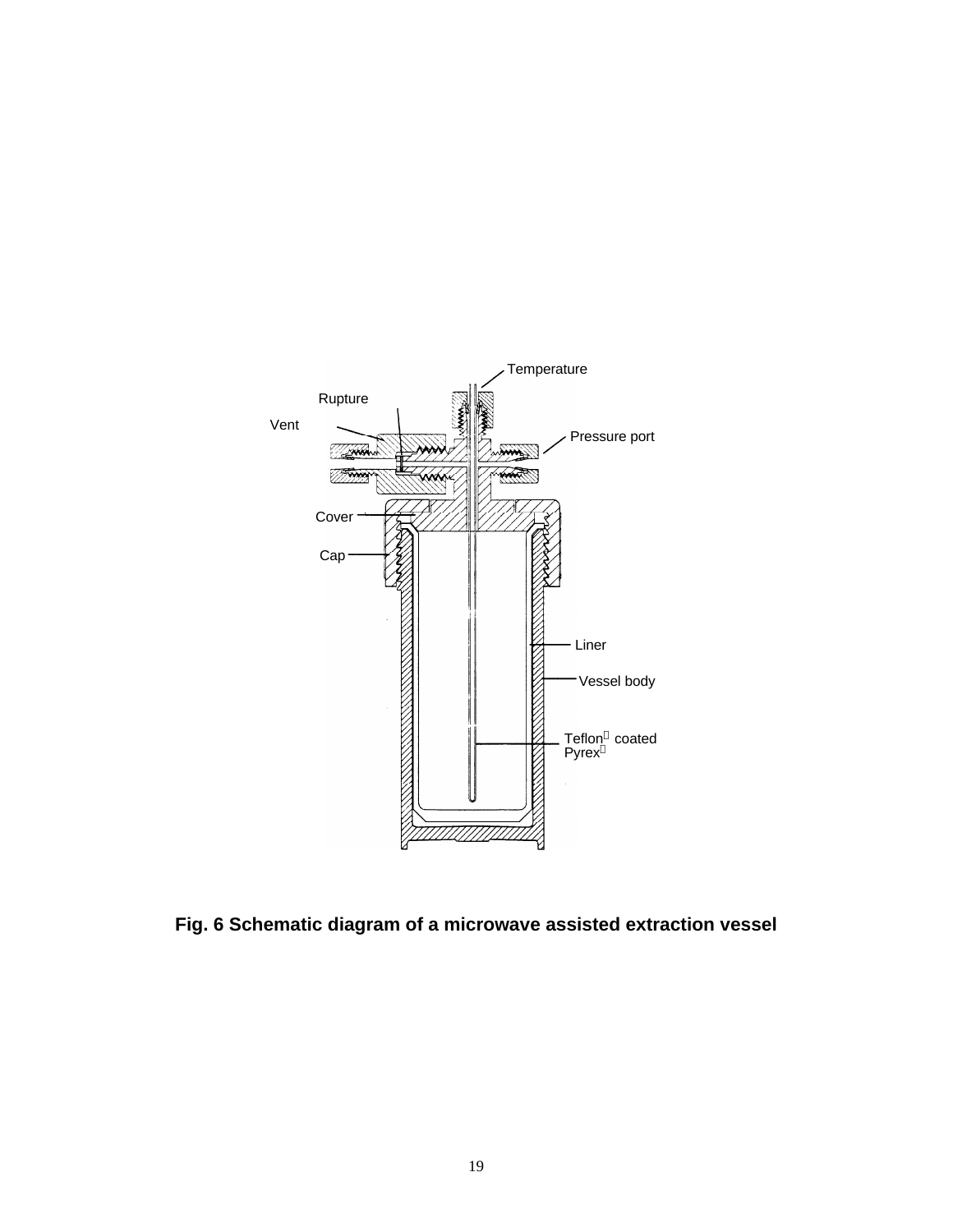Temperature

Rupture

Vent

Pressure port

Cover

Cap

Liner

Vessel body

Teflon coated Pyrex

**Fig. 6 Schematic diagram of a microwave assisted extraction vessel**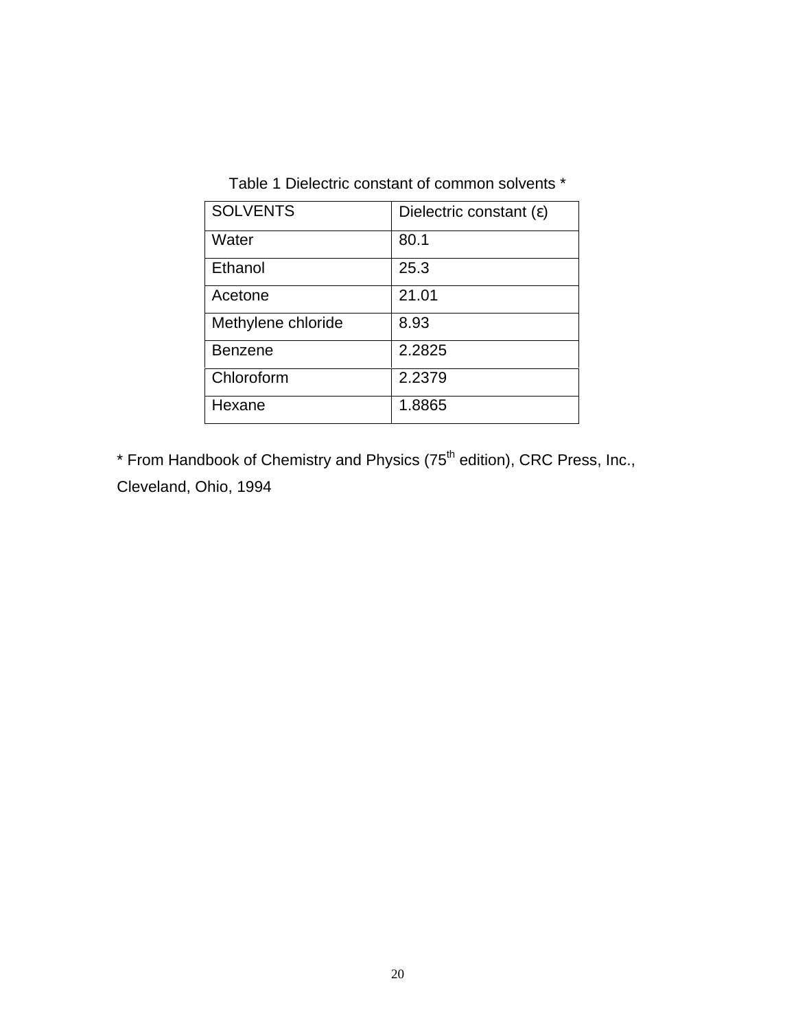Table 1 Dielectric constant of common solvents *

| SOLVENTS | Dielectric constant (ε) |
|---|---|
| Water | 80.1 |
| Ethanol | 25.3 |
| Acetone | 21.01 |
| Methylene chloride | 8.93 |
| Benzene | 2.2825 |
| Chloroform | 2.2379 |
| Hexane | 1.8865 |

* From Handbook of Chemistry and Physics (75$^{th}$ edition), CRC Press, Inc., Cleveland, Ohio, 1994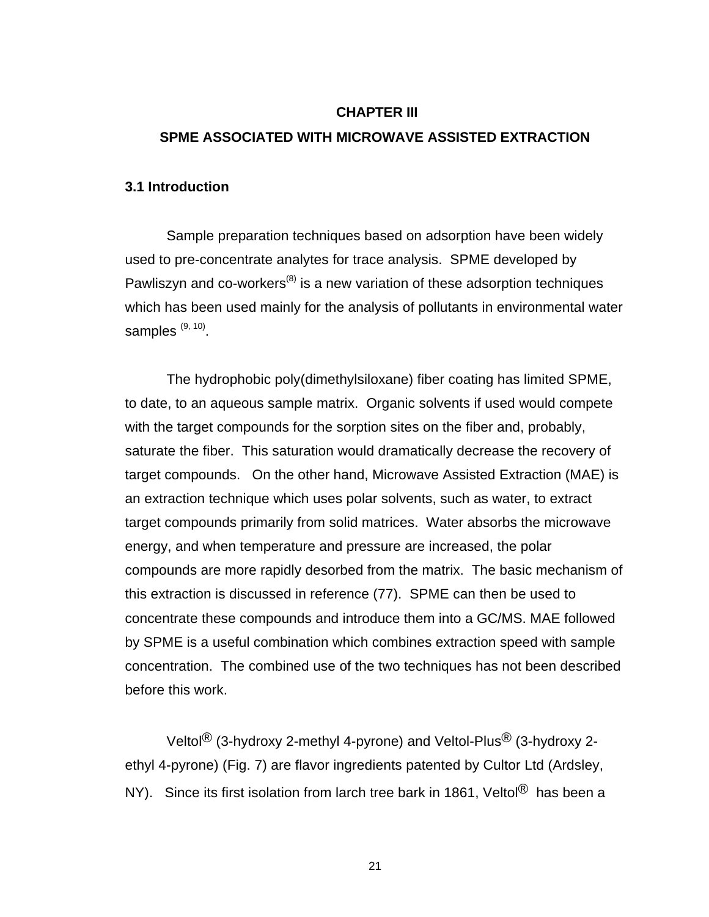# CHAPTER III

# SPME ASSOCIATED WITH MICROWAVE ASSISTED EXTRACTION

## 3.1 Introduction

Sample preparation techniques based on adsorption have been widely used to pre-concentrate analytes for trace analysis. SPME developed by Pawliszyn and co-workers[8] is a new variation of these adsorption techniques which has been used mainly for the analysis of pollutants in environmental water samples [9, 10].

The hydrophobic poly(dimethylsiloxane) fiber coating has limited SPME, to date, to an aqueous sample matrix. Organic solvents if used would compete with the target compounds for the sorption sites on the fiber and, probably, saturate the fiber. This saturation would dramatically decrease the recovery of target compounds. On the other hand, Microwave Assisted Extraction (MAE) is an extraction technique which uses polar solvents, such as water, to extract target compounds primarily from solid matrices. Water absorbs the microwave energy, and when temperature and pressure are increased, the polar compounds are more rapidly desorbed from the matrix. The basic mechanism of this extraction is discussed in reference (77). SPME can then be used to concentrate these compounds and introduce them into a GC/MS. MAE followed by SPME is a useful combination which combines extraction speed with sample concentration. The combined use of the two techniques has not been described before this work.

Veltol® (3-hydroxy 2-methyl 4-pyrone) and Veltol-Plus® (3-hydroxy 2-ethyl 4-pyrone) (Fig. 7) are flavor ingredients patented by Cultor Ltd (Ardsley, NY). Since its first isolation from larch tree bark in 1861, Veltol® has been a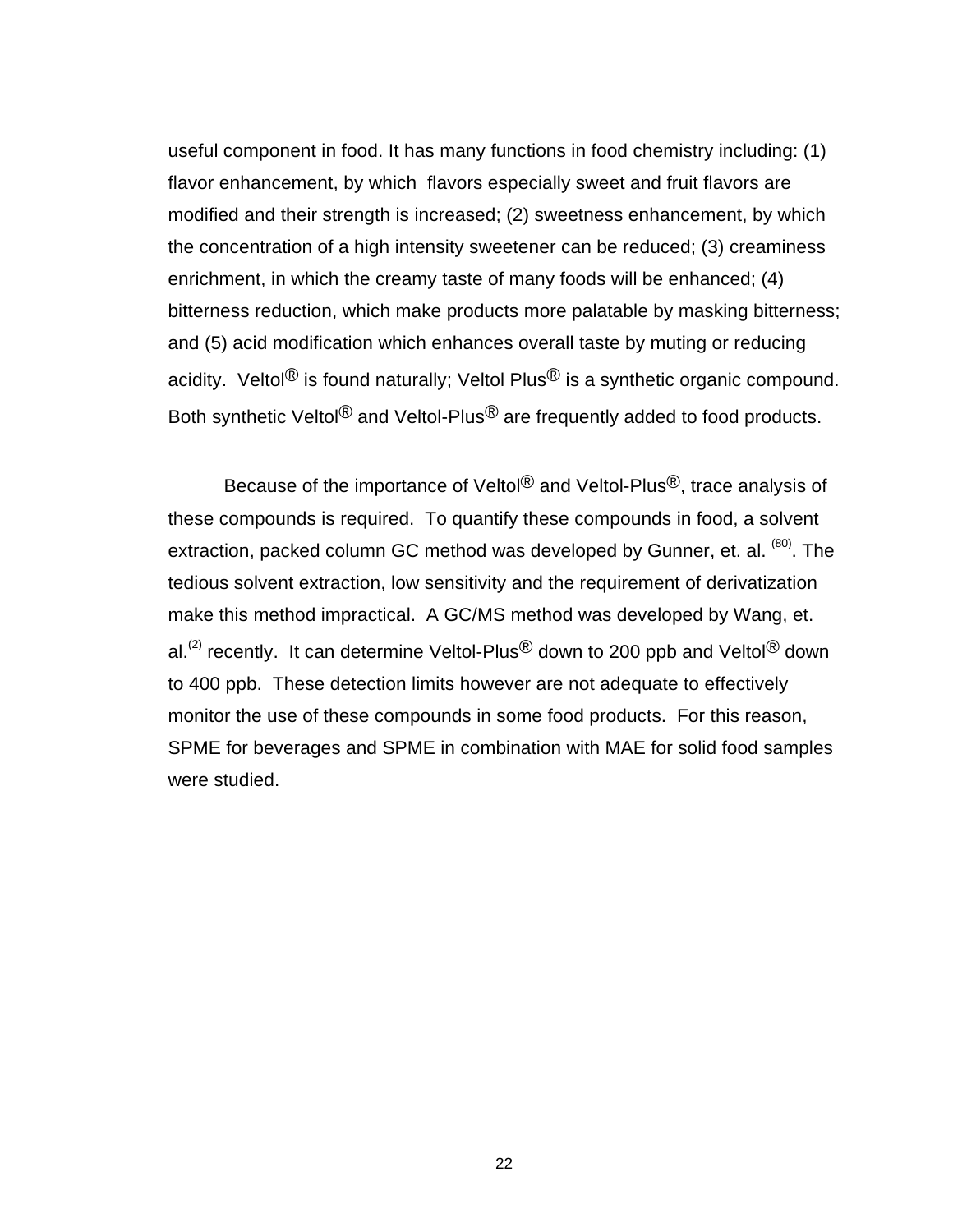useful component in food. It has many functions in food chemistry including: (1) flavor enhancement, by which flavors especially sweet and fruit flavors are modified and their strength is increased; (2) sweetness enhancement, by which the concentration of a high intensity sweetener can be reduced; (3) creaminess enrichment, in which the creamy taste of many foods will be enhanced; (4) bitterness reduction, which make products more palatable by masking bitterness; and (5) acid modification which enhances overall taste by muting or reducing acidity. Veltol® is found naturally; Veltol Plus® is a synthetic organic compound. Both synthetic Veltol® and Veltol-Plus® are frequently added to food products.

Because of the importance of Veltol® and Veltol-Plus®, trace analysis of these compounds is required. To quantify these compounds in food, a solvent extraction, packed column GC method was developed by Gunner, et. al. [(80)]. The tedious solvent extraction, low sensitivity and the requirement of derivatization make this method impractical. A GC/MS method was developed by Wang, et. al.[(2)] recently. It can determine Veltol-Plus® down to 200 ppb and Veltol® down to 400 ppb. These detection limits however are not adequate to effectively monitor the use of these compounds in some food products. For this reason, SPME for beverages and SPME in combination with MAE for solid food samples were studied.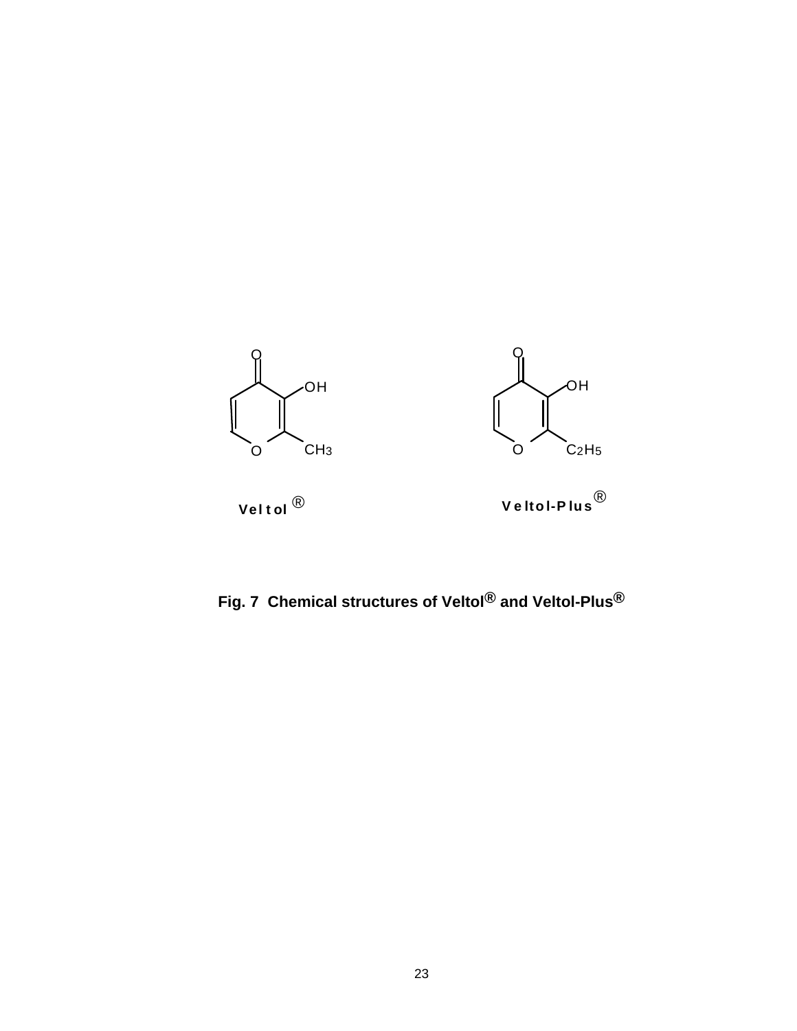Veltol®

Veltol-Plus®

**Fig. 7 Chemical structures of Veltol® and Veltol-Plus®**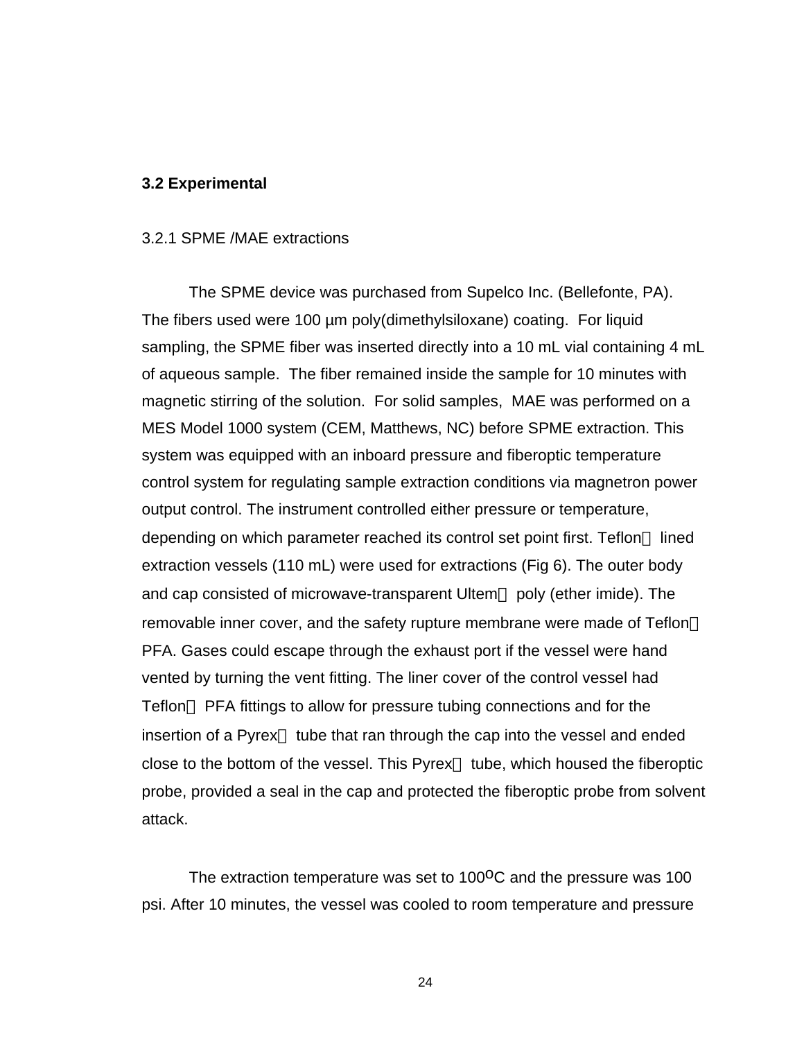### 3.2 Experimental

#### 3.2.1 SPME /MAE extractions

The SPME device was purchased from Supelco Inc. (Bellefonte, PA). The fibers used were 100 µm poly(dimethylsiloxane) coating. For liquid sampling, the SPME fiber was inserted directly into a 10 mL vial containing 4 mL of aqueous sample. The fiber remained inside the sample for 10 minutes with magnetic stirring of the solution. For solid samples, MAE was performed on a MES Model 1000 system (CEM, Matthews, NC) before SPME extraction. This system was equipped with an inboard pressure and fiberoptic temperature control system for regulating sample extraction conditions via magnetron power output control. The instrument controlled either pressure or temperature, depending on which parameter reached its control set point first. Teflon lined extraction vessels (110 mL) were used for extractions (Fig 6). The outer body and cap consisted of microwave-transparent Ultem poly (ether imide). The removable inner cover, and the safety rupture membrane were made of Teflon PFA. Gases could escape through the exhaust port if the vessel were hand vented by turning the vent fitting. The liner cover of the control vessel had Teflon PFA fittings to allow for pressure tubing connections and for the insertion of a Pyrex tube that ran through the cap into the vessel and ended close to the bottom of the vessel. This Pyrex tube, which housed the fiberoptic probe, provided a seal in the cap and protected the fiberoptic probe from solvent attack.

The extraction temperature was set to 100$^{o}$C and the pressure was 100 psi. After 10 minutes, the vessel was cooled to room temperature and pressure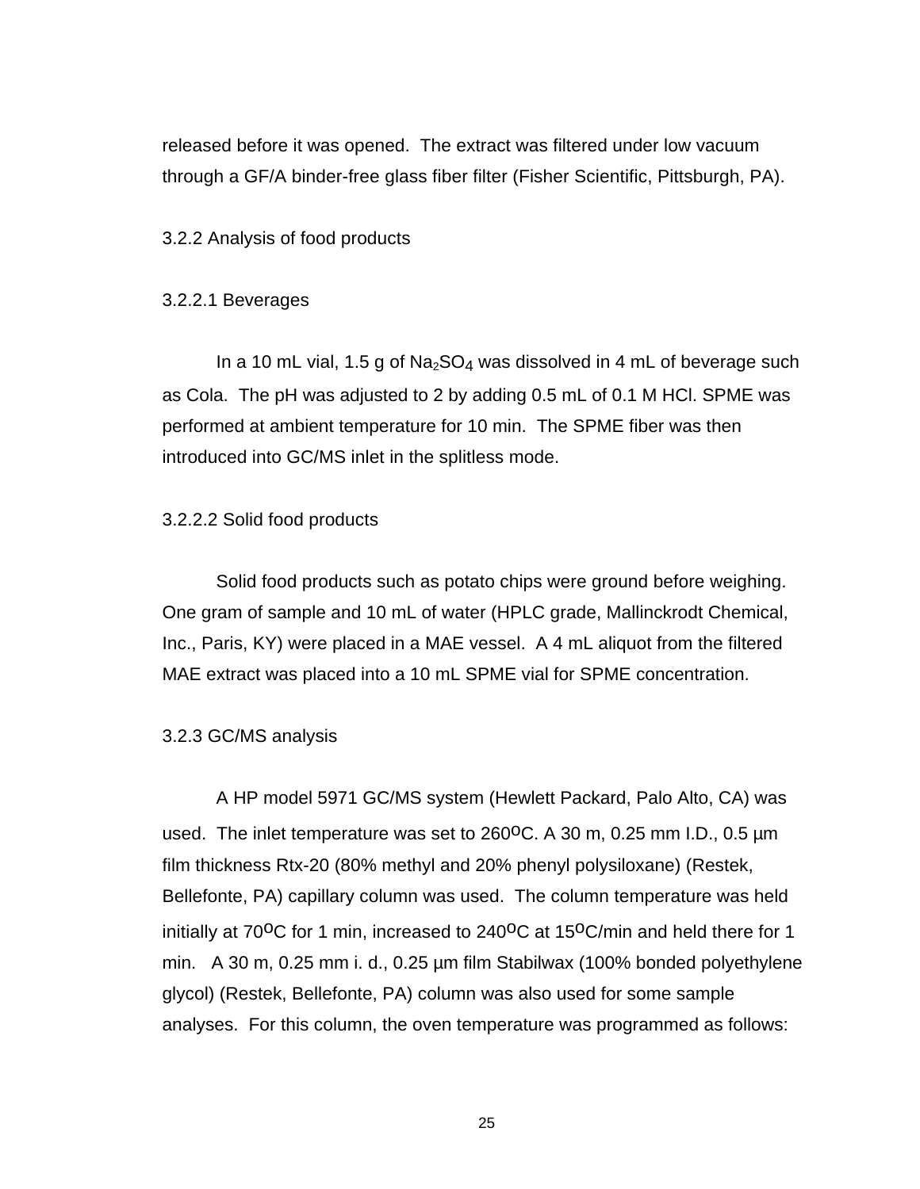released before it was opened. The extract was filtered under low vacuum through a GF/A binder-free glass fiber filter (Fisher Scientific, Pittsburgh, PA).

### 3.2.2 Analysis of food products

#### 3.2.2.1 Beverages

In a 10 mL vial, 1.5 g of $Na_2SO_4$ was dissolved in 4 mL of beverage such as Cola. The pH was adjusted to 2 by adding 0.5 mL of 0.1 M HCl. SPME was performed at ambient temperature for 10 min. The SPME fiber was then introduced into GC/MS inlet in the splitless mode.

#### 3.2.2.2 Solid food products

Solid food products such as potato chips were ground before weighing. One gram of sample and 10 mL of water (HPLC grade, Mallinckrodt Chemical, Inc., Paris, KY) were placed in a MAE vessel. A 4 mL aliquot from the filtered MAE extract was placed into a 10 mL SPME vial for SPME concentration.

### 3.2.3 GC/MS analysis

A HP model 5971 GC/MS system (Hewlett Packard, Palo Alto, CA) was used. The inlet temperature was set to 260$^{o}$C. A 30 m, 0.25 mm I.D., 0.5 µm film thickness Rtx-20 (80% methyl and 20% phenyl polysiloxane) (Restek, Bellefonte, PA) capillary column was used. The column temperature was held initially at 70$^{o}$C for 1 min, increased to 240$^{o}$C at 15$^{o}$C/min and held there for 1 min. A 30 m, 0.25 mm i. d., 0.25 µm film Stabilwax (100% bonded polyethylene glycol) (Restek, Bellefonte, PA) column was also used for some sample analyses. For this column, the oven temperature was programmed as follows: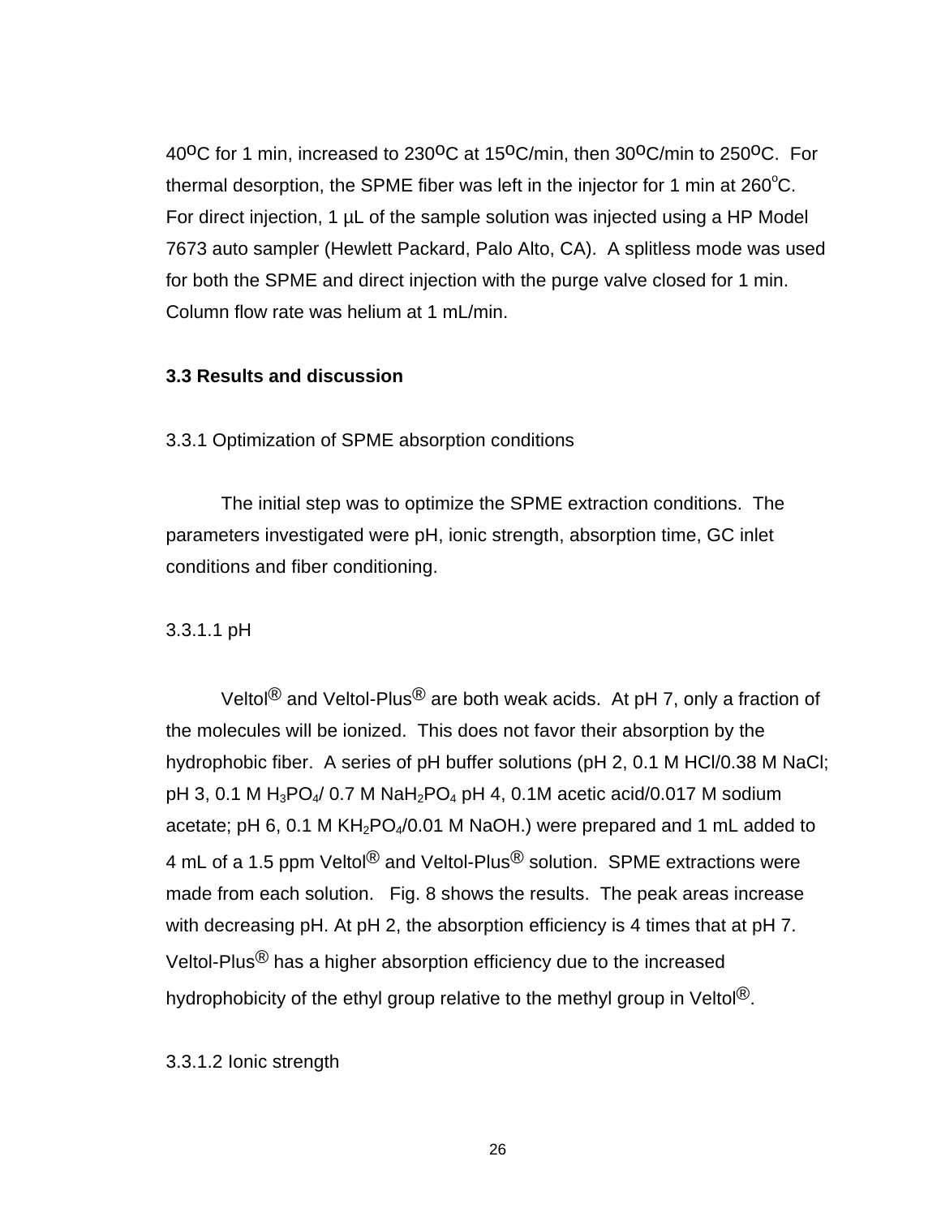40$^{o}$C for 1 min, increased to 230$^{o}$C at 15$^{o}$C/min, then 30$^{o}$C/min to 250$^{o}$C. For thermal desorption, the SPME fiber was left in the injector for 1 min at 260$^{o}$C. For direct injection, 1 µL of the sample solution was injected using a HP Model 7673 auto sampler (Hewlett Packard, Palo Alto, CA). A splitless mode was used for both the SPME and direct injection with the purge valve closed for 1 min. Column flow rate was helium at 1 mL/min.

### 3.3 Results and discussion

3.3.1 Optimization of SPME absorption conditions

The initial step was to optimize the SPME extraction conditions. The parameters investigated were pH, ionic strength, absorption time, GC inlet conditions and fiber conditioning.

3.3.1.1 pH

Veltol® and Veltol-Plus® are both weak acids. At pH 7, only a fraction of the molecules will be ionized. This does not favor their absorption by the hydrophobic fiber. A series of pH buffer solutions (pH 2, 0.1 M HCl/0.38 M NaCl; pH 3, 0.1 M $H_3PO_4$/ 0.7 M $NaH_2PO_4$ pH 4, 0.1M acetic acid/0.017 M sodium acetate; pH 6, 0.1 M $KH_2PO_4$/0.01 M NaOH.) were prepared and 1 mL added to 4 mL of a 1.5 ppm Veltol® and Veltol-Plus® solution. SPME extractions were made from each solution. Fig. 8 shows the results. The peak areas increase with decreasing pH. At pH 2, the absorption efficiency is 4 times that at pH 7. Veltol-Plus® has a higher absorption efficiency due to the increased hydrophobicity of the ethyl group relative to the methyl group in Veltol®.

3.3.1.2 Ionic strength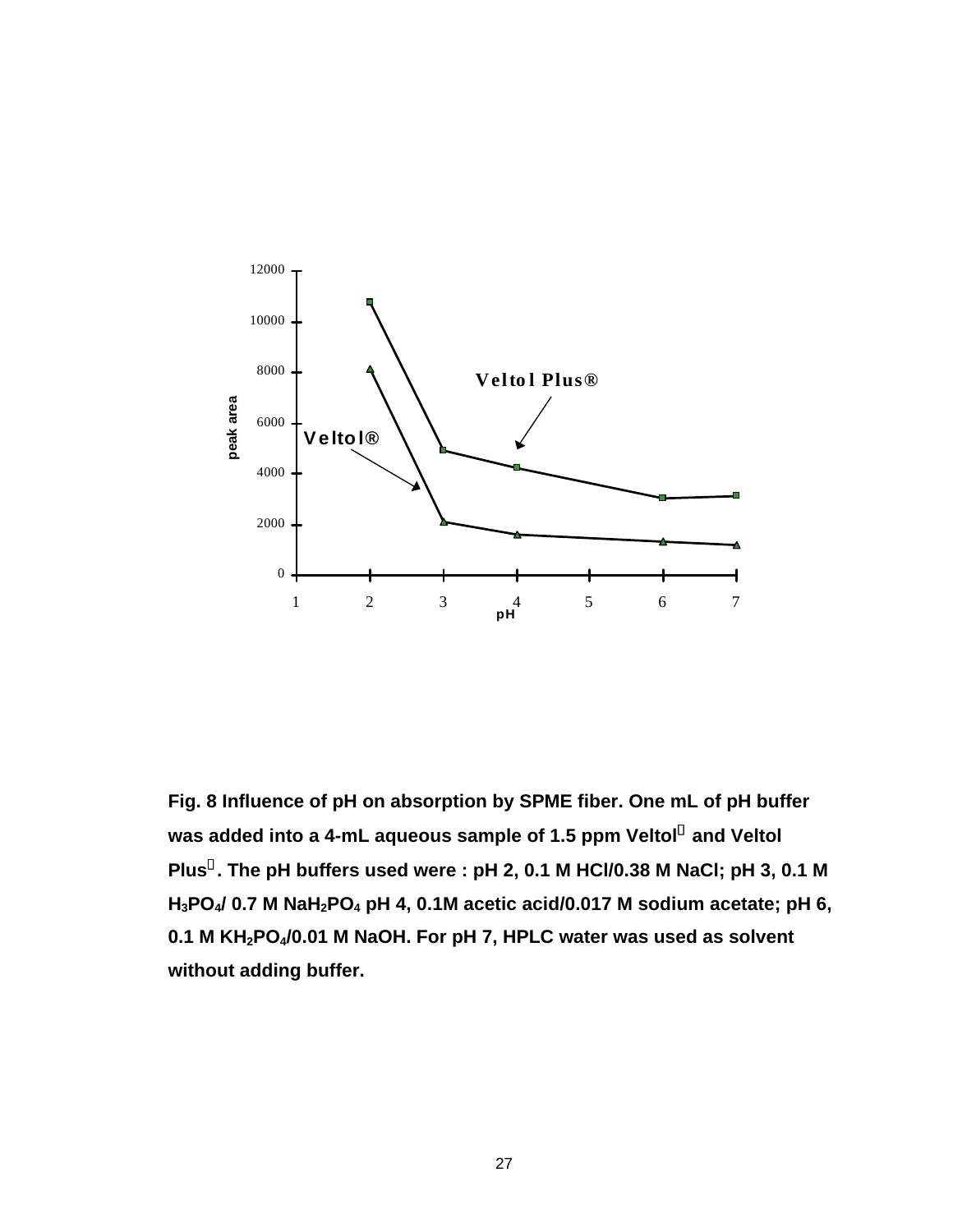Fig. 8 Influence of pH on absorption by SPME fiber. One mL of pH buffer was added into a 4-mL aqueous sample of 1.5 ppm Veltol® and Veltol Plus®. The pH buffers used were : pH 2, 0.1 M HCl/0.38 M NaCl; pH 3, 0.1 M $H_3PO_4$/ 0.7 M $NaH_2PO_4$ pH 4, 0.1M acetic acid/0.017 M sodium acetate; pH 6, 0.1 M $KH_2PO_4$/0.01 M NaOH. For pH 7, HPLC water was used as solvent without adding buffer.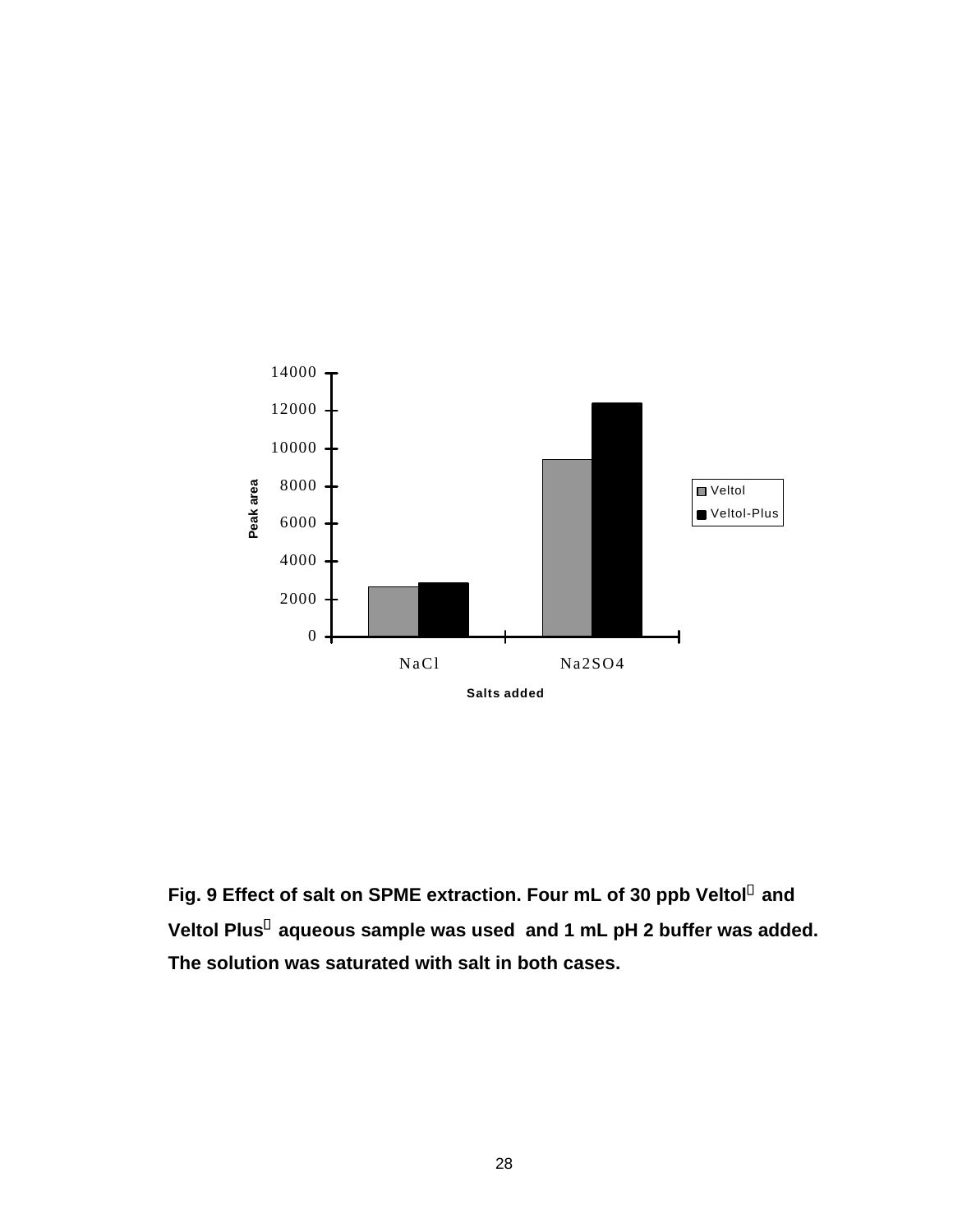**Fig. 9 Effect of salt on SPME extraction. Four mL of 30 ppb Veltol® and Veltol Plus® aqueous sample was used and 1 mL pH 2 buffer was added. The solution was saturated with salt in both cases.**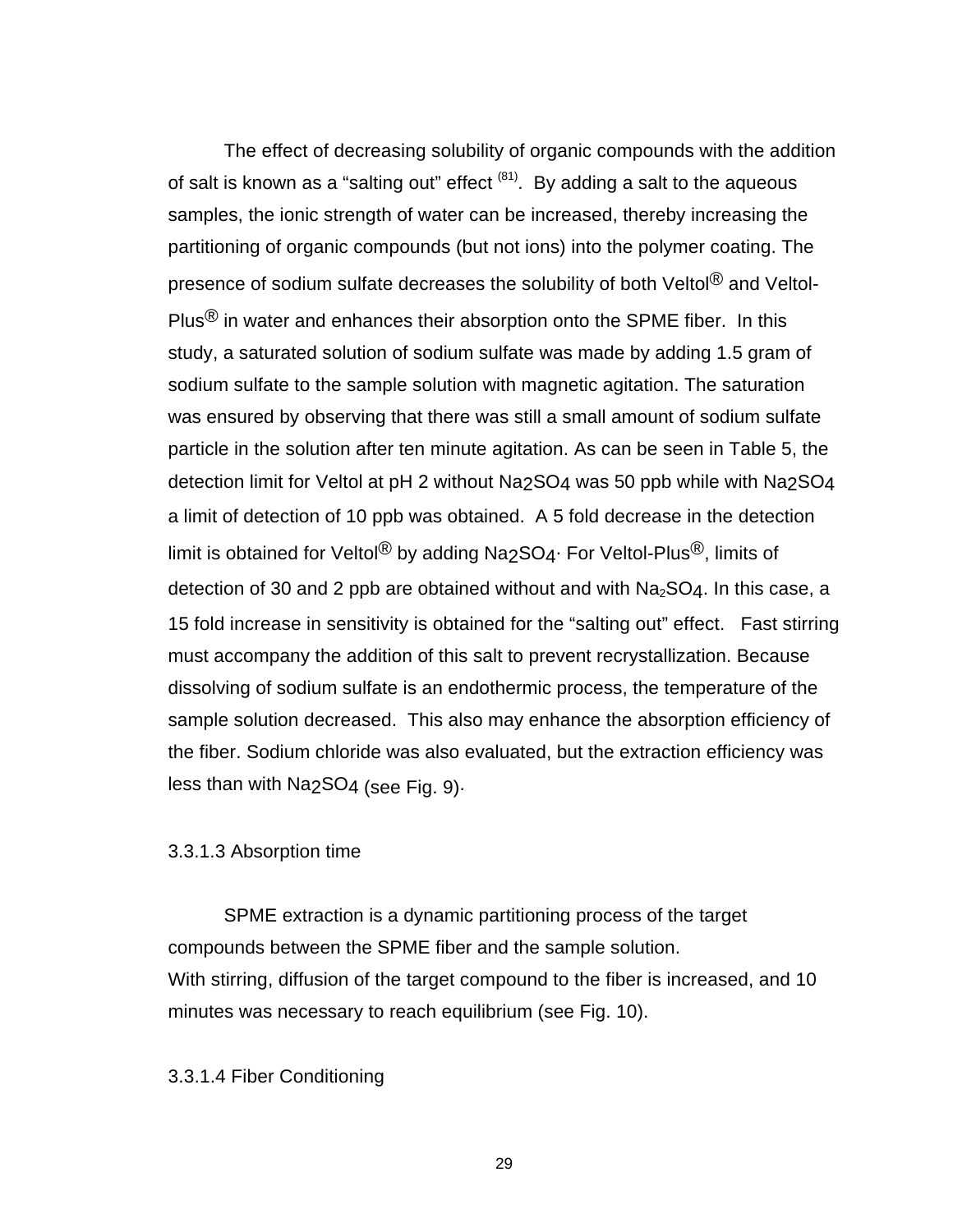The effect of decreasing solubility of organic compounds with the addition of salt is known as a “salting out” effect [81]. By adding a salt to the aqueous samples, the ionic strength of water can be increased, thereby increasing the partitioning of organic compounds (but not ions) into the polymer coating. The presence of sodium sulfate decreases the solubility of both Veltol® and Veltol-Plus® in water and enhances their absorption onto the SPME fiber. In this study, a saturated solution of sodium sulfate was made by adding 1.5 gram of sodium sulfate to the sample solution with magnetic agitation. The saturation was ensured by observing that there was still a small amount of sodium sulfate particle in the solution after ten minute agitation. As can be seen in Table 5, the detection limit for Veltol at pH 2 without $Na_2SO_4$ was 50 ppb while with $Na_2SO_4$ a limit of detection of 10 ppb was obtained. A 5 fold decrease in the detection limit is obtained for Veltol® by adding $Na_2SO_4$. For Veltol-Plus®, limits of detection of 30 and 2 ppb are obtained without and with $Na_2SO_4$. In this case, a 15 fold increase in sensitivity is obtained for the “salting out” effect. Fast stirring must accompany the addition of this salt to prevent recrystallization. Because dissolving of sodium sulfate is an endothermic process, the temperature of the sample solution decreased. This also may enhance the absorption efficiency of the fiber. Sodium chloride was also evaluated, but the extraction efficiency was less than with $Na_2SO_4$ (see Fig. 9).

#### 3.3.1.3 Absorption time

SPME extraction is a dynamic partitioning process of the target compounds between the SPME fiber and the sample solution.
With stirring, diffusion of the target compound to the fiber is increased, and 10 minutes was necessary to reach equilibrium (see Fig. 10).

#### 3.3.1.4 Fiber Conditioning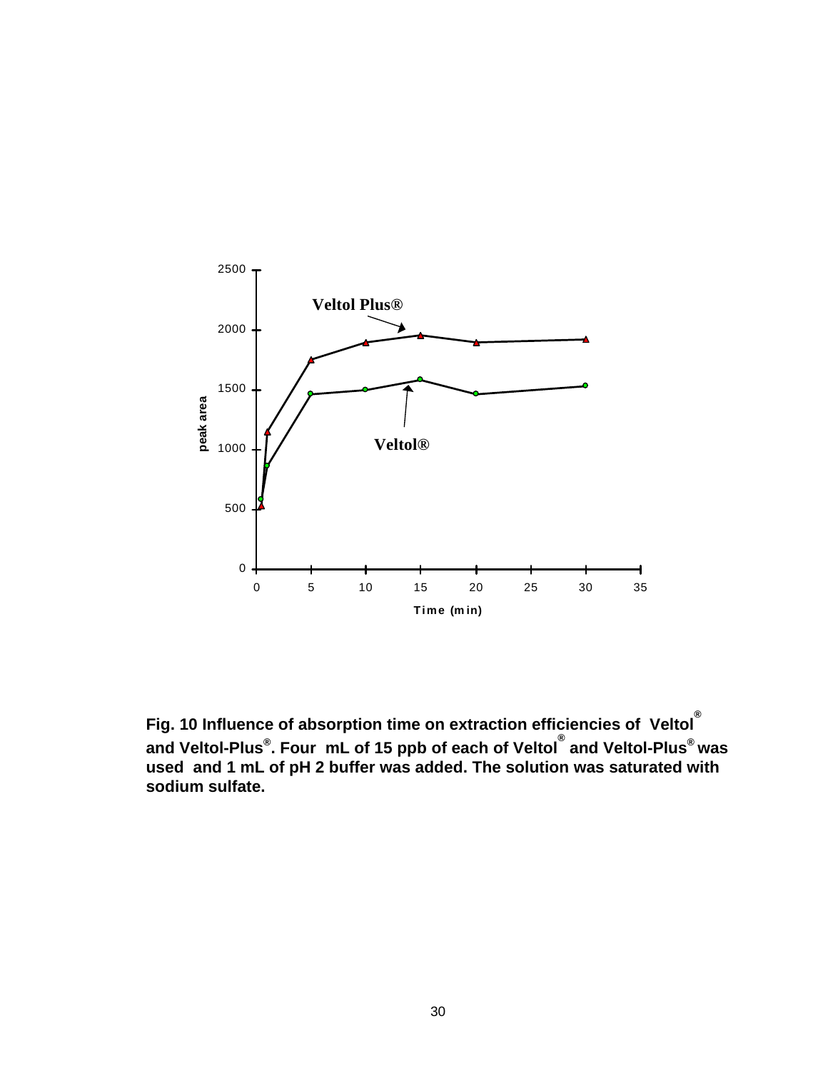**Fig. 10 Influence of absorption time on extraction efficiencies of Veltol® and Veltol-Plus®. Four mL of 15 ppb of each of Veltol® and Veltol-Plus® was used and 1 mL of pH 2 buffer was added. The solution was saturated with sodium sulfate.**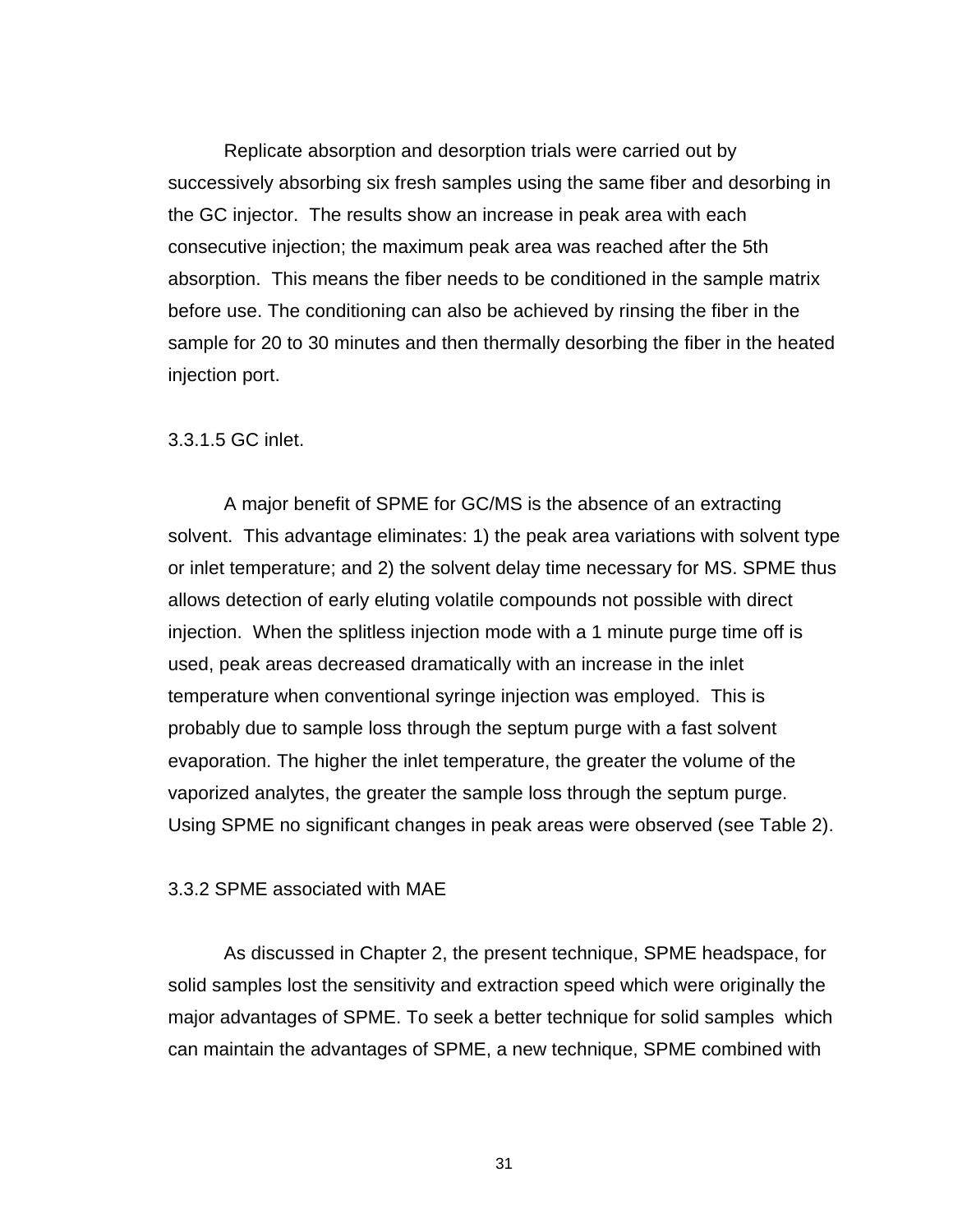Replicate absorption and desorption trials were carried out by successively absorbing six fresh samples using the same fiber and desorbing in the GC injector.  The results show an increase in peak area with each consecutive injection; the maximum peak area was reached after the 5th absorption.  This means the fiber needs to be conditioned in the sample matrix before use. The conditioning can also be achieved by rinsing the fiber in the sample for 20 to 30 minutes and then thermally desorbing the fiber in the heated injection port.

#### 3.3.1.5 GC inlet.

A major benefit of SPME for GC/MS is the absence of an extracting solvent.  This advantage eliminates: 1) the peak area variations with solvent type or inlet temperature; and 2) the solvent delay time necessary for MS. SPME thus allows detection of early eluting volatile compounds not possible with direct injection.  When the splitless injection mode with a 1 minute purge time off is used, peak areas decreased dramatically with an increase in the inlet temperature when conventional syringe injection was employed.  This is probably due to sample loss through the septum purge with a fast solvent evaporation. The higher the inlet temperature, the greater the volume of the vaporized analytes, the greater the sample loss through the septum purge. Using SPME no significant changes in peak areas were observed (see Table 2).

### 3.3.2 SPME associated with MAE

As discussed in Chapter 2, the present technique, SPME headspace, for solid samples lost the sensitivity and extraction speed which were originally the major advantages of SPME. To seek a better technique for solid samples  which can maintain the advantages of SPME, a new technique, SPME combined with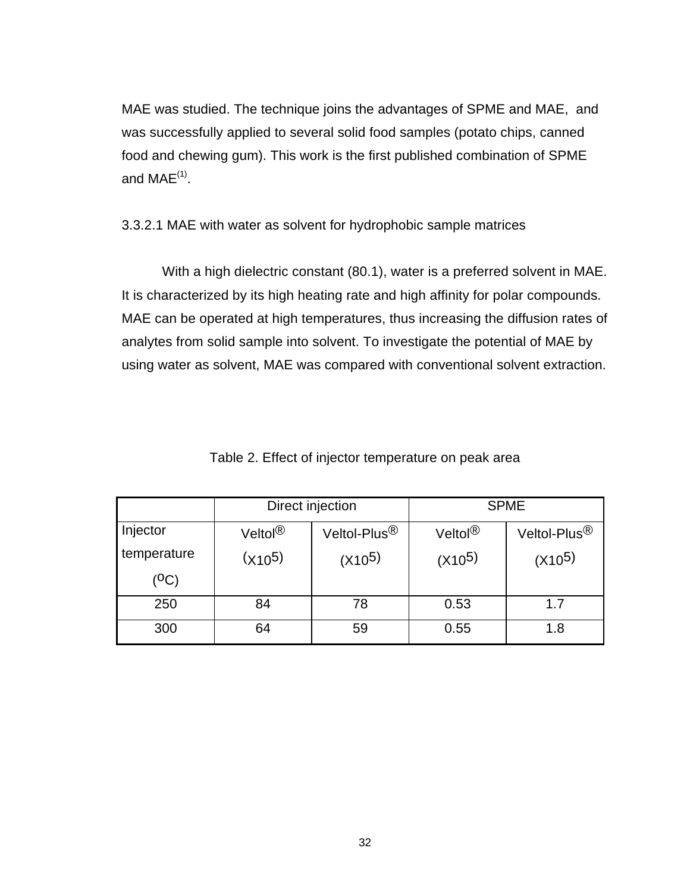MAE was studied. The technique joins the advantages of SPME and MAE, and was successfully applied to several solid food samples (potato chips, canned food and chewing gum). This work is the first published combination of SPME and MAE[1].

### 3.3.2.1 MAE with water as solvent for hydrophobic sample matrices

With a high dielectric constant (80.1), water is a preferred solvent in MAE. It is characterized by its high heating rate and high affinity for polar compounds. MAE can be operated at high temperatures, thus increasing the diffusion rates of analytes from solid sample into solvent. To investigate the potential of MAE by using water as solvent, MAE was compared with conventional solvent extraction.

Table 2. Effect of injector temperature on peak area

| | Direct injection | | SPME | |
|---|---|---|---|---|
| Injector temperature ($^oC$) | Veltol® ($X10^5$) | Veltol-Plus® ($X10^5$) | Veltol® ($X10^5$) | Veltol-Plus® ($X10^5$) |
| 250 | 84 | 78 | 0.53 | 1.7 |
| 300 | 64 | 59 | 0.55 | 1.8 |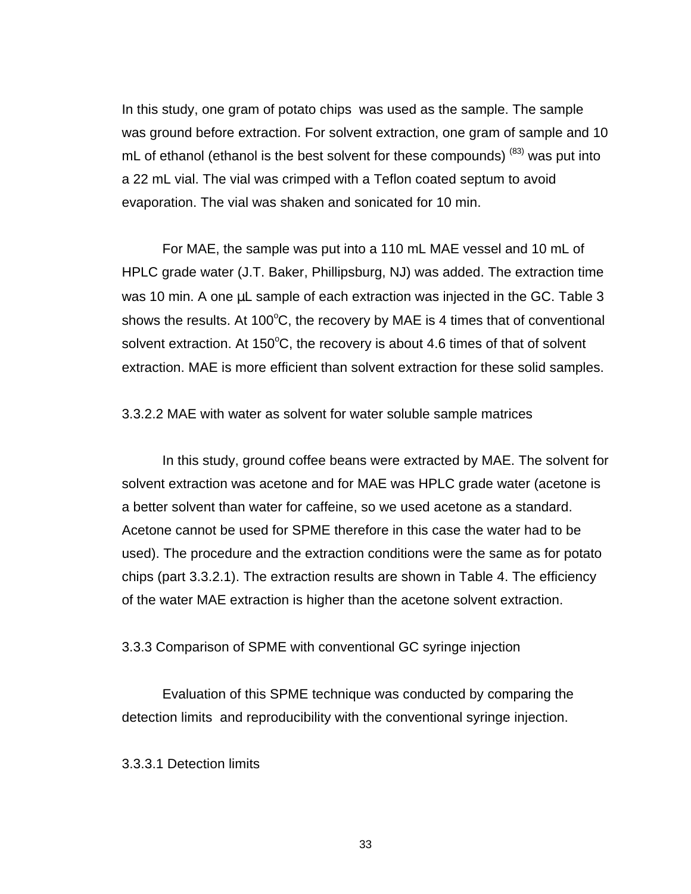In this study, one gram of potato chips was used as the sample. The sample was ground before extraction. For solvent extraction, one gram of sample and 10 mL of ethanol (ethanol is the best solvent for these compounds) [83] was put into a 22 mL vial. The vial was crimped with a Teflon coated septum to avoid evaporation. The vial was shaken and sonicated for 10 min.

For MAE, the sample was put into a 110 mL MAE vessel and 10 mL of HPLC grade water (J.T. Baker, Phillipsburg, NJ) was added. The extraction time was 10 min. A one µL sample of each extraction was injected in the GC. Table 3 shows the results. At 100$^{o}$C, the recovery by MAE is 4 times that of conventional solvent extraction. At 150$^{o}$C, the recovery is about 4.6 times of that of solvent extraction. MAE is more efficient than solvent extraction for these solid samples.

#### 3.3.2.2 MAE with water as solvent for water soluble sample matrices

In this study, ground coffee beans were extracted by MAE. The solvent for solvent extraction was acetone and for MAE was HPLC grade water (acetone is a better solvent than water for caffeine, so we used acetone as a standard. Acetone cannot be used for SPME therefore in this case the water had to be used). The procedure and the extraction conditions were the same as for potato chips (part 3.3.2.1). The extraction results are shown in Table 4. The efficiency of the water MAE extraction is higher than the acetone solvent extraction.

### 3.3.3 Comparison of SPME with conventional GC syringe injection

Evaluation of this SPME technique was conducted by comparing the detection limits and reproducibility with the conventional syringe injection.

#### 3.3.3.1 Detection limits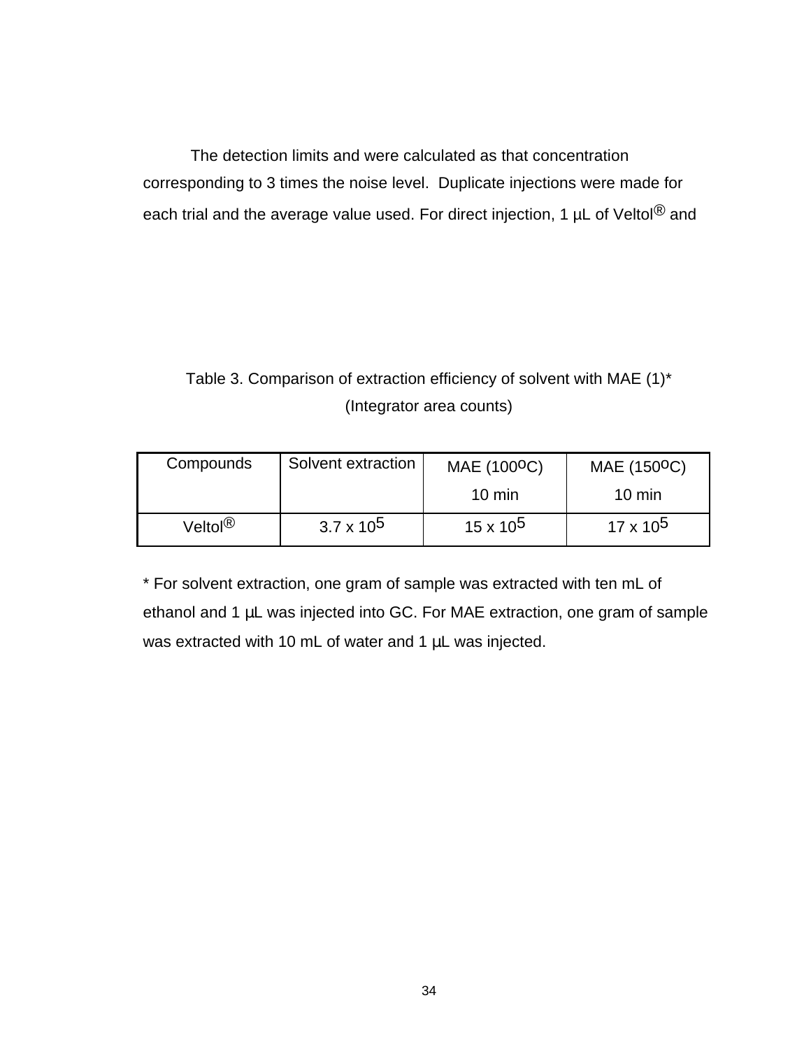The detection limits and were calculated as that concentration corresponding to 3 times the noise level. Duplicate injections were made for each trial and the average value used. For direct injection, 1 µL of Veltol® and

Table 3. Comparison of extraction efficiency of solvent with MAE (1)*
(Integrator area counts)

| Compounds | Solvent extraction | MAE (100$^o$C) 10 min | MAE (150$^o$C) 10 min |
|---|---|---|---|
| Veltol® | 3.7 x $10^5$ | 15 x $10^5$ | 17 x $10^5$ |

* For solvent extraction, one gram of sample was extracted with ten mL of ethanol and 1 µL was injected into GC. For MAE extraction, one gram of sample was extracted with 10 mL of water and 1 µL was injected.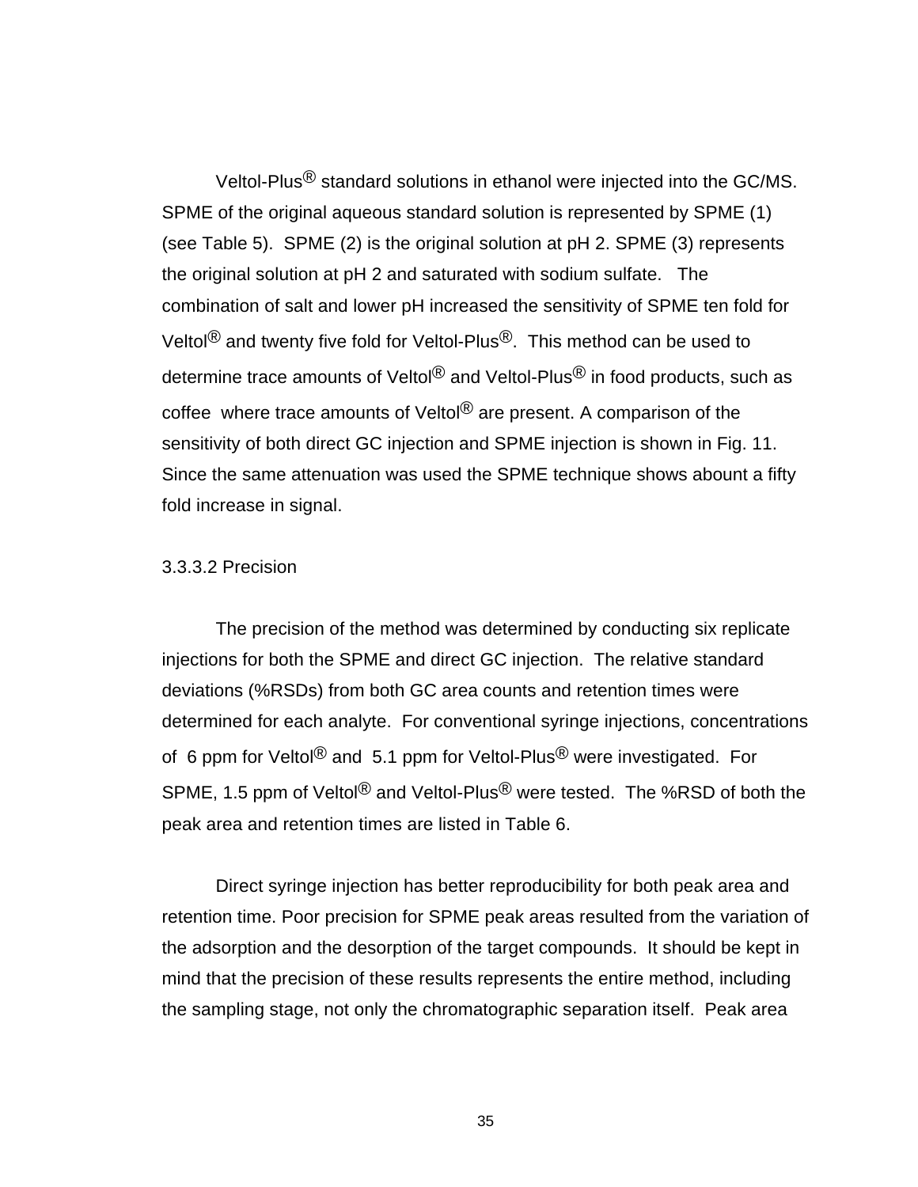Veltol-Plus® standard solutions in ethanol were injected into the GC/MS. SPME of the original aqueous standard solution is represented by SPME (1) (see Table 5). SPME (2) is the original solution at pH 2. SPME (3) represents the original solution at pH 2 and saturated with sodium sulfate. The combination of salt and lower pH increased the sensitivity of SPME ten fold for Veltol® and twenty five fold for Veltol-Plus®. This method can be used to determine trace amounts of Veltol® and Veltol-Plus® in food products, such as coffee where trace amounts of Veltol® are present. A comparison of the sensitivity of both direct GC injection and SPME injection is shown in Fig. 11. Since the same attenuation was used the SPME technique shows abount a fifty fold increase in signal.

3.3.3.2 Precision

The precision of the method was determined by conducting six replicate injections for both the SPME and direct GC injection. The relative standard deviations (%RSDs) from both GC area counts and retention times were determined for each analyte. For conventional syringe injections, concentrations of 6 ppm for Veltol® and 5.1 ppm for Veltol-Plus® were investigated. For SPME, 1.5 ppm of Veltol® and Veltol-Plus® were tested. The %RSD of both the peak area and retention times are listed in Table 6.

Direct syringe injection has better reproducibility for both peak area and retention time. Poor precision for SPME peak areas resulted from the variation of the adsorption and the desorption of the target compounds. It should be kept in mind that the precision of these results represents the entire method, including the sampling stage, not only the chromatographic separation itself. Peak area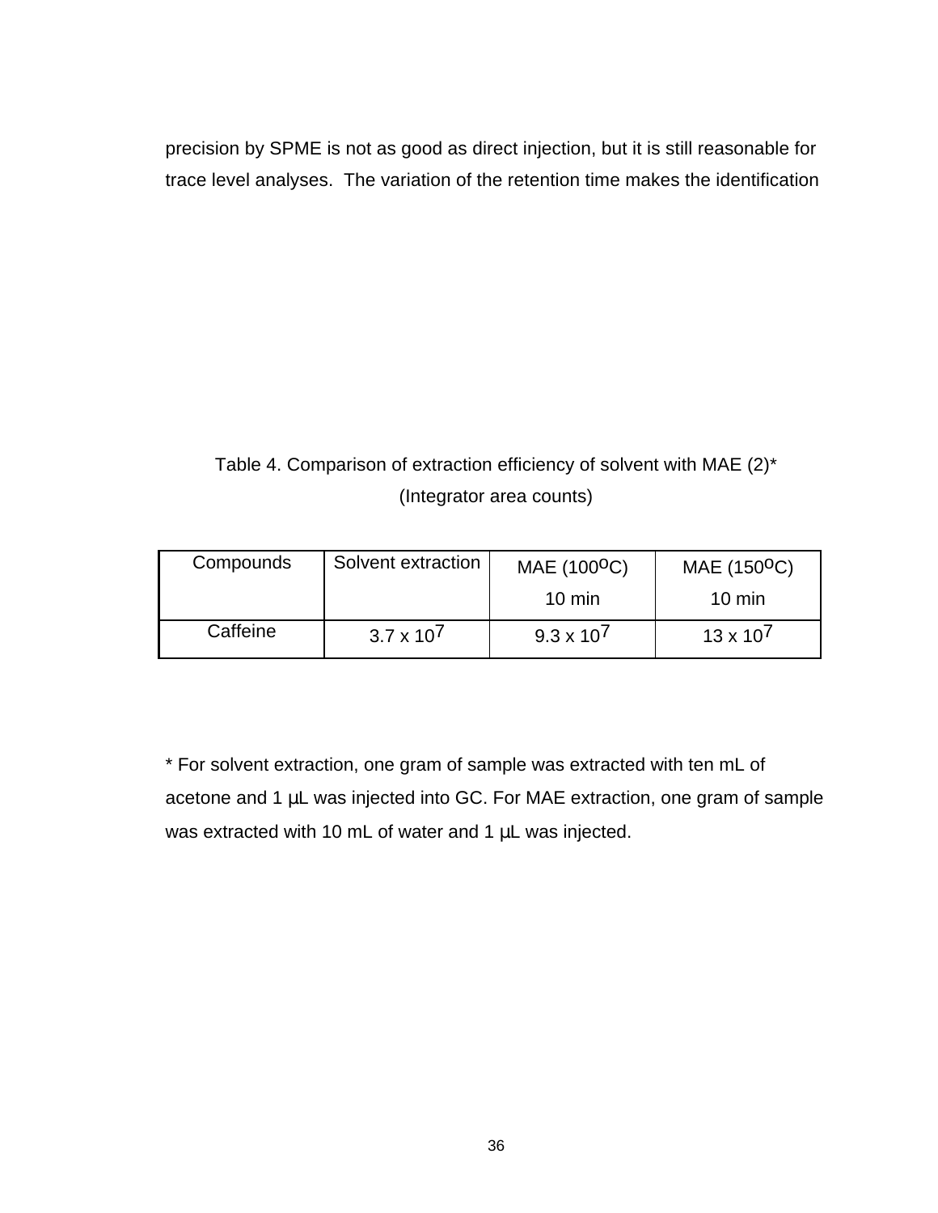precision by SPME is not as good as direct injection, but it is still reasonable for trace level analyses. The variation of the retention time makes the identification

Table 4. Comparison of extraction efficiency of solvent with MAE (2)*
(Integrator area counts)

| Compounds | Solvent extraction | MAE (100$^{o}$C) 10 min | MAE (150$^{o}$C) 10 min |
|---|---|---|---|
| Caffeine | $3.7 \times 10^{7}$ | $9.3 \times 10^{7}$ | $13 \times 10^{7}$ |

* For solvent extraction, one gram of sample was extracted with ten mL of acetone and 1 µL was injected into GC. For MAE extraction, one gram of sample was extracted with 10 mL of water and 1 µL was injected.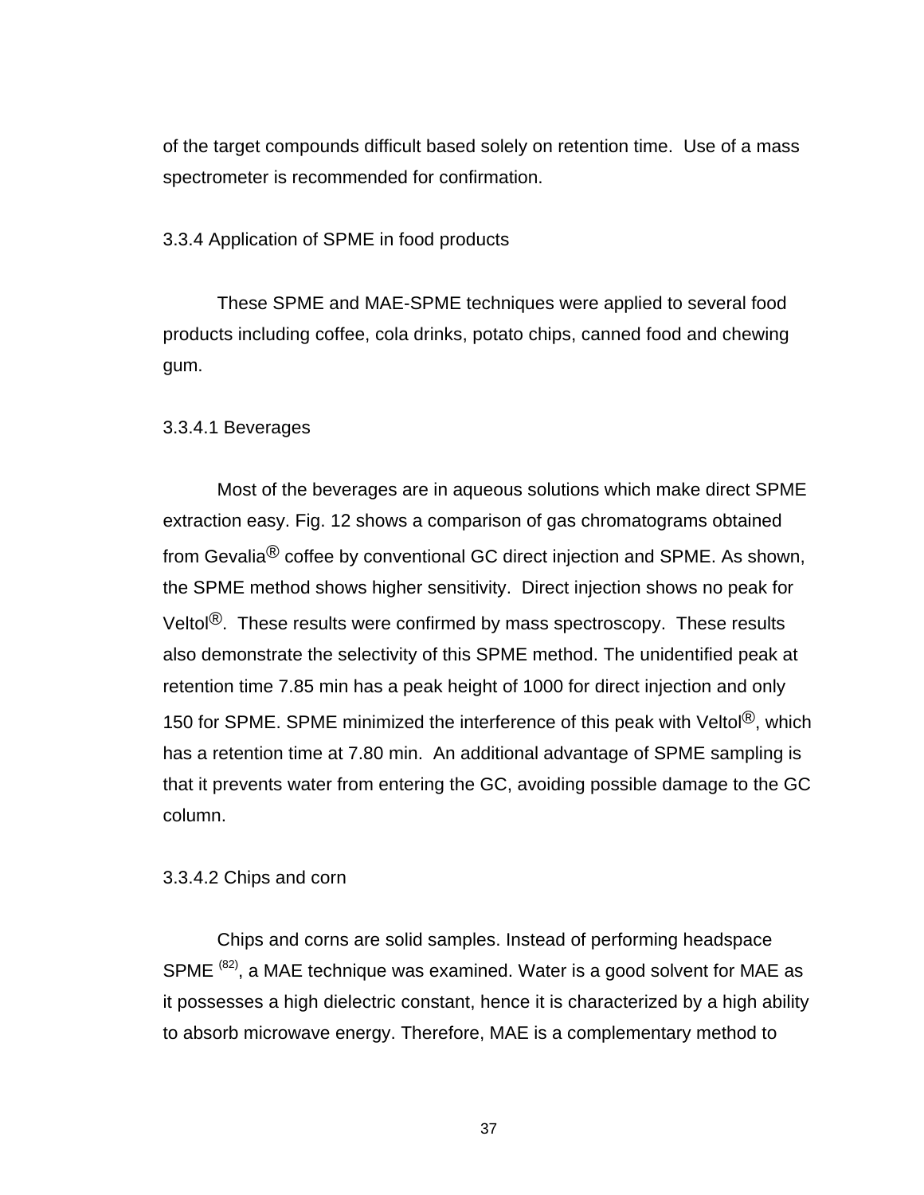of the target compounds difficult based solely on retention time. Use of a mass spectrometer is recommended for confirmation.

### 3.3.4 Application of SPME in food products

These SPME and MAE-SPME techniques were applied to several food products including coffee, cola drinks, potato chips, canned food and chewing gum.

#### 3.3.4.1 Beverages

Most of the beverages are in aqueous solutions which make direct SPME extraction easy. Fig. 12 shows a comparison of gas chromatograms obtained from Gevalia® coffee by conventional GC direct injection and SPME. As shown, the SPME method shows higher sensitivity. Direct injection shows no peak for Veltol®. These results were confirmed by mass spectroscopy. These results also demonstrate the selectivity of this SPME method. The unidentified peak at retention time 7.85 min has a peak height of 1000 for direct injection and only 150 for SPME. SPME minimized the interference of this peak with Veltol®, which has a retention time at 7.80 min. An additional advantage of SPME sampling is that it prevents water from entering the GC, avoiding possible damage to the GC column.

#### 3.3.4.2 Chips and corn

Chips and corns are solid samples. Instead of performing headspace SPME [82], a MAE technique was examined. Water is a good solvent for MAE as it possesses a high dielectric constant, hence it is characterized by a high ability to absorb microwave energy. Therefore, MAE is a complementary method to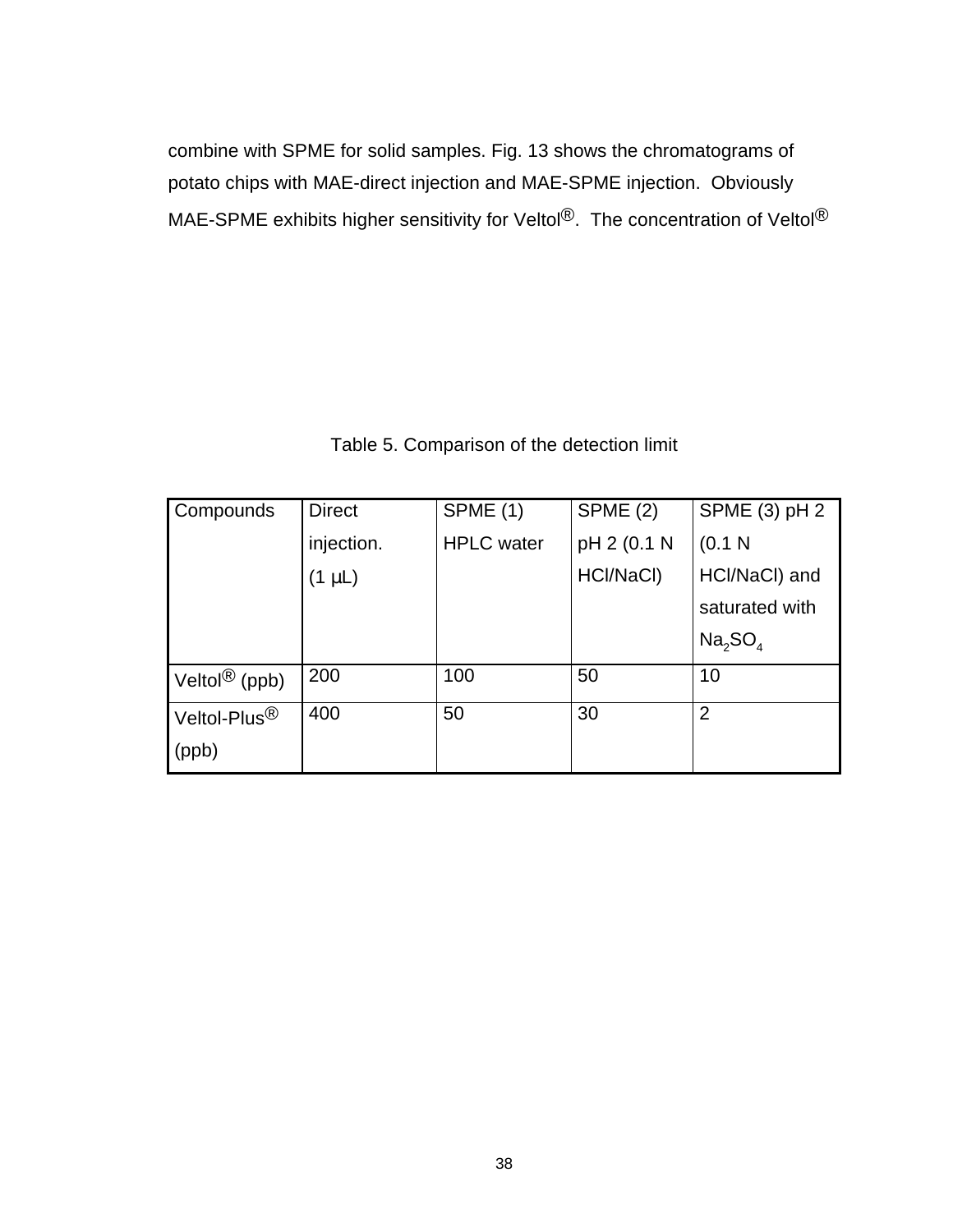combine with SPME for solid samples. Fig. 13 shows the chromatograms of potato chips with MAE-direct injection and MAE-SPME injection. Obviously MAE-SPME exhibits higher sensitivity for Veltol®. The concentration of Veltol®

Table 5. Comparison of the detection limit

| Compounds | Direct injection. (1 µL) | SPME (1) HPLC water | SPME (2) pH 2 (0.1 N HCl/NaCl) | SPME (3) pH 2 (0.1 N HCl/NaCl) and saturated with $Na_2SO_4$ |
|---|---|---|---|---|
| Veltol® (ppb) | 200 | 100 | 50 | 10 |
| Veltol-Plus® (ppb) | 400 | 50 | 30 | 2 |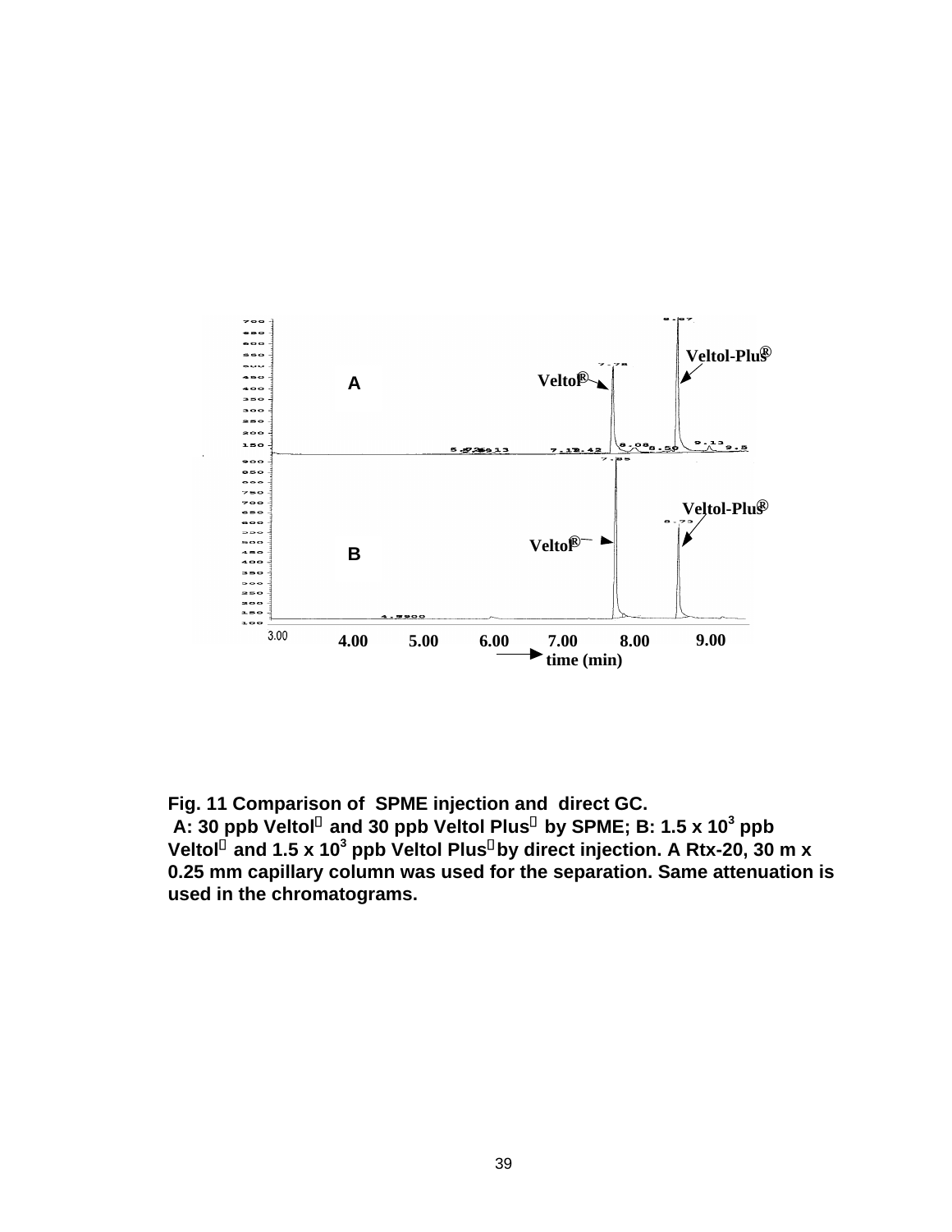Fig. 11 Comparison of SPME injection and direct GC.
A: 30 ppb Veltol® and 30 ppb Veltol Plus® by SPME; B: $1.5 \times 10^3$ ppb Veltol® and $1.5 \times 10^3$ ppb Veltol Plus® by direct injection. A Rtx-20, 30 m x 0.25 mm capillary column was used for the separation. Same attenuation is used in the chromatograms.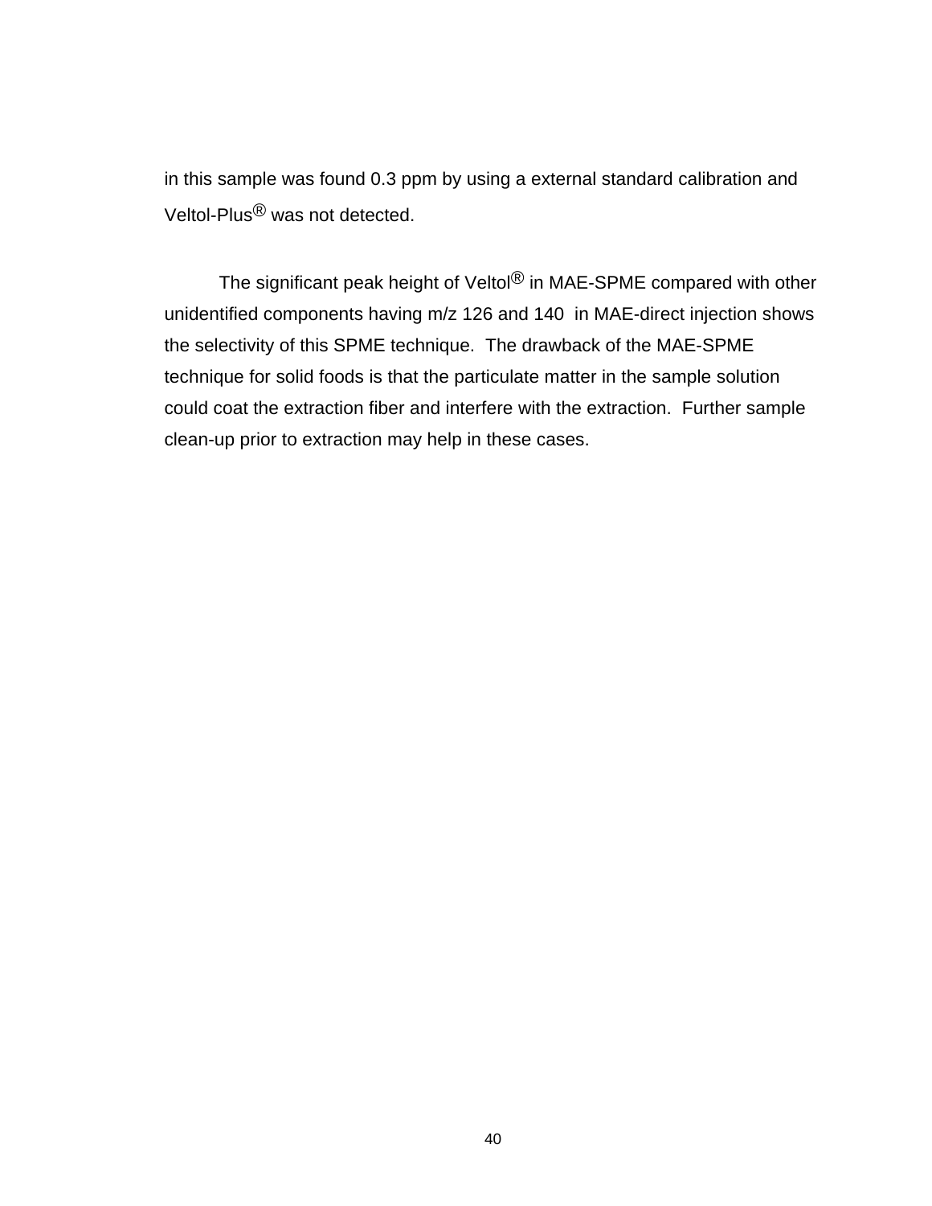in this sample was found 0.3 ppm by using a external standard calibration and Veltol-Plus® was not detected.

The significant peak height of Veltol® in MAE-SPME compared with other unidentified components having m/z 126 and 140 in MAE-direct injection shows the selectivity of this SPME technique. The drawback of the MAE-SPME technique for solid foods is that the particulate matter in the sample solution could coat the extraction fiber and interfere with the extraction. Further sample clean-up prior to extraction may help in these cases.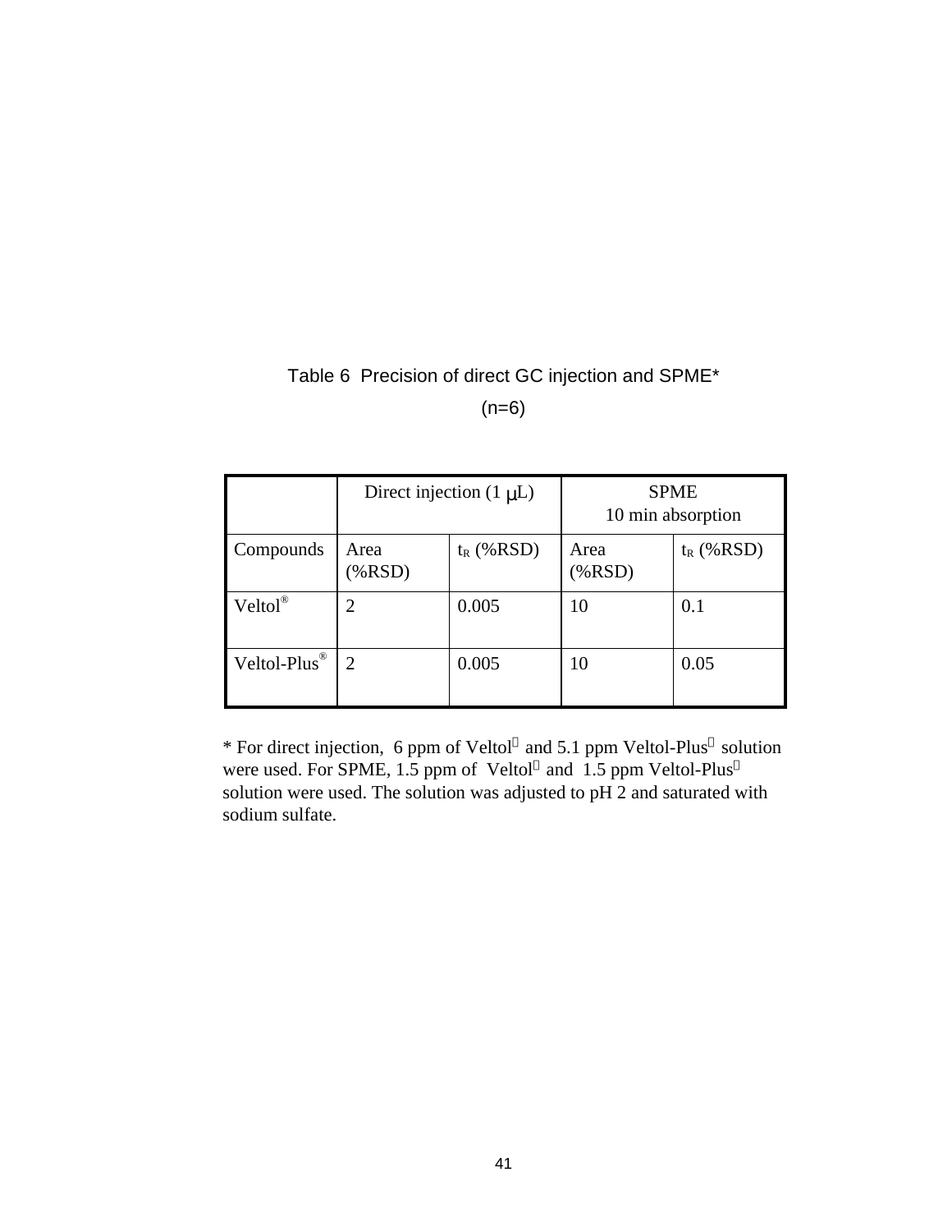Table 6 Precision of direct GC injection and SPME*

(n=6)

| | Direct injection (1 μL) | | SPME<br>10 min absorption | |
|---|---|---|---|---|
| Compounds | Area (%RSD) | $t_R$ (%RSD) | Area (%RSD) | $t_R$ (%RSD) |
| Veltol® | 2 | 0.005 | 10 | 0.1 |
| Veltol-Plus® | 2 | 0.005 | 10 | 0.05 |

* For direct injection, 6 ppm of Veltol® and 5.1 ppm Veltol-Plus® solution were used. For SPME, 1.5 ppm of Veltol® and 1.5 ppm Veltol-Plus® solution were used. The solution was adjusted to pH 2 and saturated with sodium sulfate.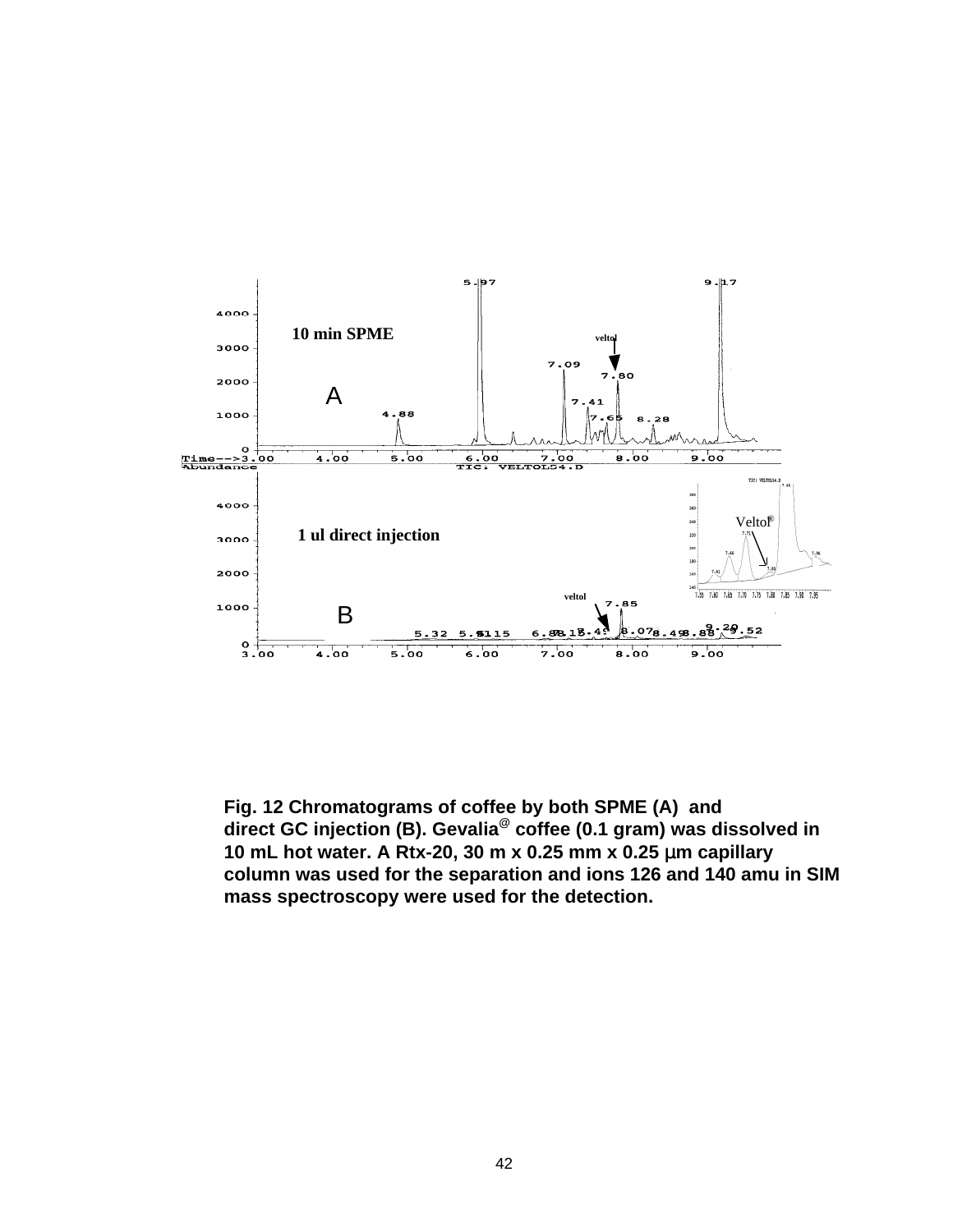**Fig. 12 Chromatograms of coffee by both SPME (A) and direct GC injection (B). Gevalia® coffee (0.1 gram) was dissolved in 10 mL hot water. A Rtx-20, 30 m x 0.25 mm x 0.25 μm capillary column was used for the separation and ions 126 and 140 amu in SIM mass spectroscopy were used for the detection.**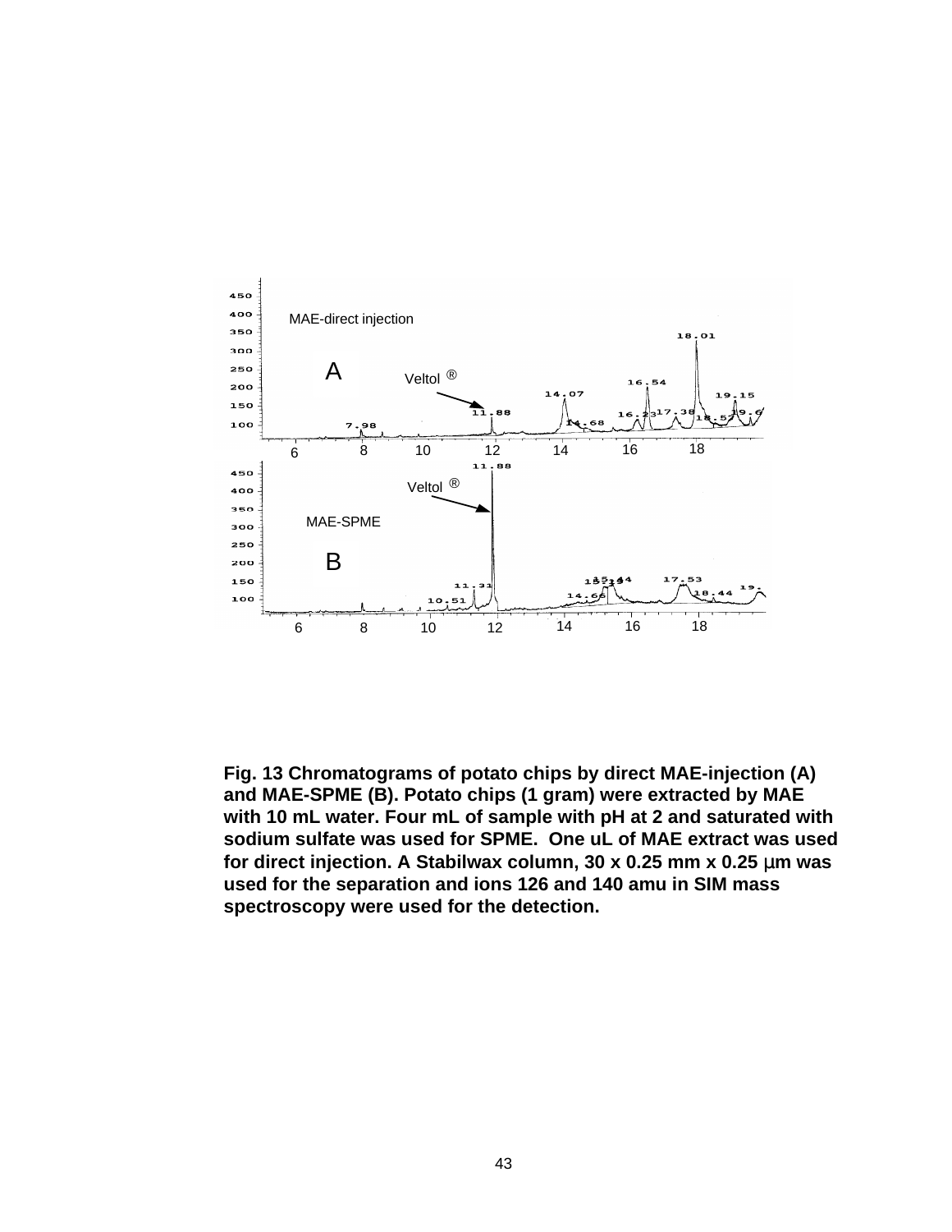Fig. 13 Chromatograms of potato chips by direct MAE-injection (A) and MAE-SPME (B). Potato chips (1 gram) were extracted by MAE with 10 mL water. Four mL of sample with pH at 2 and saturated with sodium sulfate was used for SPME. One uL of MAE extract was used for direct injection. A Stabilwax column, 30 x 0.25 mm x 0.25 μm was used for the separation and ions 126 and 140 amu in SIM mass spectroscopy were used for the detection.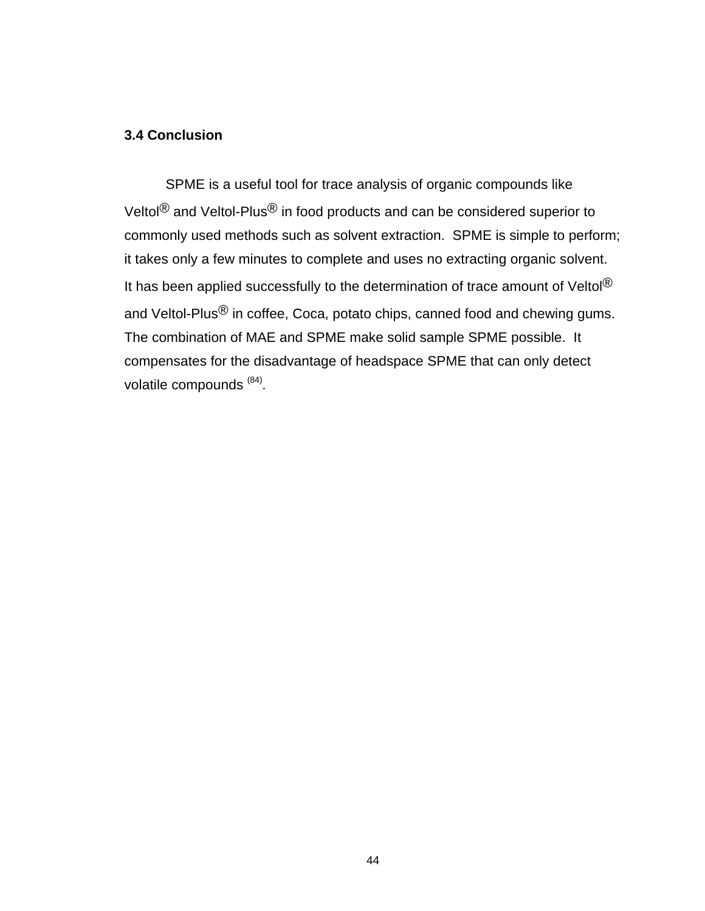### 3.4 Conclusion

SPME is a useful tool for trace analysis of organic compounds like Veltol® and Veltol-Plus® in food products and can be considered superior to commonly used methods such as solvent extraction. SPME is simple to perform; it takes only a few minutes to complete and uses no extracting organic solvent. It has been applied successfully to the determination of trace amount of Veltol® and Veltol-Plus® in coffee, Coca, potato chips, canned food and chewing gums. The combination of MAE and SPME make solid sample SPME possible. It compensates for the disadvantage of headspace SPME that can only detect volatile compounds [84].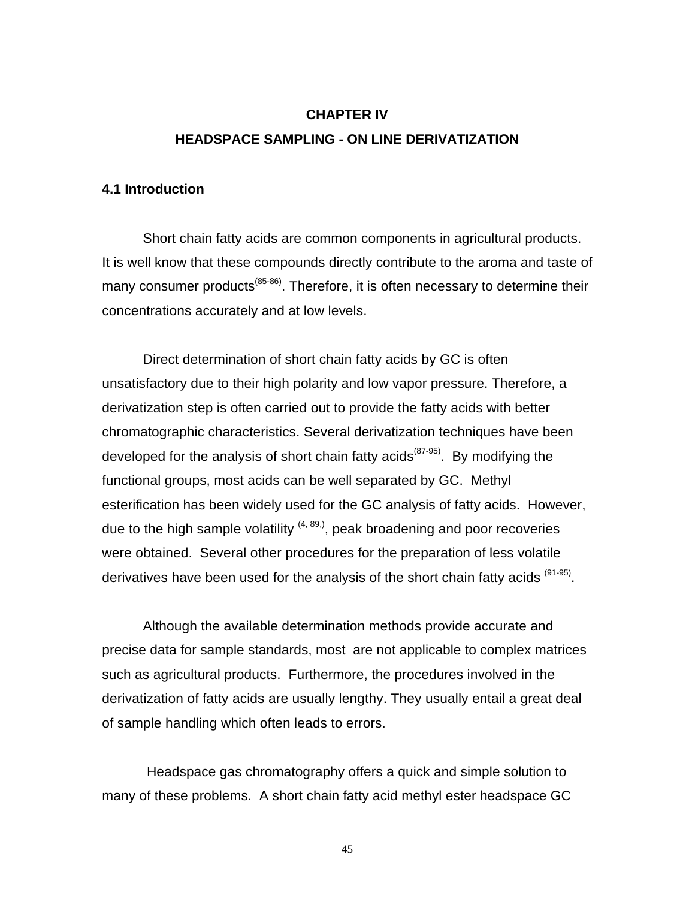# CHAPTER IV

# HEADSPACE SAMPLING - ON LINE DERIVATIZATION

## 4.1 Introduction

Short chain fatty acids are common components in agricultural products. It is well know that these compounds directly contribute to the aroma and taste of many consumer products[85-86]. Therefore, it is often necessary to determine their concentrations accurately and at low levels.

Direct determination of short chain fatty acids by GC is often unsatisfactory due to their high polarity and low vapor pressure. Therefore, a derivatization step is often carried out to provide the fatty acids with better chromatographic characteristics. Several derivatization techniques have been developed for the analysis of short chain fatty acids[87-95]. By modifying the functional groups, most acids can be well separated by GC. Methyl esterification has been widely used for the GC analysis of fatty acids. However, due to the high sample volatility [4, 89,], peak broadening and poor recoveries were obtained. Several other procedures for the preparation of less volatile derivatives have been used for the analysis of the short chain fatty acids [91-95].

Although the available determination methods provide accurate and precise data for sample standards, most are not applicable to complex matrices such as agricultural products. Furthermore, the procedures involved in the derivatization of fatty acids are usually lengthy. They usually entail a great deal of sample handling which often leads to errors.

Headspace gas chromatography offers a quick and simple solution to many of these problems. A short chain fatty acid methyl ester headspace GC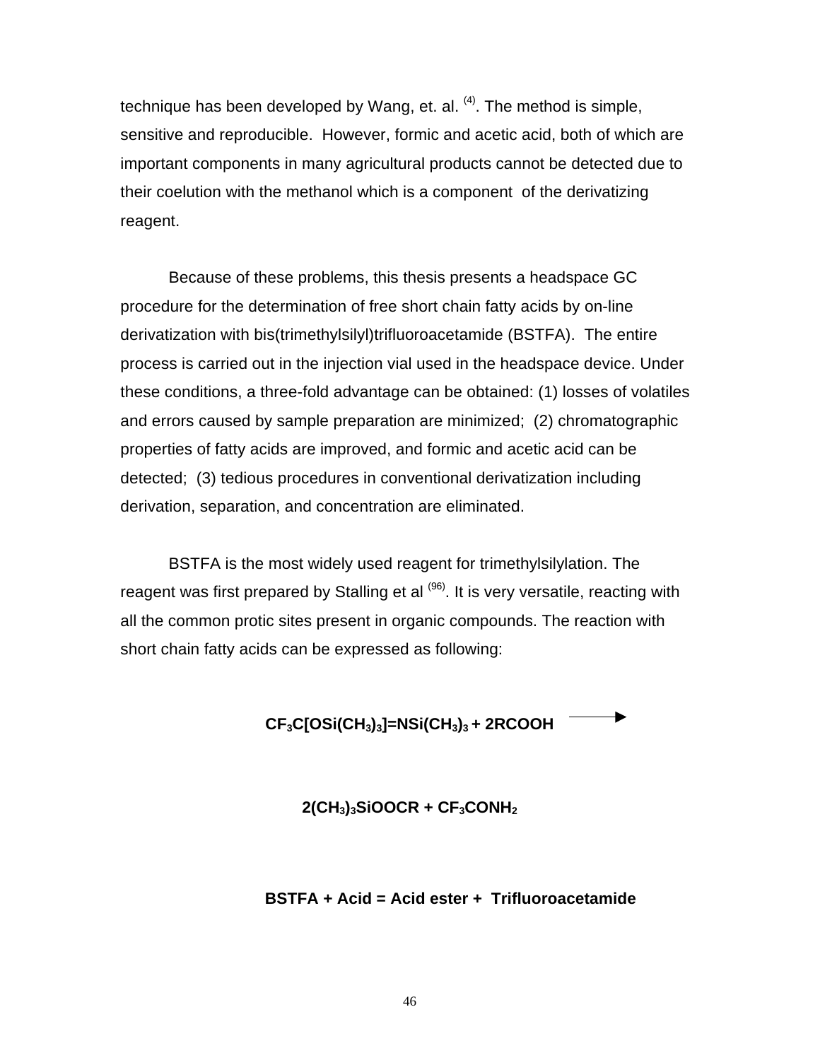technique has been developed by Wang, et. al. [4]. The method is simple, sensitive and reproducible. However, formic and acetic acid, both of which are important components in many agricultural products cannot be detected due to their coelution with the methanol which is a component of the derivatizing reagent.

Because of these problems, this thesis presents a headspace GC procedure for the determination of free short chain fatty acids by on-line derivatization with bis(trimethylsilyl)trifluoroacetamide (BSTFA). The entire process is carried out in the injection vial used in the headspace device. Under these conditions, a three-fold advantage can be obtained: (1) losses of volatiles and errors caused by sample preparation are minimized; (2) chromatographic properties of fatty acids are improved, and formic and acetic acid can be detected; (3) tedious procedures in conventional derivatization including derivation, separation, and concentration are eliminated.

BSTFA is the most widely used reagent for trimethylsilylation. The reagent was first prepared by Stalling et al [96]. It is very versatile, reacting with all the common protic sites present in organic compounds. The reaction with short chain fatty acids can be expressed as following:

$$CF_3C[OSi(CH_3)_3]{=}NSi(CH_3)_3 + 2RCOOH \longrightarrow$$

$$2(CH_3)_3SiOOCR + CF_3CONH_2$$

**BSTFA + Acid = Acid ester + Trifluoroacetamide**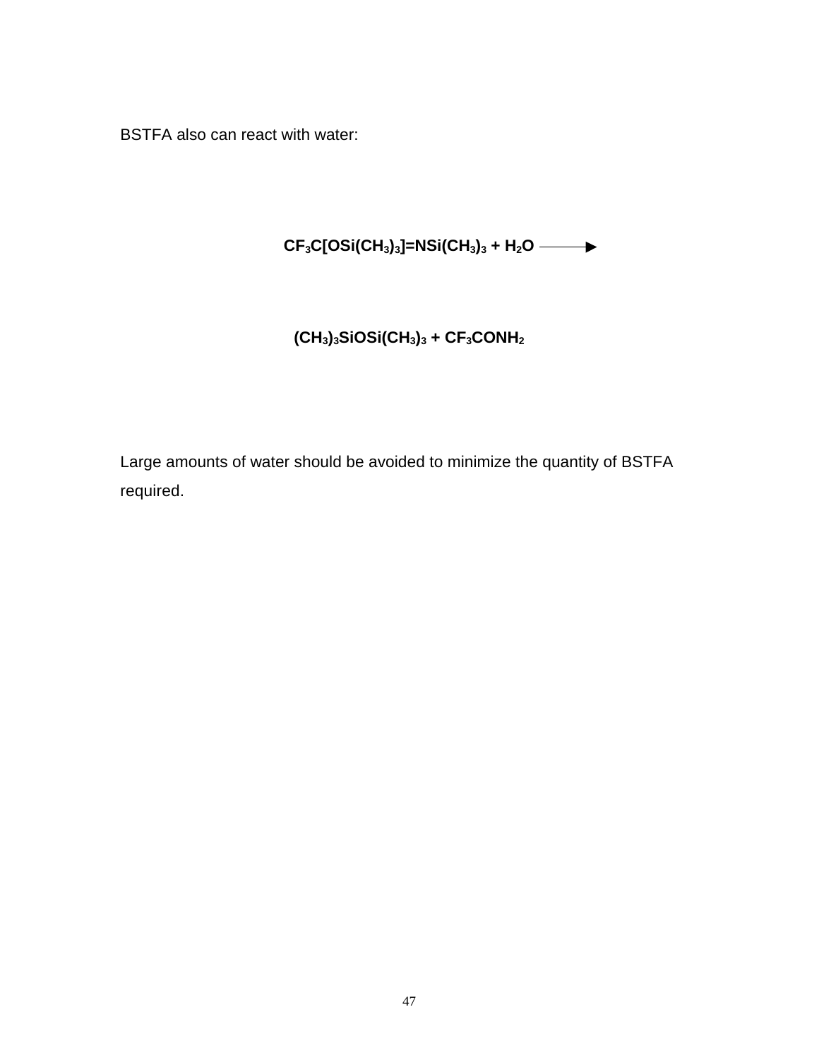BSTFA also can react with water:

$$CF_3C[OSi(CH_3)_3]{=}NSi(CH_3)_3 + H_2O \longrightarrow$$

$$(CH_3)_3SiOSi(CH_3)_3 + CF_3CONH_2$$

Large amounts of water should be avoided to minimize the quantity of BSTFA required.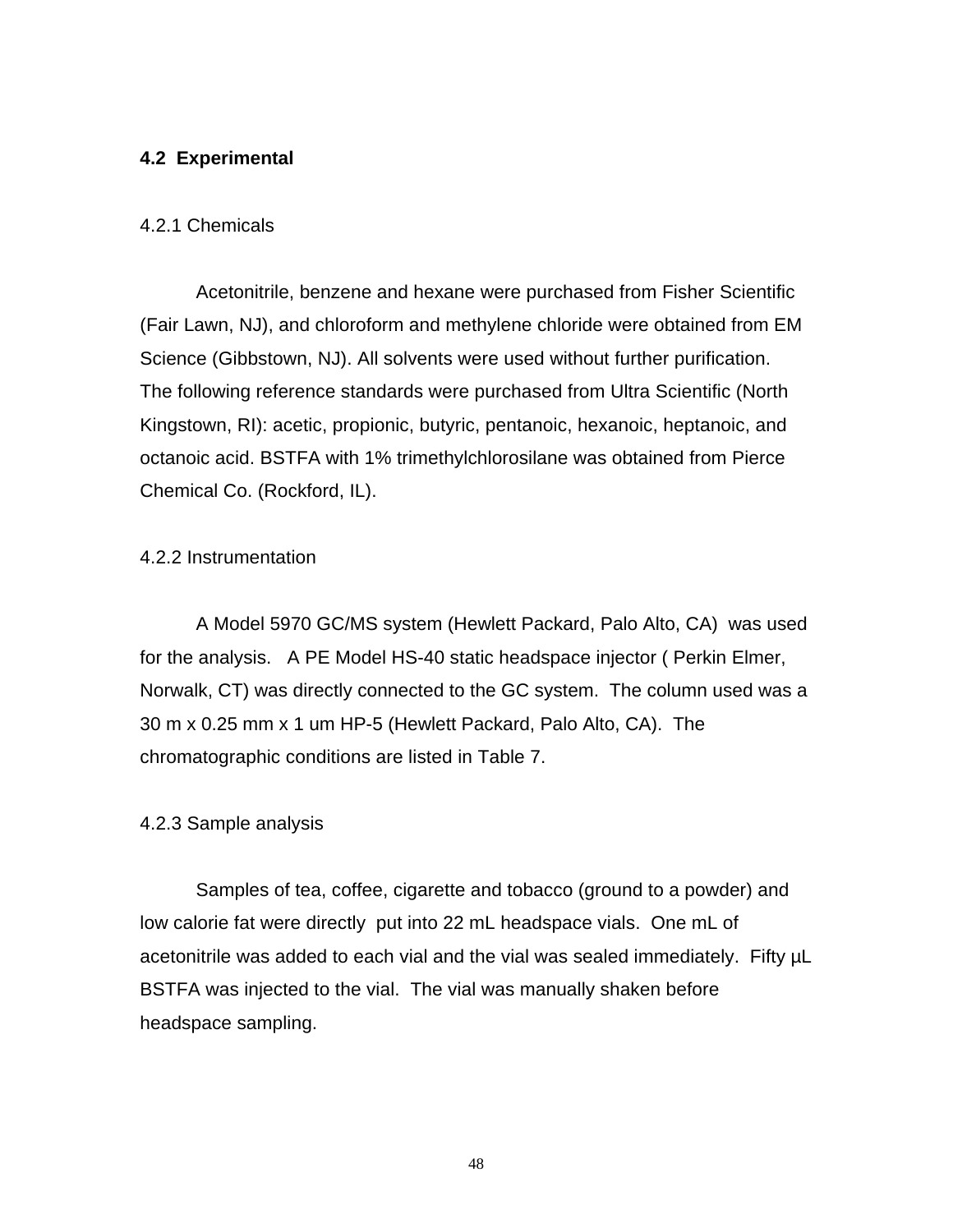## 4.2 Experimental

### 4.2.1 Chemicals

Acetonitrile, benzene and hexane were purchased from Fisher Scientific (Fair Lawn, NJ), and chloroform and methylene chloride were obtained from EM Science (Gibbstown, NJ). All solvents were used without further purification. The following reference standards were purchased from Ultra Scientific (North Kingstown, RI): acetic, propionic, butyric, pentanoic, hexanoic, heptanoic, and octanoic acid. BSTFA with 1% trimethylchlorosilane was obtained from Pierce Chemical Co. (Rockford, IL).

### 4.2.2 Instrumentation

A Model 5970 GC/MS system (Hewlett Packard, Palo Alto, CA) was used for the analysis. A PE Model HS-40 static headspace injector ( Perkin Elmer, Norwalk, CT) was directly connected to the GC system. The column used was a 30 m x 0.25 mm x 1 um HP-5 (Hewlett Packard, Palo Alto, CA). The chromatographic conditions are listed in Table 7.

### 4.2.3 Sample analysis

Samples of tea, coffee, cigarette and tobacco (ground to a powder) and low calorie fat were directly put into 22 mL headspace vials. One mL of acetonitrile was added to each vial and the vial was sealed immediately. Fifty µL BSTFA was injected to the vial. The vial was manually shaken before headspace sampling.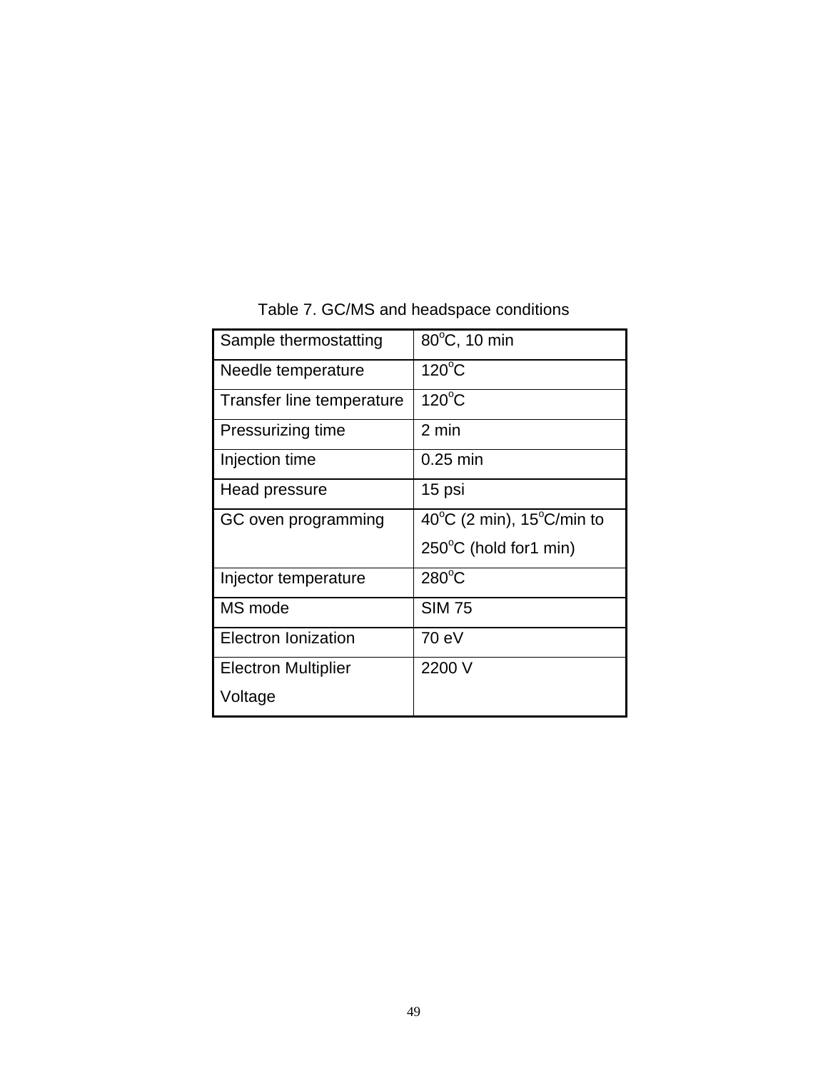Table 7. GC/MS and headspace conditions

| | |
|---|---|
| Sample thermostatting | 80$^{o}$C, 10 min |
| Needle temperature | 120$^{o}$C |
| Transfer line temperature | 120$^{o}$C |
| Pressurizing time | 2 min |
| Injection time | 0.25 min |
| Head pressure | 15 psi |
| GC oven programming | 40$^{o}$C (2 min), 15$^{o}$C/min to 250$^{o}$C (hold for1 min) |
| Injector temperature | 280$^{o}$C |
| MS mode | SIM 75 |
| Electron Ionization | 70 eV |
| Electron Multiplier Voltage | 2200 V |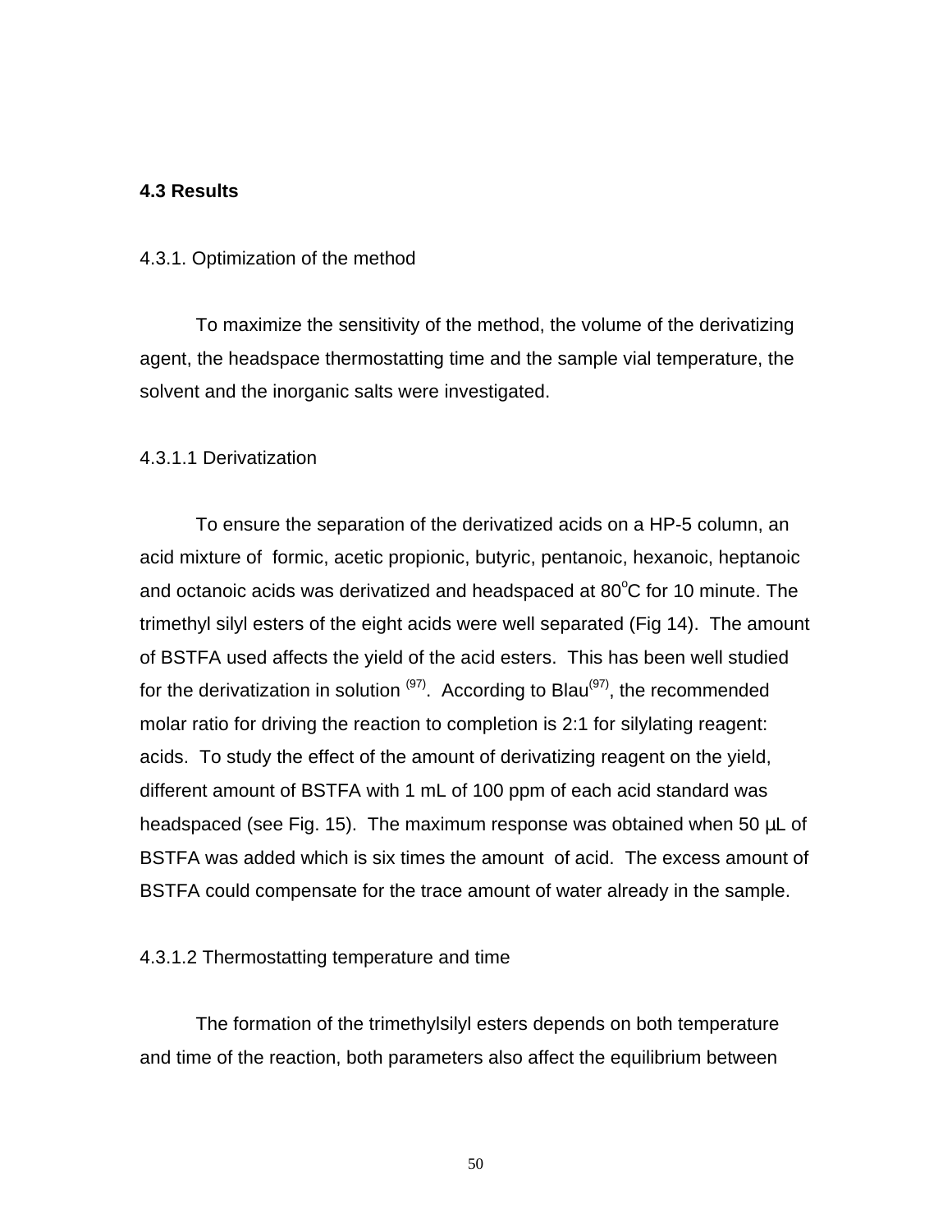### 4.3 Results

4.3.1. Optimization of the method

To maximize the sensitivity of the method, the volume of the derivatizing agent, the headspace thermostatting time and the sample vial temperature, the solvent and the inorganic salts were investigated.

4.3.1.1 Derivatization

To ensure the separation of the derivatized acids on a HP-5 column, an acid mixture of formic, acetic propionic, butyric, pentanoic, hexanoic, heptanoic and octanoic acids was derivatized and headspaced at 80$^{o}$C for 10 minute. The trimethyl silyl esters of the eight acids were well separated (Fig 14). The amount of BSTFA used affects the yield of the acid esters. This has been well studied for the derivatization in solution [(97)]. According to Blau[(97)], the recommended molar ratio for driving the reaction to completion is 2:1 for silylating reagent: acids. To study the effect of the amount of derivatizing reagent on the yield, different amount of BSTFA with 1 mL of 100 ppm of each acid standard was headspaced (see Fig. 15). The maximum response was obtained when 50 µL of BSTFA was added which is six times the amount of acid. The excess amount of BSTFA could compensate for the trace amount of water already in the sample.

4.3.1.2 Thermostatting temperature and time

The formation of the trimethylsilyl esters depends on both temperature and time of the reaction, both parameters also affect the equilibrium between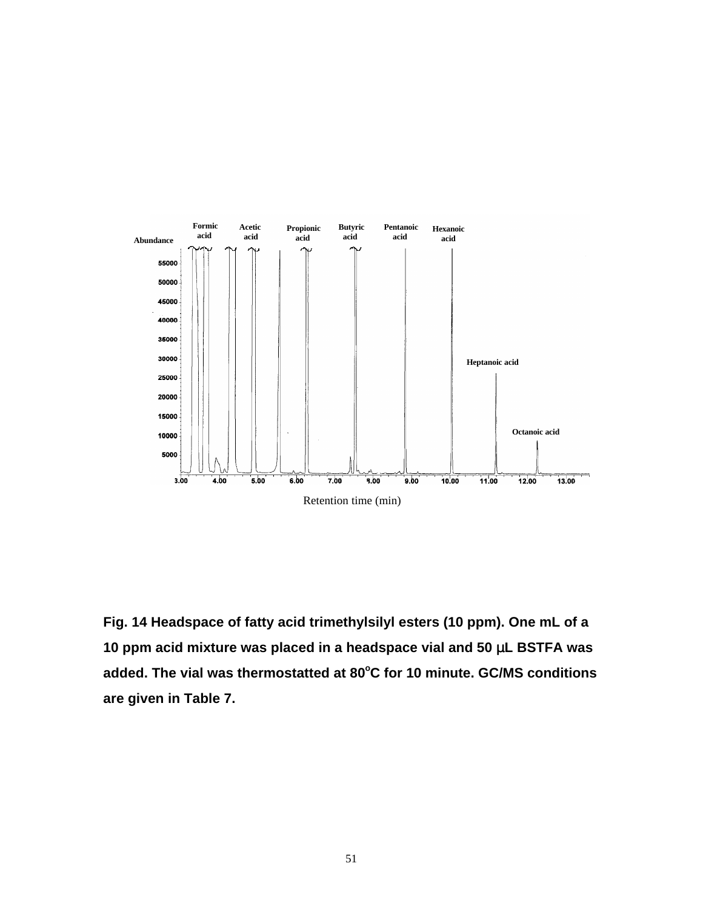Fig. 14 Headspace of fatty acid trimethylsilyl esters (10 ppm). One mL of a 10 ppm acid mixture was placed in a headspace vial and 50 μL BSTFA was added. The vial was thermostatted at 80°C for 10 minute. GC/MS conditions are given in Table 7.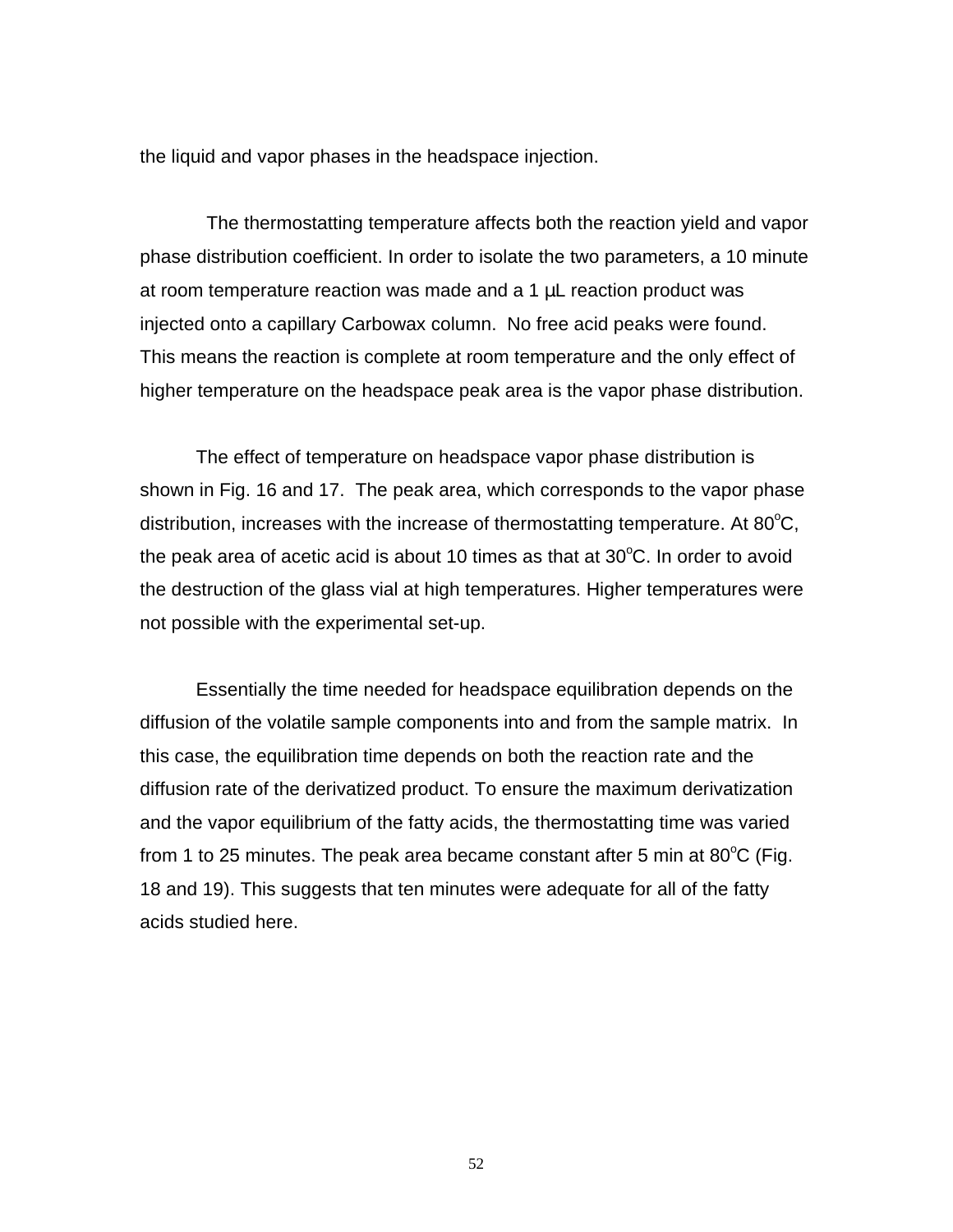the liquid and vapor phases in the headspace injection.

The thermostatting temperature affects both the reaction yield and vapor phase distribution coefficient. In order to isolate the two parameters, a 10 minute at room temperature reaction was made and a 1 µL reaction product was injected onto a capillary Carbowax column. No free acid peaks were found. This means the reaction is complete at room temperature and the only effect of higher temperature on the headspace peak area is the vapor phase distribution.

The effect of temperature on headspace vapor phase distribution is shown in Fig. 16 and 17. The peak area, which corresponds to the vapor phase distribution, increases with the increase of thermostatting temperature. At 80$^{o}$C, the peak area of acetic acid is about 10 times as that at 30$^{o}$C. In order to avoid the destruction of the glass vial at high temperatures. Higher temperatures were not possible with the experimental set-up.

Essentially the time needed for headspace equilibration depends on the diffusion of the volatile sample components into and from the sample matrix. In this case, the equilibration time depends on both the reaction rate and the diffusion rate of the derivatized product. To ensure the maximum derivatization and the vapor equilibrium of the fatty acids, the thermostatting time was varied from 1 to 25 minutes. The peak area became constant after 5 min at 80$^{o}$C (Fig. 18 and 19). This suggests that ten minutes were adequate for all of the fatty acids studied here.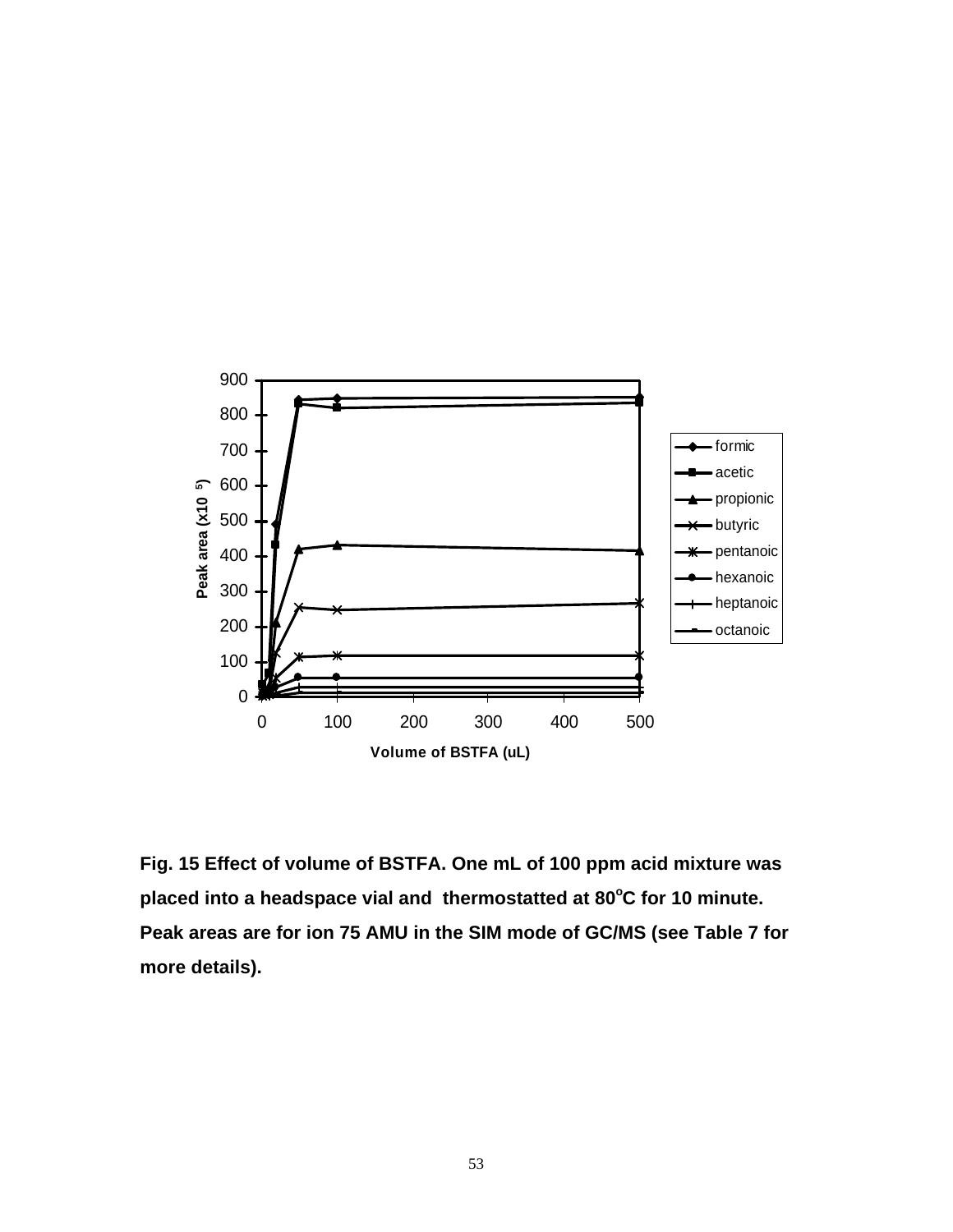**Fig. 15 Effect of volume of BSTFA. One mL of 100 ppm acid mixture was placed into a headspace vial and thermostatted at 80°C for 10 minute. Peak areas are for ion 75 AMU in the SIM mode of GC/MS (see Table 7 for more details).**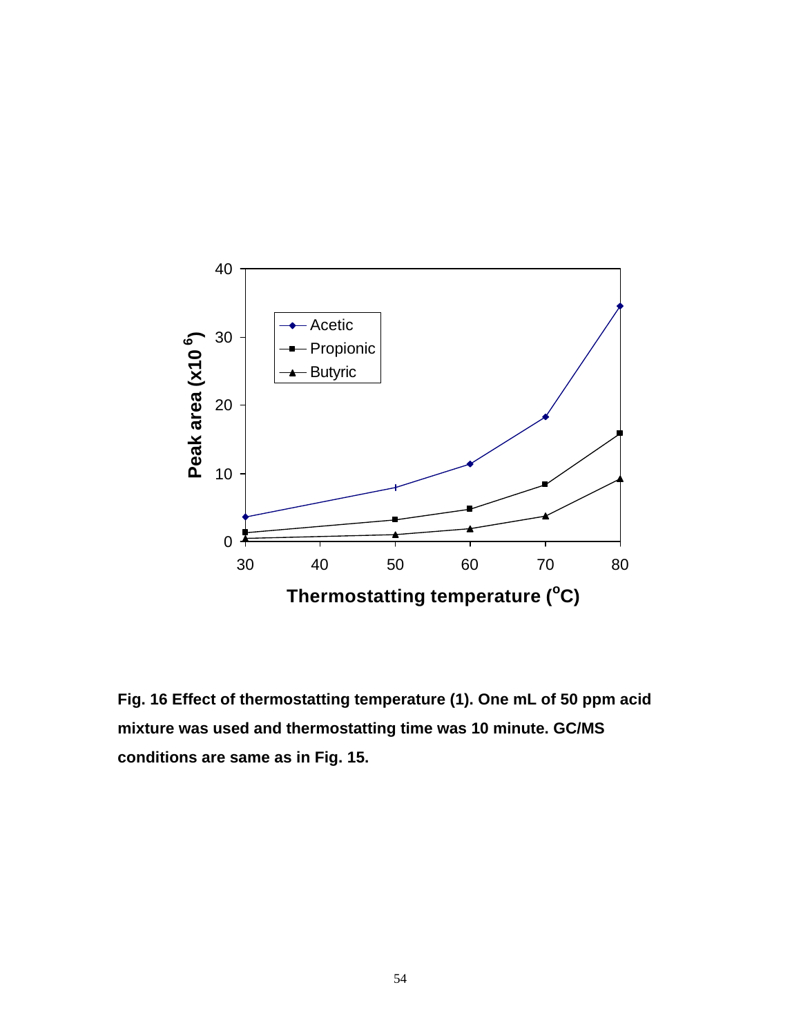**Fig. 16 Effect of thermostatting temperature (1). One mL of 50 ppm acid mixture was used and thermostatting time was 10 minute. GC/MS conditions are same as in Fig. 15.**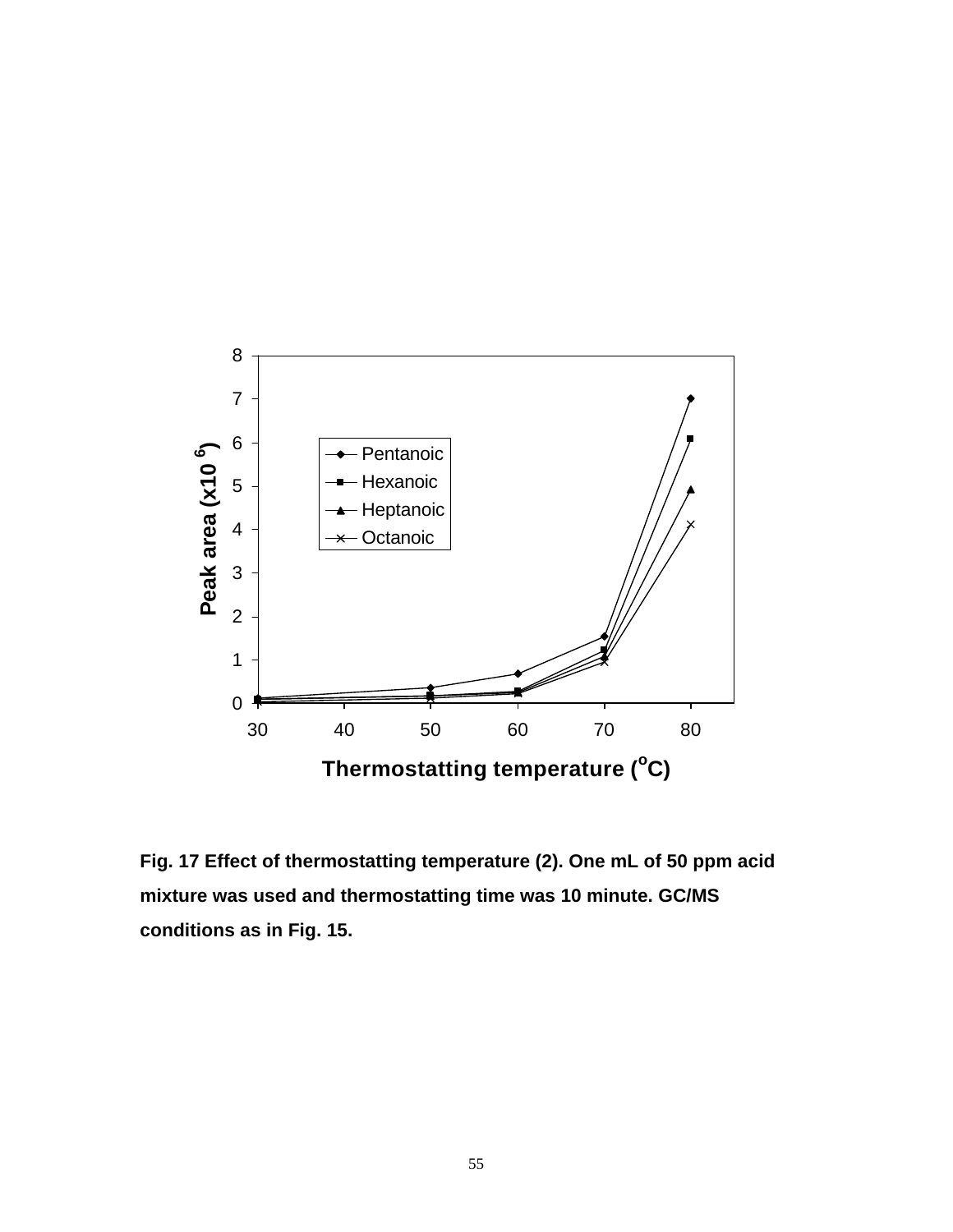**Fig. 17 Effect of thermostatting temperature (2). One mL of 50 ppm acid mixture was used and thermostatting time was 10 minute. GC/MS conditions as in Fig. 15.**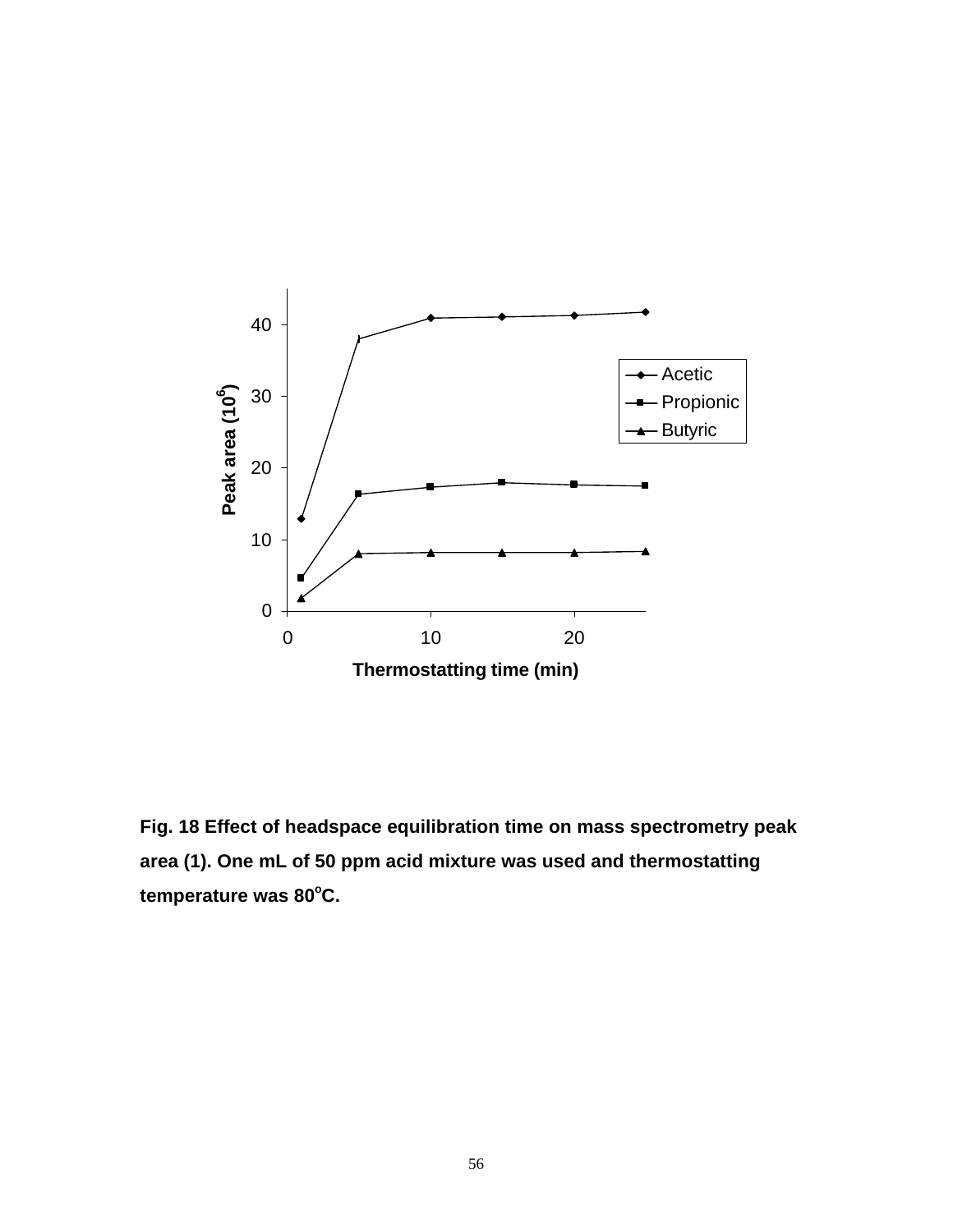Fig. 18 Effect of headspace equilibration time on mass spectrometry peak area (1). One mL of 50 ppm acid mixture was used and thermostatting temperature was 80°C.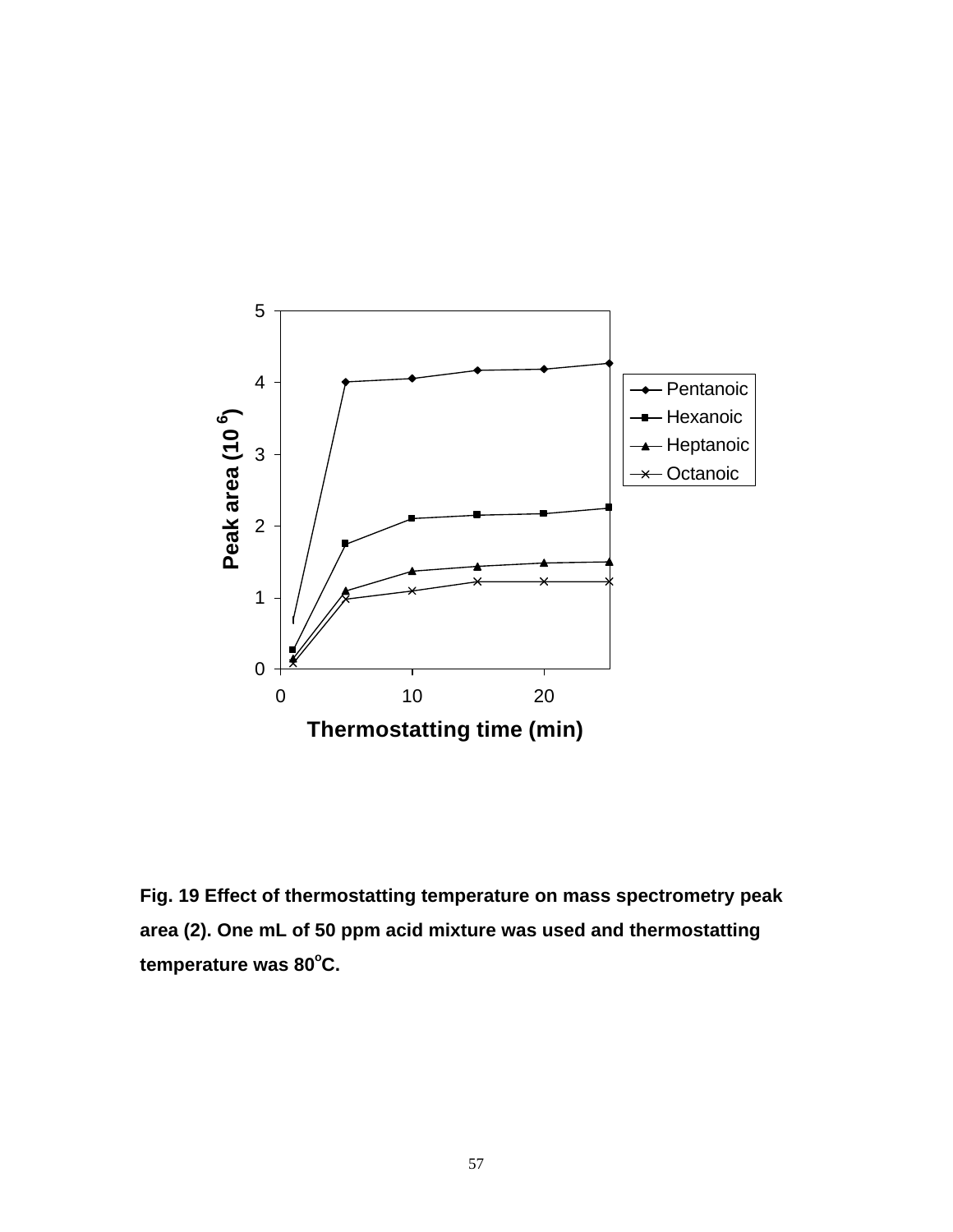**Fig. 19 Effect of thermostatting temperature on mass spectrometry peak area (2). One mL of 50 ppm acid mixture was used and thermostatting temperature was 80°C.**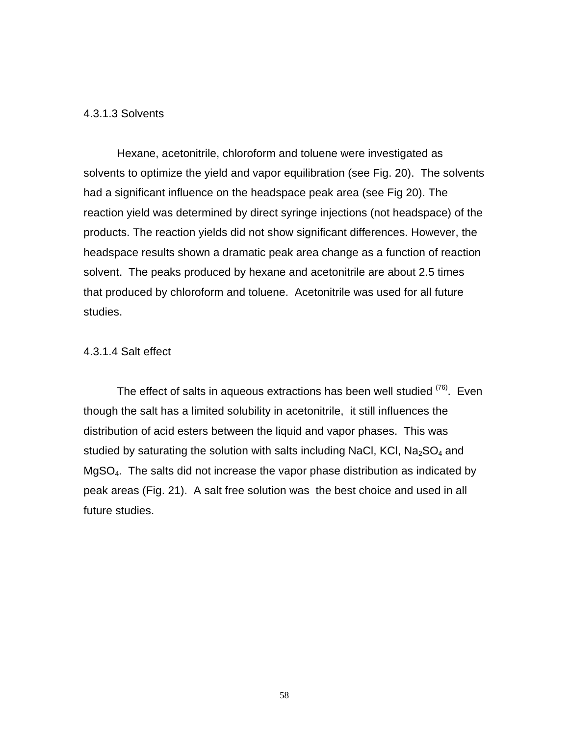#### 4.3.1.3 Solvents

Hexane, acetonitrile, chloroform and toluene were investigated as solvents to optimize the yield and vapor equilibration (see Fig. 20). The solvents had a significant influence on the headspace peak area (see Fig 20). The reaction yield was determined by direct syringe injections (not headspace) of the products. The reaction yields did not show significant differences. However, the headspace results shown a dramatic peak area change as a function of reaction solvent. The peaks produced by hexane and acetonitrile are about 2.5 times that produced by chloroform and toluene. Acetonitrile was used for all future studies.

#### 4.3.1.4 Salt effect

The effect of salts in aqueous extractions has been well studied [(76)]. Even though the salt has a limited solubility in acetonitrile, it still influences the distribution of acid esters between the liquid and vapor phases. This was studied by saturating the solution with salts including NaCl, KCl, $Na_2SO_4$ and $MgSO_4$. The salts did not increase the vapor phase distribution as indicated by peak areas (Fig. 21). A salt free solution was the best choice and used in all future studies.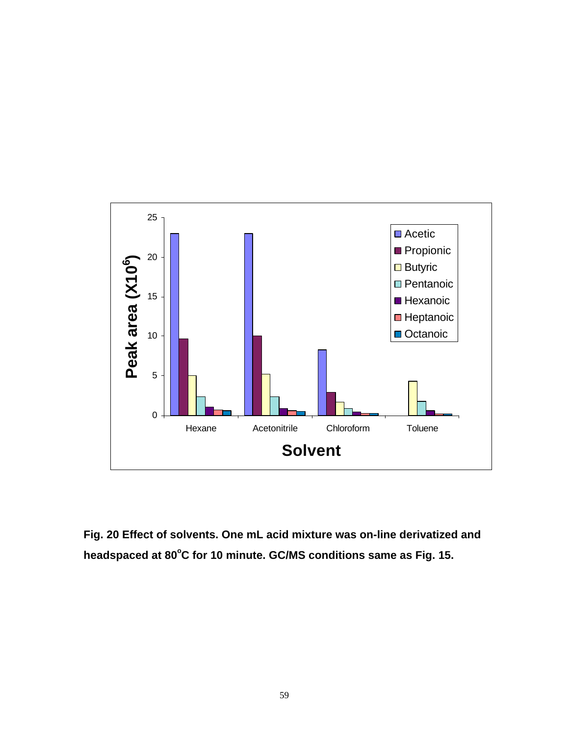**Fig. 20 Effect of solvents. One mL acid mixture was on-line derivatized and headspaced at 80°C for 10 minute. GC/MS conditions same as Fig. 15.**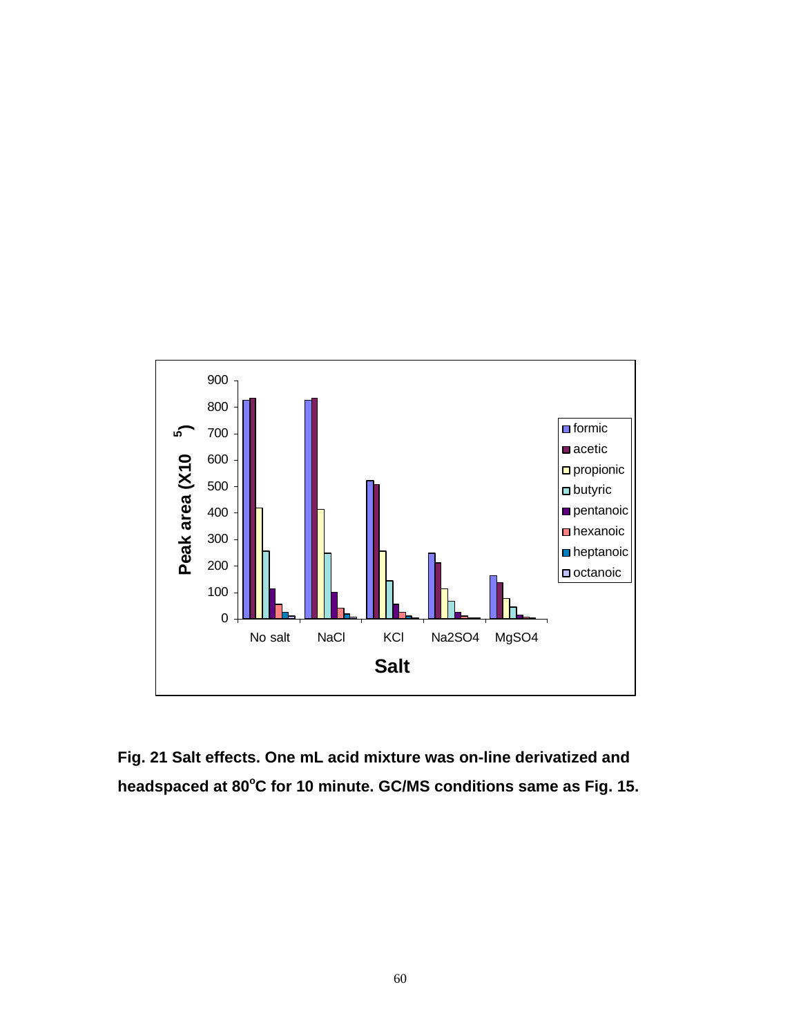Fig. 21 Salt effects. One mL acid mixture was on-line derivatized and headspaced at 80°C for 10 minute. GC/MS conditions same as Fig. 15.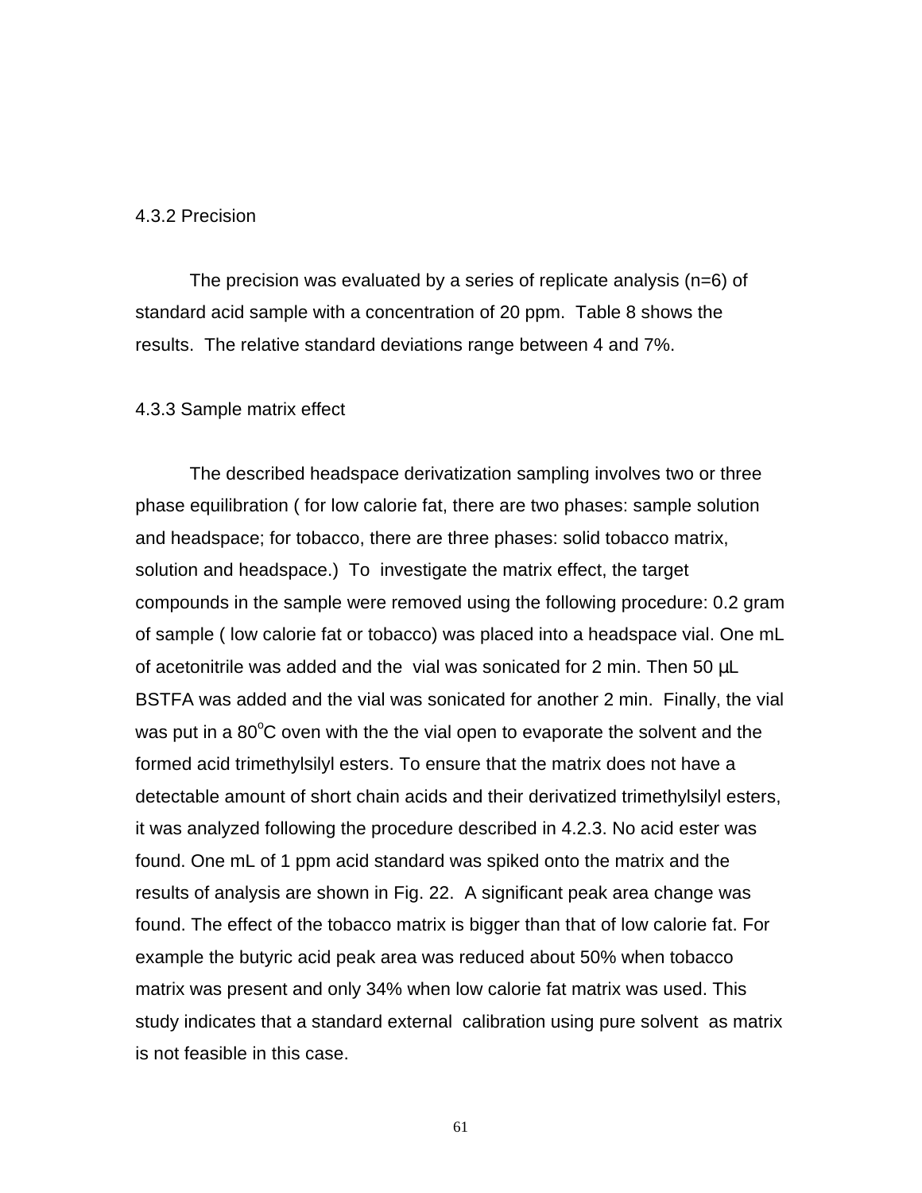### 4.3.2 Precision

The precision was evaluated by a series of replicate analysis (n=6) of standard acid sample with a concentration of 20 ppm. Table 8 shows the results. The relative standard deviations range between 4 and 7%.

### 4.3.3 Sample matrix effect

The described headspace derivatization sampling involves two or three phase equilibration ( for low calorie fat, there are two phases: sample solution and headspace; for tobacco, there are three phases: solid tobacco matrix, solution and headspace.) To investigate the matrix effect, the target compounds in the sample were removed using the following procedure: 0.2 gram of sample ( low calorie fat or tobacco) was placed into a headspace vial. One mL of acetonitrile was added and the vial was sonicated for 2 min. Then 50 µL BSTFA was added and the vial was sonicated for another 2 min. Finally, the vial was put in a 80$^{o}$C oven with the the vial open to evaporate the solvent and the formed acid trimethylsilyl esters. To ensure that the matrix does not have a detectable amount of short chain acids and their derivatized trimethylsilyl esters, it was analyzed following the procedure described in 4.2.3. No acid ester was found. One mL of 1 ppm acid standard was spiked onto the matrix and the results of analysis are shown in Fig. 22. A significant peak area change was found. The effect of the tobacco matrix is bigger than that of low calorie fat. For example the butyric acid peak area was reduced about 50% when tobacco matrix was present and only 34% when low calorie fat matrix was used. This study indicates that a standard external calibration using pure solvent as matrix is not feasible in this case.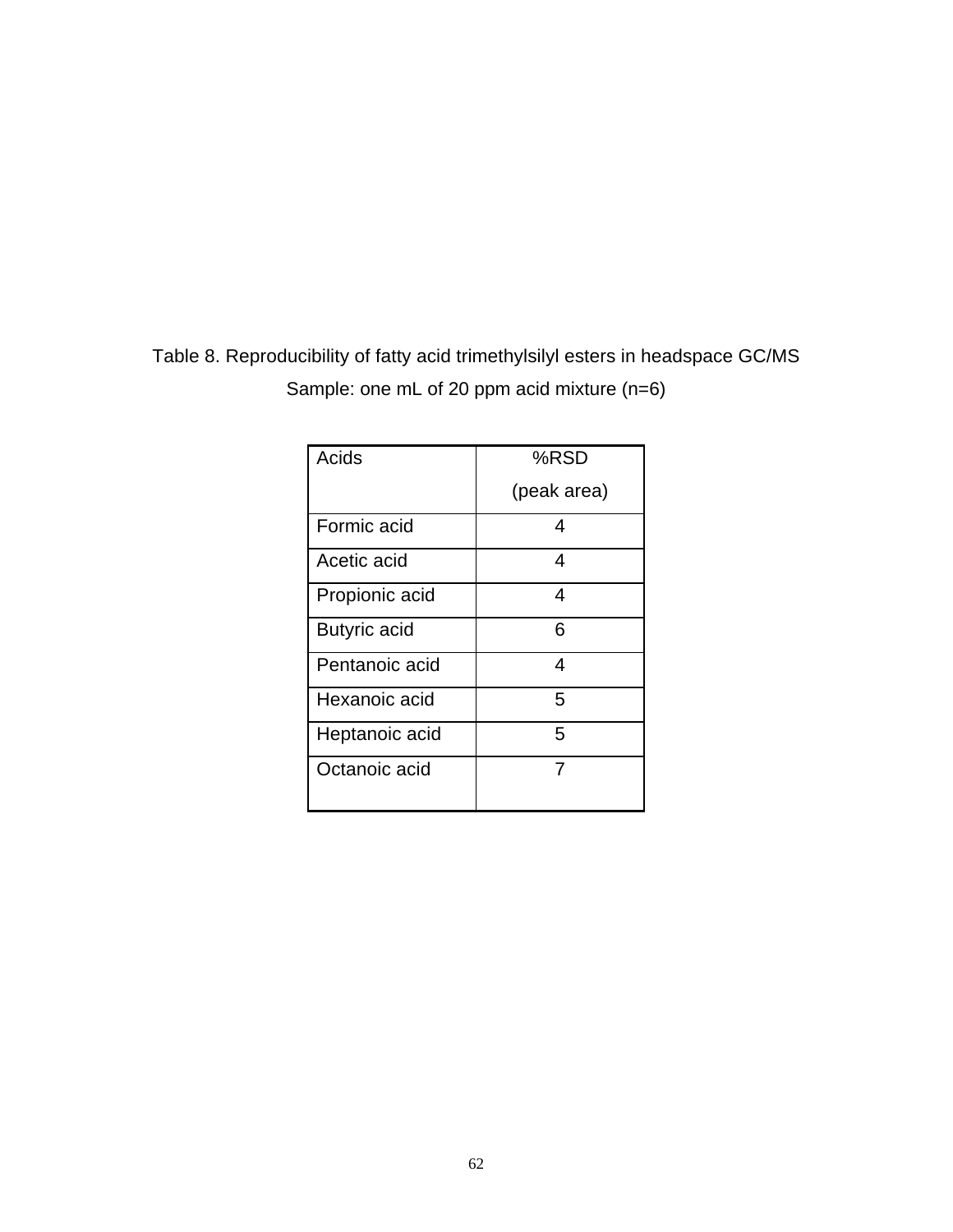Table 8. Reproducibility of fatty acid trimethylsilyl esters in headspace GC/MS

Sample: one mL of 20 ppm acid mixture (n=6)

| Acids | %RSD (peak area) |
|---|---|
| Formic acid | 4 |
| Acetic acid | 4 |
| Propionic acid | 4 |
| Butyric acid | 6 |
| Pentanoic acid | 4 |
| Hexanoic acid | 5 |
| Heptanoic acid | 5 |
| Octanoic acid | 7 |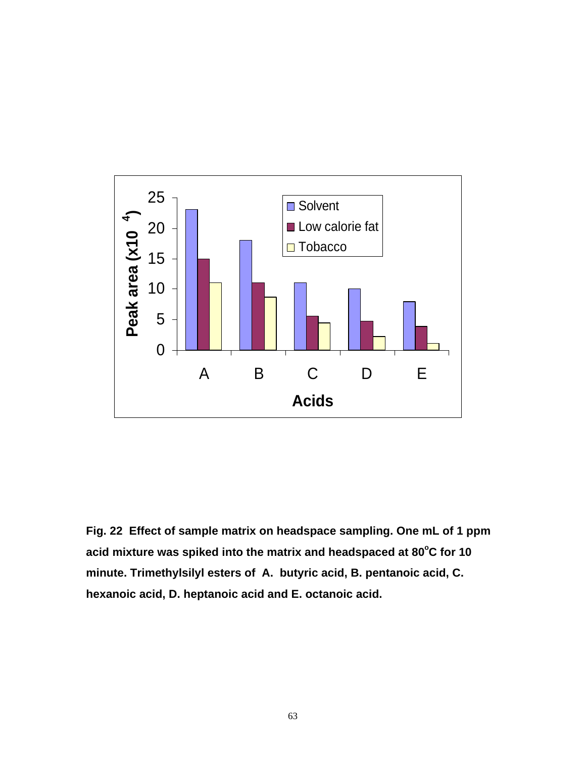**Fig. 22 Effect of sample matrix on headspace sampling. One mL of 1 ppm acid mixture was spiked into the matrix and headspaced at 80°C for 10 minute. Trimethylsilyl esters of A. butyric acid, B. pentanoic acid, C. hexanoic acid, D. heptanoic acid and E. octanoic acid.**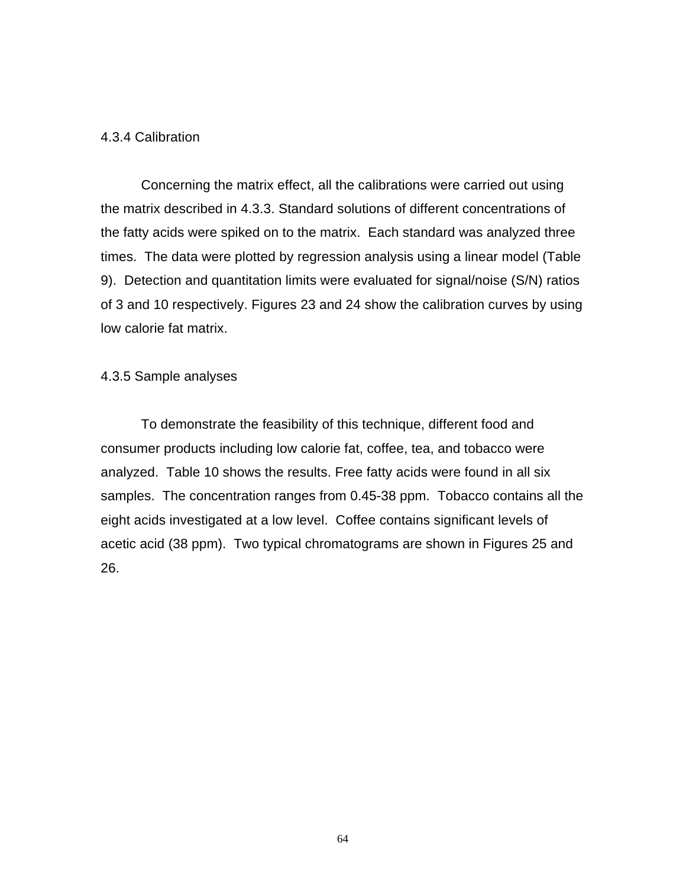### 4.3.4 Calibration

Concerning the matrix effect, all the calibrations were carried out using the matrix described in 4.3.3. Standard solutions of different concentrations of the fatty acids were spiked on to the matrix. Each standard was analyzed three times. The data were plotted by regression analysis using a linear model (Table 9). Detection and quantitation limits were evaluated for signal/noise (S/N) ratios of 3 and 10 respectively. Figures 23 and 24 show the calibration curves by using low calorie fat matrix.

### 4.3.5 Sample analyses

To demonstrate the feasibility of this technique, different food and consumer products including low calorie fat, coffee, tea, and tobacco were analyzed. Table 10 shows the results. Free fatty acids were found in all six samples. The concentration ranges from 0.45-38 ppm. Tobacco contains all the eight acids investigated at a low level. Coffee contains significant levels of acetic acid (38 ppm). Two typical chromatograms are shown in Figures 25 and 26.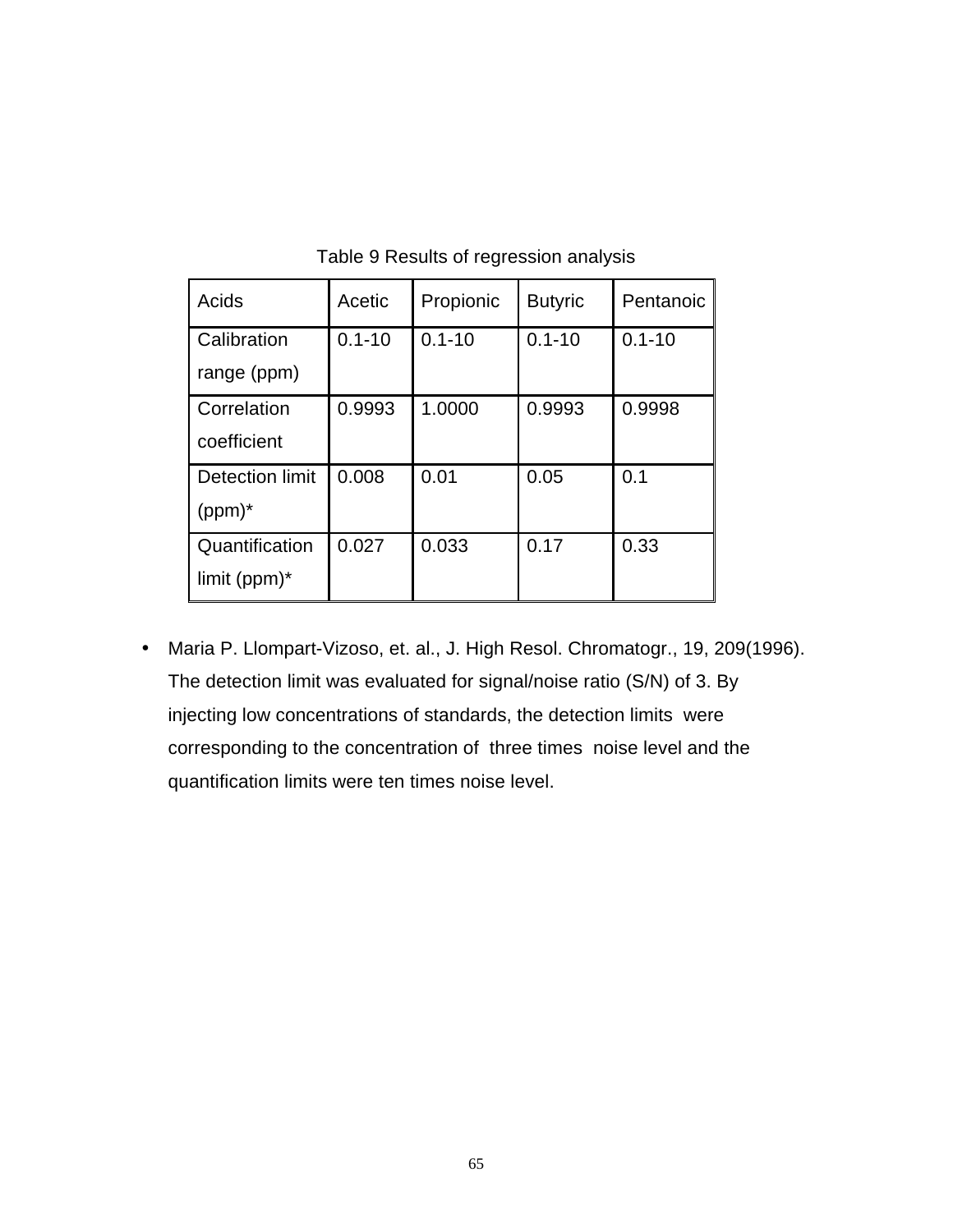Table 9 Results of regression analysis

| Acids | Acetic | Propionic | Butyric | Pentanoic |
|---|---|---|---|---|
| Calibration range (ppm) | 0.1-10 | 0.1-10 | 0.1-10 | 0.1-10 |
| Correlation coefficient | 0.9993 | 1.0000 | 0.9993 | 0.9998 |
| Detection limit (ppm)* | 0.008 | 0.01 | 0.05 | 0.1 |
| Quantification limit (ppm)* | 0.027 | 0.033 | 0.17 | 0.33 |

- Maria P. Llompart-Vizoso, et. al., J. High Resol. Chromatogr., 19, 209(1996). The detection limit was evaluated for signal/noise ratio (S/N) of 3. By injecting low concentrations of standards, the detection limits were corresponding to the concentration of three times noise level and the quantification limits were ten times noise level.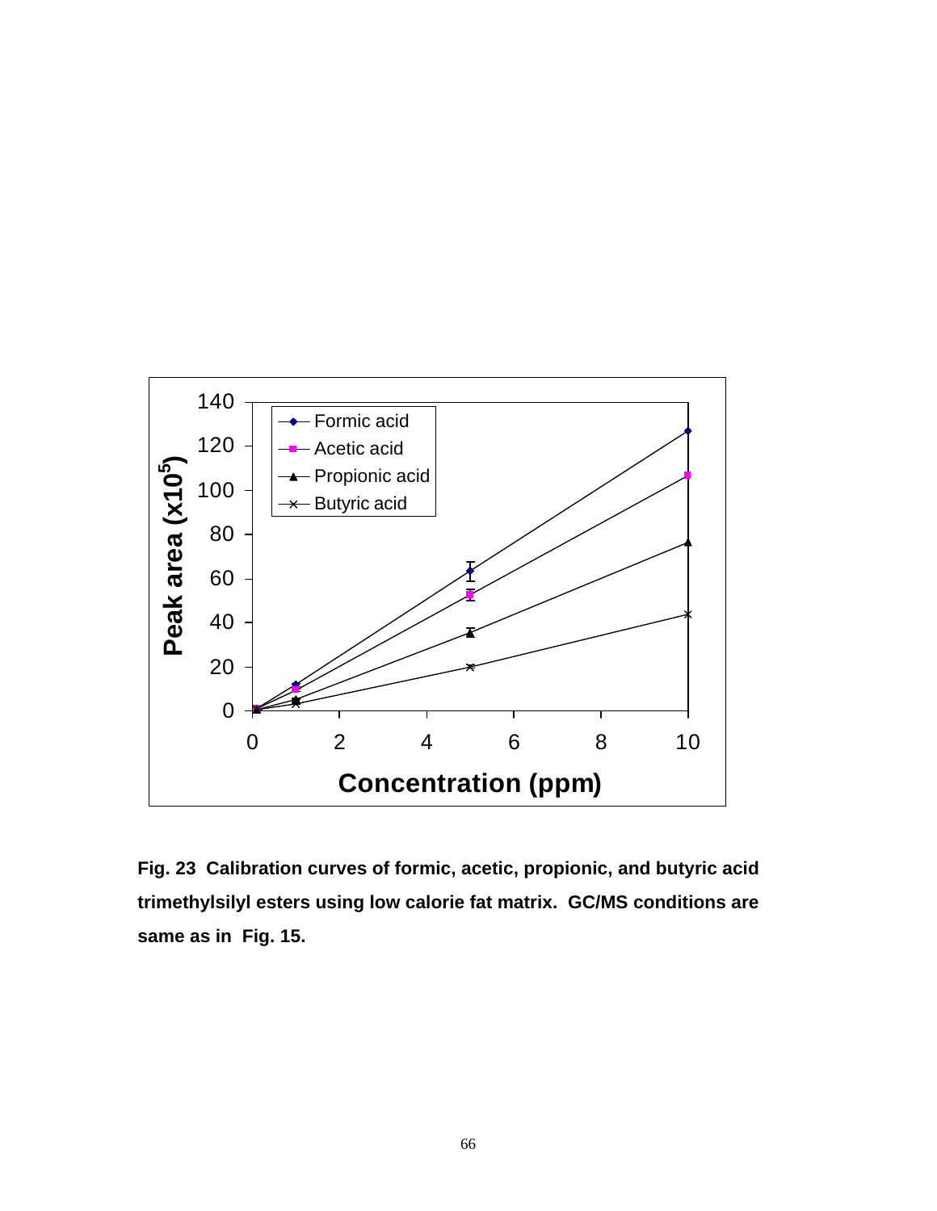**Fig. 23 Calibration curves of formic, acetic, propionic, and butyric acid trimethylsilyl esters using low calorie fat matrix. GC/MS conditions are same as in Fig. 15.**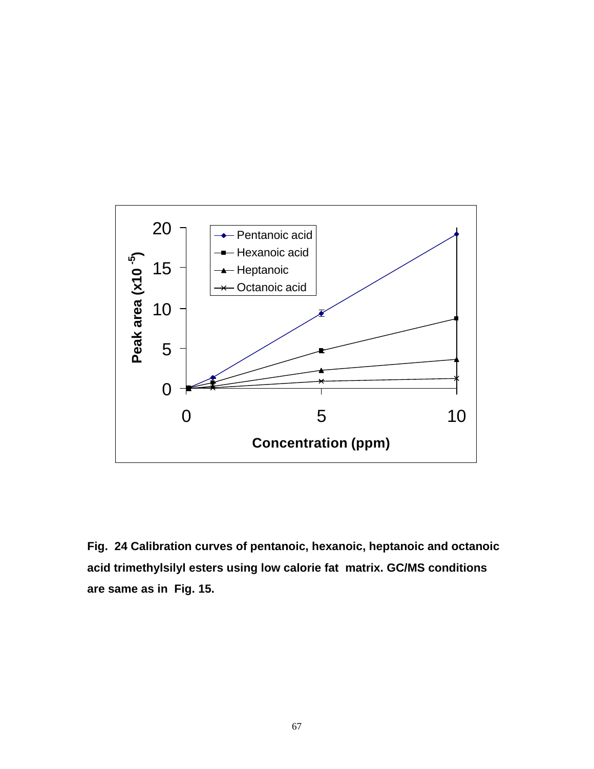**Fig. 24 Calibration curves of pentanoic, hexanoic, heptanoic and octanoic acid trimethylsilyl esters using low calorie fat matrix. GC/MS conditions are same as in Fig. 15.**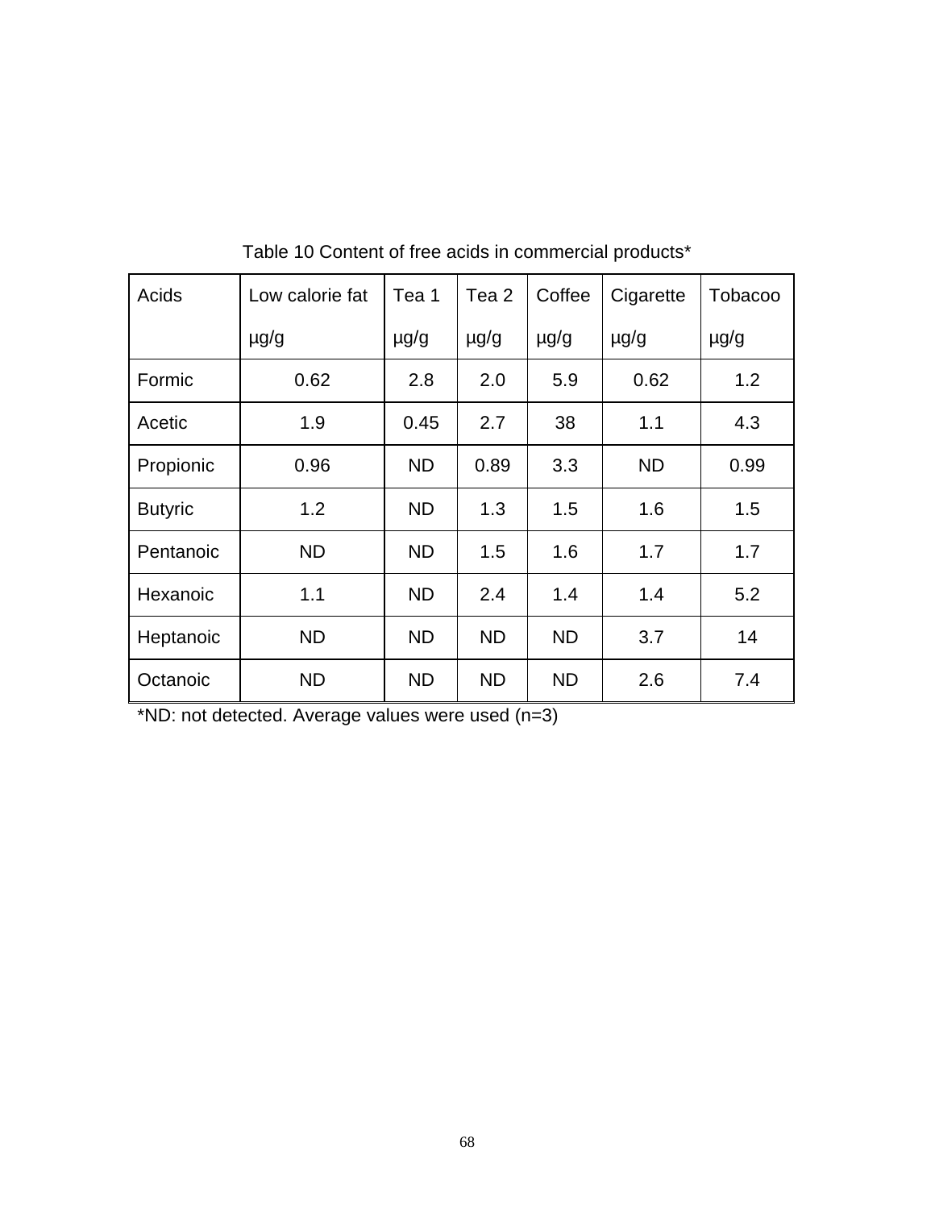Table 10 Content of free acids in commercial products*

| Acids | Low calorie fat µg/g | Tea 1 µg/g | Tea 2 µg/g | Coffee µg/g | Cigarette µg/g | Tobacoo µg/g |
|---|---|---|---|---|---|---|
| Formic | 0.62 | 2.8 | 2.0 | 5.9 | 0.62 | 1.2 |
| Acetic | 1.9 | 0.45 | 2.7 | 38 | 1.1 | 4.3 |
| Propionic | 0.96 | ND | 0.89 | 3.3 | ND | 0.99 |
| Butyric | 1.2 | ND | 1.3 | 1.5 | 1.6 | 1.5 |
| Pentanoic | ND | ND | 1.5 | 1.6 | 1.7 | 1.7 |
| Hexanoic | 1.1 | ND | 2.4 | 1.4 | 1.4 | 5.2 |
| Heptanoic | ND | ND | ND | ND | 3.7 | 14 |
| Octanoic | ND | ND | ND | ND | 2.6 | 7.4 |

*ND: not detected. Average values were used (n=3)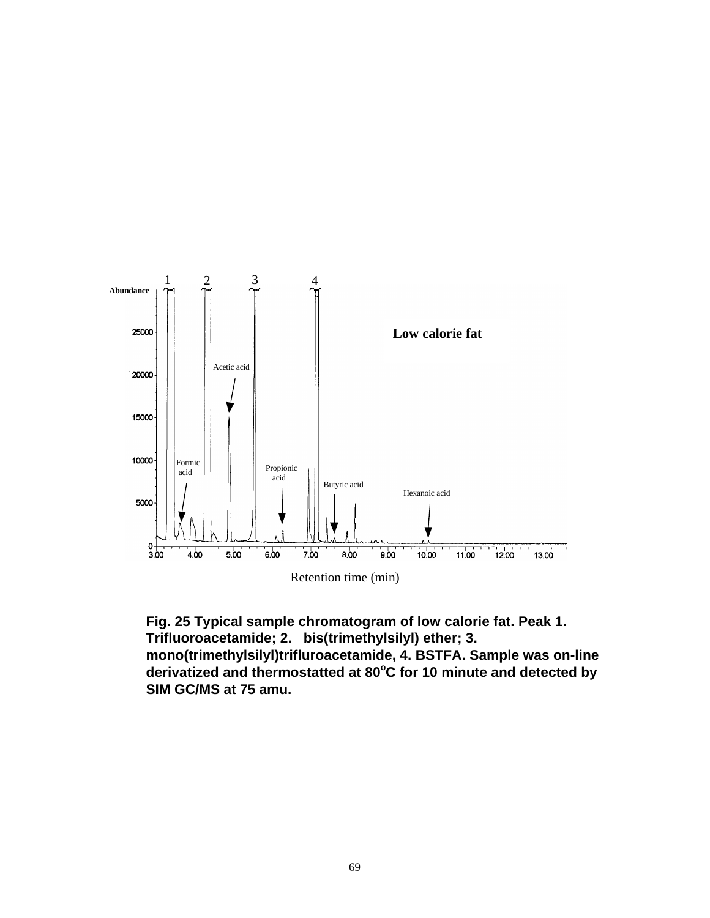Fig. 25 Typical sample chromatogram of low calorie fat. Peak 1. Trifluoroacetamide; 2. bis(trimethylsilyl) ether; 3. mono(trimethylsilyl)trifluroacetamide, 4. BSTFA. Sample was on-line derivatized and thermostatted at 80$^{o}$C for 10 minute and detected by SIM GC/MS at 75 amu.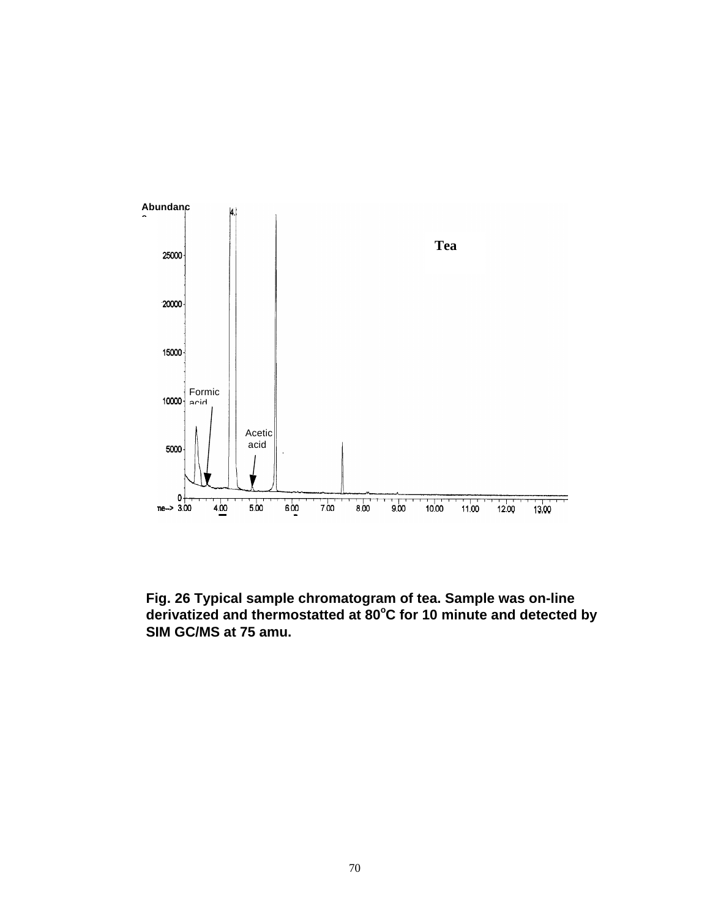**Fig. 26 Typical sample chromatogram of tea. Sample was on-line derivatized and thermostatted at 80$^{o}$C for 10 minute and detected by SIM GC/MS at 75 amu.**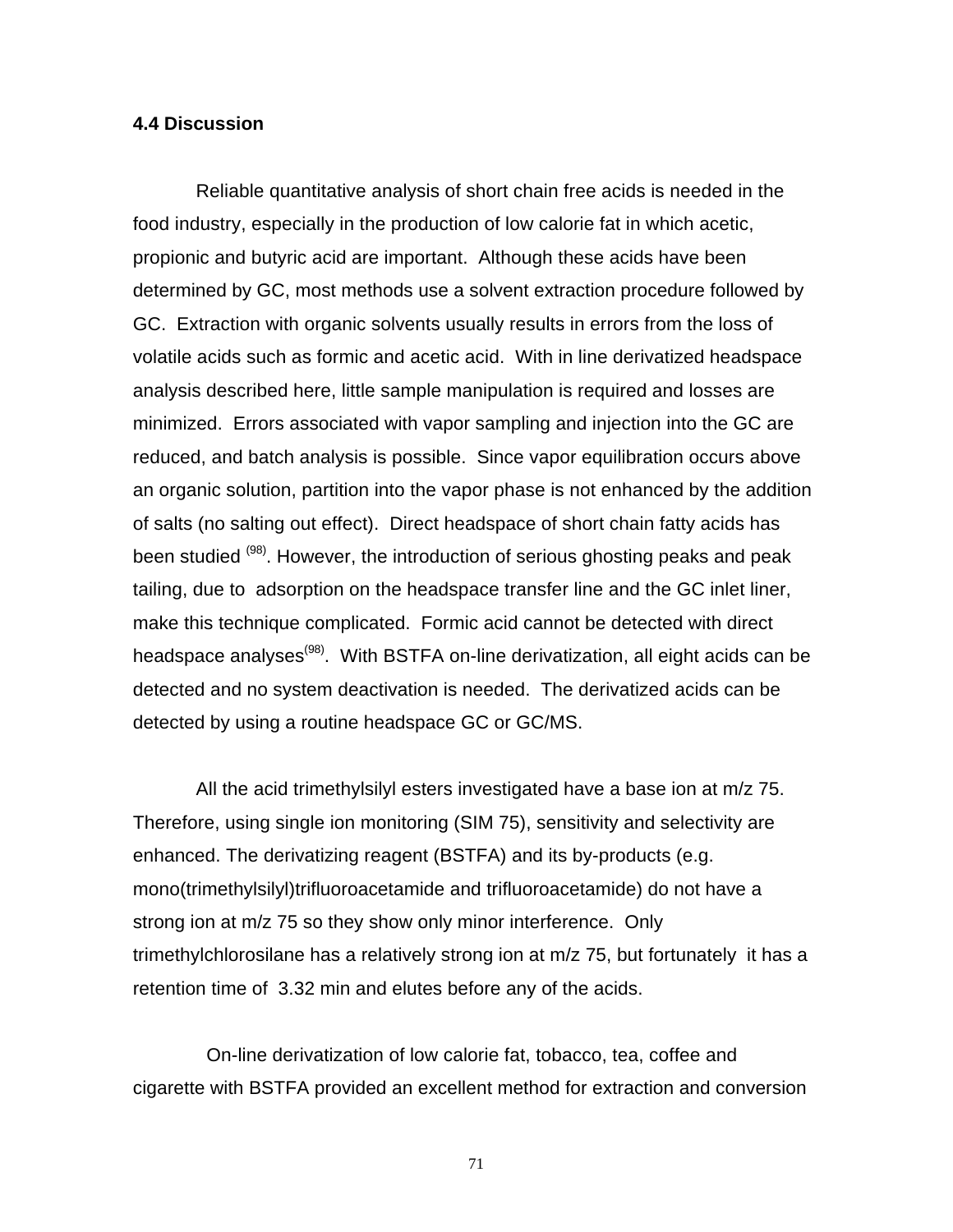### 4.4 Discussion

Reliable quantitative analysis of short chain free acids is needed in the food industry, especially in the production of low calorie fat in which acetic, propionic and butyric acid are important. Although these acids have been determined by GC, most methods use a solvent extraction procedure followed by GC. Extraction with organic solvents usually results in errors from the loss of volatile acids such as formic and acetic acid. With in line derivatized headspace analysis described here, little sample manipulation is required and losses are minimized. Errors associated with vapor sampling and injection into the GC are reduced, and batch analysis is possible. Since vapor equilibration occurs above an organic solution, partition into the vapor phase is not enhanced by the addition of salts (no salting out effect). Direct headspace of short chain fatty acids has been studied [98]. However, the introduction of serious ghosting peaks and peak tailing, due to adsorption on the headspace transfer line and the GC inlet liner, make this technique complicated. Formic acid cannot be detected with direct headspace analyses[98]. With BSTFA on-line derivatization, all eight acids can be detected and no system deactivation is needed. The derivatized acids can be detected by using a routine headspace GC or GC/MS.

All the acid trimethylsilyl esters investigated have a base ion at m/z 75. Therefore, using single ion monitoring (SIM 75), sensitivity and selectivity are enhanced. The derivatizing reagent (BSTFA) and its by-products (e.g. mono(trimethylsilyl)trifluoroacetamide and trifluoroacetamide) do not have a strong ion at m/z 75 so they show only minor interference. Only trimethylchlorosilane has a relatively strong ion at m/z 75, but fortunately it has a retention time of 3.32 min and elutes before any of the acids.

On-line derivatization of low calorie fat, tobacco, tea, coffee and cigarette with BSTFA provided an excellent method for extraction and conversion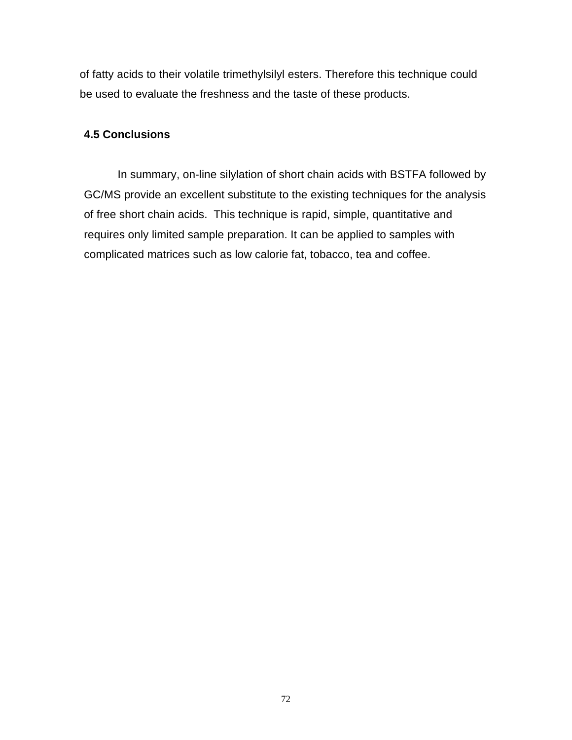of fatty acids to their volatile trimethylsilyl esters. Therefore this technique could be used to evaluate the freshness and the taste of these products.

### 4.5 Conclusions

In summary, on-line silylation of short chain acids with BSTFA followed by GC/MS provide an excellent substitute to the existing techniques for the analysis of free short chain acids. This technique is rapid, simple, quantitative and requires only limited sample preparation. It can be applied to samples with complicated matrices such as low calorie fat, tobacco, tea and coffee.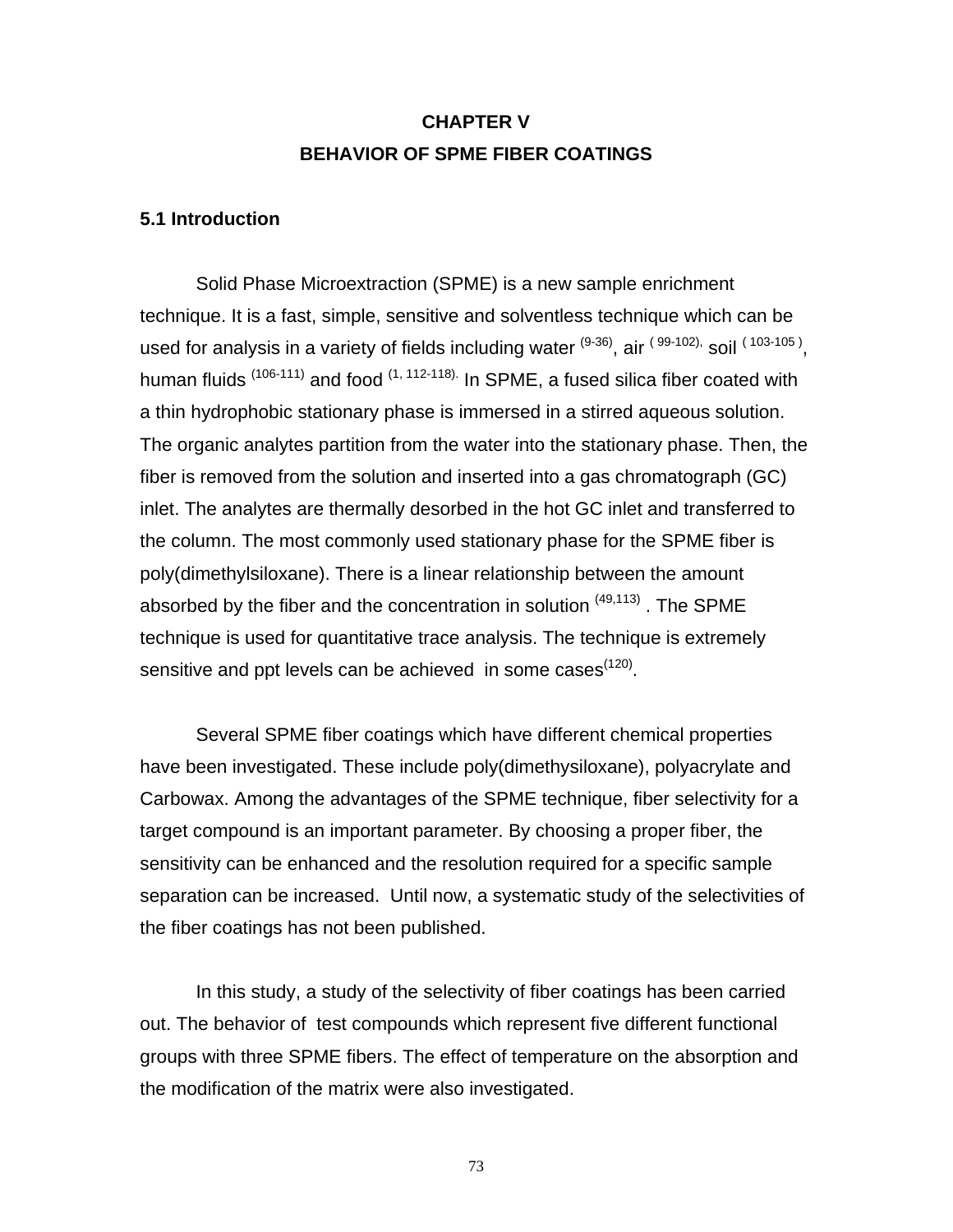# CHAPTER V

# BEHAVIOR OF SPME FIBER COATINGS

## 5.1 Introduction

Solid Phase Microextraction (SPME) is a new sample enrichment technique. It is a fast, simple, sensitive and solventless technique which can be used for analysis in a variety of fields including water [9-36], air [99-102], soil [103-105], human fluids [106-111] and food [1, 112-118]. In SPME, a fused silica fiber coated with a thin hydrophobic stationary phase is immersed in a stirred aqueous solution. The organic analytes partition from the water into the stationary phase. Then, the fiber is removed from the solution and inserted into a gas chromatograph (GC) inlet. The analytes are thermally desorbed in the hot GC inlet and transferred to the column. The most commonly used stationary phase for the SPME fiber is poly(dimethylsiloxane). There is a linear relationship between the amount absorbed by the fiber and the concentration in solution [49,113]. The SPME technique is used for quantitative trace analysis. The technique is extremely sensitive and ppt levels can be achieved in some cases[120].

Several SPME fiber coatings which have different chemical properties have been investigated. These include poly(dimethysiloxane), polyacrylate and Carbowax. Among the advantages of the SPME technique, fiber selectivity for a target compound is an important parameter. By choosing a proper fiber, the sensitivity can be enhanced and the resolution required for a specific sample separation can be increased. Until now, a systematic study of the selectivities of the fiber coatings has not been published.

In this study, a study of the selectivity of fiber coatings has been carried out. The behavior of test compounds which represent five different functional groups with three SPME fibers. The effect of temperature on the absorption and the modification of the matrix were also investigated.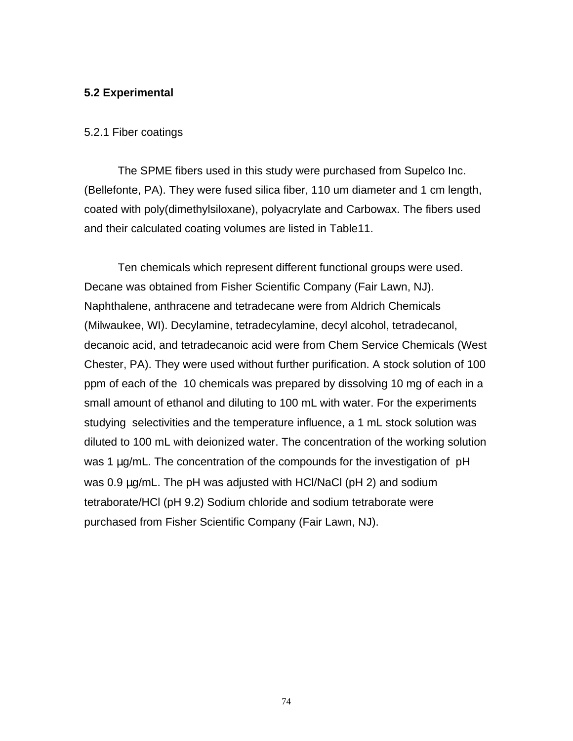## 5.2 Experimental

### 5.2.1 Fiber coatings

The SPME fibers used in this study were purchased from Supelco Inc. (Bellefonte, PA). They were fused silica fiber, 110 um diameter and 1 cm length, coated with poly(dimethylsiloxane), polyacrylate and Carbowax. The fibers used and their calculated coating volumes are listed in Table11.

Ten chemicals which represent different functional groups were used. Decane was obtained from Fisher Scientific Company (Fair Lawn, NJ). Naphthalene, anthracene and tetradecane were from Aldrich Chemicals (Milwaukee, WI). Decylamine, tetradecylamine, decyl alcohol, tetradecanol, decanoic acid, and tetradecanoic acid were from Chem Service Chemicals (West Chester, PA). They were used without further purification. A stock solution of 100 ppm of each of the 10 chemicals was prepared by dissolving 10 mg of each in a small amount of ethanol and diluting to 100 mL with water. For the experiments studying selectivities and the temperature influence, a 1 mL stock solution was diluted to 100 mL with deionized water. The concentration of the working solution was 1 µg/mL. The concentration of the compounds for the investigation of pH was 0.9 µg/mL. The pH was adjusted with HCl/NaCl (pH 2) and sodium tetraborate/HCl (pH 9.2) Sodium chloride and sodium tetraborate were purchased from Fisher Scientific Company (Fair Lawn, NJ).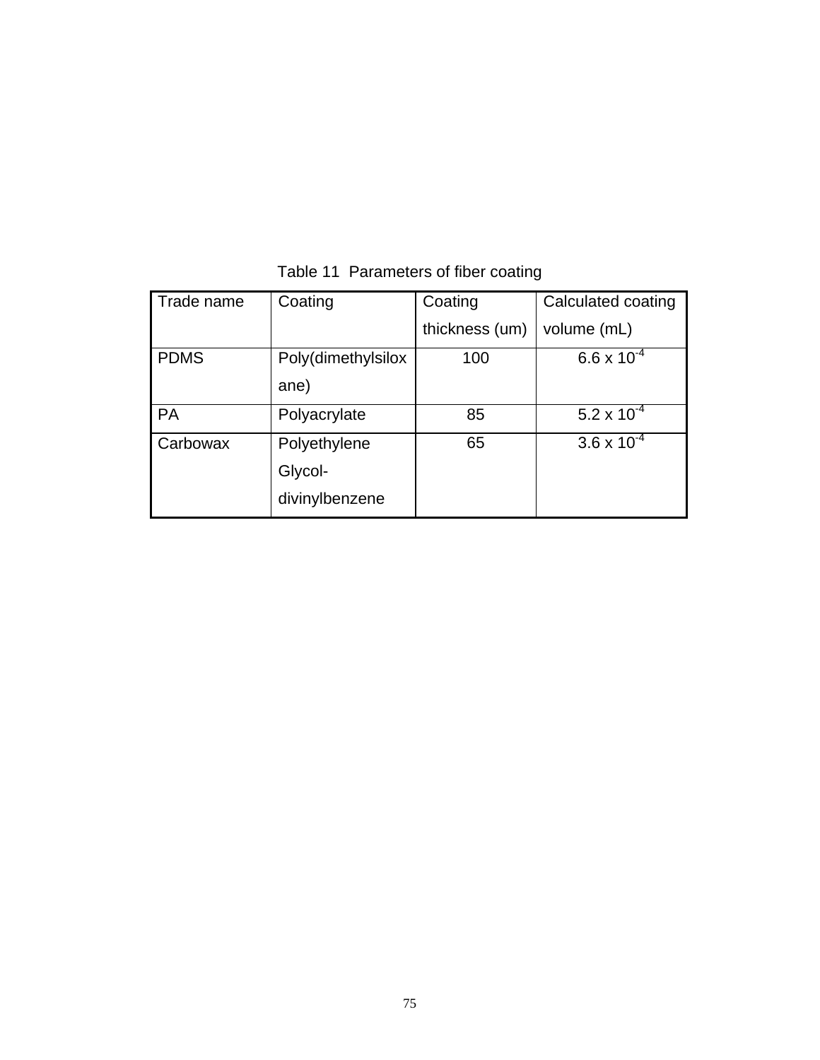Table 11 Parameters of fiber coating

| Trade name | Coating | Coating thickness (um) | Calculated coating volume (mL) |
|---|---|---|---|
| PDMS | Poly(dimethylsiloxane) | 100 | $6.6 \times 10^{-4}$ |
| PA | Polyacrylate | 85 | $5.2 \times 10^{-4}$ |
| Carbowax | Polyethylene Glycol-divinylbenzene | 65 | $3.6 \times 10^{-4}$ |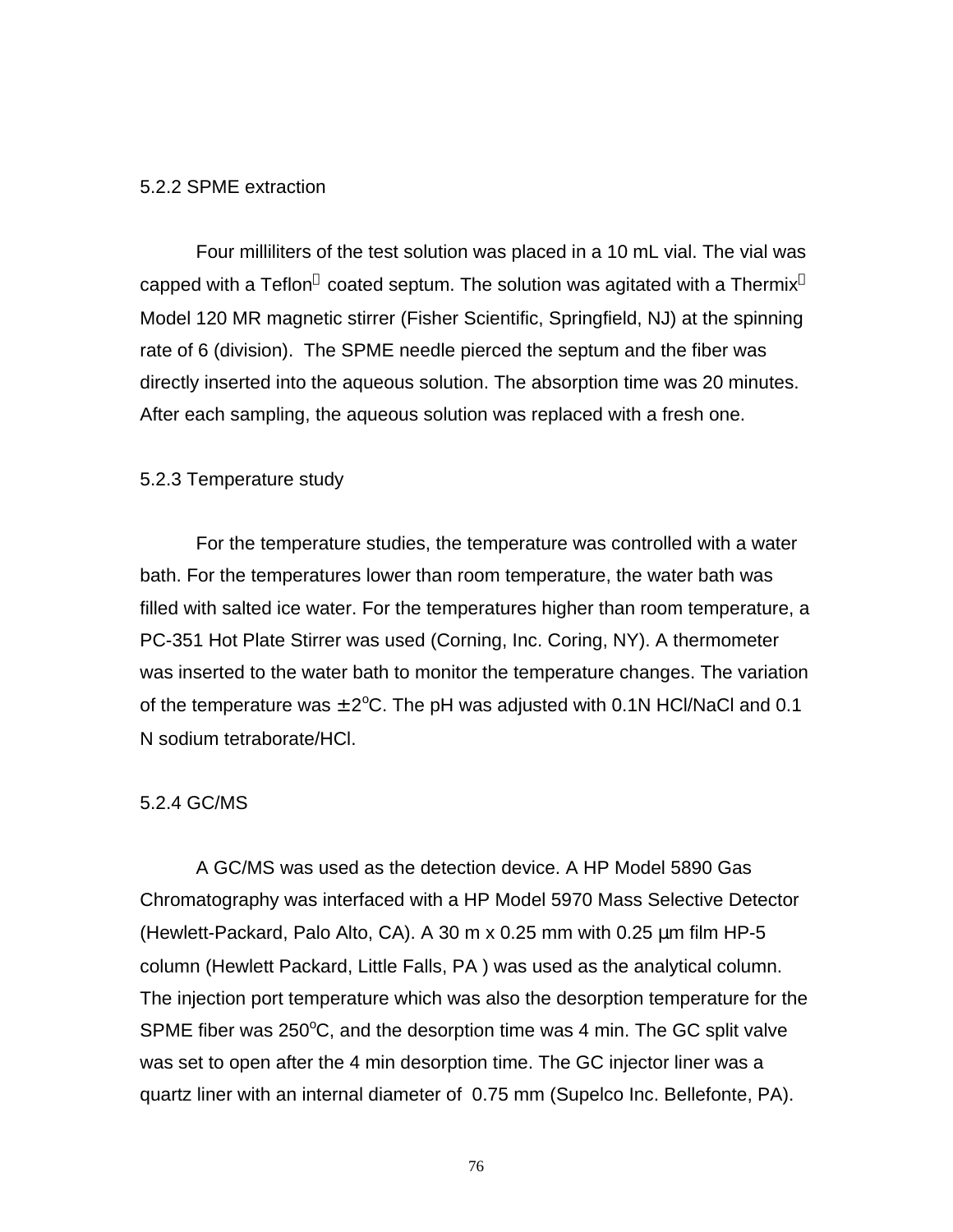### 5.2.2 SPME extraction

Four milliliters of the test solution was placed in a 10 mL vial. The vial was capped with a Teflon coated septum. The solution was agitated with a Thermix Model 120 MR magnetic stirrer (Fisher Scientific, Springfield, NJ) at the spinning rate of 6 (division). The SPME needle pierced the septum and the fiber was directly inserted into the aqueous solution. The absorption time was 20 minutes. After each sampling, the aqueous solution was replaced with a fresh one.

### 5.2.3 Temperature study

For the temperature studies, the temperature was controlled with a water bath. For the temperatures lower than room temperature, the water bath was filled with salted ice water. For the temperatures higher than room temperature, a PC-351 Hot Plate Stirrer was used (Corning, Inc. Coring, NY). A thermometer was inserted to the water bath to monitor the temperature changes. The variation of the temperature was $\pm 2^{o}$C. The pH was adjusted with 0.1N HCl/NaCl and 0.1 N sodium tetraborate/HCl.

### 5.2.4 GC/MS

A GC/MS was used as the detection device. A HP Model 5890 Gas Chromatography was interfaced with a HP Model 5970 Mass Selective Detector (Hewlett-Packard, Palo Alto, CA). A 30 m x 0.25 mm with 0.25 μm film HP-5 column (Hewlett Packard, Little Falls, PA ) was used as the analytical column. The injection port temperature which was also the desorption temperature for the SPME fiber was 250$^{o}$C, and the desorption time was 4 min. The GC split valve was set to open after the 4 min desorption time. The GC injector liner was a quartz liner with an internal diameter of 0.75 mm (Supelco Inc. Bellefonte, PA).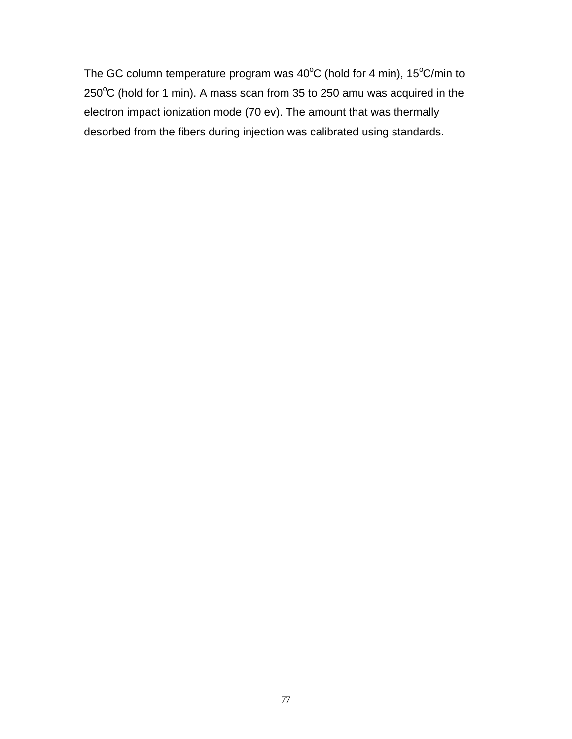The GC column temperature program was 40$^{o}$C (hold for 4 min), 15$^{o}$C/min to 250$^{o}$C (hold for 1 min). A mass scan from 35 to 250 amu was acquired in the electron impact ionization mode (70 ev). The amount that was thermally desorbed from the fibers during injection was calibrated using standards.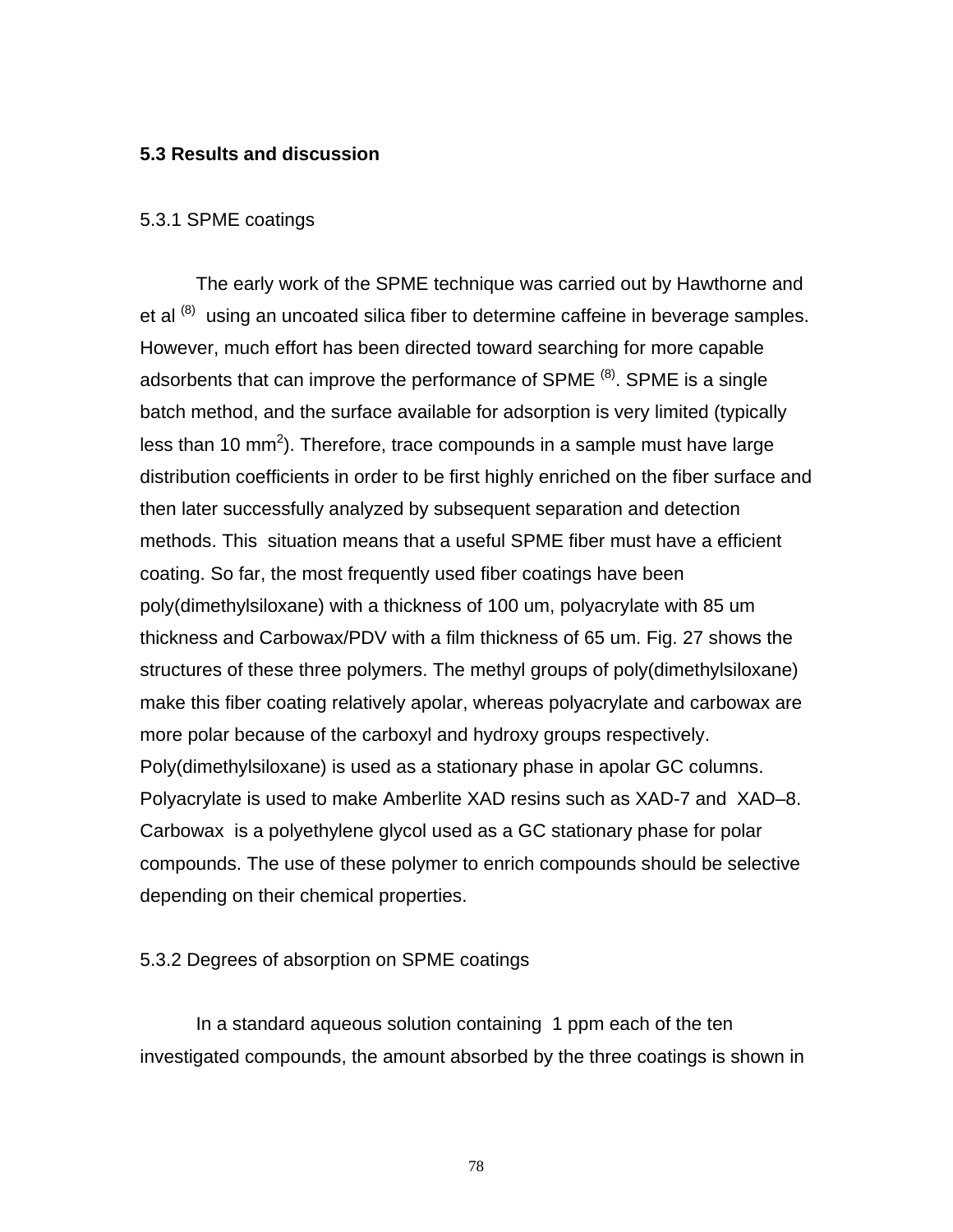## 5.3 Results and discussion

### 5.3.1 SPME coatings

The early work of the SPME technique was carried out by Hawthorne and et al [8] using an uncoated silica fiber to determine caffeine in beverage samples. However, much effort has been directed toward searching for more capable adsorbents that can improve the performance of SPME [8]. SPME is a single batch method, and the surface available for adsorption is very limited (typically less than 10 $mm^2$). Therefore, trace compounds in a sample must have large distribution coefficients in order to be first highly enriched on the fiber surface and then later successfully analyzed by subsequent separation and detection methods. This situation means that a useful SPME fiber must have a efficient coating. So far, the most frequently used fiber coatings have been poly(dimethylsiloxane) with a thickness of 100 um, polyacrylate with 85 um thickness and Carbowax/PDV with a film thickness of 65 um. Fig. 27 shows the structures of these three polymers. The methyl groups of poly(dimethylsiloxane) make this fiber coating relatively apolar, whereas polyacrylate and carbowax are more polar because of the carboxyl and hydroxy groups respectively. Poly(dimethylsiloxane) is used as a stationary phase in apolar GC columns. Polyacrylate is used to make Amberlite XAD resins such as XAD-7 and XAD–8. Carbowax is a polyethylene glycol used as a GC stationary phase for polar compounds. The use of these polymer to enrich compounds should be selective depending on their chemical properties.

### 5.3.2 Degrees of absorption on SPME coatings

In a standard aqueous solution containing 1 ppm each of the ten investigated compounds, the amount absorbed by the three coatings is shown in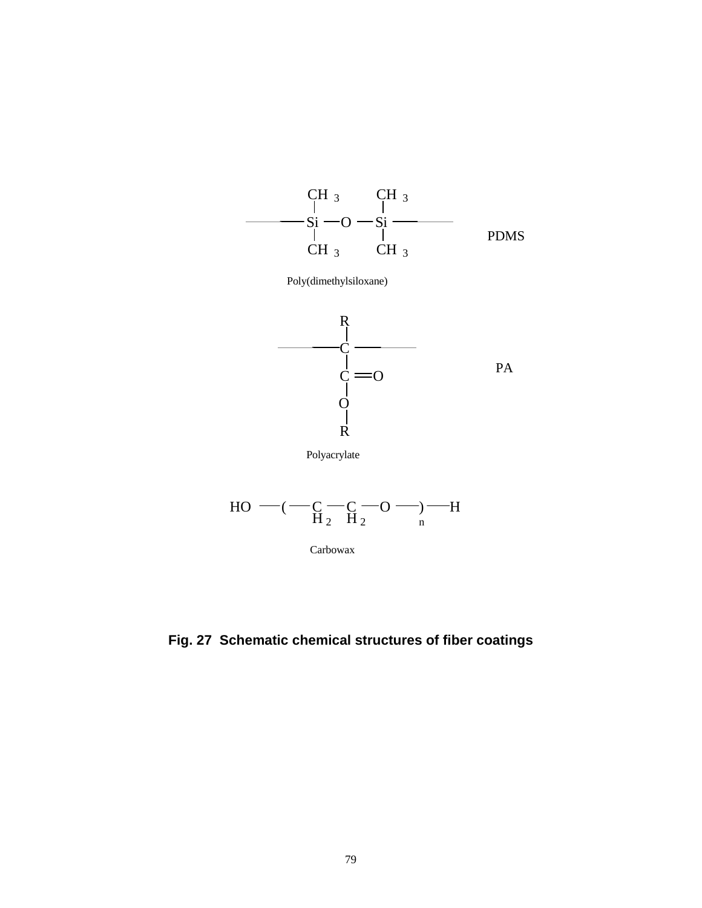$$-\mathrm{Si}(CH_3)_2-O-\mathrm{Si}(CH_3)_2-$$

PDMS

Poly(dimethylsiloxane)

$$-C(R)(C(=O)OR)-$$

PA

Polyacrylate

$$HO-(CH_2-CH_2-O)_n-H$$

Carbowax

**Fig. 27 Schematic chemical structures of fiber coatings**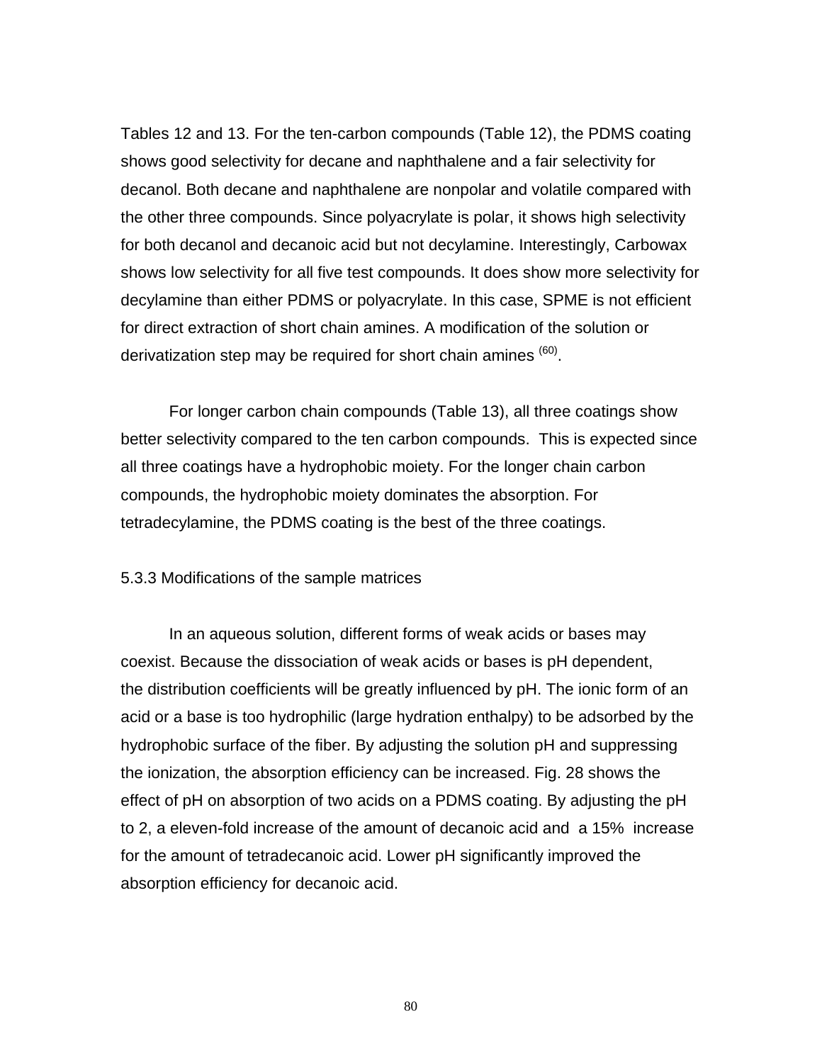Tables 12 and 13. For the ten-carbon compounds (Table 12), the PDMS coating shows good selectivity for decane and naphthalene and a fair selectivity for decanol. Both decane and naphthalene are nonpolar and volatile compared with the other three compounds. Since polyacrylate is polar, it shows high selectivity for both decanol and decanoic acid but not decylamine. Interestingly, Carbowax shows low selectivity for all five test compounds. It does show more selectivity for decylamine than either PDMS or polyacrylate. In this case, SPME is not efficient for direct extraction of short chain amines. A modification of the solution or derivatization step may be required for short chain amines [(60)].

For longer carbon chain compounds (Table 13), all three coatings show better selectivity compared to the ten carbon compounds. This is expected since all three coatings have a hydrophobic moiety. For the longer chain carbon compounds, the hydrophobic moiety dominates the absorption. For tetradecylamine, the PDMS coating is the best of the three coatings.

### 5.3.3 Modifications of the sample matrices

In an aqueous solution, different forms of weak acids or bases may coexist. Because the dissociation of weak acids or bases is pH dependent, the distribution coefficients will be greatly influenced by pH. The ionic form of an acid or a base is too hydrophilic (large hydration enthalpy) to be adsorbed by the hydrophobic surface of the fiber. By adjusting the solution pH and suppressing the ionization, the absorption efficiency can be increased. Fig. 28 shows the effect of pH on absorption of two acids on a PDMS coating. By adjusting the pH to 2, a eleven-fold increase of the amount of decanoic acid and a 15% increase for the amount of tetradecanoic acid. Lower pH significantly improved the absorption efficiency for decanoic acid.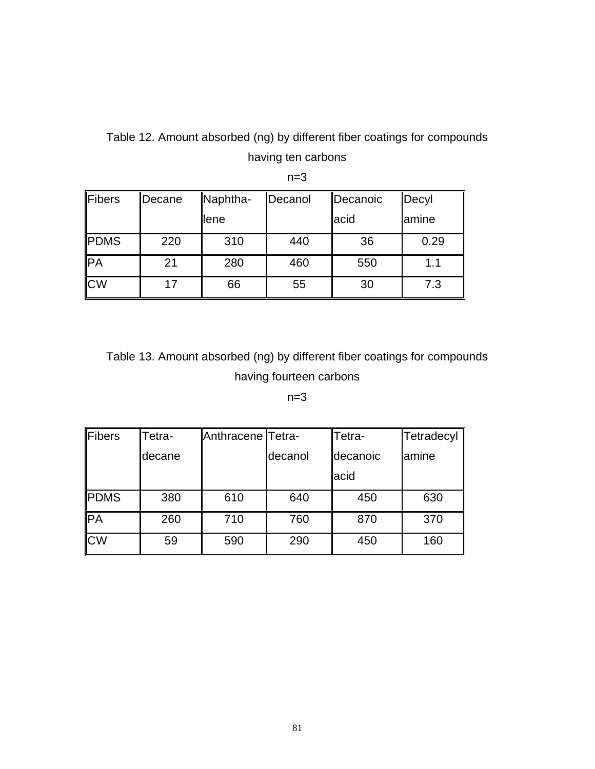Table 12. Amount absorbed (ng) by different fiber coatings for compounds having ten carbons

n=3

| Fibers | Decane | Naphtha-lene | Decanol | Decanoic acid | Decyl amine |
|---|---|---|---|---|---|
| PDMS | 220 | 310 | 440 | 36 | 0.29 |
| PA | 21 | 280 | 460 | 550 | 1.1 |
| CW | 17 | 66 | 55 | 30 | 7.3 |

Table 13. Amount absorbed (ng) by different fiber coatings for compounds having fourteen carbons

n=3

| Fibers | Tetra-decane | Anthracene | Tetra-decanol | Tetra-decanoic acid | Tetradecyl amine |
|---|---|---|---|---|---|
| PDMS | 380 | 610 | 640 | 450 | 630 |
| PA | 260 | 710 | 760 | 870 | 370 |
| CW | 59 | 590 | 290 | 450 | 160 |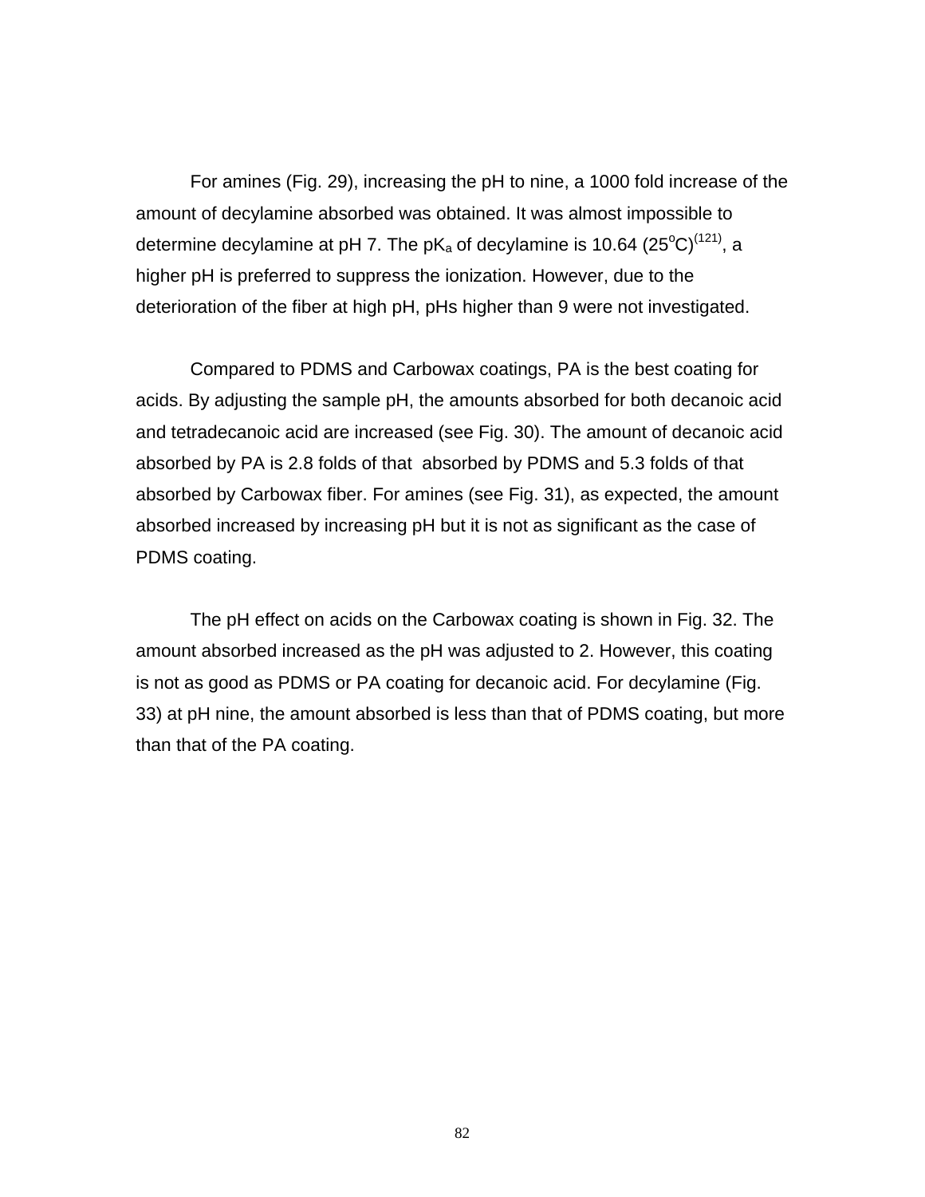For amines (Fig. 29), increasing the pH to nine, a 1000 fold increase of the amount of decylamine absorbed was obtained. It was almost impossible to determine decylamine at pH 7. The $pK_a$ of decylamine is 10.64 ($25^oC$)[121], a higher pH is preferred to suppress the ionization. However, due to the deterioration of the fiber at high pH, pHs higher than 9 were not investigated.

Compared to PDMS and Carbowax coatings, PA is the best coating for acids. By adjusting the sample pH, the amounts absorbed for both decanoic acid and tetradecanoic acid are increased (see Fig. 30). The amount of decanoic acid absorbed by PA is 2.8 folds of that absorbed by PDMS and 5.3 folds of that absorbed by Carbowax fiber. For amines (see Fig. 31), as expected, the amount absorbed increased by increasing pH but it is not as significant as the case of PDMS coating.

The pH effect on acids on the Carbowax coating is shown in Fig. 32. The amount absorbed increased as the pH was adjusted to 2. However, this coating is not as good as PDMS or PA coating for decanoic acid. For decylamine (Fig. 33) at pH nine, the amount absorbed is less than that of PDMS coating, but more than that of the PA coating.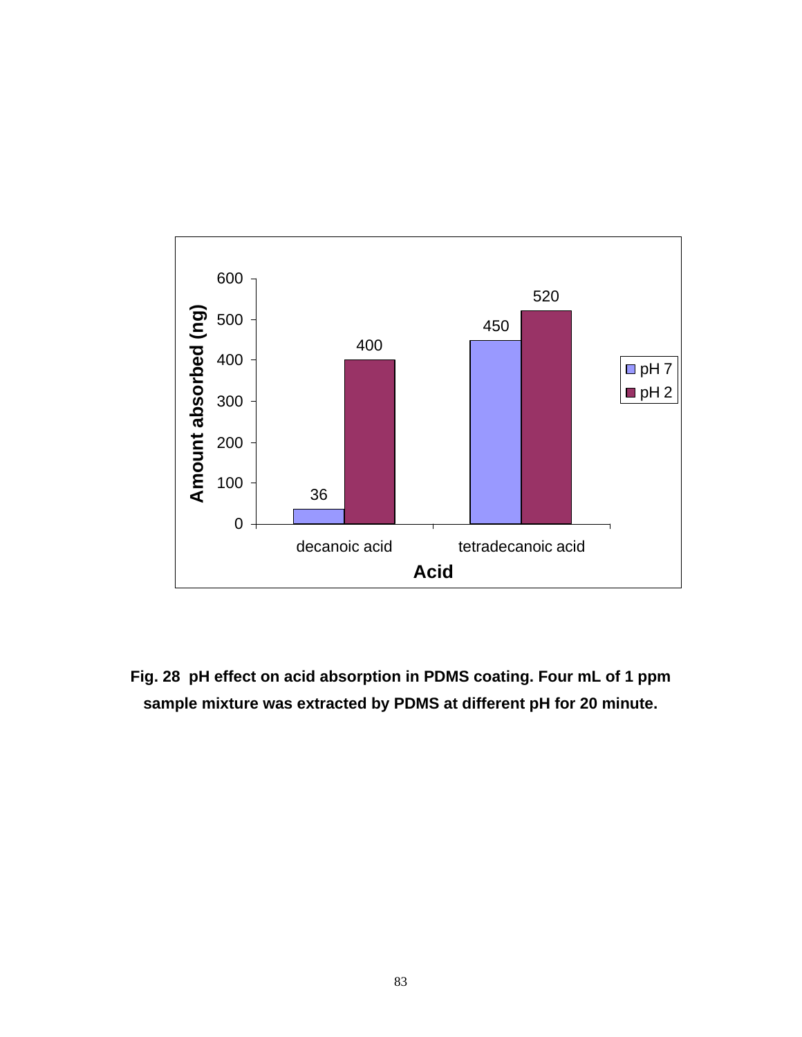| Acid | pH 7 | pH 2 |
|---|---|---|
| decanoic acid | 36 | 400 |
| tetradecanoic acid | 450 | 520 |

Amount absorbed (ng)

**Fig. 28 pH effect on acid absorption in PDMS coating. Four mL of 1 ppm sample mixture was extracted by PDMS at different pH for 20 minute.**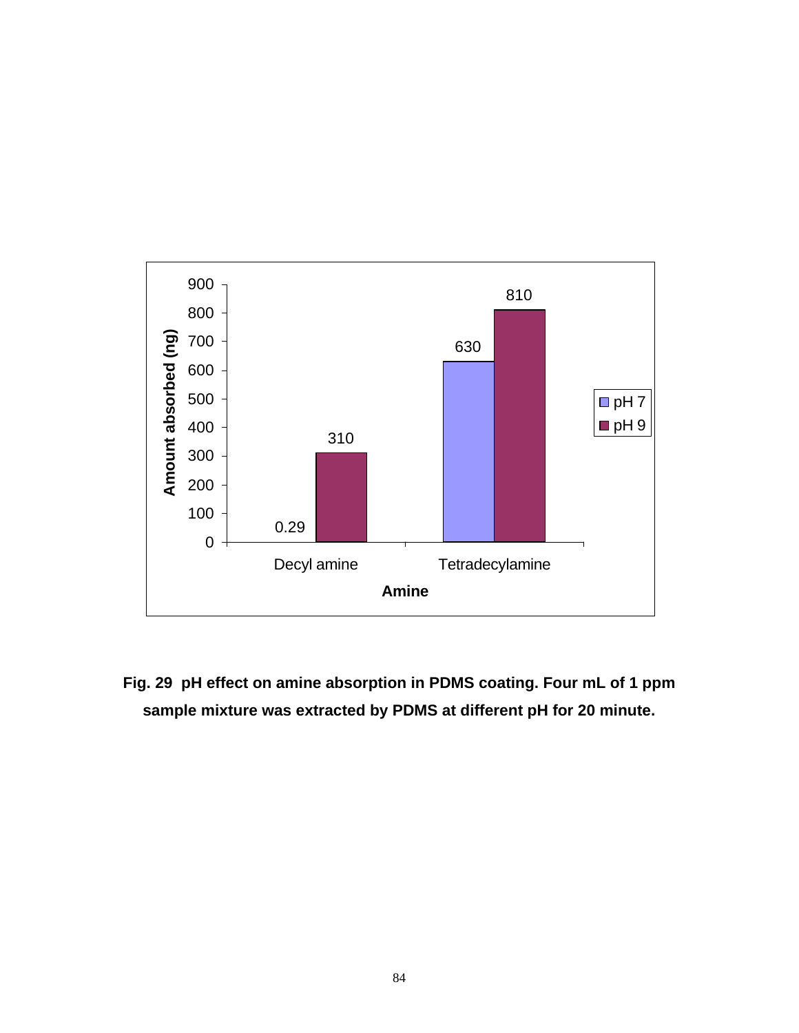| Amine | pH 7 | pH 9 |
|---|---|---|
| Decyl amine | 0.29 | 310 |
| Tetradecylamine | 630 | 810 |

Amount absorbed (ng)

**Fig. 29 pH effect on amine absorption in PDMS coating. Four mL of 1 ppm sample mixture was extracted by PDMS at different pH for 20 minute.**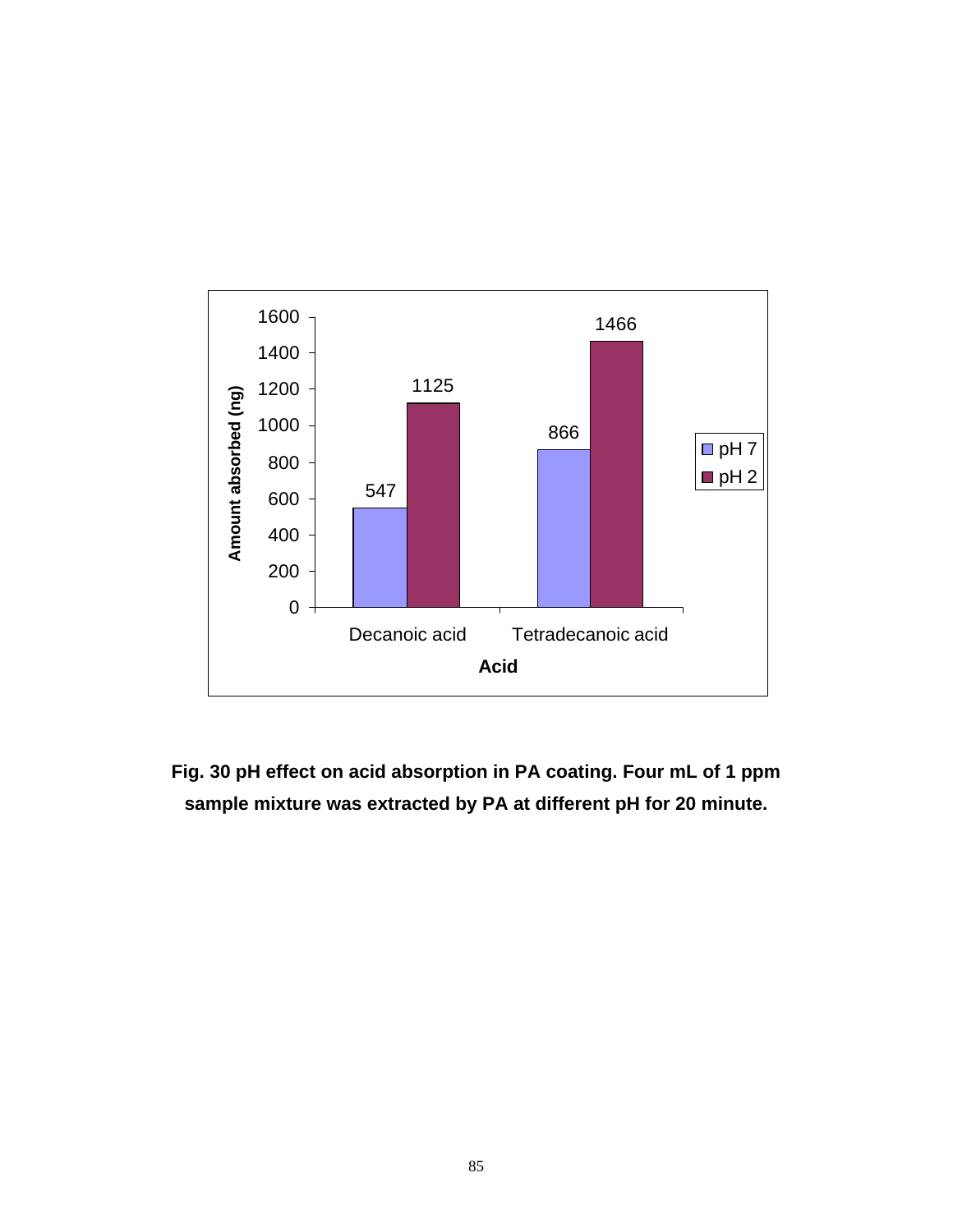| Acid | pH 7 | pH 2 |
|---|---|---|
| Decanoic acid | 547 | 1125 |
| Tetradecanoic acid | 866 | 1466 |

**Fig. 30 pH effect on acid absorption in PA coating. Four mL of 1 ppm sample mixture was extracted by PA at different pH for 20 minute.**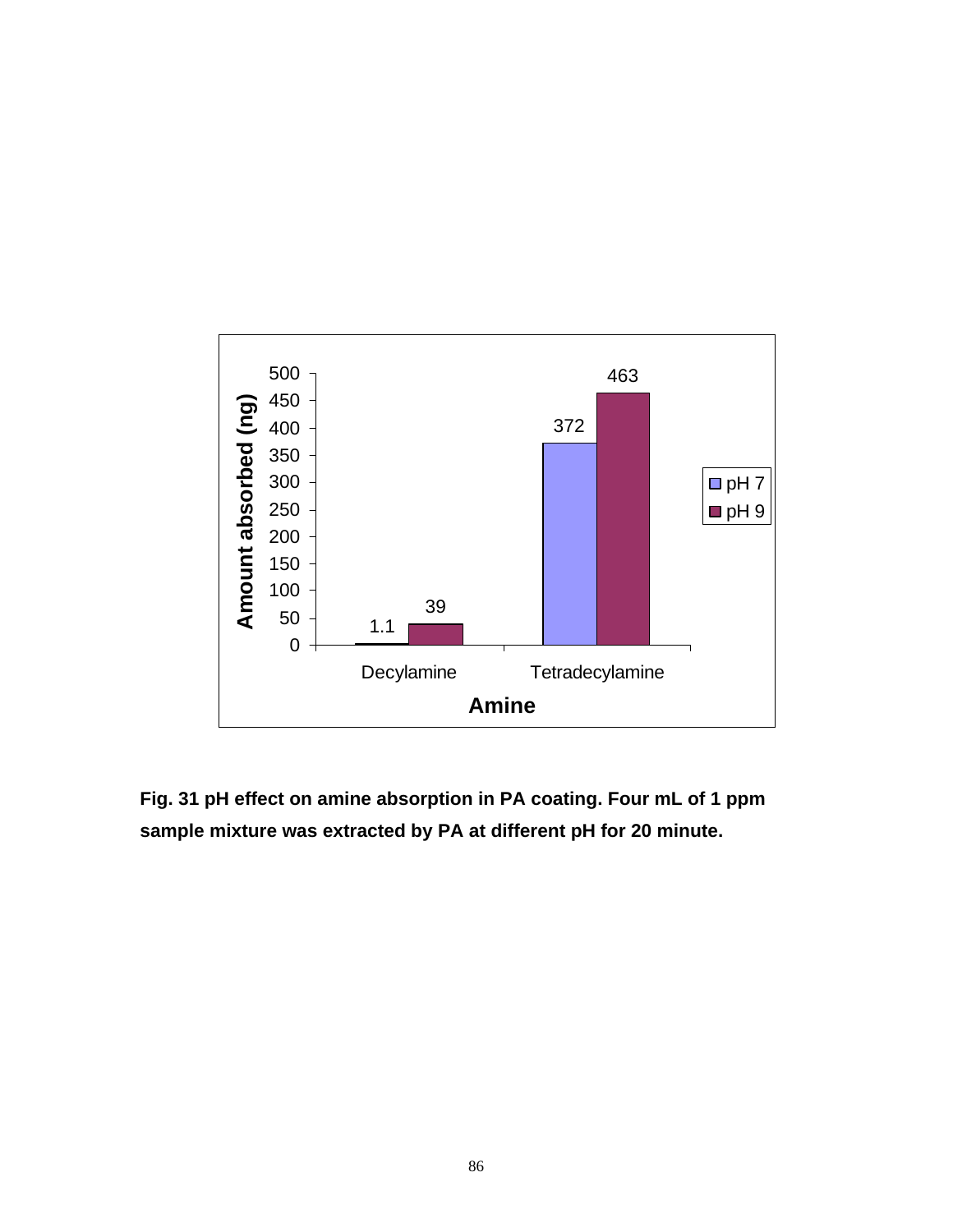**Fig. 31 pH effect on amine absorption in PA coating. Four mL of 1 ppm sample mixture was extracted by PA at different pH for 20 minute.**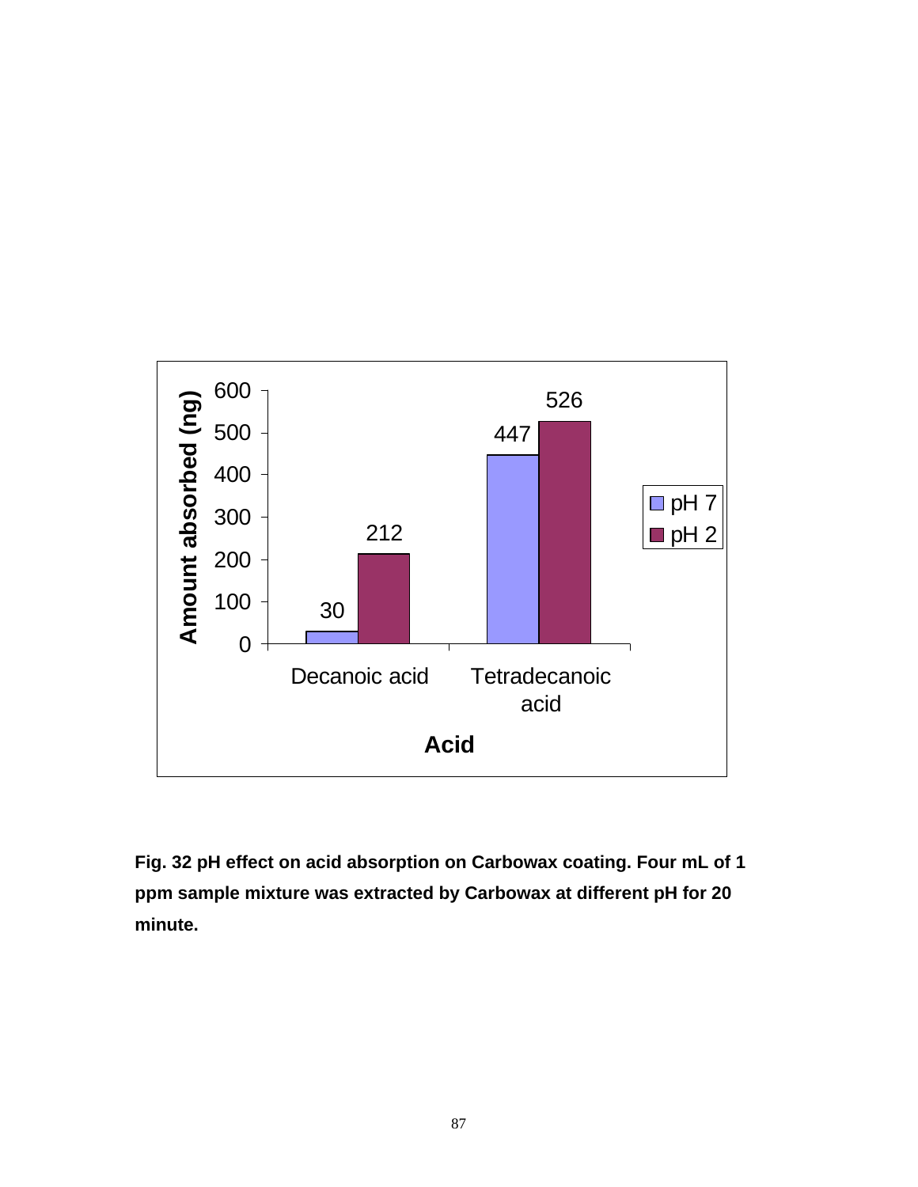| Acid | pH 7 | pH 2 |
|---|---|---|
| Decanoic acid | 30 | 212 |
| Tetradecanoic acid | 447 | 526 |

**Fig. 32 pH effect on acid absorption on Carbowax coating. Four mL of 1 ppm sample mixture was extracted by Carbowax at different pH for 20 minute.**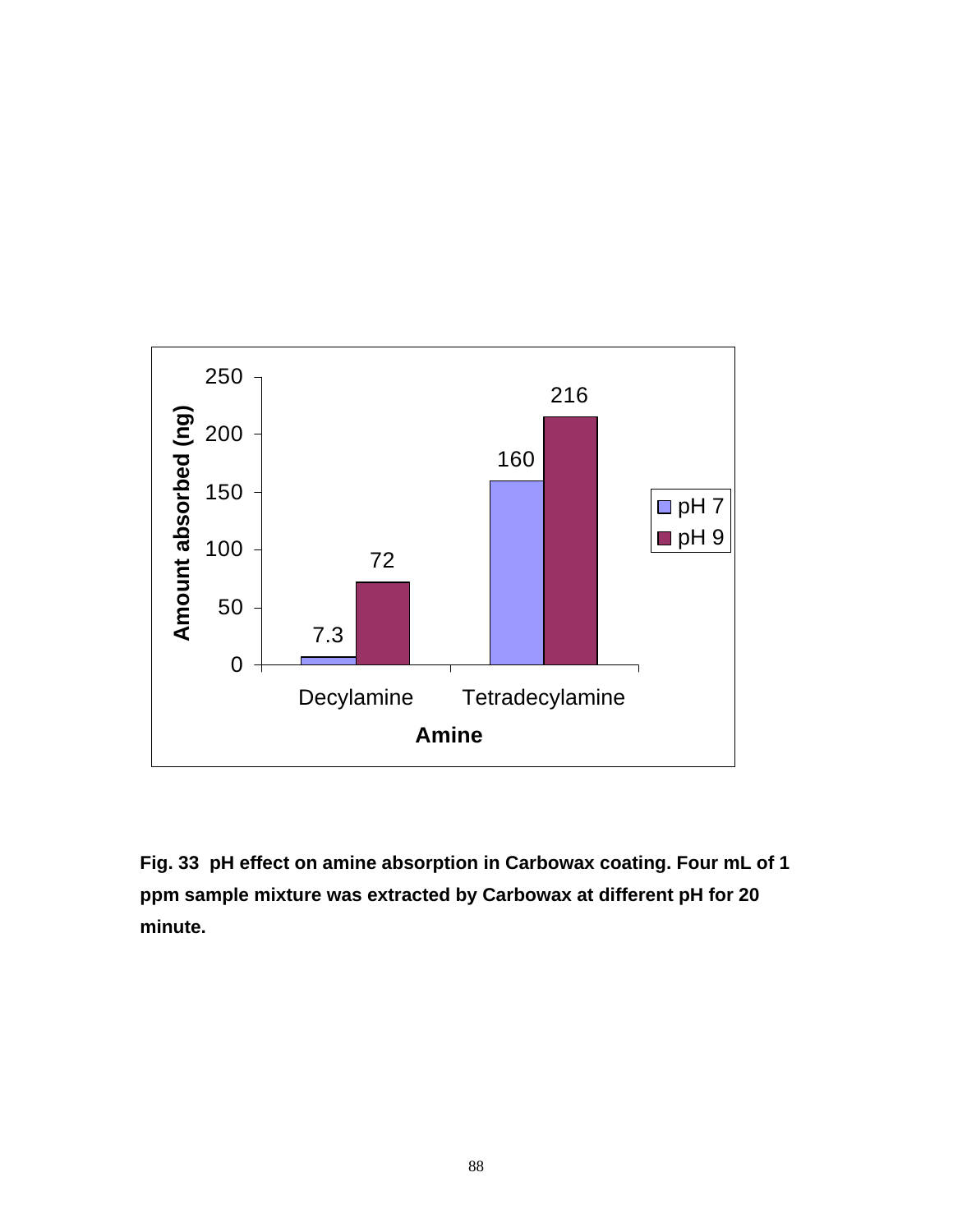| Amine | pH 7 | pH 9 |
|---|---|---|
| Decylamine | 7.3 | 72 |
| Tetradecylamine | 160 | 216 |

**Fig. 33 pH effect on amine absorption in Carbowax coating. Four mL of 1 ppm sample mixture was extracted by Carbowax at different pH for 20 minute.**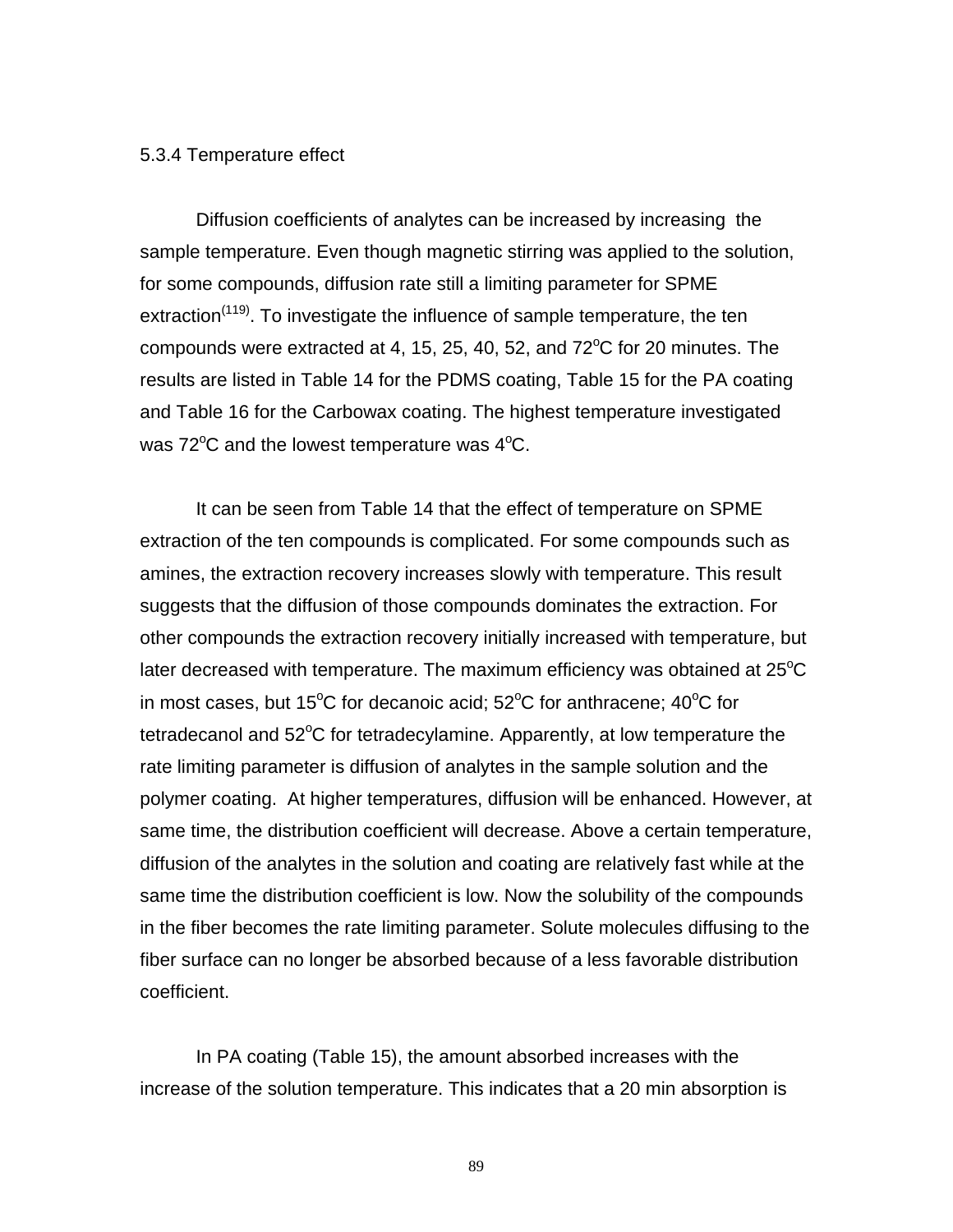### 5.3.4 Temperature effect

Diffusion coefficients of analytes can be increased by increasing the sample temperature. Even though magnetic stirring was applied to the solution, for some compounds, diffusion rate still a limiting parameter for SPME extraction[119]. To investigate the influence of sample temperature, the ten compounds were extracted at 4, 15, 25, 40, 52, and 72$^{o}$C for 20 minutes. The results are listed in Table 14 for the PDMS coating, Table 15 for the PA coating and Table 16 for the Carbowax coating. The highest temperature investigated was 72$^{o}$C and the lowest temperature was 4$^{o}$C.

It can be seen from Table 14 that the effect of temperature on SPME extraction of the ten compounds is complicated. For some compounds such as amines, the extraction recovery increases slowly with temperature. This result suggests that the diffusion of those compounds dominates the extraction. For other compounds the extraction recovery initially increased with temperature, but later decreased with temperature. The maximum efficiency was obtained at 25$^{o}$C in most cases, but 15$^{o}$C for decanoic acid; 52$^{o}$C for anthracene; 40$^{o}$C for tetradecanol and 52$^{o}$C for tetradecylamine. Apparently, at low temperature the rate limiting parameter is diffusion of analytes in the sample solution and the polymer coating. At higher temperatures, diffusion will be enhanced. However, at same time, the distribution coefficient will decrease. Above a certain temperature, diffusion of the analytes in the solution and coating are relatively fast while at the same time the distribution coefficient is low. Now the solubility of the compounds in the fiber becomes the rate limiting parameter. Solute molecules diffusing to the fiber surface can no longer be absorbed because of a less favorable distribution coefficient.

In PA coating (Table 15), the amount absorbed increases with the increase of the solution temperature. This indicates that a 20 min absorption is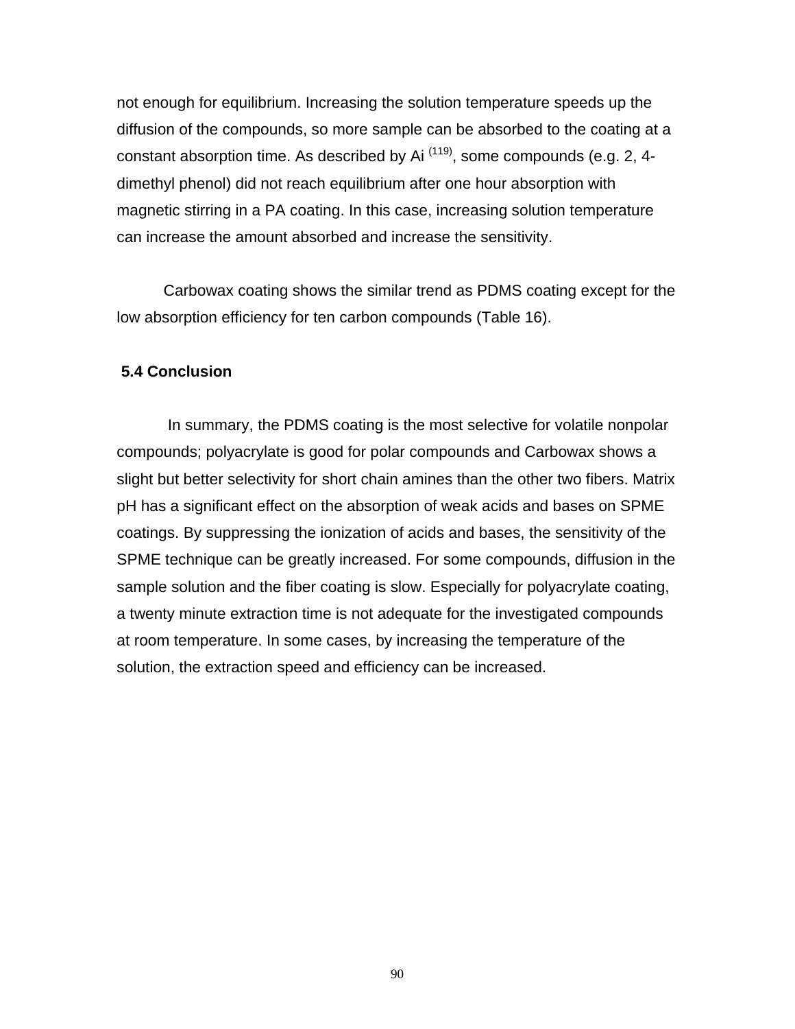not enough for equilibrium. Increasing the solution temperature speeds up the diffusion of the compounds, so more sample can be absorbed to the coating at a constant absorption time. As described by Ai [119], some compounds (e.g. 2, 4-dimethyl phenol) did not reach equilibrium after one hour absorption with magnetic stirring in a PA coating. In this case, increasing solution temperature can increase the amount absorbed and increase the sensitivity.

Carbowax coating shows the similar trend as PDMS coating except for the low absorption efficiency for ten carbon compounds (Table 16).

## 5.4 Conclusion

In summary, the PDMS coating is the most selective for volatile nonpolar compounds; polyacrylate is good for polar compounds and Carbowax shows a slight but better selectivity for short chain amines than the other two fibers. Matrix pH has a significant effect on the absorption of weak acids and bases on SPME coatings. By suppressing the ionization of acids and bases, the sensitivity of the SPME technique can be greatly increased. For some compounds, diffusion in the sample solution and the fiber coating is slow. Especially for polyacrylate coating, a twenty minute extraction time is not adequate for the investigated compounds at room temperature. In some cases, by increasing the temperature of the solution, the extraction speed and efficiency can be increased.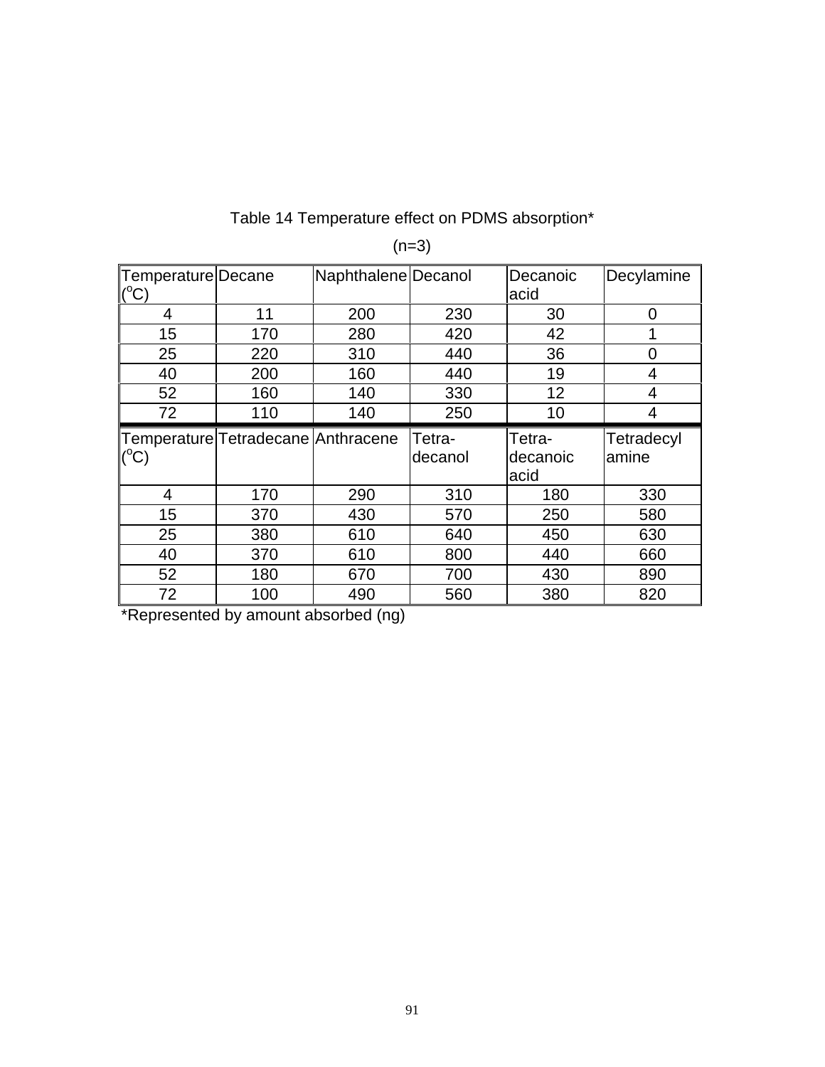Table 14 Temperature effect on PDMS absorption*

(n=3)

| Temperature ($^{o}$C) | Decane | Naphthalene | Decanol | Decanoic acid | Decylamine |
|---|---|---|---|---|---|
| 4 | 11 | 200 | 230 | 30 | 0 |
| 15 | 170 | 280 | 420 | 42 | 1 |
| 25 | 220 | 310 | 440 | 36 | 0 |
| 40 | 200 | 160 | 440 | 19 | 4 |
| 52 | 160 | 140 | 330 | 12 | 4 |
| 72 | 110 | 140 | 250 | 10 | 4 |
| **Temperature ($^{o}$C)** | **Tetradecane** | **Anthracene** | **Tetra-decanol** | **Tetra-decanoic acid** | **Tetradecyl amine** |
| 4 | 170 | 290 | 310 | 180 | 330 |
| 15 | 370 | 430 | 570 | 250 | 580 |
| 25 | 380 | 610 | 640 | 450 | 630 |
| 40 | 370 | 610 | 800 | 440 | 660 |
| 52 | 180 | 670 | 700 | 430 | 890 |
| 72 | 100 | 490 | 560 | 380 | 820 |

*Represented by amount absorbed (ng)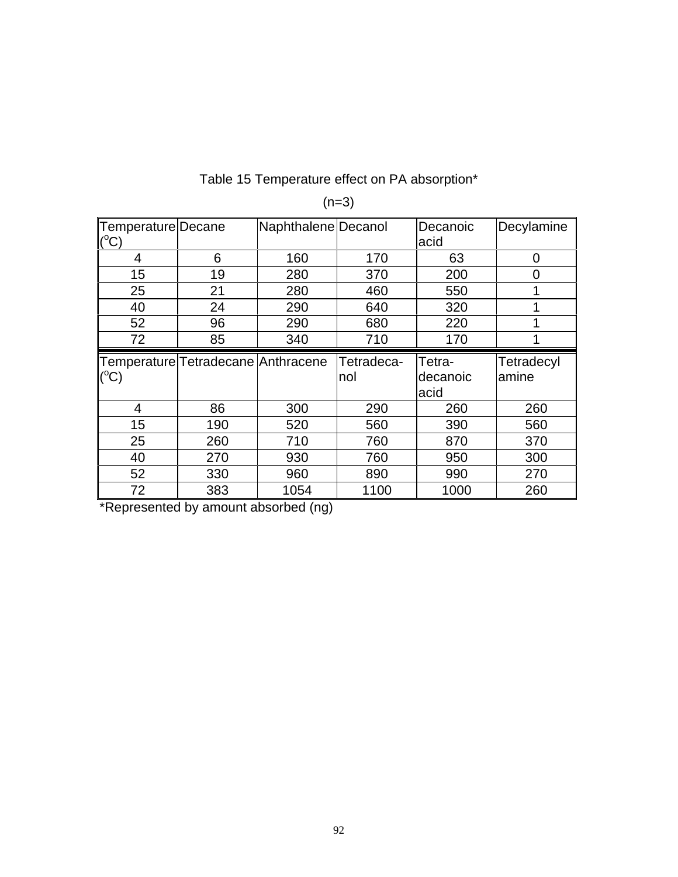Table 15 Temperature effect on PA absorption*

(n=3)

| Temperature (°C) | Decane | Naphthalene | Decanol | Decanoic acid | Decylamine |
|---|---|---|---|---|---|
| 4 | 6 | 160 | 170 | 63 | 0 |
| 15 | 19 | 280 | 370 | 200 | 0 |
| 25 | 21 | 280 | 460 | 550 | 1 |
| 40 | 24 | 290 | 640 | 320 | 1 |
| 52 | 96 | 290 | 680 | 220 | 1 |
| 72 | 85 | 340 | 710 | 170 | 1 |
| **Temperature (°C)** | **Tetradecane** | **Anthracene** | **Tetradeca-nol** | **Tetra-decanoic acid** | **Tetradecyl amine** |
| 4 | 86 | 300 | 290 | 260 | 260 |
| 15 | 190 | 520 | 560 | 390 | 560 |
| 25 | 260 | 710 | 760 | 870 | 370 |
| 40 | 270 | 930 | 760 | 950 | 300 |
| 52 | 330 | 960 | 890 | 990 | 270 |
| 72 | 383 | 1054 | 1100 | 1000 | 260 |

*Represented by amount absorbed (ng)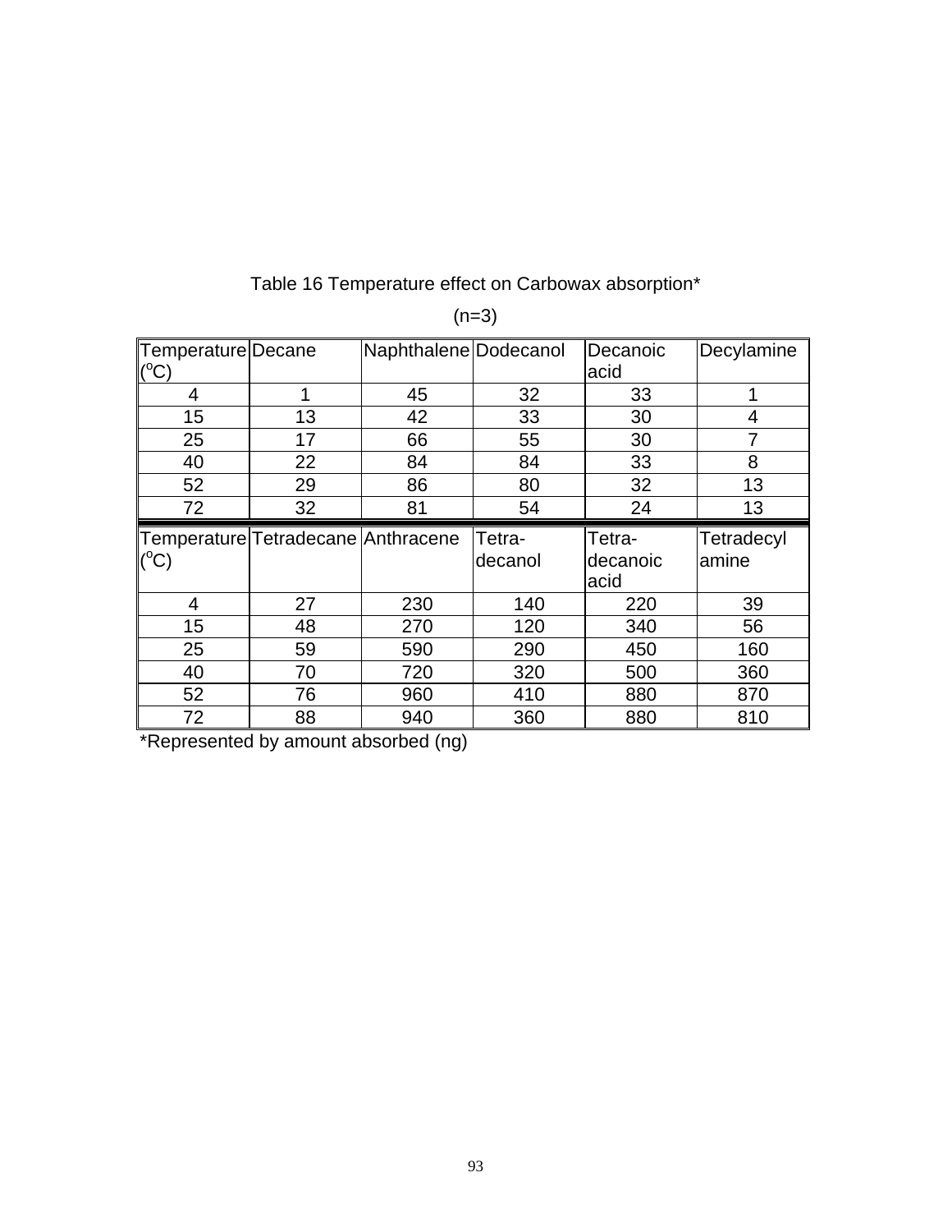Table 16 Temperature effect on Carbowax absorption*

(n=3)

| Temperature (°C) | Decane | Naphthalene | Dodecanol | Decanoic acid | Decylamine |
|---|---|---|---|---|---|
| 4 | 1 | 45 | 32 | 33 | 1 |
| 15 | 13 | 42 | 33 | 30 | 4 |
| 25 | 17 | 66 | 55 | 30 | 7 |
| 40 | 22 | 84 | 84 | 33 | 8 |
| 52 | 29 | 86 | 80 | 32 | 13 |
| 72 | 32 | 81 | 54 | 24 | 13 |
| **Temperature (°C)** | **Tetradecane** | **Anthracene** | **Tetra-decanol** | **Tetra-decanoic acid** | **Tetradecyl amine** |
| 4 | 27 | 230 | 140 | 220 | 39 |
| 15 | 48 | 270 | 120 | 340 | 56 |
| 25 | 59 | 590 | 290 | 450 | 160 |
| 40 | 70 | 720 | 320 | 500 | 360 |
| 52 | 76 | 960 | 410 | 880 | 870 |
| 72 | 88 | 940 | 360 | 880 | 810 |

*Represented by amount absorbed (ng)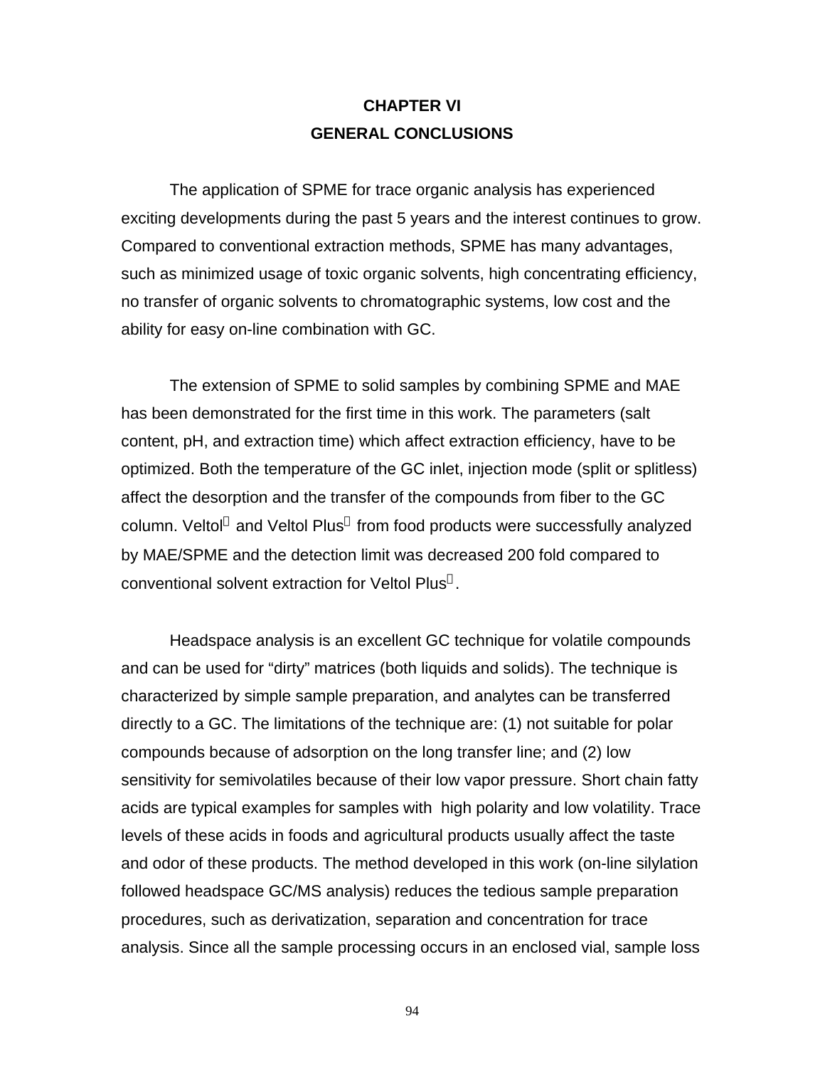# CHAPTER VI
# GENERAL CONCLUSIONS

The application of SPME for trace organic analysis has experienced exciting developments during the past 5 years and the interest continues to grow. Compared to conventional extraction methods, SPME has many advantages, such as minimized usage of toxic organic solvents, high concentrating efficiency, no transfer of organic solvents to chromatographic systems, low cost and the ability for easy on-line combination with GC.

The extension of SPME to solid samples by combining SPME and MAE has been demonstrated for the first time in this work. The parameters (salt content, pH, and extraction time) which affect extraction efficiency, have to be optimized. Both the temperature of the GC inlet, injection mode (split or splitless) affect the desorption and the transfer of the compounds from fiber to the GC column. Veltol® and Veltol Plus® from food products were successfully analyzed by MAE/SPME and the detection limit was decreased 200 fold compared to conventional solvent extraction for Veltol Plus®.

Headspace analysis is an excellent GC technique for volatile compounds and can be used for "dirty" matrices (both liquids and solids). The technique is characterized by simple sample preparation, and analytes can be transferred directly to a GC. The limitations of the technique are: (1) not suitable for polar compounds because of adsorption on the long transfer line; and (2) low sensitivity for semivolatiles because of their low vapor pressure. Short chain fatty acids are typical examples for samples with high polarity and low volatility. Trace levels of these acids in foods and agricultural products usually affect the taste and odor of these products. The method developed in this work (on-line silylation followed headspace GC/MS analysis) reduces the tedious sample preparation procedures, such as derivatization, separation and concentration for trace analysis. Since all the sample processing occurs in an enclosed vial, sample loss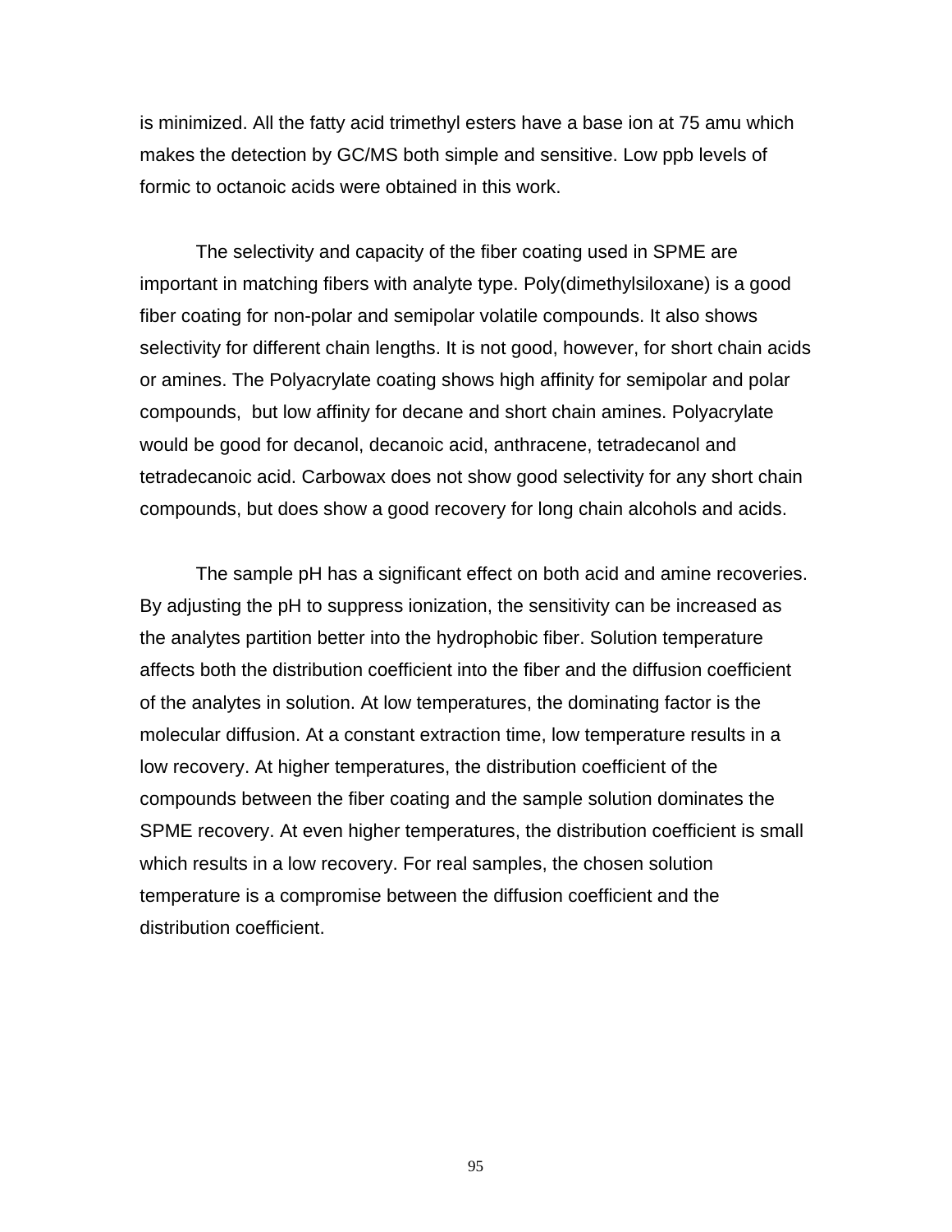is minimized. All the fatty acid trimethyl esters have a base ion at 75 amu which makes the detection by GC/MS both simple and sensitive. Low ppb levels of formic to octanoic acids were obtained in this work.

The selectivity and capacity of the fiber coating used in SPME are important in matching fibers with analyte type. Poly(dimethylsiloxane) is a good fiber coating for non-polar and semipolar volatile compounds. It also shows selectivity for different chain lengths. It is not good, however, for short chain acids or amines. The Polyacrylate coating shows high affinity for semipolar and polar compounds, but low affinity for decane and short chain amines. Polyacrylate would be good for decanol, decanoic acid, anthracene, tetradecanol and tetradecanoic acid. Carbowax does not show good selectivity for any short chain compounds, but does show a good recovery for long chain alcohols and acids.

The sample pH has a significant effect on both acid and amine recoveries. By adjusting the pH to suppress ionization, the sensitivity can be increased as the analytes partition better into the hydrophobic fiber. Solution temperature affects both the distribution coefficient into the fiber and the diffusion coefficient of the analytes in solution. At low temperatures, the dominating factor is the molecular diffusion. At a constant extraction time, low temperature results in a low recovery. At higher temperatures, the distribution coefficient of the compounds between the fiber coating and the sample solution dominates the SPME recovery. At even higher temperatures, the distribution coefficient is small which results in a low recovery. For real samples, the chosen solution temperature is a compromise between the diffusion coefficient and the distribution coefficient.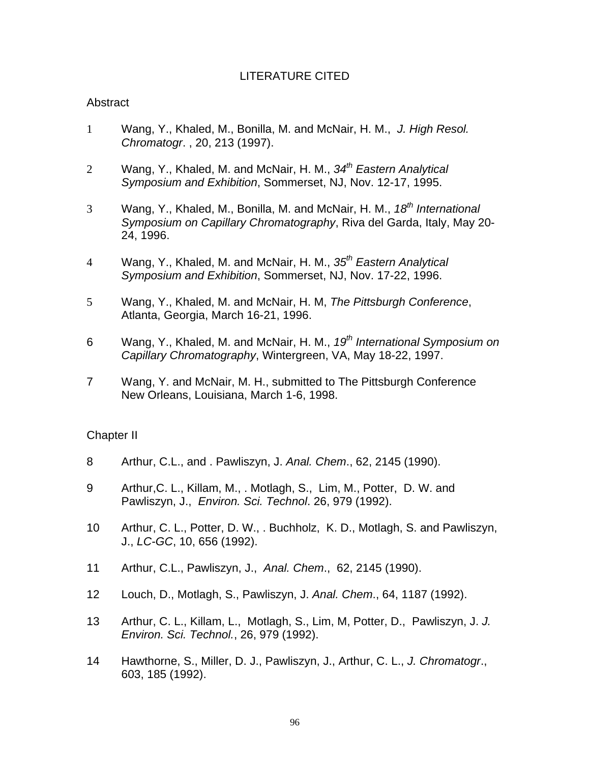# LITERATURE CITED

## Abstract

1 Wang, Y., Khaled, M., Bonilla, M. and McNair, H. M., *J. High Resol. Chromatogr*. , 20, 213 (1997).

2 Wang, Y., Khaled, M. and McNair, H. M., *34th Eastern Analytical Symposium and Exhibition*, Sommerset, NJ, Nov. 12-17, 1995.

3 Wang, Y., Khaled, M., Bonilla, M. and McNair, H. M., *18th International Symposium on Capillary Chromatography*, Riva del Garda, Italy, May 20-24, 1996.

4 Wang, Y., Khaled, M. and McNair, H. M., *35th Eastern Analytical Symposium and Exhibition*, Sommerset, NJ, Nov. 17-22, 1996.

5 Wang, Y., Khaled, M. and McNair, H. M, *The Pittsburgh Conference*, Atlanta, Georgia, March 16-21, 1996.

6 Wang, Y., Khaled, M. and McNair, H. M., *19th International Symposium on Capillary Chromatography*, Wintergreen, VA, May 18-22, 1997.

7 Wang, Y. and McNair, M. H., submitted to The Pittsburgh Conference New Orleans, Louisiana, March 1-6, 1998.

## Chapter II

8 Arthur, C.L., and . Pawliszyn, J. *Anal. Chem*., 62, 2145 (1990).

9 Arthur,C. L., Killam, M., . Motlagh, S., Lim, M., Potter, D. W. and Pawliszyn, J., *Environ. Sci. Technol*. 26, 979 (1992).

10 Arthur, C. L., Potter, D. W., . Buchholz, K. D., Motlagh, S. and Pawliszyn, J., *LC-GC*, 10, 656 (1992).

11 Arthur, C.L., Pawliszyn, J., *Anal. Chem*., 62, 2145 (1990).

12 Louch, D., Motlagh, S., Pawliszyn, J. *Anal. Chem*., 64, 1187 (1992).

13 Arthur, C. L., Killam, L., Motlagh, S., Lim, M, Potter, D., Pawliszyn, J. *J. Environ. Sci. Technol.*, 26, 979 (1992).

14 Hawthorne, S., Miller, D. J., Pawliszyn, J., Arthur, C. L., *J. Chromatogr*., 603, 185 (1992).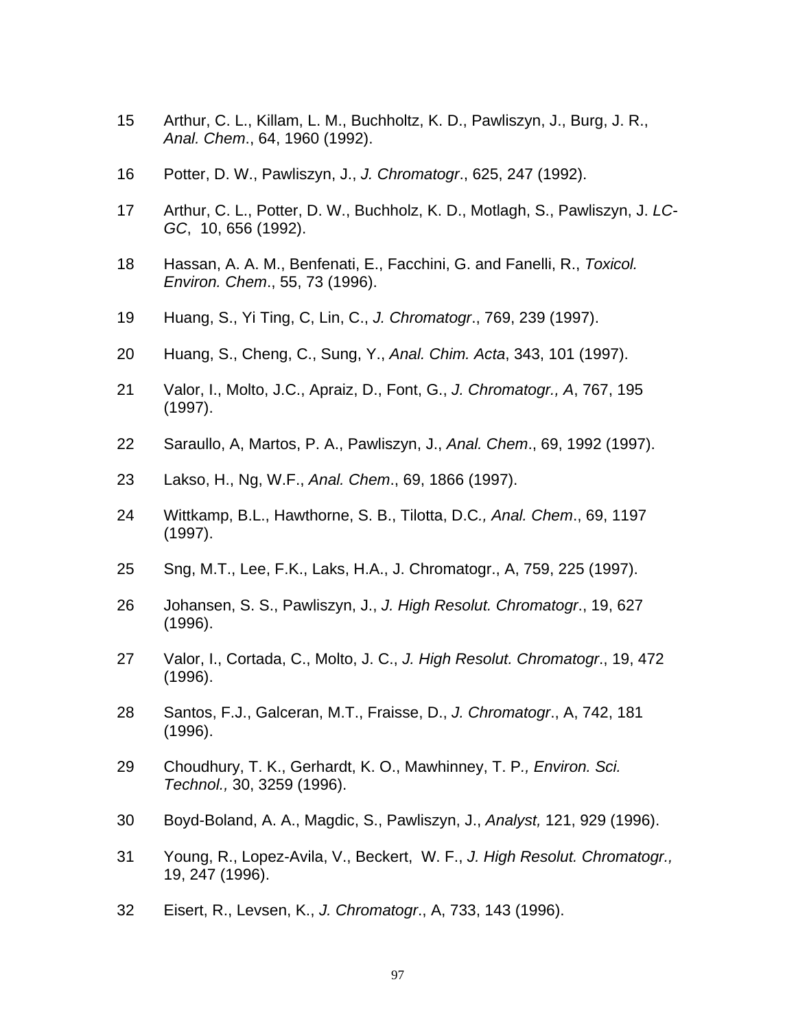15 Arthur, C. L., Killam, L. M., Buchholtz, K. D., Pawliszyn, J., Burg, J. R., *Anal. Chem*., 64, 1960 (1992).

16 Potter, D. W., Pawliszyn, J., *J. Chromatogr*., 625, 247 (1992).

17 Arthur, C. L., Potter, D. W., Buchholz, K. D., Motlagh, S., Pawliszyn, J. *LC-GC*, 10, 656 (1992).

18 Hassan, A. A. M., Benfenati, E., Facchini, G. and Fanelli, R., *Toxicol. Environ. Chem*., 55, 73 (1996).

19 Huang, S., Yi Ting, C, Lin, C., *J. Chromatogr*., 769, 239 (1997).

20 Huang, S., Cheng, C., Sung, Y., *Anal. Chim. Acta*, 343, 101 (1997).

21 Valor, I., Molto, J.C., Apraiz, D., Font, G., *J. Chromatogr., A*, 767, 195 (1997).

22 Saraullo, A, Martos, P. A., Pawliszyn, J., *Anal. Chem*., 69, 1992 (1997).

23 Lakso, H., Ng, W.F., *Anal. Chem*., 69, 1866 (1997).

24 Wittkamp, B.L., Hawthorne, S. B., Tilotta, D.C*., Anal. Chem*., 69, 1197 (1997).

25 Sng, M.T., Lee, F.K., Laks, H.A., J. Chromatogr., A, 759, 225 (1997).

26 Johansen, S. S., Pawliszyn, J., *J. High Resolut. Chromatogr*., 19, 627 (1996).

27 Valor, I., Cortada, C., Molto, J. C., *J. High Resolut. Chromatogr*., 19, 472 (1996).

28 Santos, F.J., Galceran, M.T., Fraisse, D., *J. Chromatogr*., A, 742, 181 (1996).

29 Choudhury, T. K., Gerhardt, K. O., Mawhinney, T. P*., Environ. Sci. Technol.,* 30, 3259 (1996).

30 Boyd-Boland, A. A., Magdic, S., Pawliszyn, J., *Analyst,* 121, 929 (1996).

31 Young, R., Lopez-Avila, V., Beckert, W. F., *J. High Resolut. Chromatogr.,* 19, 247 (1996).

32 Eisert, R., Levsen, K., *J. Chromatogr*., A, 733, 143 (1996).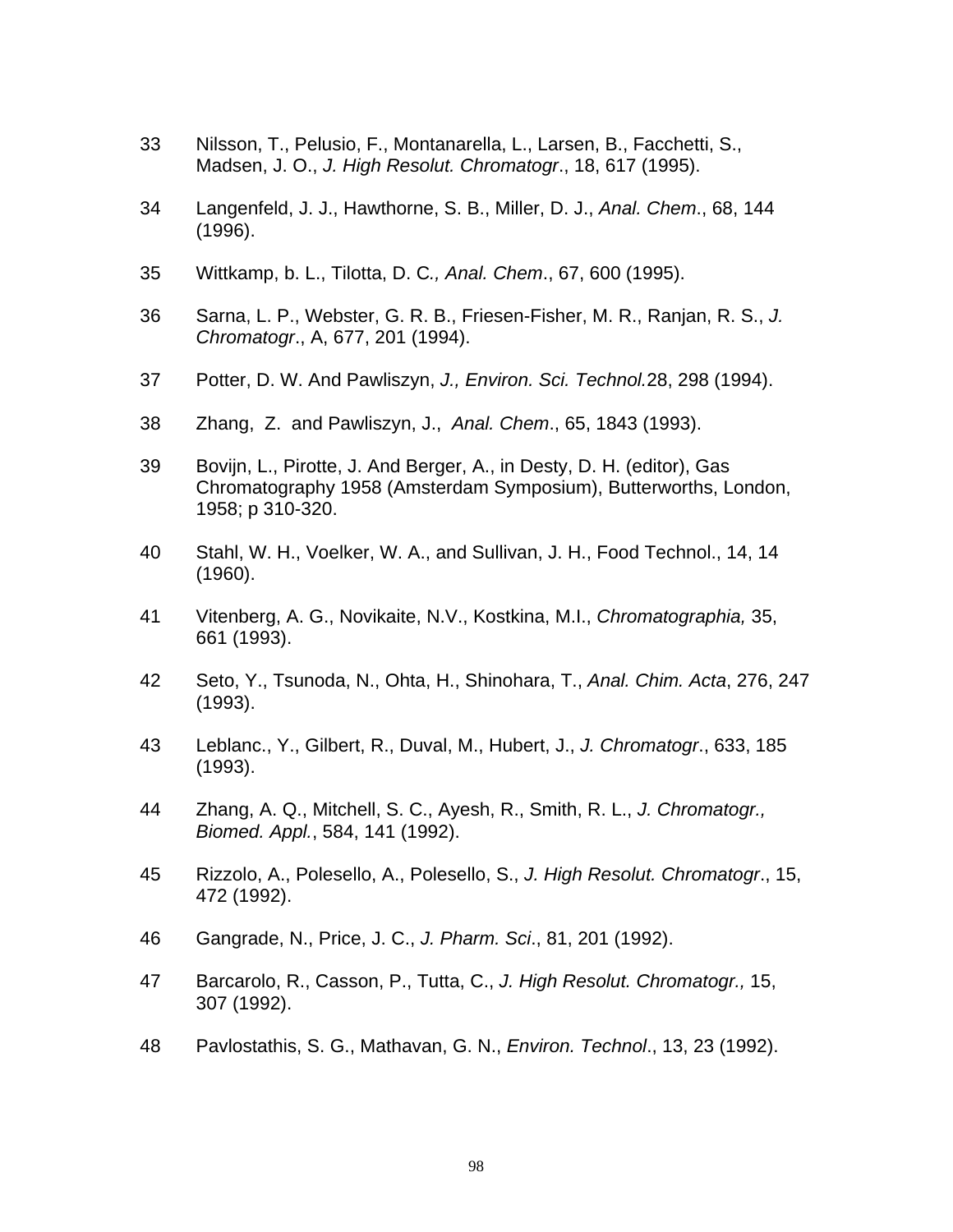33 Nilsson, T., Pelusio, F., Montanarella, L., Larsen, B., Facchetti, S., Madsen, J. O., *J. High Resolut. Chromatogr*., 18, 617 (1995).

34 Langenfeld, J. J., Hawthorne, S. B., Miller, D. J., *Anal. Chem*., 68, 144 (1996).

35 Wittkamp, b. L., Tilotta, D. C*., Anal. Chem*., 67, 600 (1995).

36 Sarna, L. P., Webster, G. R. B., Friesen-Fisher, M. R., Ranjan, R. S., *J. Chromatogr*., A, 677, 201 (1994).

37 Potter, D. W. And Pawliszyn, *J., Environ. Sci. Technol.*28, 298 (1994).

38 Zhang, Z. and Pawliszyn, J., *Anal. Chem*., 65, 1843 (1993).

39 Bovijn, L., Pirotte, J. And Berger, A., in Desty, D. H. (editor), Gas Chromatography 1958 (Amsterdam Symposium), Butterworths, London, 1958; p 310-320.

40 Stahl, W. H., Voelker, W. A., and Sullivan, J. H., Food Technol., 14, 14 (1960).

41 Vitenberg, A. G., Novikaite, N.V., Kostkina, M.I., *Chromatographia,* 35, 661 (1993).

42 Seto, Y., Tsunoda, N., Ohta, H., Shinohara, T., *Anal. Chim. Acta*, 276, 247 (1993).

43 Leblanc., Y., Gilbert, R., Duval, M., Hubert, J., *J. Chromatogr*., 633, 185 (1993).

44 Zhang, A. Q., Mitchell, S. C., Ayesh, R., Smith, R. L., *J. Chromatogr., Biomed. Appl.*, 584, 141 (1992).

45 Rizzolo, A., Polesello, A., Polesello, S., *J. High Resolut. Chromatogr*., 15, 472 (1992).

46 Gangrade, N., Price, J. C., *J. Pharm. Sci*., 81, 201 (1992).

47 Barcarolo, R., Casson, P., Tutta, C., *J. High Resolut. Chromatogr.,* 15, 307 (1992).

48 Pavlostathis, S. G., Mathavan, G. N., *Environ. Technol*., 13, 23 (1992).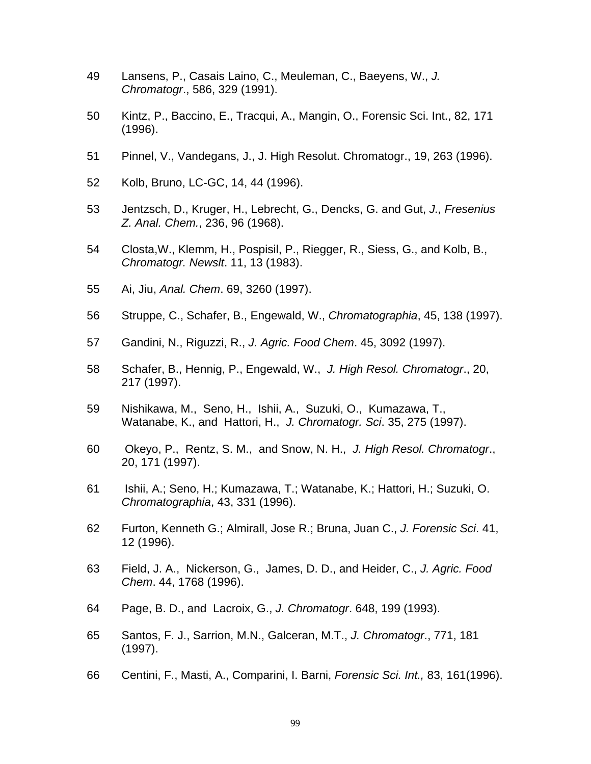49 Lansens, P., Casais Laino, C., Meuleman, C., Baeyens, W., *J. Chromatogr*., 586, 329 (1991).

50 Kintz, P., Baccino, E., Tracqui, A., Mangin, O., Forensic Sci. Int., 82, 171 (1996).

51 Pinnel, V., Vandegans, J., J. High Resolut. Chromatogr., 19, 263 (1996).

52 Kolb, Bruno, LC-GC, 14, 44 (1996).

53 Jentzsch, D., Kruger, H., Lebrecht, G., Dencks, G. and Gut, *J., Fresenius Z. Anal. Chem.*, 236, 96 (1968).

54 Closta,W., Klemm, H., Pospisil, P., Riegger, R., Siess, G., and Kolb, B., *Chromatogr. Newslt*. 11, 13 (1983).

55 Ai, Jiu, *Anal. Chem*. 69, 3260 (1997).

56 Struppe, C., Schafer, B., Engewald, W., *Chromatographia*, 45, 138 (1997).

57 Gandini, N., Riguzzi, R., *J. Agric. Food Chem*. 45, 3092 (1997).

58 Schafer, B., Hennig, P., Engewald, W., *J. High Resol. Chromatogr*., 20, 217 (1997).

59 Nishikawa, M., Seno, H., Ishii, A., Suzuki, O., Kumazawa, T., Watanabe, K., and Hattori, H., *J. Chromatogr. Sci*. 35, 275 (1997).

60 Okeyo, P., Rentz, S. M., and Snow, N. H., *J. High Resol. Chromatogr*., 20, 171 (1997).

61 Ishii, A.; Seno, H.; Kumazawa, T.; Watanabe, K.; Hattori, H.; Suzuki, O. *Chromatographia*, 43, 331 (1996).

62 Furton, Kenneth G.; Almirall, Jose R.; Bruna, Juan C., *J. Forensic Sci*. 41, 12 (1996).

63 Field, J. A., Nickerson, G., James, D. D., and Heider, C., *J. Agric. Food Chem*. 44, 1768 (1996).

64 Page, B. D., and Lacroix, G., *J. Chromatogr*. 648, 199 (1993).

65 Santos, F. J., Sarrion, M.N., Galceran, M.T., *J. Chromatogr*., 771, 181 (1997).

66 Centini, F., Masti, A., Comparini, I. Barni, *Forensic Sci. Int.,* 83, 161(1996).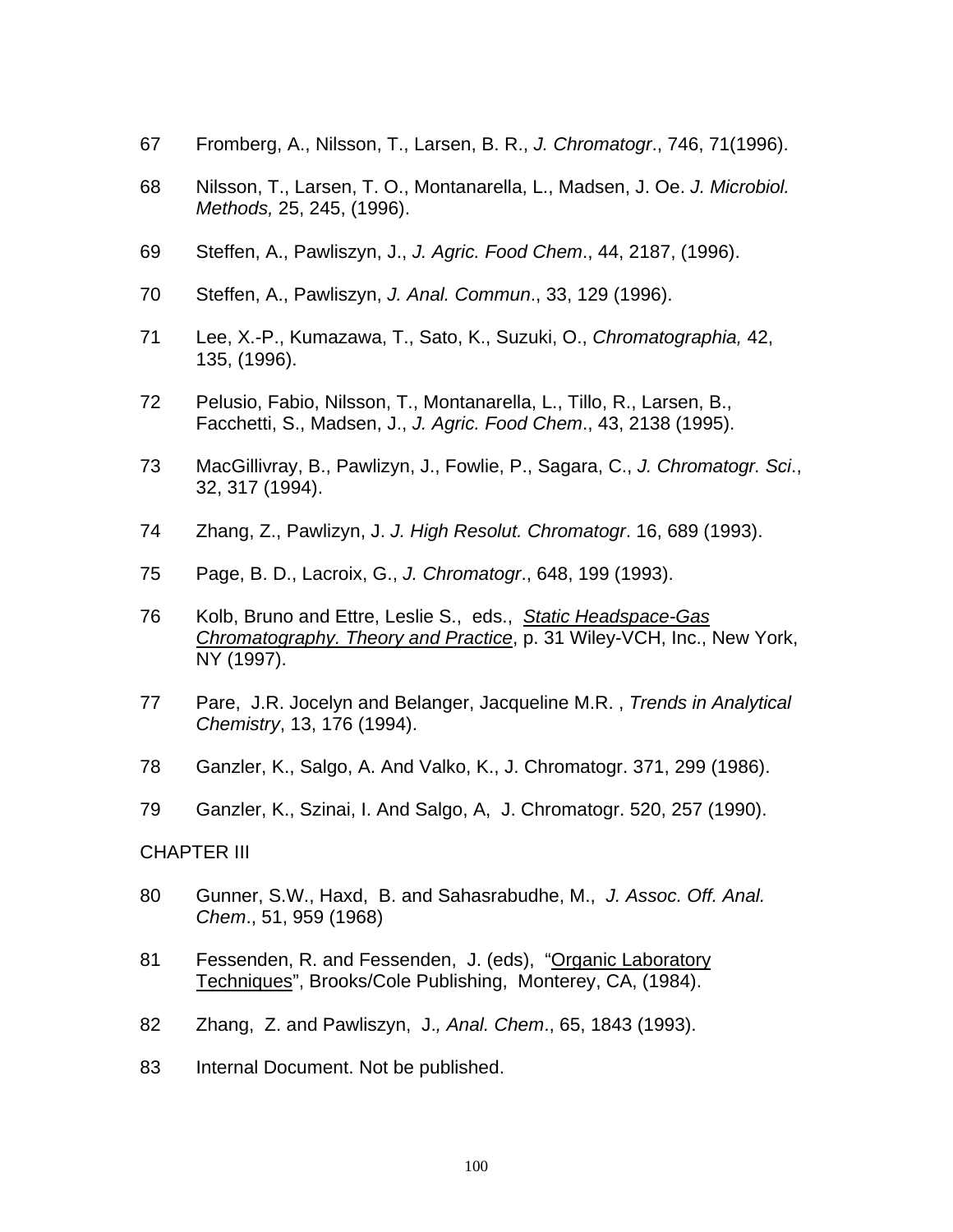67 Fromberg, A., Nilsson, T., Larsen, B. R., *J. Chromatogr*., 746, 71(1996).

68 Nilsson, T., Larsen, T. O., Montanarella, L., Madsen, J. Oe. *J. Microbiol. Methods,* 25, 245, (1996).

69 Steffen, A., Pawliszyn, J., *J. Agric. Food Chem*., 44, 2187, (1996).

70 Steffen, A., Pawliszyn, *J. Anal. Commun*., 33, 129 (1996).

71 Lee, X.-P., Kumazawa, T., Sato, K., Suzuki, O., *Chromatographia,* 42, 135, (1996).

72 Pelusio, Fabio, Nilsson, T., Montanarella, L., Tillo, R., Larsen, B., Facchetti, S., Madsen, J., *J. Agric. Food Chem*., 43, 2138 (1995).

73 MacGillivray, B., Pawlizyn, J., Fowlie, P., Sagara, C., *J. Chromatogr. Sci*., 32, 317 (1994).

74 Zhang, Z., Pawlizyn, J. *J. High Resolut. Chromatogr*. 16, 689 (1993).

75 Page, B. D., Lacroix, G., *J. Chromatogr*., 648, 199 (1993).

76 Kolb, Bruno and Ettre, Leslie S., eds., *Static Headspace-Gas Chromatography. Theory and Practice*, p. 31 Wiley-VCH, Inc., New York, NY (1997).

77 Pare, J.R. Jocelyn and Belanger, Jacqueline M.R. , *Trends in Analytical Chemistry*, 13, 176 (1994).

78 Ganzler, K., Salgo, A. And Valko, K., J. Chromatogr. 371, 299 (1986).

79 Ganzler, K., Szinai, I. And Salgo, A, J. Chromatogr. 520, 257 (1990).

CHAPTER III

80 Gunner, S.W., Haxd, B. and Sahasrabudhe, M., *J. Assoc. Off. Anal. Chem*., 51, 959 (1968)

81 Fessenden, R. and Fessenden, J. (eds), "Organic Laboratory Techniques", Brooks/Cole Publishing, Monterey, CA, (1984).

82 Zhang, Z. and Pawliszyn, J., *Anal. Chem*., 65, 1843 (1993).

83 Internal Document. Not be published.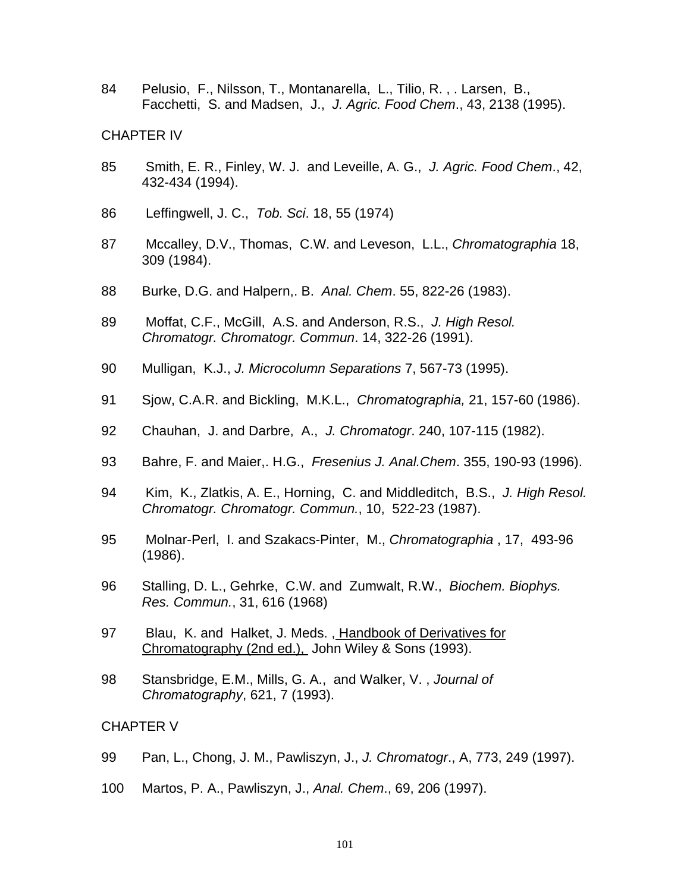84 Pelusio, F., Nilsson, T., Montanarella, L., Tilio, R. , . Larsen, B., Facchetti, S. and Madsen, J., *J. Agric. Food Chem*., 43, 2138 (1995).

## CHAPTER IV

85 Smith, E. R., Finley, W. J. and Leveille, A. G., *J. Agric. Food Chem*., 42, 432-434 (1994).

86 Leffingwell, J. C., *Tob. Sci*. 18, 55 (1974)

87 Mccalley, D.V., Thomas, C.W. and Leveson, L.L., *Chromatographia* 18, 309 (1984).

88 Burke, D.G. and Halpern,. B. *Anal. Chem*. 55, 822-26 (1983).

89 Moffat, C.F., McGill, A.S. and Anderson, R.S., *J. High Resol. Chromatogr. Chromatogr. Commun*. 14, 322-26 (1991).

90 Mulligan, K.J., *J. Microcolumn Separations* 7, 567-73 (1995).

91 Sjow, C.A.R. and Bickling, M.K.L., *Chromatographia,* 21, 157-60 (1986).

92 Chauhan, J. and Darbre, A., *J. Chromatogr*. 240, 107-115 (1982).

93 Bahre, F. and Maier,. H.G., *Fresenius J. Anal.Chem*. 355, 190-93 (1996).

94 Kim, K., Zlatkis, A. E., Horning, C. and Middleditch, B.S., *J. High Resol. Chromatogr. Chromatogr. Commun.*, 10, 522-23 (1987).

95 Molnar-Perl, I. and Szakacs-Pinter, M., *Chromatographia* , 17, 493-96 (1986).

96 Stalling, D. L., Gehrke, C.W. and Zumwalt, R.W., *Biochem. Biophys. Res. Commun.*, 31, 616 (1968)

97 Blau, K. and Halket, J. Meds. , Handbook of Derivatives for Chromatography (2nd ed.), John Wiley & Sons (1993).

98 Stansbridge, E.M., Mills, G. A., and Walker, V. , *Journal of Chromatography*, 621, 7 (1993).

## CHAPTER V

99 Pan, L., Chong, J. M., Pawliszyn, J., *J. Chromatogr*., A, 773, 249 (1997).

100 Martos, P. A., Pawliszyn, J., *Anal. Chem*., 69, 206 (1997).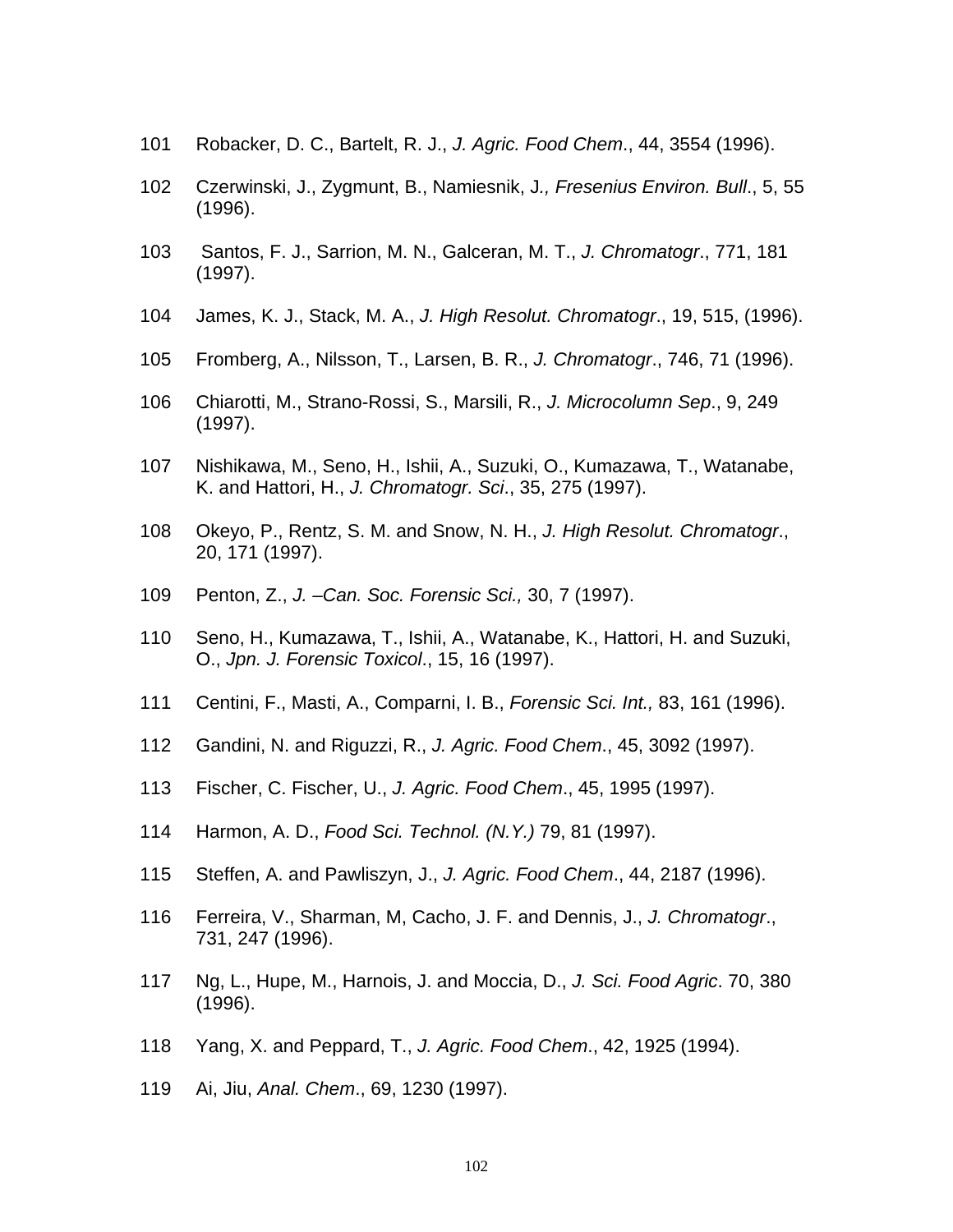101 Robacker, D. C., Bartelt, R. J., *J. Agric. Food Chem*., 44, 3554 (1996).

102 Czerwinski, J., Zygmunt, B., Namiesnik, J*., Fresenius Environ. Bull*., 5, 55 (1996).

103 Santos, F. J., Sarrion, M. N., Galceran, M. T., *J. Chromatogr*., 771, 181 (1997).

104 James, K. J., Stack, M. A., *J. High Resolut. Chromatogr*., 19, 515, (1996).

105 Fromberg, A., Nilsson, T., Larsen, B. R., *J. Chromatogr*., 746, 71 (1996).

106 Chiarotti, M., Strano-Rossi, S., Marsili, R., *J. Microcolumn Sep*., 9, 249 (1997).

107 Nishikawa, M., Seno, H., Ishii, A., Suzuki, O., Kumazawa, T., Watanabe, K. and Hattori, H., *J. Chromatogr. Sci*., 35, 275 (1997).

108 Okeyo, P., Rentz, S. M. and Snow, N. H., *J. High Resolut. Chromatogr*., 20, 171 (1997).

109 Penton, Z., *J. –Can. Soc. Forensic Sci.,* 30, 7 (1997).

110 Seno, H., Kumazawa, T., Ishii, A., Watanabe, K., Hattori, H. and Suzuki, O., *Jpn. J. Forensic Toxicol*., 15, 16 (1997).

111 Centini, F., Masti, A., Comparni, I. B., *Forensic Sci. Int.,* 83, 161 (1996).

112 Gandini, N. and Riguzzi, R., *J. Agric. Food Chem*., 45, 3092 (1997).

113 Fischer, C. Fischer, U., *J. Agric. Food Chem*., 45, 1995 (1997).

114 Harmon, A. D., *Food Sci. Technol. (N.Y.)* 79, 81 (1997).

115 Steffen, A. and Pawliszyn, J., *J. Agric. Food Chem*., 44, 2187 (1996).

116 Ferreira, V., Sharman, M, Cacho, J. F. and Dennis, J., *J. Chromatogr*., 731, 247 (1996).

117 Ng, L., Hupe, M., Harnois, J. and Moccia, D., *J. Sci. Food Agric*. 70, 380 (1996).

118 Yang, X. and Peppard, T., *J. Agric. Food Chem*., 42, 1925 (1994).

119 Ai, Jiu, *Anal. Chem*., 69, 1230 (1997).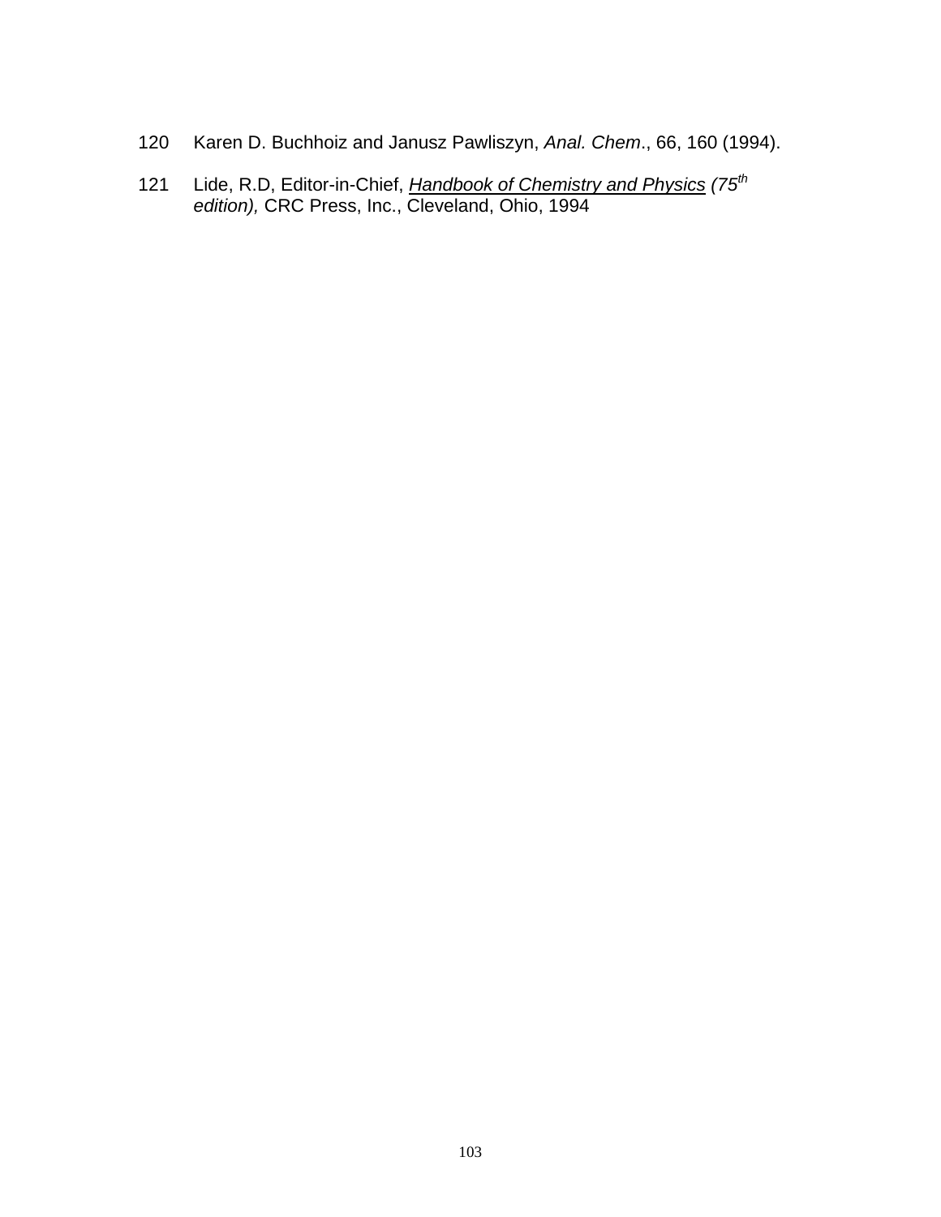120 Karen D. Buchhoiz and Janusz Pawliszyn, *Anal. Chem*., 66, 160 (1994).

121 Lide, R.D, Editor-in-Chief, *Handbook of Chemistry and Physics* *(75th edition),* CRC Press, Inc., Cleveland, Ohio, 1994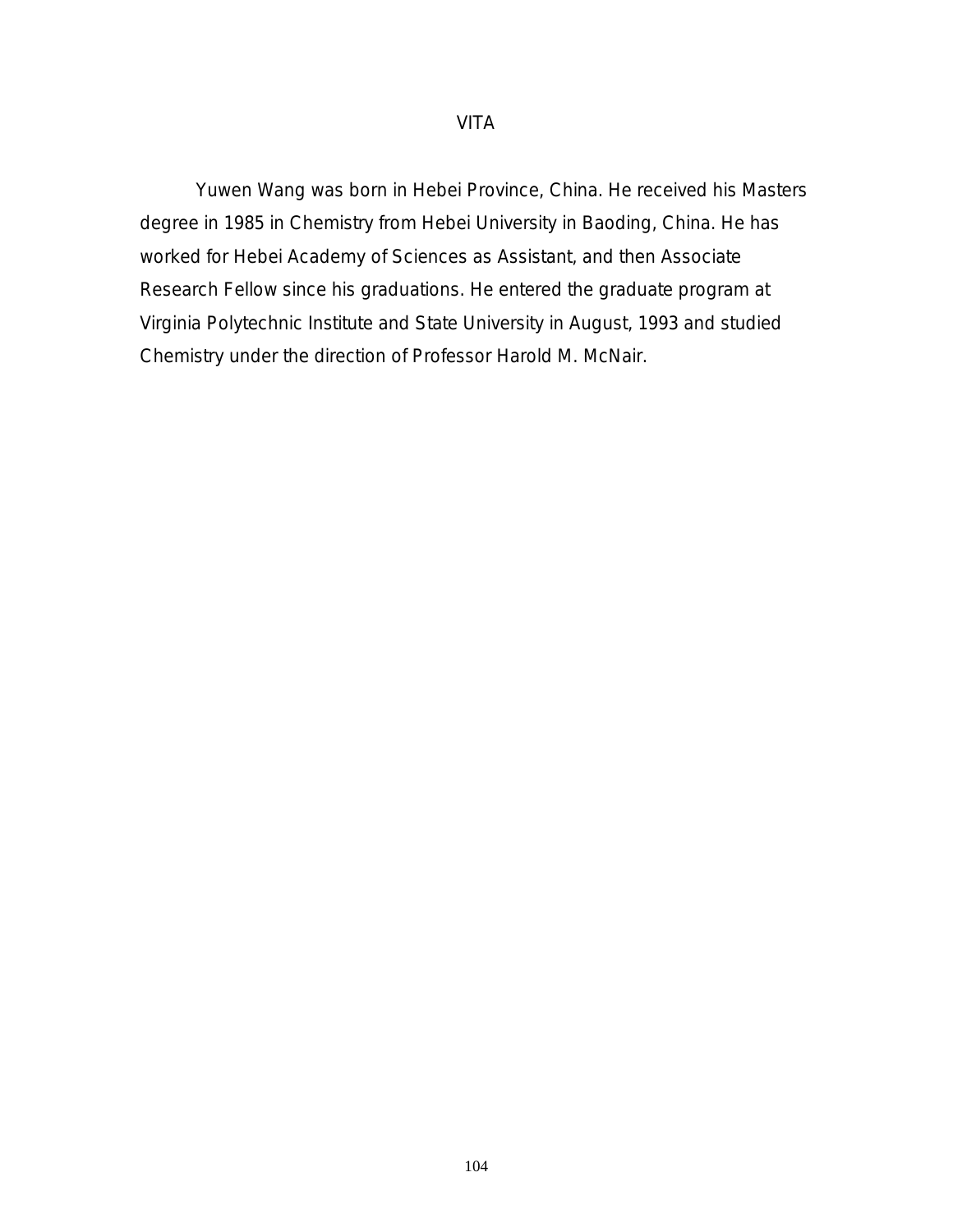# VITA

Yuwen Wang was born in Hebei Province, China. He received his Masters degree in 1985 in Chemistry from Hebei University in Baoding, China. He has worked for Hebei Academy of Sciences as Assistant, and then Associate Research Fellow since his graduations. He entered the graduate program at Virginia Polytechnic Institute and State University in August, 1993 and studied Chemistry under the direction of Professor Harold M. McNair.